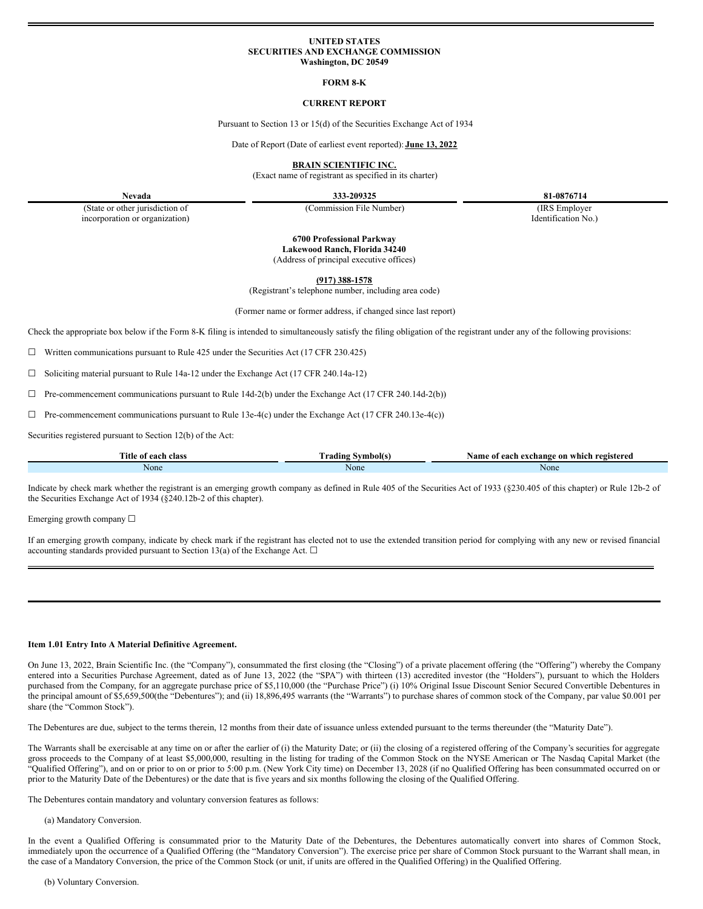UNITED STATES
SECURITIES AND EXCHANGE COMMISSION
Washington, DC 20549

**FORM 8-K**

**CURRENT REPORT**

Pursuant to Section 13 or 15(d) of the Securities Exchange Act of 1934

Date of Report (Date of earliest event reported): **June 13, 2022**

**BRAIN SCIENTIFIC INC.**
(Exact name of registrant as specified in its charter)

| **Nevada** | **333-209325** | **81-0876714** |
|---|---|---|
| (State or other jurisdiction of incorporation or organization) | (Commission File Number) | (IRS Employer Identification No.) |

**6700 Professional Parkway**
**Lakewood Ranch, Florida 34240**
(Address of principal executive offices)

**(917) 388-1578**
(Registrant's telephone number, including area code)

(Former name or former address, if changed since last report)

Check the appropriate box below if the Form 8-K filing is intended to simultaneously satisfy the filing obligation of the registrant under any of the following provisions:

☐ Written communications pursuant to Rule 425 under the Securities Act (17 CFR 230.425)

☐ Soliciting material pursuant to Rule 14a-12 under the Exchange Act (17 CFR 240.14a-12)

☐ Pre-commencement communications pursuant to Rule 14d-2(b) under the Exchange Act (17 CFR 240.14d-2(b))

☐ Pre-commencement communications pursuant to Rule 13e-4(c) under the Exchange Act (17 CFR 240.13e-4(c))

Securities registered pursuant to Section 12(b) of the Act:

| Title of each class | Trading Symbol(s) | Name of each exchange on which registered |
|---|---|---|
| None | None | None |

Indicate by check mark whether the registrant is an emerging growth company as defined in Rule 405 of the Securities Act of 1933 (§230.405 of this chapter) or Rule 12b-2 of the Securities Exchange Act of 1934 (§240.12b-2 of this chapter).

Emerging growth company ☐

If an emerging growth company, indicate by check mark if the registrant has elected not to use the extended transition period for complying with any new or revised financial accounting standards provided pursuant to Section 13(a) of the Exchange Act. ☐

**Item 1.01 Entry Into A Material Definitive Agreement.**

On June 13, 2022, Brain Scientific Inc. (the "Company"), consummated the first closing (the "Closing") of a private placement offering (the "Offering") whereby the Company entered into a Securities Purchase Agreement, dated as of June 13, 2022 (the "SPA") with thirteen (13) accredited investor (the "Holders"), pursuant to which the Holders purchased from the Company, for an aggregate purchase price of $5,110,000 (the "Purchase Price") (i) 10% Original Issue Discount Senior Secured Convertible Debentures in the principal amount of $5,659,500(the "Debentures"); and (ii) 18,896,495 warrants (the "Warrants") to purchase shares of common stock of the Company, par value $0.001 per share (the "Common Stock").

The Debentures are due, subject to the terms therein, 12 months from their date of issuance unless extended pursuant to the terms thereunder (the "Maturity Date").

The Warrants shall be exercisable at any time on or after the earlier of (i) the Maturity Date; or (ii) the closing of a registered offering of the Company's securities for aggregate gross proceeds to the Company of at least $5,000,000, resulting in the listing for trading of the Common Stock on the NYSE American or The Nasdaq Capital Market (the "Qualified Offering"), and on or prior to on or prior to 5:00 p.m. (New York City time) on December 13, 2028 (if no Qualified Offering has been consummated occurred on or prior to the Maturity Date of the Debentures) or the date that is five years and six months following the closing of the Qualified Offering.

The Debentures contain mandatory and voluntary conversion features as follows:

(a) Mandatory Conversion.

In the event a Qualified Offering is consummated prior to the Maturity Date of the Debentures, the Debentures automatically convert into shares of Common Stock, immediately upon the occurrence of a Qualified Offering (the "Mandatory Conversion"). The exercise price per share of Common Stock pursuant to the Warrant shall mean, in the case of a Mandatory Conversion, the price of the Common Stock (or unit, if units are offered in the Qualified Offering) in the Qualified Offering.

(b) Voluntary Conversion.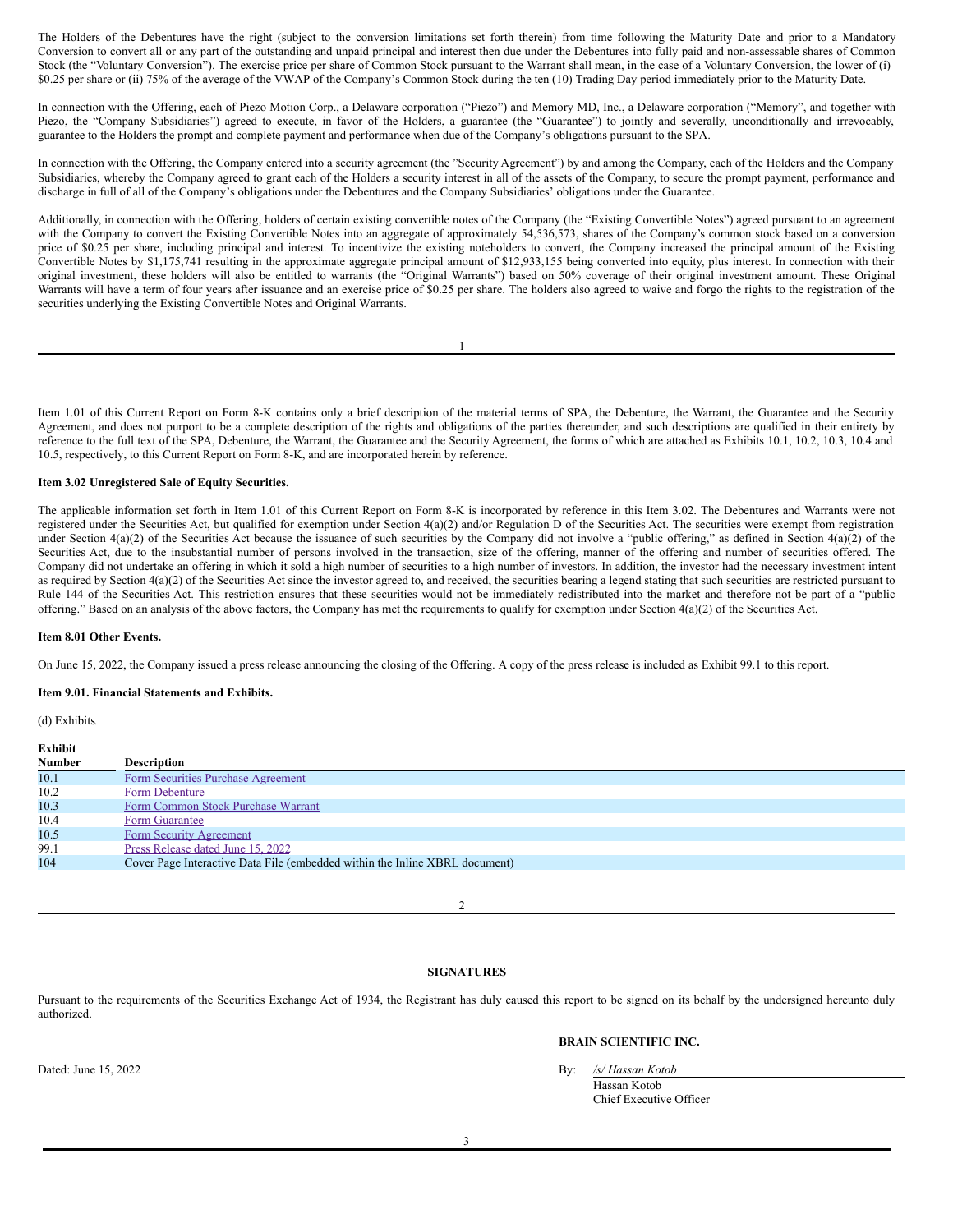The Holders of the Debentures have the right (subject to the conversion limitations set forth therein) from time following the Maturity Date and prior to a Mandatory Conversion to convert all or any part of the outstanding and unpaid principal and interest then due under the Debentures into fully paid and non-assessable shares of Common Stock (the "Voluntary Conversion"). The exercise price per share of Common Stock pursuant to the Warrant shall mean, in the case of a Voluntary Conversion, the lower of (i) $0.25 per share or (ii) 75% of the average of the VWAP of the Company's Common Stock during the ten (10) Trading Day period immediately prior to the Maturity Date.

In connection with the Offering, each of Piezo Motion Corp., a Delaware corporation ("Piezo") and Memory MD, Inc., a Delaware corporation ("Memory", and together with Piezo, the "Company Subsidiaries") agreed to execute, in favor of the Holders, a guarantee (the "Guarantee") to jointly and severally, unconditionally and irrevocably, guarantee to the Holders the prompt and complete payment and performance when due of the Company's obligations pursuant to the SPA.

In connection with the Offering, the Company entered into a security agreement (the "Security Agreement") by and among the Company, each of the Holders and the Company Subsidiaries, whereby the Company agreed to grant each of the Holders a security interest in all of the assets of the Company, to secure the prompt payment, performance and discharge in full of all of the Company's obligations under the Debentures and the Company Subsidiaries' obligations under the Guarantee.

Additionally, in connection with the Offering, holders of certain existing convertible notes of the Company (the "Existing Convertible Notes") agreed pursuant to an agreement with the Company to convert the Existing Convertible Notes into an aggregate of approximately 54,536,573, shares of the Company's common stock based on a conversion price of $0.25 per share, including principal and interest. To incentivize the existing noteholders to convert, the Company increased the principal amount of the Existing Convertible Notes by $1,175,741 resulting in the approximate aggregate principal amount of $12,933,155 being converted into equity, plus interest. In connection with their original investment, these holders will also be entitled to warrants (the "Original Warrants") based on 50% coverage of their original investment amount. These Original Warrants will have a term of four years after issuance and an exercise price of $0.25 per share. The holders also agreed to waive and forgo the rights to the registration of the securities underlying the Existing Convertible Notes and Original Warrants.

Item 1.01 of this Current Report on Form 8-K contains only a brief description of the material terms of SPA, the Debenture, the Warrant, the Guarantee and the Security Agreement, and does not purport to be a complete description of the rights and obligations of the parties thereunder, and such descriptions are qualified in their entirety by reference to the full text of the SPA, Debenture, the Warrant, the Guarantee and the Security Agreement, the forms of which are attached as Exhibits 10.1, 10.2, 10.3, 10.4 and 10.5, respectively, to this Current Report on Form 8-K, and are incorporated herein by reference.

**Item 3.02 Unregistered Sale of Equity Securities.**

The applicable information set forth in Item 1.01 of this Current Report on Form 8-K is incorporated by reference in this Item 3.02. The Debentures and Warrants were not registered under the Securities Act, but qualified for exemption under Section 4(a)(2) and/or Regulation D of the Securities Act. The securities were exempt from registration under Section 4(a)(2) of the Securities Act because the issuance of such securities by the Company did not involve a "public offering," as defined in Section 4(a)(2) of the Securities Act, due to the insubstantial number of persons involved in the transaction, size of the offering, manner of the offering and number of securities offered. The Company did not undertake an offering in which it sold a high number of securities to a high number of investors. In addition, the investor had the necessary investment intent as required by Section 4(a)(2) of the Securities Act since the investor agreed to, and received, the securities bearing a legend stating that such securities are restricted pursuant to Rule 144 of the Securities Act. This restriction ensures that these securities would not be immediately redistributed into the market and therefore not be part of a "public offering." Based on an analysis of the above factors, the Company has met the requirements to qualify for exemption under Section 4(a)(2) of the Securities Act.

**Item 8.01 Other Events.**

On June 15, 2022, the Company issued a press release announcing the closing of the Offering. A copy of the press release is included as Exhibit 99.1 to this report.

**Item 9.01. Financial Statements and Exhibits.**

(d) Exhibits.

| Exhibit Number | Description |
|---|---|
| 10.1 | Form Securities Purchase Agreement |
| 10.2 | Form Debenture |
| 10.3 | Form Common Stock Purchase Warrant |
| 10.4 | Form Guarantee |
| 10.5 | Form Security Agreement |
| 99.1 | Press Release dated June 15, 2022 |
| 104 | Cover Page Interactive Data File (embedded within the Inline XBRL document) |

**SIGNATURES**

Pursuant to the requirements of the Securities Exchange Act of 1934, the Registrant has duly caused this report to be signed on its behalf by the undersigned hereunto duly authorized.

**BRAIN SCIENTIFIC INC.**

Dated: June 15, 2022

By: */s/ Hassan Kotob*
Hassan Kotob
Chief Executive Officer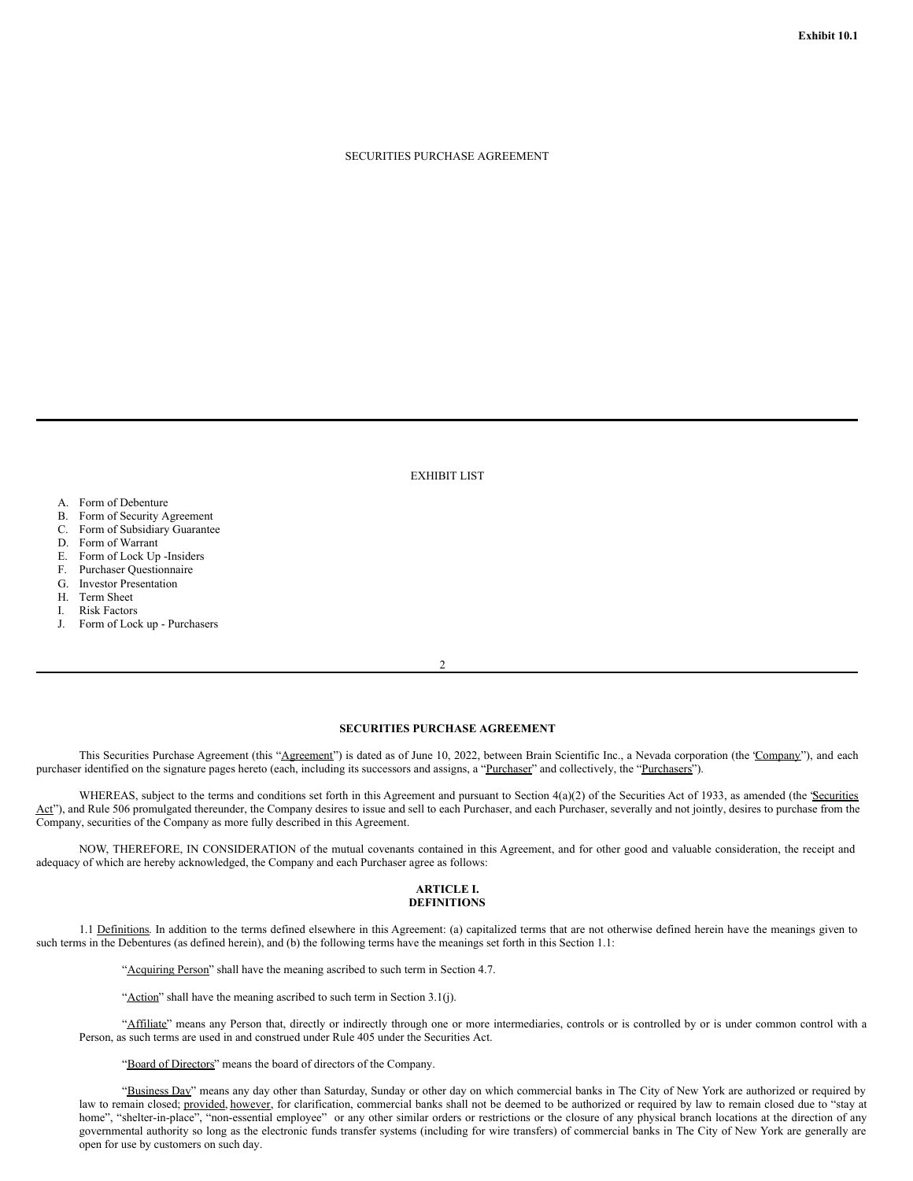Exhibit 10.1

SECURITIES PURCHASE AGREEMENT

EXHIBIT LIST

A. Form of Debenture
B. Form of Security Agreement
C. Form of Subsidiary Guarantee
D. Form of Warrant
E. Form of Lock Up -Insiders
F. Purchaser Questionnaire
G. Investor Presentation
H. Term Sheet
I. Risk Factors
J. Form of Lock up - Purchasers

## SECURITIES PURCHASE AGREEMENT

This Securities Purchase Agreement (this "Agreement") is dated as of June 10, 2022, between Brain Scientific Inc., a Nevada corporation (the "Company"), and each purchaser identified on the signature pages hereto (each, including its successors and assigns, a "Purchaser" and collectively, the "Purchasers").

WHEREAS, subject to the terms and conditions set forth in this Agreement and pursuant to Section 4(a)(2) of the Securities Act of 1933, as amended (the "Securities Act"), and Rule 506 promulgated thereunder, the Company desires to issue and sell to each Purchaser, and each Purchaser, severally and not jointly, desires to purchase from the Company, securities of the Company as more fully described in this Agreement.

NOW, THEREFORE, IN CONSIDERATION of the mutual covenants contained in this Agreement, and for other good and valuable consideration, the receipt and adequacy of which are hereby acknowledged, the Company and each Purchaser agree as follows:

### ARTICLE I.
### DEFINITIONS

1.1 Definitions. In addition to the terms defined elsewhere in this Agreement: (a) capitalized terms that are not otherwise defined herein have the meanings given to such terms in the Debentures (as defined herein), and (b) the following terms have the meanings set forth in this Section 1.1:

"Acquiring Person" shall have the meaning ascribed to such term in Section 4.7.

"Action" shall have the meaning ascribed to such term in Section 3.1(j).

"Affiliate" means any Person that, directly or indirectly through one or more intermediaries, controls or is controlled by or is under common control with a Person, as such terms are used in and construed under Rule 405 under the Securities Act.

"Board of Directors" means the board of directors of the Company.

"Business Day" means any day other than Saturday, Sunday or other day on which commercial banks in The City of New York are authorized or required by law to remain closed; provided, however, for clarification, commercial banks shall not be deemed to be authorized or required by law to remain closed due to "stay at home", "shelter-in-place", "non-essential employee" or any other similar orders or restrictions or the closure of any physical branch locations at the direction of any governmental authority so long as the electronic funds transfer systems (including for wire transfers) of commercial banks in The City of New York are generally are open for use by customers on such day.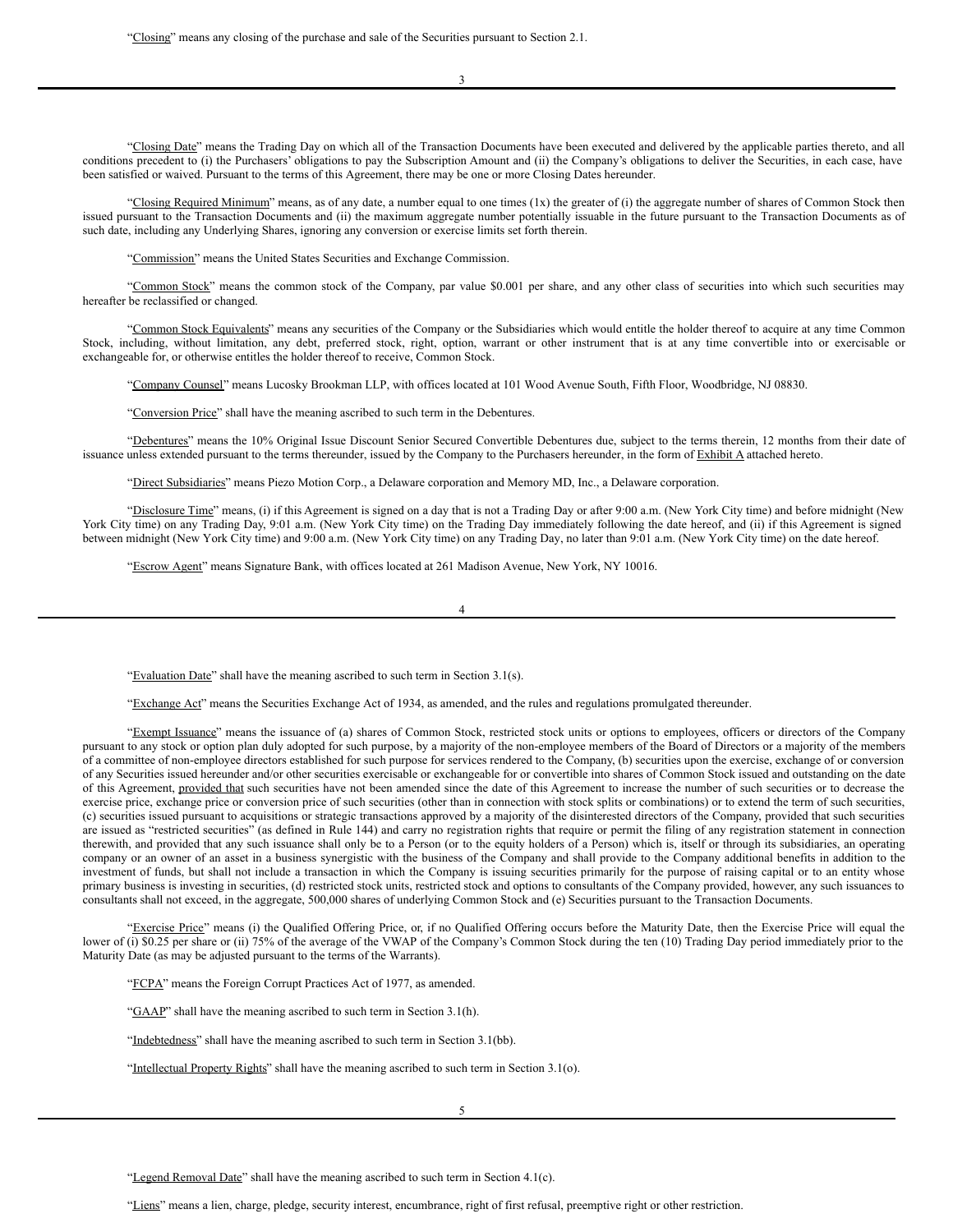"Closing" means any closing of the purchase and sale of the Securities pursuant to Section 2.1.

"Closing Date" means the Trading Day on which all of the Transaction Documents have been executed and delivered by the applicable parties thereto, and all conditions precedent to (i) the Purchasers' obligations to pay the Subscription Amount and (ii) the Company's obligations to deliver the Securities, in each case, have been satisfied or waived. Pursuant to the terms of this Agreement, there may be one or more Closing Dates hereunder.

"Closing Required Minimum" means, as of any date, a number equal to one times (1x) the greater of (i) the aggregate number of shares of Common Stock then issued pursuant to the Transaction Documents and (ii) the maximum aggregate number potentially issuable in the future pursuant to the Transaction Documents as of such date, including any Underlying Shares, ignoring any conversion or exercise limits set forth therein.

"Commission" means the United States Securities and Exchange Commission.

"Common Stock" means the common stock of the Company, par value $0.001 per share, and any other class of securities into which such securities may hereafter be reclassified or changed.

"Common Stock Equivalents" means any securities of the Company or the Subsidiaries which would entitle the holder thereof to acquire at any time Common Stock, including, without limitation, any debt, preferred stock, right, option, warrant or other instrument that is at any time convertible into or exercisable or exchangeable for, or otherwise entitles the holder thereof to receive, Common Stock.

"Company Counsel" means Lucosky Brookman LLP, with offices located at 101 Wood Avenue South, Fifth Floor, Woodbridge, NJ 08830.

"Conversion Price" shall have the meaning ascribed to such term in the Debentures.

"Debentures" means the 10% Original Issue Discount Senior Secured Convertible Debentures due, subject to the terms therein, 12 months from their date of issuance unless extended pursuant to the terms thereunder, issued by the Company to the Purchasers hereunder, in the form of Exhibit A attached hereto.

"Direct Subsidiaries" means Piezo Motion Corp., a Delaware corporation and Memory MD, Inc., a Delaware corporation.

"Disclosure Time" means, (i) if this Agreement is signed on a day that is not a Trading Day or after 9:00 a.m. (New York City time) and before midnight (New York City time) on any Trading Day, 9:01 a.m. (New York City time) on the Trading Day immediately following the date hereof, and (ii) if this Agreement is signed between midnight (New York City time) and 9:00 a.m. (New York City time) on any Trading Day, no later than 9:01 a.m. (New York City time) on the date hereof.

"Escrow Agent" means Signature Bank, with offices located at 261 Madison Avenue, New York, NY 10016.

"Evaluation Date" shall have the meaning ascribed to such term in Section 3.1(s).

"Exchange Act" means the Securities Exchange Act of 1934, as amended, and the rules and regulations promulgated thereunder.

"Exempt Issuance" means the issuance of (a) shares of Common Stock, restricted stock units or options to employees, officers or directors of the Company pursuant to any stock or option plan duly adopted for such purpose, by a majority of the non-employee members of the Board of Directors or a majority of the members of a committee of non-employee directors established for such purpose for services rendered to the Company, (b) securities upon the exercise, exchange of or conversion of any Securities issued hereunder and/or other securities exercisable or exchangeable for or convertible into shares of Common Stock issued and outstanding on the date of this Agreement, provided that such securities have not been amended since the date of this Agreement to increase the number of such securities or to decrease the exercise price, exchange price or conversion price of such securities (other than in connection with stock splits or combinations) or to extend the term of such securities, (c) securities issued pursuant to acquisitions or strategic transactions approved by a majority of the disinterested directors of the Company, provided that such securities are issued as "restricted securities" (as defined in Rule 144) and carry no registration rights that require or permit the filing of any registration statement in connection therewith, and provided that any such issuance shall only be to a Person (or to the equity holders of a Person) which is, itself or through its subsidiaries, an operating company or an owner of an asset in a business synergistic with the business of the Company and shall provide to the Company additional benefits in addition to the investment of funds, but shall not include a transaction in which the Company is issuing securities primarily for the purpose of raising capital or to an entity whose primary business is investing in securities, (d) restricted stock units, restricted stock and options to consultants of the Company provided, however, any such issuances to consultants shall not exceed, in the aggregate, 500,000 shares of underlying Common Stock and (e) Securities pursuant to the Transaction Documents.

"Exercise Price" means (i) the Qualified Offering Price, or, if no Qualified Offering occurs before the Maturity Date, then the Exercise Price will equal the lower of (i) $0.25 per share or (ii) 75% of the average of the VWAP of the Company's Common Stock during the ten (10) Trading Day period immediately prior to the Maturity Date (as may be adjusted pursuant to the terms of the Warrants).

"FCPA" means the Foreign Corrupt Practices Act of 1977, as amended.

"GAAP" shall have the meaning ascribed to such term in Section 3.1(h).

"Indebtedness" shall have the meaning ascribed to such term in Section 3.1(bb).

"Intellectual Property Rights" shall have the meaning ascribed to such term in Section 3.1(o).

"Legend Removal Date" shall have the meaning ascribed to such term in Section 4.1(c).

"Liens" means a lien, charge, pledge, security interest, encumbrance, right of first refusal, preemptive right or other restriction.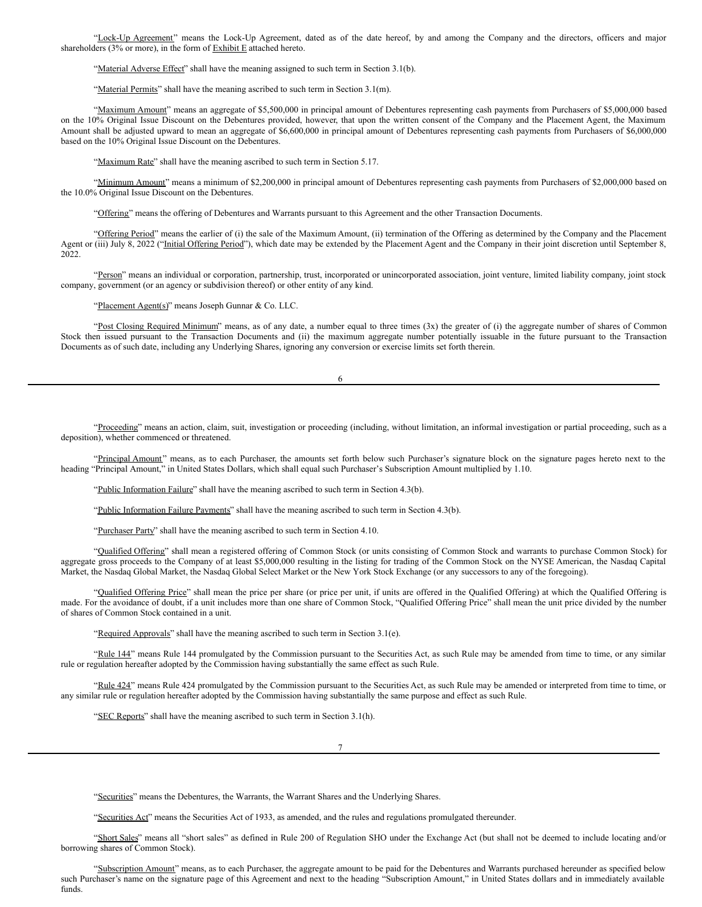"Lock-Up Agreement" means the Lock-Up Agreement, dated as of the date hereof, by and among the Company and the directors, officers and major shareholders (3% or more), in the form of Exhibit E attached hereto.

"Material Adverse Effect" shall have the meaning assigned to such term in Section 3.1(b).

"Material Permits" shall have the meaning ascribed to such term in Section 3.1(m).

"Maximum Amount" means an aggregate of $5,500,000 in principal amount of Debentures representing cash payments from Purchasers of $5,000,000 based on the 10% Original Issue Discount on the Debentures provided, however, that upon the written consent of the Company and the Placement Agent, the Maximum Amount shall be adjusted upward to mean an aggregate of $6,600,000 in principal amount of Debentures representing cash payments from Purchasers of $6,000,000 based on the 10% Original Issue Discount on the Debentures.

"Maximum Rate" shall have the meaning ascribed to such term in Section 5.17.

"Minimum Amount" means a minimum of $2,200,000 in principal amount of Debentures representing cash payments from Purchasers of $2,000,000 based on the 10.0% Original Issue Discount on the Debentures.

"Offering" means the offering of Debentures and Warrants pursuant to this Agreement and the other Transaction Documents.

"Offering Period" means the earlier of (i) the sale of the Maximum Amount, (ii) termination of the Offering as determined by the Company and the Placement Agent or (iii) July 8, 2022 ("Initial Offering Period"), which date may be extended by the Placement Agent and the Company in their joint discretion until September 8, 2022.

"Person" means an individual or corporation, partnership, trust, incorporated or unincorporated association, joint venture, limited liability company, joint stock company, government (or an agency or subdivision thereof) or other entity of any kind.

"Placement Agent(s)" means Joseph Gunnar & Co. LLC.

"Post Closing Required Minimum" means, as of any date, a number equal to three times (3x) the greater of (i) the aggregate number of shares of Common Stock then issued pursuant to the Transaction Documents and (ii) the maximum aggregate number potentially issuable in the future pursuant to the Transaction Documents as of such date, including any Underlying Shares, ignoring any conversion or exercise limits set forth therein.

"Proceeding" means an action, claim, suit, investigation or proceeding (including, without limitation, an informal investigation or partial proceeding, such as a deposition), whether commenced or threatened.

"Principal Amount" means, as to each Purchaser, the amounts set forth below such Purchaser's signature block on the signature pages hereto next to the heading "Principal Amount," in United States Dollars, which shall equal such Purchaser's Subscription Amount multiplied by 1.10.

"Public Information Failure" shall have the meaning ascribed to such term in Section 4.3(b).

"Public Information Failure Payments" shall have the meaning ascribed to such term in Section 4.3(b).

"Purchaser Party" shall have the meaning ascribed to such term in Section 4.10.

"Qualified Offering" shall mean a registered offering of Common Stock (or units consisting of Common Stock and warrants to purchase Common Stock) for aggregate gross proceeds to the Company of at least $5,000,000 resulting in the listing for trading of the Common Stock on the NYSE American, the Nasdaq Capital Market, the Nasdaq Global Market, the Nasdaq Global Select Market or the New York Stock Exchange (or any successors to any of the foregoing).

"Qualified Offering Price" shall mean the price per share (or price per unit, if units are offered in the Qualified Offering) at which the Qualified Offering is made. For the avoidance of doubt, if a unit includes more than one share of Common Stock, "Qualified Offering Price" shall mean the unit price divided by the number of shares of Common Stock contained in a unit.

"Required Approvals" shall have the meaning ascribed to such term in Section 3.1(e).

"Rule 144" means Rule 144 promulgated by the Commission pursuant to the Securities Act, as such Rule may be amended from time to time, or any similar rule or regulation hereafter adopted by the Commission having substantially the same effect as such Rule.

"Rule 424" means Rule 424 promulgated by the Commission pursuant to the Securities Act, as such Rule may be amended or interpreted from time to time, or any similar rule or regulation hereafter adopted by the Commission having substantially the same purpose and effect as such Rule.

"SEC Reports" shall have the meaning ascribed to such term in Section 3.1(h).

"Securities" means the Debentures, the Warrants, the Warrant Shares and the Underlying Shares.

"Securities Act" means the Securities Act of 1933, as amended, and the rules and regulations promulgated thereunder.

"Short Sales" means all "short sales" as defined in Rule 200 of Regulation SHO under the Exchange Act (but shall not be deemed to include locating and/or borrowing shares of Common Stock).

"Subscription Amount" means, as to each Purchaser, the aggregate amount to be paid for the Debentures and Warrants purchased hereunder as specified below such Purchaser's name on the signature page of this Agreement and next to the heading "Subscription Amount," in United States dollars and in immediately available funds.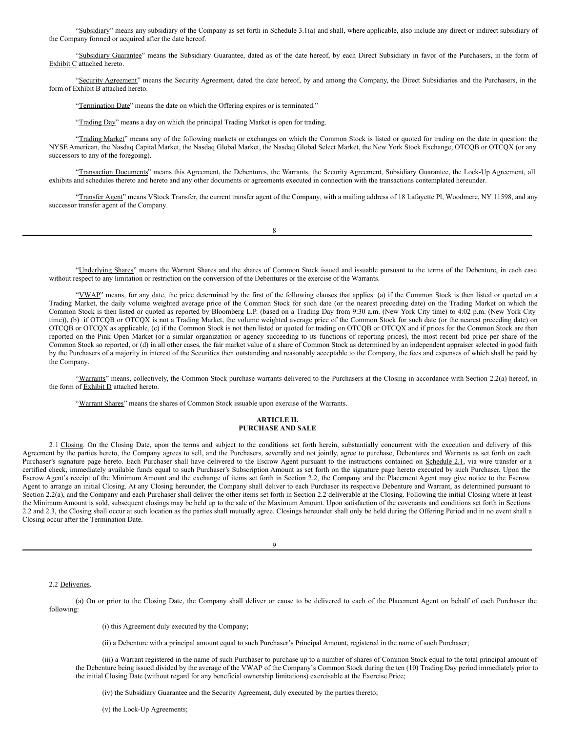"Subsidiary" means any subsidiary of the Company as set forth in Schedule 3.1(a) and shall, where applicable, also include any direct or indirect subsidiary of the Company formed or acquired after the date hereof.

"Subsidiary Guarantee" means the Subsidiary Guarantee, dated as of the date hereof, by each Direct Subsidiary in favor of the Purchasers, in the form of Exhibit C attached hereto.

"Security Agreement" means the Security Agreement, dated the date hereof, by and among the Company, the Direct Subsidiaries and the Purchasers, in the form of Exhibit B attached hereto.

"Termination Date" means the date on which the Offering expires or is terminated."

"Trading Day" means a day on which the principal Trading Market is open for trading.

"Trading Market" means any of the following markets or exchanges on which the Common Stock is listed or quoted for trading on the date in question: the NYSE American, the Nasdaq Capital Market, the Nasdaq Global Market, the Nasdaq Global Select Market, the New York Stock Exchange, OTCQB or OTCQX (or any successors to any of the foregoing).

"Transaction Documents" means this Agreement, the Debentures, the Warrants, the Security Agreement, Subsidiary Guarantee, the Lock-Up Agreement, all exhibits and schedules thereto and hereto and any other documents or agreements executed in connection with the transactions contemplated hereunder.

"Transfer Agent" means VStock Transfer, the current transfer agent of the Company, with a mailing address of 18 Lafayette Pl, Woodmere, NY 11598, and any successor transfer agent of the Company.

"Underlying Shares" means the Warrant Shares and the shares of Common Stock issued and issuable pursuant to the terms of the Debenture, in each case without respect to any limitation or restriction on the conversion of the Debentures or the exercise of the Warrants.

"VWAP" means, for any date, the price determined by the first of the following clauses that applies: (a) if the Common Stock is then listed or quoted on a Trading Market, the daily volume weighted average price of the Common Stock for such date (or the nearest preceding date) on the Trading Market on which the Common Stock is then listed or quoted as reported by Bloomberg L.P. (based on a Trading Day from 9:30 a.m. (New York City time) to 4:02 p.m. (New York City time)), (b) if OTCQB or OTCQX is not a Trading Market, the volume weighted average price of the Common Stock for such date (or the nearest preceding date) on OTCQB or OTCQX as applicable, (c) if the Common Stock is not then listed or quoted for trading on OTCQB or OTCQX and if prices for the Common Stock are then reported on the Pink Open Market (or a similar organization or agency succeeding to its functions of reporting prices), the most recent bid price per share of the Common Stock so reported, or (d) in all other cases, the fair market value of a share of Common Stock as determined by an independent appraiser selected in good faith by the Purchasers of a majority in interest of the Securities then outstanding and reasonably acceptable to the Company, the fees and expenses of which shall be paid by the Company.

"Warrants" means, collectively, the Common Stock purchase warrants delivered to the Purchasers at the Closing in accordance with Section 2.2(a) hereof, in the form of Exhibit D attached hereto.

"Warrant Shares" means the shares of Common Stock issuable upon exercise of the Warrants.

## ARTICLE II.
## PURCHASE AND SALE

2.1 Closing. On the Closing Date, upon the terms and subject to the conditions set forth herein, substantially concurrent with the execution and delivery of this Agreement by the parties hereto, the Company agrees to sell, and the Purchasers, severally and not jointly, agree to purchase, Debentures and Warrants as set forth on each Purchaser's signature page hereto. Each Purchaser shall have delivered to the Escrow Agent pursuant to the instructions contained on Schedule 2.1, via wire transfer or a certified check, immediately available funds equal to such Purchaser's Subscription Amount as set forth on the signature page hereto executed by such Purchaser. Upon the Escrow Agent's receipt of the Minimum Amount and the exchange of items set forth in Section 2.2, the Company and the Placement Agent may give notice to the Escrow Agent to arrange an initial Closing. At any Closing hereunder, the Company shall deliver to each Purchaser its respective Debenture and Warrant, as determined pursuant to Section 2.2(a), and the Company and each Purchaser shall deliver the other items set forth in Section 2.2 deliverable at the Closing. Following the initial Closing where at least the Minimum Amount is sold, subsequent closings may be held up to the sale of the Maximum Amount. Upon satisfaction of the covenants and conditions set forth in Sections 2.2 and 2.3, the Closing shall occur at such location as the parties shall mutually agree. Closings hereunder shall only be held during the Offering Period and in no event shall a Closing occur after the Termination Date.

2.2 Deliveries.

(a) On or prior to the Closing Date, the Company shall deliver or cause to be delivered to each of the Placement Agent on behalf of each Purchaser the following:

(i) this Agreement duly executed by the Company;

(ii) a Debenture with a principal amount equal to such Purchaser's Principal Amount, registered in the name of such Purchaser;

(iii) a Warrant registered in the name of such Purchaser to purchase up to a number of shares of Common Stock equal to the total principal amount of the Debenture being issued divided by the average of the VWAP of the Company's Common Stock during the ten (10) Trading Day period immediately prior to the initial Closing Date (without regard for any beneficial ownership limitations) exercisable at the Exercise Price;

(iv) the Subsidiary Guarantee and the Security Agreement, duly executed by the parties thereto;

(v) the Lock-Up Agreements;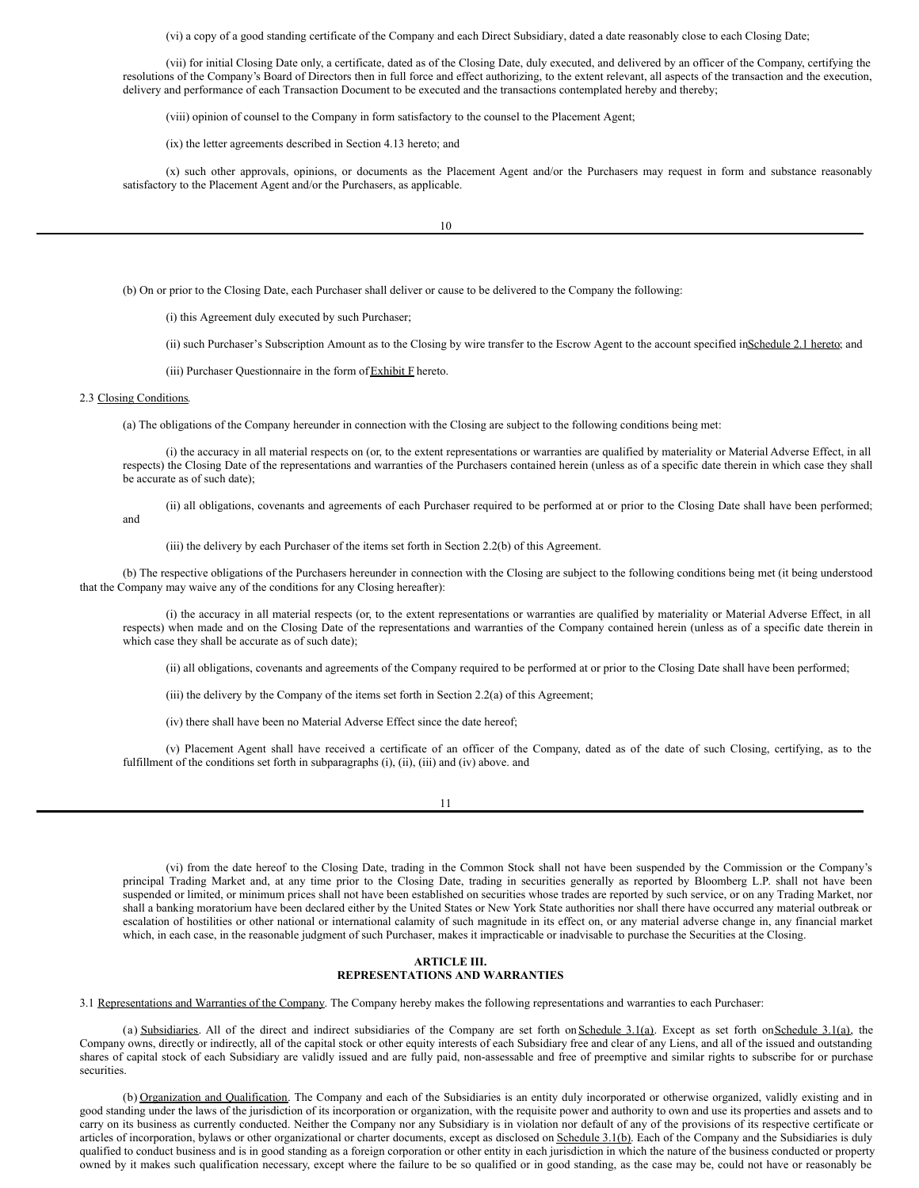(vi) a copy of a good standing certificate of the Company and each Direct Subsidiary, dated a date reasonably close to each Closing Date;

(vii) for initial Closing Date only, a certificate, dated as of the Closing Date, duly executed, and delivered by an officer of the Company, certifying the resolutions of the Company's Board of Directors then in full force and effect authorizing, to the extent relevant, all aspects of the transaction and the execution, delivery and performance of each Transaction Document to be executed and the transactions contemplated hereby and thereby;

(viii) opinion of counsel to the Company in form satisfactory to the counsel to the Placement Agent;

(ix) the letter agreements described in Section 4.13 hereto; and

(x) such other approvals, opinions, or documents as the Placement Agent and/or the Purchasers may request in form and substance reasonably satisfactory to the Placement Agent and/or the Purchasers, as applicable.

(b) On or prior to the Closing Date, each Purchaser shall deliver or cause to be delivered to the Company the following:

(i) this Agreement duly executed by such Purchaser;

(ii) such Purchaser's Subscription Amount as to the Closing by wire transfer to the Escrow Agent to the account specified in Schedule 2.1 hereto; and

(iii) Purchaser Questionnaire in the form of Exhibit F hereto.

2.3 Closing Conditions.

(a) The obligations of the Company hereunder in connection with the Closing are subject to the following conditions being met:

(i) the accuracy in all material respects on (or, to the extent representations or warranties are qualified by materiality or Material Adverse Effect, in all respects) the Closing Date of the representations and warranties of the Purchasers contained herein (unless as of a specific date therein in which case they shall be accurate as of such date);

(ii) all obligations, covenants and agreements of each Purchaser required to be performed at or prior to the Closing Date shall have been performed; and

(iii) the delivery by each Purchaser of the items set forth in Section 2.2(b) of this Agreement.

(b) The respective obligations of the Purchasers hereunder in connection with the Closing are subject to the following conditions being met (it being understood that the Company may waive any of the conditions for any Closing hereafter):

(i) the accuracy in all material respects (or, to the extent representations or warranties are qualified by materiality or Material Adverse Effect, in all respects) when made and on the Closing Date of the representations and warranties of the Company contained herein (unless as of a specific date therein in which case they shall be accurate as of such date);

(ii) all obligations, covenants and agreements of the Company required to be performed at or prior to the Closing Date shall have been performed;

(iii) the delivery by the Company of the items set forth in Section 2.2(a) of this Agreement;

(iv) there shall have been no Material Adverse Effect since the date hereof;

(v) Placement Agent shall have received a certificate of an officer of the Company, dated as of the date of such Closing, certifying, as to the fulfillment of the conditions set forth in subparagraphs (i), (ii), (iii) and (iv) above. and

(vi) from the date hereof to the Closing Date, trading in the Common Stock shall not have been suspended by the Commission or the Company's principal Trading Market and, at any time prior to the Closing Date, trading in securities generally as reported by Bloomberg L.P. shall not have been suspended or limited, or minimum prices shall not have been established on securities whose trades are reported by such service, or on any Trading Market, nor shall a banking moratorium have been declared either by the United States or New York State authorities nor shall there have occurred any material outbreak or escalation of hostilities or other national or international calamity of such magnitude in its effect on, or any material adverse change in, any financial market which, in each case, in the reasonable judgment of such Purchaser, makes it impracticable or inadvisable to purchase the Securities at the Closing.

## ARTICLE III.
## REPRESENTATIONS AND WARRANTIES

3.1 Representations and Warranties of the Company. The Company hereby makes the following representations and warranties to each Purchaser:

(a) Subsidiaries. All of the direct and indirect subsidiaries of the Company are set forth on Schedule 3.1(a). Except as set forth on Schedule 3.1(a), the Company owns, directly or indirectly, all of the capital stock or other equity interests of each Subsidiary free and clear of any Liens, and all of the issued and outstanding shares of capital stock of each Subsidiary are validly issued and are fully paid, non-assessable and free of preemptive and similar rights to subscribe for or purchase securities.

(b) Organization and Qualification. The Company and each of the Subsidiaries is an entity duly incorporated or otherwise organized, validly existing and in good standing under the laws of the jurisdiction of its incorporation or organization, with the requisite power and authority to own and use its properties and assets and to carry on its business as currently conducted. Neither the Company nor any Subsidiary is in violation nor default of any of the provisions of its respective certificate or articles of incorporation, bylaws or other organizational or charter documents, except as disclosed on Schedule 3.1(b). Each of the Company and the Subsidiaries is duly qualified to conduct business and is in good standing as a foreign corporation or other entity in each jurisdiction in which the nature of the business conducted or property owned by it makes such qualification necessary, except where the failure to be so qualified or in good standing, as the case may be, could not have or reasonably be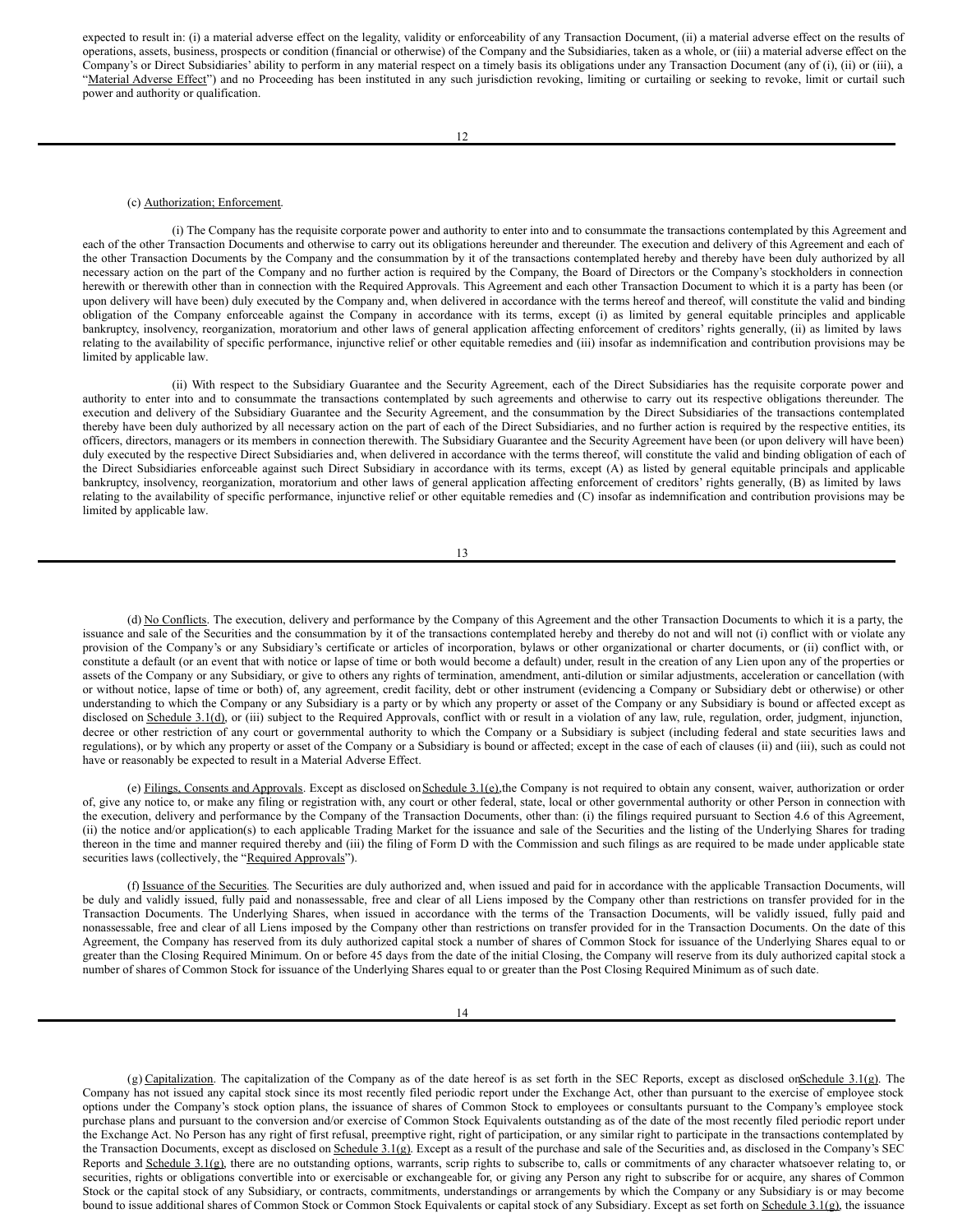expected to result in: (i) a material adverse effect on the legality, validity or enforceability of any Transaction Document, (ii) a material adverse effect on the results of operations, assets, business, prospects or condition (financial or otherwise) of the Company and the Subsidiaries, taken as a whole, or (iii) a material adverse effect on the Company's or Direct Subsidiaries' ability to perform in any material respect on a timely basis its obligations under any Transaction Document (any of (i), (ii) or (iii), a "Material Adverse Effect") and no Proceeding has been instituted in any such jurisdiction revoking, limiting or curtailing or seeking to revoke, limit or curtail such power and authority or qualification.

(c) Authorization; Enforcement.

(i) The Company has the requisite corporate power and authority to enter into and to consummate the transactions contemplated by this Agreement and each of the other Transaction Documents and otherwise to carry out its obligations hereunder and thereunder. The execution and delivery of this Agreement and each of the other Transaction Documents by the Company and the consummation by it of the transactions contemplated hereby and thereby have been duly authorized by all necessary action on the part of the Company and no further action is required by the Company, the Board of Directors or the Company's stockholders in connection herewith or therewith other than in connection with the Required Approvals. This Agreement and each other Transaction Document to which it is a party has been (or upon delivery will have been) duly executed by the Company and, when delivered in accordance with the terms hereof and thereof, will constitute the valid and binding obligation of the Company enforceable against the Company in accordance with its terms, except (i) as limited by general equitable principles and applicable bankruptcy, insolvency, reorganization, moratorium and other laws of general application affecting enforcement of creditors' rights generally, (ii) as limited by laws relating to the availability of specific performance, injunctive relief or other equitable remedies and (iii) insofar as indemnification and contribution provisions may be limited by applicable law.

(ii) With respect to the Subsidiary Guarantee and the Security Agreement, each of the Direct Subsidiaries has the requisite corporate power and authority to enter into and to consummate the transactions contemplated by such agreements and otherwise to carry out its respective obligations thereunder. The execution and delivery of the Subsidiary Guarantee and the Security Agreement, and the consummation by the Direct Subsidiaries of the transactions contemplated thereby have been duly authorized by all necessary action on the part of each of the Direct Subsidiaries, and no further action is required by the respective entities, its officers, directors, managers or its members in connection therewith. The Subsidiary Guarantee and the Security Agreement have been (or upon delivery will have been) duly executed by the respective Direct Subsidiaries and, when delivered in accordance with the terms thereof, will constitute the valid and binding obligation of each of the Direct Subsidiaries enforceable against such Direct Subsidiary in accordance with its terms, except (A) as listed by general equitable principals and applicable bankruptcy, insolvency, reorganization, moratorium and other laws of general application affecting enforcement of creditors' rights generally, (B) as limited by laws relating to the availability of specific performance, injunctive relief or other equitable remedies and (C) insofar as indemnification and contribution provisions may be limited by applicable law.

(d) No Conflicts. The execution, delivery and performance by the Company of this Agreement and the other Transaction Documents to which it is a party, the issuance and sale of the Securities and the consummation by it of the transactions contemplated hereby and thereby do not and will not (i) conflict with or violate any provision of the Company's or any Subsidiary's certificate or articles of incorporation, bylaws or other organizational or charter documents, or (ii) conflict with, or constitute a default (or an event that with notice or lapse of time or both would become a default) under, result in the creation of any Lien upon any of the properties or assets of the Company or any Subsidiary, or give to others any rights of termination, amendment, anti-dilution or similar adjustments, acceleration or cancellation (with or without notice, lapse of time or both) of, any agreement, credit facility, debt or other instrument (evidencing a Company or Subsidiary debt or otherwise) or other understanding to which the Company or any Subsidiary is a party or by which any property or asset of the Company or any Subsidiary is bound or affected except as disclosed on Schedule 3.1(d), or (iii) subject to the Required Approvals, conflict with or result in a violation of any law, rule, regulation, order, judgment, injunction, decree or other restriction of any court or governmental authority to which the Company or a Subsidiary is subject (including federal and state securities laws and regulations), or by which any property or asset of the Company or a Subsidiary is bound or affected; except in the case of each of clauses (ii) and (iii), such as could not have or reasonably be expected to result in a Material Adverse Effect.

(e) Filings, Consents and Approvals. Except as disclosed on Schedule 3.1(e), the Company is not required to obtain any consent, waiver, authorization or order of, give any notice to, or make any filing or registration with, any court or other federal, state, local or other governmental authority or other Person in connection with the execution, delivery and performance by the Company of the Transaction Documents, other than: (i) the filings required pursuant to Section 4.6 of this Agreement, (ii) the notice and/or application(s) to each applicable Trading Market for the issuance and sale of the Securities and the listing of the Underlying Shares for trading thereon in the time and manner required thereby and (iii) the filing of Form D with the Commission and such filings as are required to be made under applicable state securities laws (collectively, the "Required Approvals").

(f) Issuance of the Securities. The Securities are duly authorized and, when issued and paid for in accordance with the applicable Transaction Documents, will be duly and validly issued, fully paid and nonassessable, free and clear of all Liens imposed by the Company other than restrictions on transfer provided for in the Transaction Documents. The Underlying Shares, when issued in accordance with the terms of the Transaction Documents, will be validly issued, fully paid and nonassessable, free and clear of all Liens imposed by the Company other than restrictions on transfer provided for in the Transaction Documents. On the date of this Agreement, the Company has reserved from its duly authorized capital stock a number of shares of Common Stock for issuance of the Underlying Shares equal to or greater than the Closing Required Minimum. On or before 45 days from the date of the initial Closing, the Company will reserve from its duly authorized capital stock a number of shares of Common Stock for issuance of the Underlying Shares equal to or greater than the Post Closing Required Minimum as of such date.

(g) Capitalization. The capitalization of the Company as of the date hereof is as set forth in the SEC Reports, except as disclosed on Schedule 3.1(g). The Company has not issued any capital stock since its most recently filed periodic report under the Exchange Act, other than pursuant to the exercise of employee stock options under the Company's stock option plans, the issuance of shares of Common Stock to employees or consultants pursuant to the Company's employee stock purchase plans and pursuant to the conversion and/or exercise of Common Stock Equivalents outstanding as of the date of the most recently filed periodic report under the Exchange Act. No Person has any right of first refusal, preemptive right, right of participation, or any similar right to participate in the transactions contemplated by the Transaction Documents, except as disclosed on Schedule 3.1(g). Except as a result of the purchase and sale of the Securities and, as disclosed in the Company's SEC Reports and Schedule 3.1(g), there are no outstanding options, warrants, scrip rights to subscribe to, calls or commitments of any character whatsoever relating to, or securities, rights or obligations convertible into or exercisable or exchangeable for, or giving any Person any right to subscribe for or acquire, any shares of Common Stock or the capital stock of any Subsidiary, or contracts, commitments, understandings or arrangements by which the Company or any Subsidiary is or may become bound to issue additional shares of Common Stock or Common Stock Equivalents or capital stock of any Subsidiary. Except as set forth on Schedule 3.1(g), the issuance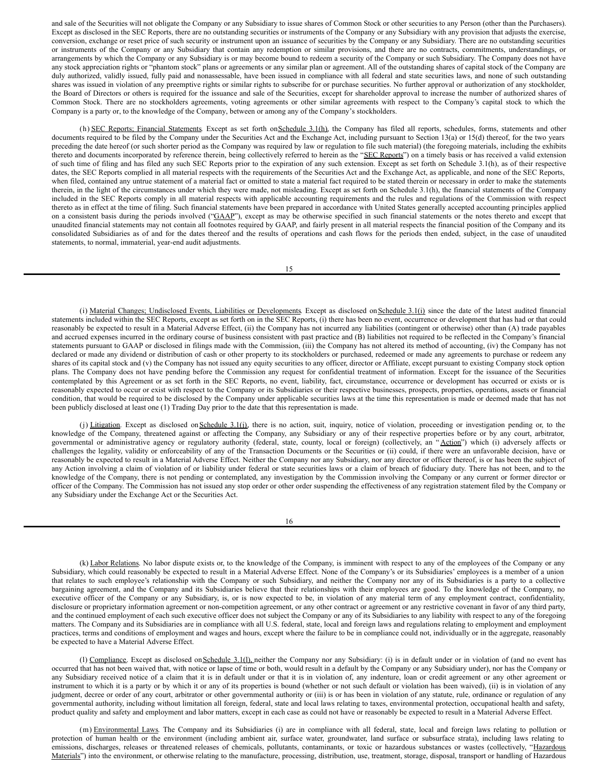and sale of the Securities will not obligate the Company or any Subsidiary to issue shares of Common Stock or other securities to any Person (other than the Purchasers). Except as disclosed in the SEC Reports, there are no outstanding securities or instruments of the Company or any Subsidiary with any provision that adjusts the exercise, conversion, exchange or reset price of such security or instrument upon an issuance of securities by the Company or any Subsidiary. There are no outstanding securities or instruments of the Company or any Subsidiary that contain any redemption or similar provisions, and there are no contracts, commitments, understandings, or arrangements by which the Company or any Subsidiary is or may become bound to redeem a security of the Company or such Subsidiary. The Company does not have any stock appreciation rights or "phantom stock" plans or agreements or any similar plan or agreement. All of the outstanding shares of capital stock of the Company are duly authorized, validly issued, fully paid and nonassessable, have been issued in compliance with all federal and state securities laws, and none of such outstanding shares was issued in violation of any preemptive rights or similar rights to subscribe for or purchase securities. No further approval or authorization of any stockholder, the Board of Directors or others is required for the issuance and sale of the Securities, except for shareholder approval to increase the number of authorized shares of Common Stock. There are no stockholders agreements, voting agreements or other similar agreements with respect to the Company's capital stock to which the Company is a party or, to the knowledge of the Company, between or among any of the Company's stockholders.

(h) SEC Reports; Financial Statements. Except as set forth on Schedule 3.1(h), the Company has filed all reports, schedules, forms, statements and other documents required to be filed by the Company under the Securities Act and the Exchange Act, including pursuant to Section 13(a) or 15(d) thereof, for the two years preceding the date hereof (or such shorter period as the Company was required by law or regulation to file such material) (the foregoing materials, including the exhibits thereto and documents incorporated by reference therein, being collectively referred to in herein as the "SEC Reports") on a timely basis or has received a valid extension of such time of filing and has filed any such SEC Reports prior to the expiration of any such extension. Except as set forth on Schedule 3.1(h), as of their respective dates, the SEC Reports complied in all material respects with the requirements of the Securities Act and the Exchange Act, as applicable, and none of the SEC Reports, when filed, contained any untrue statement of a material fact or omitted to state a material fact required to be stated therein or necessary in order to make the statements therein, in the light of the circumstances under which they were made, not misleading. Except as set forth on Schedule 3.1(h), the financial statements of the Company included in the SEC Reports comply in all material respects with applicable accounting requirements and the rules and regulations of the Commission with respect thereto as in effect at the time of filing. Such financial statements have been prepared in accordance with United States generally accepted accounting principles applied on a consistent basis during the periods involved ("GAAP"), except as may be otherwise specified in such financial statements or the notes thereto and except that unaudited financial statements may not contain all footnotes required by GAAP, and fairly present in all material respects the financial position of the Company and its consolidated Subsidiaries as of and for the dates thereof and the results of operations and cash flows for the periods then ended, subject, in the case of unaudited statements, to normal, immaterial, year-end audit adjustments.

(i) Material Changes; Undisclosed Events, Liabilities or Developments. Except as disclosed on Schedule 3.1(i) since the date of the latest audited financial statements included within the SEC Reports, except as set forth on in the SEC Reports, (i) there has been no event, occurrence or development that has had or that could reasonably be expected to result in a Material Adverse Effect, (ii) the Company has not incurred any liabilities (contingent or otherwise) other than (A) trade payables and accrued expenses incurred in the ordinary course of business consistent with past practice and (B) liabilities not required to be reflected in the Company's financial statements pursuant to GAAP or disclosed in filings made with the Commission, (iii) the Company has not altered its method of accounting, (iv) the Company has not declared or made any dividend or distribution of cash or other property to its stockholders or purchased, redeemed or made any agreements to purchase or redeem any shares of its capital stock and (v) the Company has not issued any equity securities to any officer, director or Affiliate, except pursuant to existing Company stock option plans. The Company does not have pending before the Commission any request for confidential treatment of information. Except for the issuance of the Securities contemplated by this Agreement or as set forth in the SEC Reports, no event, liability, fact, circumstance, occurrence or development has occurred or exists or is reasonably expected to occur or exist with respect to the Company or its Subsidiaries or their respective businesses, prospects, properties, operations, assets or financial condition, that would be required to be disclosed by the Company under applicable securities laws at the time this representation is made or deemed made that has not been publicly disclosed at least one (1) Trading Day prior to the date that this representation is made.

(j) Litigation. Except as disclosed on Schedule 3.1(j), there is no action, suit, inquiry, notice of violation, proceeding or investigation pending or, to the knowledge of the Company, threatened against or affecting the Company, any Subsidiary or any of their respective properties before or by any court, arbitrator, governmental or administrative agency or regulatory authority (federal, state, county, local or foreign) (collectively, an "Action") which (i) adversely affects or challenges the legality, validity or enforceability of any of the Transaction Documents or the Securities or (ii) could, if there were an unfavorable decision, have or reasonably be expected to result in a Material Adverse Effect. Neither the Company nor any Subsidiary, nor any director or officer thereof, is or has been the subject of any Action involving a claim of violation of or liability under federal or state securities laws or a claim of breach of fiduciary duty. There has not been, and to the knowledge of the Company, there is not pending or contemplated, any investigation by the Commission involving the Company or any current or former director or officer of the Company. The Commission has not issued any stop order or other order suspending the effectiveness of any registration statement filed by the Company or any Subsidiary under the Exchange Act or the Securities Act.

(k) Labor Relations. No labor dispute exists or, to the knowledge of the Company, is imminent with respect to any of the employees of the Company or any Subsidiary, which could reasonably be expected to result in a Material Adverse Effect. None of the Company's or its Subsidiaries' employees is a member of a union that relates to such employee's relationship with the Company or such Subsidiary, and neither the Company nor any of its Subsidiaries is a party to a collective bargaining agreement, and the Company and its Subsidiaries believe that their relationships with their employees are good. To the knowledge of the Company, no executive officer of the Company or any Subsidiary, is, or is now expected to be, in violation of any material term of any employment contract, confidentiality, disclosure or proprietary information agreement or non-competition agreement, or any other contract or agreement or any restrictive covenant in favor of any third party, and the continued employment of each such executive officer does not subject the Company or any of its Subsidiaries to any liability with respect to any of the foregoing matters. The Company and its Subsidiaries are in compliance with all U.S. federal, state, local and foreign laws and regulations relating to employment and employment practices, terms and conditions of employment and wages and hours, except where the failure to be in compliance could not, individually or in the aggregate, reasonably be expected to have a Material Adverse Effect.

(l) Compliance. Except as disclosed on Schedule 3.1(l), neither the Company nor any Subsidiary: (i) is in default under or in violation of (and no event has occurred that has not been waived that, with notice or lapse of time or both, would result in a default by the Company or any Subsidiary under), nor has the Company or any Subsidiary received notice of a claim that it is in default under or that it is in violation of, any indenture, loan or credit agreement or any other agreement or instrument to which it is a party or by which it or any of its properties is bound (whether or not such default or violation has been waived), (ii) is in violation of any judgment, decree or order of any court, arbitrator or other governmental authority or (iii) is or has been in violation of any statute, rule, ordinance or regulation of any governmental authority, including without limitation all foreign, federal, state and local laws relating to taxes, environmental protection, occupational health and safety, product quality and safety and employment and labor matters, except in each case as could not have or reasonably be expected to result in a Material Adverse Effect.

(m) Environmental Laws. The Company and its Subsidiaries (i) are in compliance with all federal, state, local and foreign laws relating to pollution or protection of human health or the environment (including ambient air, surface water, groundwater, land surface or subsurface strata), including laws relating to emissions, discharges, releases or threatened releases of chemicals, pollutants, contaminants, or toxic or hazardous substances or wastes (collectively, "Hazardous Materials") into the environment, or otherwise relating to the manufacture, processing, distribution, use, treatment, storage, disposal, transport or handling of Hazardous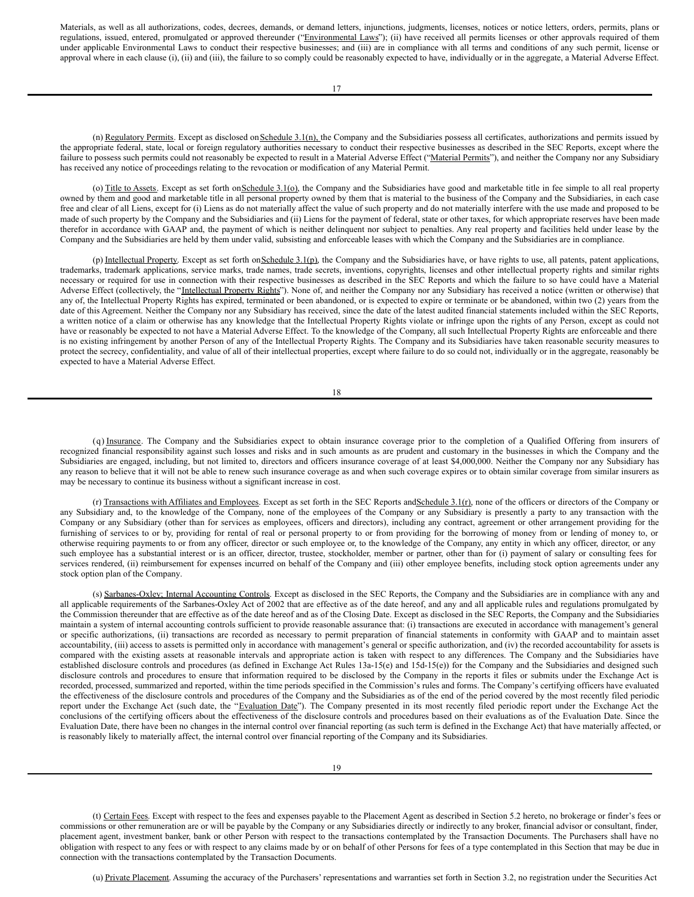Materials, as well as all authorizations, codes, decrees, demands, or demand letters, injunctions, judgments, licenses, notices or notice letters, orders, permits, plans or regulations, issued, entered, promulgated or approved thereunder ("Environmental Laws"); (ii) have received all permits licenses or other approvals required of them under applicable Environmental Laws to conduct their respective businesses; and (iii) are in compliance with all terms and conditions of any such permit, license or approval where in each clause (i), (ii) and (iii), the failure to so comply could be reasonably expected to have, individually or in the aggregate, a Material Adverse Effect.

(n) Regulatory Permits. Except as disclosed on Schedule 3.1(n), the Company and the Subsidiaries possess all certificates, authorizations and permits issued by the appropriate federal, state, local or foreign regulatory authorities necessary to conduct their respective businesses as described in the SEC Reports, except where the failure to possess such permits could not reasonably be expected to result in a Material Adverse Effect ("Material Permits"), and neither the Company nor any Subsidiary has received any notice of proceedings relating to the revocation or modification of any Material Permit.

(o) Title to Assets. Except as set forth on Schedule 3.1(o), the Company and the Subsidiaries have good and marketable title in fee simple to all real property owned by them and good and marketable title in all personal property owned by them that is material to the business of the Company and the Subsidiaries, in each case free and clear of all Liens, except for (i) Liens as do not materially affect the value of such property and do not materially interfere with the use made and proposed to be made of such property by the Company and the Subsidiaries and (ii) Liens for the payment of federal, state or other taxes, for which appropriate reserves have been made therefor in accordance with GAAP and, the payment of which is neither delinquent nor subject to penalties. Any real property and facilities held under lease by the Company and the Subsidiaries are held by them under valid, subsisting and enforceable leases with which the Company and the Subsidiaries are in compliance.

(p) Intellectual Property. Except as set forth on Schedule 3.1(p), the Company and the Subsidiaries have, or have rights to use, all patents, patent applications, trademarks, trademark applications, service marks, trade names, trade secrets, inventions, copyrights, licenses and other intellectual property rights and similar rights necessary or required for use in connection with their respective businesses as described in the SEC Reports and which the failure to so have could have a Material Adverse Effect (collectively, the "Intellectual Property Rights"). None of, and neither the Company nor any Subsidiary has received a notice (written or otherwise) that any of, the Intellectual Property Rights has expired, terminated or been abandoned, or is expected to expire or terminate or be abandoned, within two (2) years from the date of this Agreement. Neither the Company nor any Subsidiary has received, since the date of the latest audited financial statements included within the SEC Reports, a written notice of a claim or otherwise has any knowledge that the Intellectual Property Rights violate or infringe upon the rights of any Person, except as could not have or reasonably be expected to not have a Material Adverse Effect. To the knowledge of the Company, all such Intellectual Property Rights are enforceable and there is no existing infringement by another Person of any of the Intellectual Property Rights. The Company and its Subsidiaries have taken reasonable security measures to protect the secrecy, confidentiality, and value of all of their intellectual properties, except where failure to do so could not, individually or in the aggregate, reasonably be expected to have a Material Adverse Effect.

(q) Insurance. The Company and the Subsidiaries expect to obtain insurance coverage prior to the completion of a Qualified Offering from insurers of recognized financial responsibility against such losses and risks and in such amounts as are prudent and customary in the businesses in which the Company and the Subsidiaries are engaged, including, but not limited to, directors and officers insurance coverage of at least $4,000,000. Neither the Company nor any Subsidiary has any reason to believe that it will not be able to renew such insurance coverage as and when such coverage expires or to obtain similar coverage from similar insurers as may be necessary to continue its business without a significant increase in cost.

(r) Transactions with Affiliates and Employees. Except as set forth in the SEC Reports and Schedule 3.1(r), none of the officers or directors of the Company or any Subsidiary and, to the knowledge of the Company, none of the employees of the Company or any Subsidiary is presently a party to any transaction with the Company or any Subsidiary (other than for services as employees, officers and directors), including any contract, agreement or other arrangement providing for the furnishing of services to or by, providing for rental of real or personal property to or from providing for the borrowing of money from or lending of money to, or otherwise requiring payments to or from any officer, director or such employee or, to the knowledge of the Company, any entity in which any officer, director, or any such employee has a substantial interest or is an officer, director, trustee, stockholder, member or partner, other than for (i) payment of salary or consulting fees for services rendered, (ii) reimbursement for expenses incurred on behalf of the Company and (iii) other employee benefits, including stock option agreements under any stock option plan of the Company.

(s) Sarbanes-Oxley; Internal Accounting Controls. Except as disclosed in the SEC Reports, the Company and the Subsidiaries are in compliance with any and all applicable requirements of the Sarbanes-Oxley Act of 2002 that are effective as of the date hereof, and any and all applicable rules and regulations promulgated by the Commission thereunder that are effective as of the date hereof and as of the Closing Date. Except as disclosed in the SEC Reports, the Company and the Subsidiaries maintain a system of internal accounting controls sufficient to provide reasonable assurance that: (i) transactions are executed in accordance with management's general or specific authorizations, (ii) transactions are recorded as necessary to permit preparation of financial statements in conformity with GAAP and to maintain asset accountability, (iii) access to assets is permitted only in accordance with management's general or specific authorization, and (iv) the recorded accountability for assets is compared with the existing assets at reasonable intervals and appropriate action is taken with respect to any differences. The Company and the Subsidiaries have established disclosure controls and procedures (as defined in Exchange Act Rules 13a-15(e) and 15d-15(e)) for the Company and the Subsidiaries and designed such disclosure controls and procedures to ensure that information required to be disclosed by the Company in the reports it files or submits under the Exchange Act is recorded, processed, summarized and reported, within the time periods specified in the Commission's rules and forms. The Company's certifying officers have evaluated the effectiveness of the disclosure controls and procedures of the Company and the Subsidiaries as of the end of the period covered by the most recently filed periodic report under the Exchange Act (such date, the "Evaluation Date"). The Company presented in its most recently filed periodic report under the Exchange Act the conclusions of the certifying officers about the effectiveness of the disclosure controls and procedures based on their evaluations as of the Evaluation Date. Since the Evaluation Date, there have been no changes in the internal control over financial reporting (as such term is defined in the Exchange Act) that have materially affected, or is reasonably likely to materially affect, the internal control over financial reporting of the Company and its Subsidiaries.

(t) Certain Fees. Except with respect to the fees and expenses payable to the Placement Agent as described in Section 5.2 hereto, no brokerage or finder's fees or commissions or other remuneration are or will be payable by the Company or any Subsidiaries directly or indirectly to any broker, financial advisor or consultant, finder, placement agent, investment banker, bank or other Person with respect to the transactions contemplated by the Transaction Documents. The Purchasers shall have no obligation with respect to any fees or with respect to any claims made by or on behalf of other Persons for fees of a type contemplated in this Section that may be due in connection with the transactions contemplated by the Transaction Documents.

(u) Private Placement. Assuming the accuracy of the Purchasers' representations and warranties set forth in Section 3.2, no registration under the Securities Act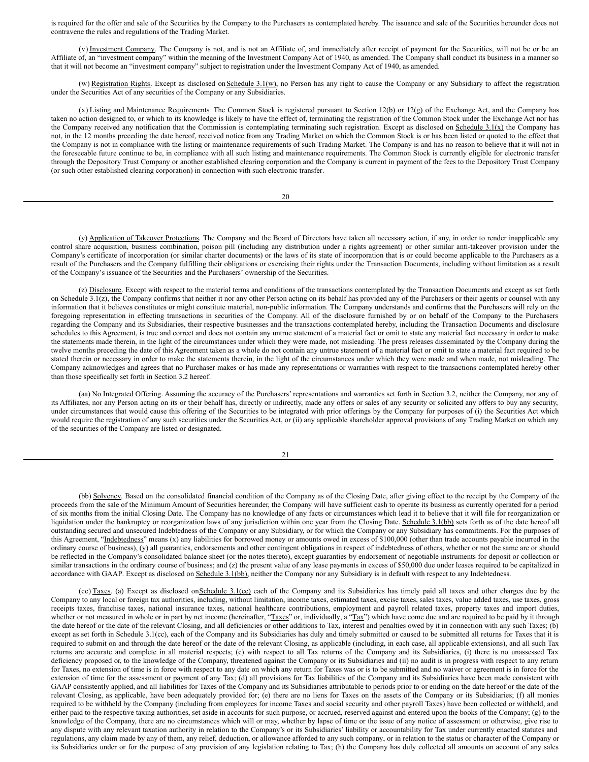is required for the offer and sale of the Securities by the Company to the Purchasers as contemplated hereby. The issuance and sale of the Securities hereunder does not contravene the rules and regulations of the Trading Market.

(v) Investment Company. The Company is not, and is not an Affiliate of, and immediately after receipt of payment for the Securities, will not be or be an Affiliate of, an "investment company" within the meaning of the Investment Company Act of 1940, as amended. The Company shall conduct its business in a manner so that it will not become an "investment company" subject to registration under the Investment Company Act of 1940, as amended.

(w) Registration Rights. Except as disclosed on Schedule 3.1(w), no Person has any right to cause the Company or any Subsidiary to affect the registration under the Securities Act of any securities of the Company or any Subsidiaries.

(x) Listing and Maintenance Requirements. The Common Stock is registered pursuant to Section 12(b) or 12(g) of the Exchange Act, and the Company has taken no action designed to, or which to its knowledge is likely to have the effect of, terminating the registration of the Common Stock under the Exchange Act nor has the Company received any notification that the Commission is contemplating terminating such registration. Except as disclosed on Schedule 3.1(x) the Company has not, in the 12 months preceding the date hereof, received notice from any Trading Market on which the Common Stock is or has been listed or quoted to the effect that the Company is not in compliance with the listing or maintenance requirements of such Trading Market. The Company is and has no reason to believe that it will not in the foreseeable future continue to be, in compliance with all such listing and maintenance requirements. The Common Stock is currently eligible for electronic transfer through the Depository Trust Company or another established clearing corporation and the Company is current in payment of the fees to the Depository Trust Company (or such other established clearing corporation) in connection with such electronic transfer.

(y) Application of Takeover Protections. The Company and the Board of Directors have taken all necessary action, if any, in order to render inapplicable any control share acquisition, business combination, poison pill (including any distribution under a rights agreement) or other similar anti-takeover provision under the Company's certificate of incorporation (or similar charter documents) or the laws of its state of incorporation that is or could become applicable to the Purchasers as a result of the Purchasers and the Company fulfilling their obligations or exercising their rights under the Transaction Documents, including without limitation as a result of the Company's issuance of the Securities and the Purchasers' ownership of the Securities.

(z) Disclosure. Except with respect to the material terms and conditions of the transactions contemplated by the Transaction Documents and except as set forth on Schedule 3.1(z), the Company confirms that neither it nor any other Person acting on its behalf has provided any of the Purchasers or their agents or counsel with any information that it believes constitutes or might constitute material, non-public information. The Company understands and confirms that the Purchasers will rely on the foregoing representation in effecting transactions in securities of the Company. All of the disclosure furnished by or on behalf of the Company to the Purchasers regarding the Company and its Subsidiaries, their respective businesses and the transactions contemplated hereby, including the Transaction Documents and disclosure schedules to this Agreement, is true and correct and does not contain any untrue statement of a material fact or omit to state any material fact necessary in order to make the statements made therein, in the light of the circumstances under which they were made, not misleading. The press releases disseminated by the Company during the twelve months preceding the date of this Agreement taken as a whole do not contain any untrue statement of a material fact or omit to state a material fact required to be stated therein or necessary in order to make the statements therein, in the light of the circumstances under which they were made and when made, not misleading. The Company acknowledges and agrees that no Purchaser makes or has made any representations or warranties with respect to the transactions contemplated hereby other than those specifically set forth in Section 3.2 hereof.

(aa) No Integrated Offering. Assuming the accuracy of the Purchasers' representations and warranties set forth in Section 3.2, neither the Company, nor any of its Affiliates, nor any Person acting on its or their behalf has, directly or indirectly, made any offers or sales of any security or solicited any offers to buy any security, under circumstances that would cause this offering of the Securities to be integrated with prior offerings by the Company for purposes of (i) the Securities Act which would require the registration of any such securities under the Securities Act, or (ii) any applicable shareholder approval provisions of any Trading Market on which any of the securities of the Company are listed or designated.

(bb) Solvency. Based on the consolidated financial condition of the Company as of the Closing Date, after giving effect to the receipt by the Company of the proceeds from the sale of the Minimum Amount of Securities hereunder, the Company will have sufficient cash to operate its business as currently operated for a period of six months from the initial Closing Date. The Company has no knowledge of any facts or circumstances which lead it to believe that it will file for reorganization or liquidation under the bankruptcy or reorganization laws of any jurisdiction within one year from the Closing Date. Schedule 3.1(bb) sets forth as of the date hereof all outstanding secured and unsecured Indebtedness of the Company or any Subsidiary, or for which the Company or any Subsidiary has commitments. For the purposes of this Agreement, "Indebtedness" means (x) any liabilities for borrowed money or amounts owed in excess of $100,000 (other than trade accounts payable incurred in the ordinary course of business), (y) all guaranties, endorsements and other contingent obligations in respect of indebtedness of others, whether or not the same are or should be reflected in the Company's consolidated balance sheet (or the notes thereto), except guaranties by endorsement of negotiable instruments for deposit or collection or similar transactions in the ordinary course of business; and (z) the present value of any lease payments in excess of $50,000 due under leases required to be capitalized in accordance with GAAP. Except as disclosed on Schedule 3.1(bb), neither the Company nor any Subsidiary is in default with respect to any Indebtedness.

(cc) Taxes. (a) Except as disclosed on Schedule 3.1(cc) each of the Company and its Subsidiaries has timely paid all taxes and other charges due by the Company to any local or foreign tax authorities, including, without limitation, income taxes, estimated taxes, excise taxes, sales taxes, value added taxes, use taxes, gross receipts taxes, franchise taxes, national insurance taxes, national healthcare contributions, employment and payroll related taxes, property taxes and import duties, whether or not measured in whole or in part by net income (hereinafter, "Taxes" or, individually, a "Tax") which have come due and are required to be paid by it through the date hereof or the date of the relevant Closing, and all deficiencies or other additions to Tax, interest and penalties owed by it in connection with any such Taxes; (b) except as set forth in Schedule 3.1(cc), each of the Company and its Subsidiaries has duly and timely submitted or caused to be submitted all returns for Taxes that it is required to submit on and through the date hereof or the date of the relevant Closing, as applicable (including, in each case, all applicable extensions), and all such Tax returns are accurate and complete in all material respects; (c) with respect to all Tax returns of the Company and its Subsidiaries, (i) there is no unassessed Tax deficiency proposed or, to the knowledge of the Company, threatened against the Company or its Subsidiaries and (ii) no audit is in progress with respect to any return for Taxes, no extension of time is in force with respect to any date on which any return for Taxes was or is to be submitted and no waiver or agreement is in force for the extension of time for the assessment or payment of any Tax; (d) all provisions for Tax liabilities of the Company and its Subsidiaries have been made consistent with GAAP consistently applied, and all liabilities for Taxes of the Company and its Subsidiaries attributable to periods prior to or ending on the date hereof or the date of the relevant Closing, as applicable, have been adequately provided for; (e) there are no liens for Taxes on the assets of the Company or its Subsidiaries; (f) all monies required to be withheld by the Company (including from employees for income Taxes and social security and other payroll Taxes) have been collected or withheld, and either paid to the respective taxing authorities, set aside in accounts for such purpose, or accrued, reserved against and entered upon the books of the Company; (g) to the knowledge of the Company, there are no circumstances which will or may, whether by lapse of time or the issue of any notice of assessment or otherwise, give rise to any dispute with any relevant taxation authority in relation to the Company's or its Subsidiaries' liability or accountability for Tax under currently enacted statutes and regulations, any claim made by any of them, any relief, deduction, or allowance afforded to any such company, or in relation to the status or character of the Company or its Subsidiaries under or for the purpose of any provision of any legislation relating to Tax; (h) the Company has duly collected all amounts on account of any sales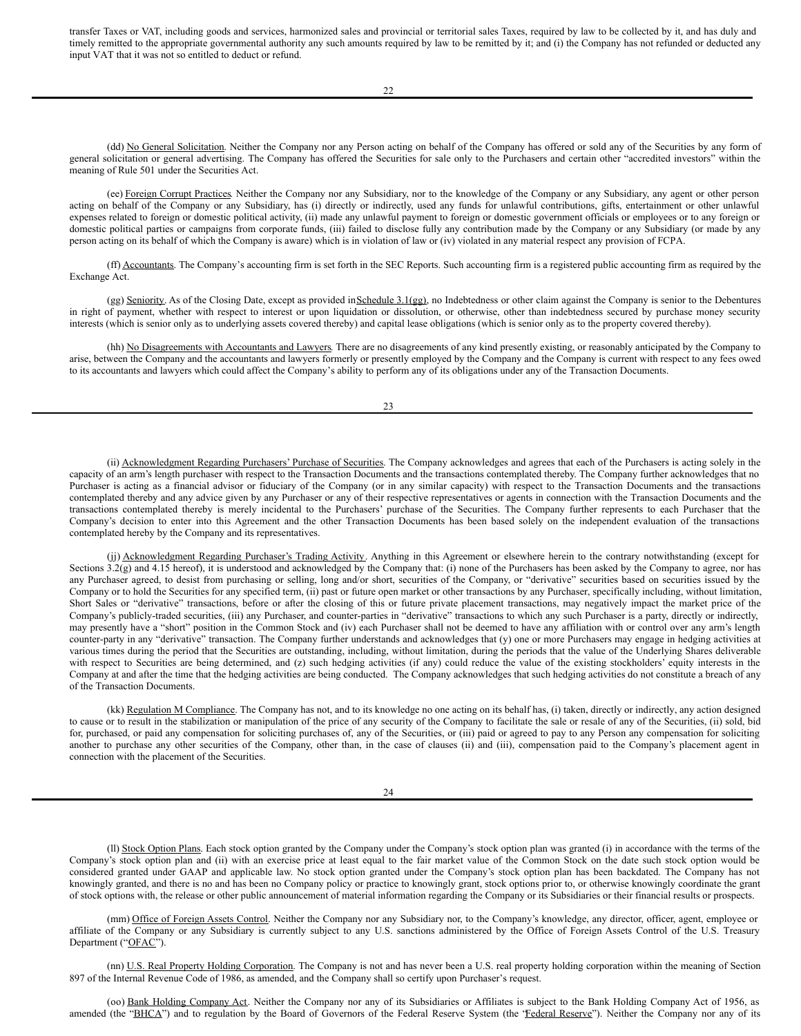transfer Taxes or VAT, including goods and services, harmonized sales and provincial or territorial sales Taxes, required by law to be collected by it, and has duly and timely remitted to the appropriate governmental authority any such amounts required by law to be remitted by it; and (i) the Company has not refunded or deducted any input VAT that it was not so entitled to deduct or refund.

(dd) No General Solicitation. Neither the Company nor any Person acting on behalf of the Company has offered or sold any of the Securities by any form of general solicitation or general advertising. The Company has offered the Securities for sale only to the Purchasers and certain other "accredited investors" within the meaning of Rule 501 under the Securities Act.

(ee) Foreign Corrupt Practices. Neither the Company nor any Subsidiary, nor to the knowledge of the Company or any Subsidiary, any agent or other person acting on behalf of the Company or any Subsidiary, has (i) directly or indirectly, used any funds for unlawful contributions, gifts, entertainment or other unlawful expenses related to foreign or domestic political activity, (ii) made any unlawful payment to foreign or domestic government officials or employees or to any foreign or domestic political parties or campaigns from corporate funds, (iii) failed to disclose fully any contribution made by the Company or any Subsidiary (or made by any person acting on its behalf of which the Company is aware) which is in violation of law or (iv) violated in any material respect any provision of FCPA.

(ff) Accountants. The Company's accounting firm is set forth in the SEC Reports. Such accounting firm is a registered public accounting firm as required by the Exchange Act.

(gg) Seniority. As of the Closing Date, except as provided in Schedule 3.1(gg), no Indebtedness or other claim against the Company is senior to the Debentures in right of payment, whether with respect to interest or upon liquidation or dissolution, or otherwise, other than indebtedness secured by purchase money security interests (which is senior only as to underlying assets covered thereby) and capital lease obligations (which is senior only as to the property covered thereby).

(hh) No Disagreements with Accountants and Lawyers. There are no disagreements of any kind presently existing, or reasonably anticipated by the Company to arise, between the Company and the accountants and lawyers formerly or presently employed by the Company and the Company is current with respect to any fees owed to its accountants and lawyers which could affect the Company's ability to perform any of its obligations under any of the Transaction Documents.

(ii) Acknowledgment Regarding Purchasers' Purchase of Securities. The Company acknowledges and agrees that each of the Purchasers is acting solely in the capacity of an arm's length purchaser with respect to the Transaction Documents and the transactions contemplated thereby. The Company further acknowledges that no Purchaser is acting as a financial advisor or fiduciary of the Company (or in any similar capacity) with respect to the Transaction Documents and the transactions contemplated thereby and any advice given by any Purchaser or any of their respective representatives or agents in connection with the Transaction Documents and the transactions contemplated thereby is merely incidental to the Purchasers' purchase of the Securities. The Company further represents to each Purchaser that the Company's decision to enter into this Agreement and the other Transaction Documents has been based solely on the independent evaluation of the transactions contemplated hereby by the Company and its representatives.

(jj) Acknowledgment Regarding Purchaser's Trading Activity. Anything in this Agreement or elsewhere herein to the contrary notwithstanding (except for Sections 3.2(g) and 4.15 hereof), it is understood and acknowledged by the Company that: (i) none of the Purchasers has been asked by the Company to agree, nor has any Purchaser agreed, to desist from purchasing or selling, long and/or short, securities of the Company, or "derivative" securities based on securities issued by the Company or to hold the Securities for any specified term, (ii) past or future open market or other transactions by any Purchaser, specifically including, without limitation, Short Sales or "derivative" transactions, before or after the closing of this or future private placement transactions, may negatively impact the market price of the Company's publicly-traded securities, (iii) any Purchaser, and counter-parties in "derivative" transactions to which any such Purchaser is a party, directly or indirectly, may presently have a "short" position in the Common Stock and (iv) each Purchaser shall not be deemed to have any affiliation with or control over any arm's length counter-party in any "derivative" transaction. The Company further understands and acknowledges that (y) one or more Purchasers may engage in hedging activities at various times during the period that the Securities are outstanding, including, without limitation, during the periods that the value of the Underlying Shares deliverable with respect to Securities are being determined, and (z) such hedging activities (if any) could reduce the value of the existing stockholders' equity interests in the Company at and after the time that the hedging activities are being conducted. The Company acknowledges that such hedging activities do not constitute a breach of any of the Transaction Documents.

(kk) Regulation M Compliance. The Company has not, and to its knowledge no one acting on its behalf has, (i) taken, directly or indirectly, any action designed to cause or to result in the stabilization or manipulation of the price of any security of the Company to facilitate the sale or resale of any of the Securities, (ii) sold, bid for, purchased, or paid any compensation for soliciting purchases of, any of the Securities, or (iii) paid or agreed to pay to any Person any compensation for soliciting another to purchase any other securities of the Company, other than, in the case of clauses (ii) and (iii), compensation paid to the Company's placement agent in connection with the placement of the Securities.

(ll) Stock Option Plans. Each stock option granted by the Company under the Company's stock option plan was granted (i) in accordance with the terms of the Company's stock option plan and (ii) with an exercise price at least equal to the fair market value of the Common Stock on the date such stock option would be considered granted under GAAP and applicable law. No stock option granted under the Company's stock option plan has been backdated. The Company has not knowingly granted, and there is no and has been no Company policy or practice to knowingly grant, stock options prior to, or otherwise knowingly coordinate the grant of stock options with, the release or other public announcement of material information regarding the Company or its Subsidiaries or their financial results or prospects.

(mm) Office of Foreign Assets Control. Neither the Company nor any Subsidiary nor, to the Company's knowledge, any director, officer, agent, employee or affiliate of the Company or any Subsidiary is currently subject to any U.S. sanctions administered by the Office of Foreign Assets Control of the U.S. Treasury Department ("OFAC").

(nn) U.S. Real Property Holding Corporation. The Company is not and has never been a U.S. real property holding corporation within the meaning of Section 897 of the Internal Revenue Code of 1986, as amended, and the Company shall so certify upon Purchaser's request.

(oo) Bank Holding Company Act. Neither the Company nor any of its Subsidiaries or Affiliates is subject to the Bank Holding Company Act of 1956, as amended (the "BHCA") and to regulation by the Board of Governors of the Federal Reserve System (the "Federal Reserve"). Neither the Company nor any of its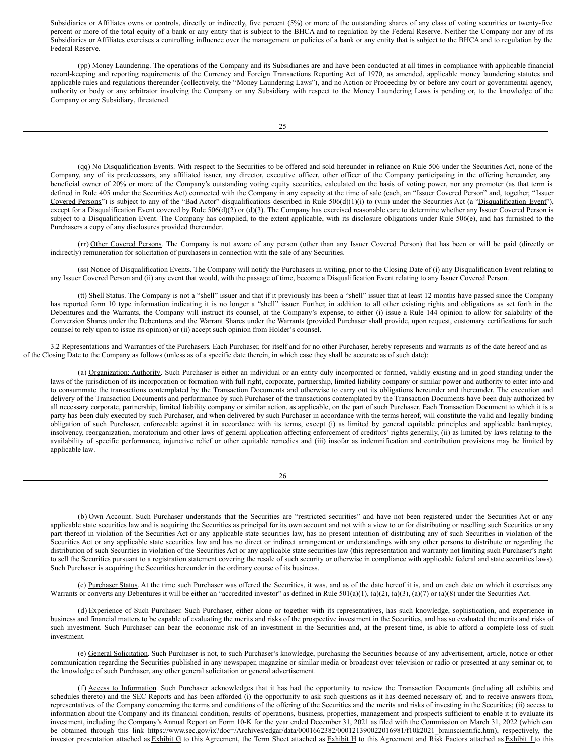Subsidiaries or Affiliates owns or controls, directly or indirectly, five percent (5%) or more of the outstanding shares of any class of voting securities or twenty-five percent or more of the total equity of a bank or any entity that is subject to the BHCA and to regulation by the Federal Reserve. Neither the Company nor any of its Subsidiaries or Affiliates exercises a controlling influence over the management or policies of a bank or any entity that is subject to the BHCA and to regulation by the Federal Reserve.

(pp) Money Laundering. The operations of the Company and its Subsidiaries are and have been conducted at all times in compliance with applicable financial record-keeping and reporting requirements of the Currency and Foreign Transactions Reporting Act of 1970, as amended, applicable money laundering statutes and applicable rules and regulations thereunder (collectively, the "Money Laundering Laws"), and no Action or Proceeding by or before any court or governmental agency, authority or body or any arbitrator involving the Company or any Subsidiary with respect to the Money Laundering Laws is pending or, to the knowledge of the Company or any Subsidiary, threatened.

(qq) No Disqualification Events. With respect to the Securities to be offered and sold hereunder in reliance on Rule 506 under the Securities Act, none of the Company, any of its predecessors, any affiliated issuer, any director, executive officer, other officer of the Company participating in the offering hereunder, any beneficial owner of 20% or more of the Company's outstanding voting equity securities, calculated on the basis of voting power, nor any promoter (as that term is defined in Rule 405 under the Securities Act) connected with the Company in any capacity at the time of sale (each, an "Issuer Covered Person" and, together, "Issuer Covered Persons") is subject to any of the "Bad Actor" disqualifications described in Rule 506(d)(1)(i) to (viii) under the Securities Act (a "Disqualification Event"), except for a Disqualification Event covered by Rule 506(d)(2) or (d)(3). The Company has exercised reasonable care to determine whether any Issuer Covered Person is subject to a Disqualification Event. The Company has complied, to the extent applicable, with its disclosure obligations under Rule 506(e), and has furnished to the Purchasers a copy of any disclosures provided thereunder.

(rr) Other Covered Persons. The Company is not aware of any person (other than any Issuer Covered Person) that has been or will be paid (directly or indirectly) remuneration for solicitation of purchasers in connection with the sale of any Securities.

(ss) Notice of Disqualification Events. The Company will notify the Purchasers in writing, prior to the Closing Date of (i) any Disqualification Event relating to any Issuer Covered Person and (ii) any event that would, with the passage of time, become a Disqualification Event relating to any Issuer Covered Person.

(tt) Shell Status. The Company is not a "shell" issuer and that if it previously has been a "shell" issuer that at least 12 months have passed since the Company has reported form 10 type information indicating it is no longer a "shell" issuer. Further, in addition to all other existing rights and obligations as set forth in the Debentures and the Warrants, the Company will instruct its counsel, at the Company's expense, to either (i) issue a Rule 144 opinion to allow for salability of the Conversion Shares under the Debentures and the Warrant Shares under the Warrants (provided Purchaser shall provide, upon request, customary certifications for such counsel to rely upon to issue its opinion) or (ii) accept such opinion from Holder's counsel.

3.2 Representations and Warranties of the Purchasers. Each Purchaser, for itself and for no other Purchaser, hereby represents and warrants as of the date hereof and as of the Closing Date to the Company as follows (unless as of a specific date therein, in which case they shall be accurate as of such date):

(a) Organization; Authority. Such Purchaser is either an individual or an entity duly incorporated or formed, validly existing and in good standing under the laws of the jurisdiction of its incorporation or formation with full right, corporate, partnership, limited liability company or similar power and authority to enter into and to consummate the transactions contemplated by the Transaction Documents and otherwise to carry out its obligations hereunder and thereunder. The execution and delivery of the Transaction Documents and performance by such Purchaser of the transactions contemplated by the Transaction Documents have been duly authorized by all necessary corporate, partnership, limited liability company or similar action, as applicable, on the part of such Purchaser. Each Transaction Document to which it is a party has been duly executed by such Purchaser, and when delivered by such Purchaser in accordance with the terms hereof, will constitute the valid and legally binding obligation of such Purchaser, enforceable against it in accordance with its terms, except (i) as limited by general equitable principles and applicable bankruptcy, insolvency, reorganization, moratorium and other laws of general application affecting enforcement of creditors' rights generally, (ii) as limited by laws relating to the availability of specific performance, injunctive relief or other equitable remedies and (iii) insofar as indemnification and contribution provisions may be limited by applicable law.

(b) Own Account. Such Purchaser understands that the Securities are "restricted securities" and have not been registered under the Securities Act or any applicable state securities law and is acquiring the Securities as principal for its own account and not with a view to or for distributing or reselling such Securities or any part thereof in violation of the Securities Act or any applicable state securities law, has no present intention of distributing any of such Securities in violation of the Securities Act or any applicable state securities law and has no direct or indirect arrangement or understandings with any other persons to distribute or regarding the distribution of such Securities in violation of the Securities Act or any applicable state securities law (this representation and warranty not limiting such Purchaser's right to sell the Securities pursuant to a registration statement covering the resale of such security or otherwise in compliance with applicable federal and state securities laws). Such Purchaser is acquiring the Securities hereunder in the ordinary course of its business.

(c) Purchaser Status. At the time such Purchaser was offered the Securities, it was, and as of the date hereof it is, and on each date on which it exercises any Warrants or converts any Debentures it will be either an "accredited investor" as defined in Rule 501(a)(1), (a)(2), (a)(3), (a)(7) or (a)(8) under the Securities Act.

(d) Experience of Such Purchaser. Such Purchaser, either alone or together with its representatives, has such knowledge, sophistication, and experience in business and financial matters to be capable of evaluating the merits and risks of the prospective investment in the Securities, and has so evaluated the merits and risks of such investment. Such Purchaser can bear the economic risk of an investment in the Securities and, at the present time, is able to afford a complete loss of such investment.

(e) General Solicitation. Such Purchaser is not, to such Purchaser's knowledge, purchasing the Securities because of any advertisement, article, notice or other communication regarding the Securities published in any newspaper, magazine or similar media or broadcast over television or radio or presented at any seminar or, to the knowledge of such Purchaser, any other general solicitation or general advertisement.

(f) Access to Information. Such Purchaser acknowledges that it has had the opportunity to review the Transaction Documents (including all exhibits and schedules thereto) and the SEC Reports and has been afforded (i) the opportunity to ask such questions as it has deemed necessary of, and to receive answers from, representatives of the Company concerning the terms and conditions of the offering of the Securities and the merits and risks of investing in the Securities; (ii) access to information about the Company and its financial condition, results of operations, business, properties, management and prospects sufficient to enable it to evaluate its investment, including the Company's Annual Report on Form 10-K for the year ended December 31, 2021 as filed with the Commission on March 31, 2022 (which can be obtained through this link https://www.sec.gov/ix?doc=/Archives/edgar/data/0001662382/000121390022016981/f10k2021_brainscientific.htm), respectively, the investor presentation attached as Exhibit G to this Agreement, the Term Sheet attached as Exhibit H to this Agreement and Risk Factors attached as Exhibit I to this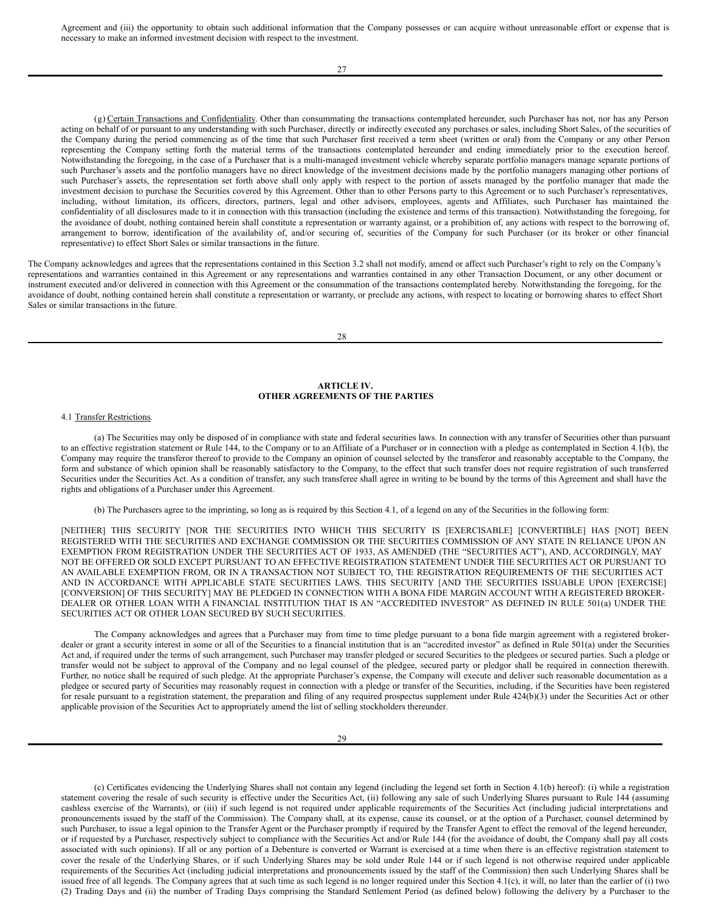Agreement and (iii) the opportunity to obtain such additional information that the Company possesses or can acquire without unreasonable effort or expense that is necessary to make an informed investment decision with respect to the investment.

(g) Certain Transactions and Confidentiality. Other than consummating the transactions contemplated hereunder, such Purchaser has not, nor has any Person acting on behalf of or pursuant to any understanding with such Purchaser, directly or indirectly executed any purchases or sales, including Short Sales, of the securities of the Company during the period commencing as of the time that such Purchaser first received a term sheet (written or oral) from the Company or any other Person representing the Company setting forth the material terms of the transactions contemplated hereunder and ending immediately prior to the execution hereof. Notwithstanding the foregoing, in the case of a Purchaser that is a multi-managed investment vehicle whereby separate portfolio managers manage separate portions of such Purchaser's assets and the portfolio managers have no direct knowledge of the investment decisions made by the portfolio managers managing other portions of such Purchaser's assets, the representation set forth above shall only apply with respect to the portion of assets managed by the portfolio manager that made the investment decision to purchase the Securities covered by this Agreement. Other than to other Persons party to this Agreement or to such Purchaser's representatives, including, without limitation, its officers, directors, partners, legal and other advisors, employees, agents and Affiliates, such Purchaser has maintained the confidentiality of all disclosures made to it in connection with this transaction (including the existence and terms of this transaction). Notwithstanding the foregoing, for the avoidance of doubt, nothing contained herein shall constitute a representation or warranty against, or a prohibition of, any actions with respect to the borrowing of, arrangement to borrow, identification of the availability of, and/or securing of, securities of the Company for such Purchaser (or its broker or other financial representative) to effect Short Sales or similar transactions in the future.

The Company acknowledges and agrees that the representations contained in this Section 3.2 shall not modify, amend or affect such Purchaser's right to rely on the Company's representations and warranties contained in this Agreement or any representations and warranties contained in any other Transaction Document, or any other document or instrument executed and/or delivered in connection with this Agreement or the consummation of the transactions contemplated hereby. Notwithstanding the foregoing, for the avoidance of doubt, nothing contained herein shall constitute a representation or warranty, or preclude any actions, with respect to locating or borrowing shares to effect Short Sales or similar transactions in the future.

## ARTICLE IV. OTHER AGREEMENTS OF THE PARTIES

4.1 Transfer Restrictions.

(a) The Securities may only be disposed of in compliance with state and federal securities laws. In connection with any transfer of Securities other than pursuant to an effective registration statement or Rule 144, to the Company or to an Affiliate of a Purchaser or in connection with a pledge as contemplated in Section 4.1(b), the Company may require the transferor thereof to provide to the Company an opinion of counsel selected by the transferor and reasonably acceptable to the Company, the form and substance of which opinion shall be reasonably satisfactory to the Company, to the effect that such transfer does not require registration of such transferred Securities under the Securities Act. As a condition of transfer, any such transferee shall agree in writing to be bound by the terms of this Agreement and shall have the rights and obligations of a Purchaser under this Agreement.

(b) The Purchasers agree to the imprinting, so long as is required by this Section 4.1, of a legend on any of the Securities in the following form:

[NEITHER] THIS SECURITY [NOR THE SECURITIES INTO WHICH THIS SECURITY IS [EXERCISABLE] [CONVERTIBLE] HAS [NOT] BEEN REGISTERED WITH THE SECURITIES AND EXCHANGE COMMISSION OR THE SECURITIES COMMISSION OF ANY STATE IN RELIANCE UPON AN EXEMPTION FROM REGISTRATION UNDER THE SECURITIES ACT OF 1933, AS AMENDED (THE "SECURITIES ACT"), AND, ACCORDINGLY, MAY NOT BE OFFERED OR SOLD EXCEPT PURSUANT TO AN EFFECTIVE REGISTRATION STATEMENT UNDER THE SECURITIES ACT OR PURSUANT TO AN AVAILABLE EXEMPTION FROM, OR IN A TRANSACTION NOT SUBJECT TO, THE REGISTRATION REQUIREMENTS OF THE SECURITIES ACT AND IN ACCORDANCE WITH APPLICABLE STATE SECURITIES LAWS. THIS SECURITY [AND THE SECURITIES ISSUABLE UPON [EXERCISE] [CONVERSION] OF THIS SECURITY] MAY BE PLEDGED IN CONNECTION WITH A BONA FIDE MARGIN ACCOUNT WITH A REGISTERED BROKER-DEALER OR OTHER LOAN WITH A FINANCIAL INSTITUTION THAT IS AN "ACCREDITED INVESTOR" AS DEFINED IN RULE 501(a) UNDER THE SECURITIES ACT OR OTHER LOAN SECURED BY SUCH SECURITIES.

The Company acknowledges and agrees that a Purchaser may from time to time pledge pursuant to a bona fide margin agreement with a registered broker-dealer or grant a security interest in some or all of the Securities to a financial institution that is an "accredited investor" as defined in Rule 501(a) under the Securities Act and, if required under the terms of such arrangement, such Purchaser may transfer pledged or secured Securities to the pledgees or secured parties. Such a pledge or transfer would not be subject to approval of the Company and no legal counsel of the pledgee, secured party or pledgor shall be required in connection therewith. Further, no notice shall be required of such pledge. At the appropriate Purchaser's expense, the Company will execute and deliver such reasonable documentation as a pledgee or secured party of Securities may reasonably request in connection with a pledge or transfer of the Securities, including, if the Securities have been registered for resale pursuant to a registration statement, the preparation and filing of any required prospectus supplement under Rule 424(b)(3) under the Securities Act or other applicable provision of the Securities Act to appropriately amend the list of selling stockholders thereunder.

(c) Certificates evidencing the Underlying Shares shall not contain any legend (including the legend set forth in Section 4.1(b) hereof): (i) while a registration statement covering the resale of such security is effective under the Securities Act, (ii) following any sale of such Underlying Shares pursuant to Rule 144 (assuming cashless exercise of the Warrants), or (iii) if such legend is not required under applicable requirements of the Securities Act (including judicial interpretations and pronouncements issued by the staff of the Commission). The Company shall, at its expense, cause its counsel, or at the option of a Purchaser, counsel determined by such Purchaser, to issue a legal opinion to the Transfer Agent or the Purchaser promptly if required by the Transfer Agent to effect the removal of the legend hereunder, or if requested by a Purchaser, respectively subject to compliance with the Securities Act and/or Rule 144 (for the avoidance of doubt, the Company shall pay all costs associated with such opinions). If all or any portion of a Debenture is converted or Warrant is exercised at a time when there is an effective registration statement to cover the resale of the Underlying Shares, or if such Underlying Shares may be sold under Rule 144 or if such legend is not otherwise required under applicable requirements of the Securities Act (including judicial interpretations and pronouncements issued by the staff of the Commission) then such Underlying Shares shall be issued free of all legends. The Company agrees that at such time as such legend is no longer required under this Section 4.1(c), it will, no later than the earlier of (i) two (2) Trading Days and (ii) the number of Trading Days comprising the Standard Settlement Period (as defined below) following the delivery by a Purchaser to the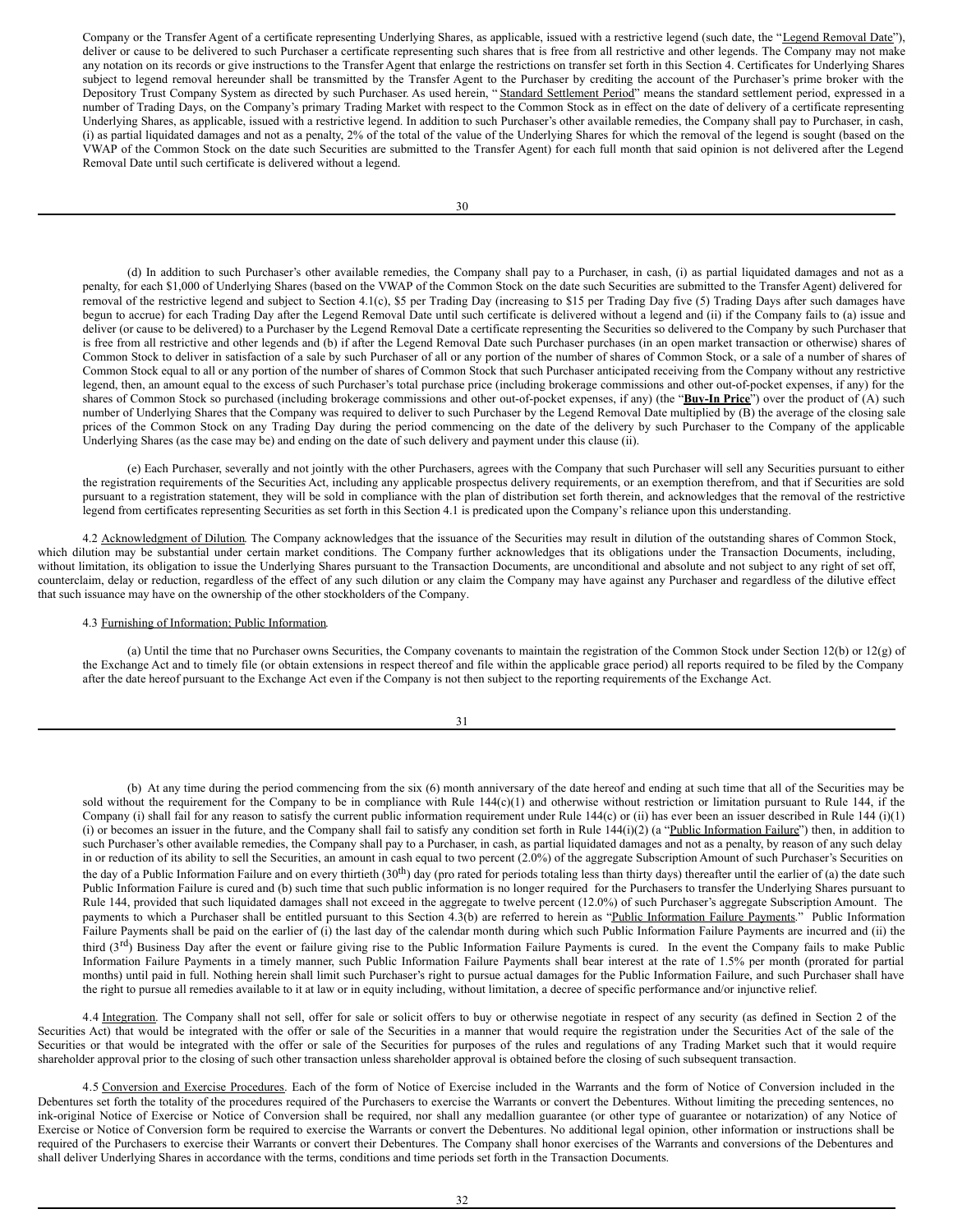Company or the Transfer Agent of a certificate representing Underlying Shares, as applicable, issued with a restrictive legend (such date, the "Legend Removal Date"), deliver or cause to be delivered to such Purchaser a certificate representing such shares that is free from all restrictive and other legends. The Company may not make any notation on its records or give instructions to the Transfer Agent that enlarge the restrictions on transfer set forth in this Section 4. Certificates for Underlying Shares subject to legend removal hereunder shall be transmitted by the Transfer Agent to the Purchaser by crediting the account of the Purchaser's prime broker with the Depository Trust Company System as directed by such Purchaser. As used herein, "Standard Settlement Period" means the standard settlement period, expressed in a number of Trading Days, on the Company's primary Trading Market with respect to the Common Stock as in effect on the date of delivery of a certificate representing Underlying Shares, as applicable, issued with a restrictive legend. In addition to such Purchaser's other available remedies, the Company shall pay to Purchaser, in cash, (i) as partial liquidated damages and not as a penalty, 2% of the total of the value of the Underlying Shares for which the removal of the legend is sought (based on the VWAP of the Common Stock on the date such Securities are submitted to the Transfer Agent) for each full month that said opinion is not delivered after the Legend Removal Date until such certificate is delivered without a legend.

(d) In addition to such Purchaser's other available remedies, the Company shall pay to a Purchaser, in cash, (i) as partial liquidated damages and not as a penalty, for each $1,000 of Underlying Shares (based on the VWAP of the Common Stock on the date such Securities are submitted to the Transfer Agent) delivered for removal of the restrictive legend and subject to Section 4.1(c), $5 per Trading Day (increasing to $15 per Trading Day five (5) Trading Days after such damages have begun to accrue) for each Trading Day after the Legend Removal Date until such certificate is delivered without a legend and (ii) if the Company fails to (a) issue and deliver (or cause to be delivered) to a Purchaser by the Legend Removal Date a certificate representing the Securities so delivered to the Company by such Purchaser that is free from all restrictive and other legends and (b) if after the Legend Removal Date such Purchaser purchases (in an open market transaction or otherwise) shares of Common Stock to deliver in satisfaction of a sale by such Purchaser of all or any portion of the number of shares of Common Stock, or a sale of a number of shares of Common Stock equal to all or any portion of the number of shares of Common Stock that such Purchaser anticipated receiving from the Company without any restrictive legend, then, an amount equal to the excess of such Purchaser's total purchase price (including brokerage commissions and other out-of-pocket expenses, if any) for the shares of Common Stock so purchased (including brokerage commissions and other out-of-pocket expenses, if any) (the "**Buy-In Price**") over the product of (A) such number of Underlying Shares that the Company was required to deliver to such Purchaser by the Legend Removal Date multiplied by (B) the average of the closing sale prices of the Common Stock on any Trading Day during the period commencing on the date of the delivery by such Purchaser to the Company of the applicable Underlying Shares (as the case may be) and ending on the date of such delivery and payment under this clause (ii).

(e) Each Purchaser, severally and not jointly with the other Purchasers, agrees with the Company that such Purchaser will sell any Securities pursuant to either the registration requirements of the Securities Act, including any applicable prospectus delivery requirements, or an exemption therefrom, and that if Securities are sold pursuant to a registration statement, they will be sold in compliance with the plan of distribution set forth therein, and acknowledges that the removal of the restrictive legend from certificates representing Securities as set forth in this Section 4.1 is predicated upon the Company's reliance upon this understanding.

4.2 Acknowledgment of Dilution. The Company acknowledges that the issuance of the Securities may result in dilution of the outstanding shares of Common Stock, which dilution may be substantial under certain market conditions. The Company further acknowledges that its obligations under the Transaction Documents, including, without limitation, its obligation to issue the Underlying Shares pursuant to the Transaction Documents, are unconditional and absolute and not subject to any right of set off, counterclaim, delay or reduction, regardless of the effect of any such dilution or any claim the Company may have against any Purchaser and regardless of the dilutive effect that such issuance may have on the ownership of the other stockholders of the Company.

4.3 Furnishing of Information; Public Information.

(a) Until the time that no Purchaser owns Securities, the Company covenants to maintain the registration of the Common Stock under Section 12(b) or 12(g) of the Exchange Act and to timely file (or obtain extensions in respect thereof and file within the applicable grace period) all reports required to be filed by the Company after the date hereof pursuant to the Exchange Act even if the Company is not then subject to the reporting requirements of the Exchange Act.

(b) At any time during the period commencing from the six (6) month anniversary of the date hereof and ending at such time that all of the Securities may be sold without the requirement for the Company to be in compliance with Rule 144(c)(1) and otherwise without restriction or limitation pursuant to Rule 144, if the Company (i) shall fail for any reason to satisfy the current public information requirement under Rule 144(c) or (ii) has ever been an issuer described in Rule 144 (i)(1)(i) or becomes an issuer in the future, and the Company shall fail to satisfy any condition set forth in Rule 144(i)(2) (a "Public Information Failure") then, in addition to such Purchaser's other available remedies, the Company shall pay to a Purchaser, in cash, as partial liquidated damages and not as a penalty, by reason of any such delay in or reduction of its ability to sell the Securities, an amount in cash equal to two percent (2.0%) of the aggregate Subscription Amount of such Purchaser's Securities on the day of a Public Information Failure and on every thirtieth (30th) day (pro rated for periods totaling less than thirty days) thereafter until the earlier of (a) the date such Public Information Failure is cured and (b) such time that such public information is no longer required for the Purchasers to transfer the Underlying Shares pursuant to Rule 144, provided that such liquidated damages shall not exceed in the aggregate to twelve percent (12.0%) of such Purchaser's aggregate Subscription Amount. The payments to which a Purchaser shall be entitled pursuant to this Section 4.3(b) are referred to herein as "Public Information Failure Payments." Public Information Failure Payments shall be paid on the earlier of (i) the last day of the calendar month during which such Public Information Failure Payments are incurred and (ii) the third (3rd) Business Day after the event or failure giving rise to the Public Information Failure Payments is cured. In the event the Company fails to make Public Information Failure Payments in a timely manner, such Public Information Failure Payments shall bear interest at the rate of 1.5% per month (prorated for partial months) until paid in full. Nothing herein shall limit such Purchaser's right to pursue actual damages for the Public Information Failure, and such Purchaser shall have the right to pursue all remedies available to it at law or in equity including, without limitation, a decree of specific performance and/or injunctive relief.

4.4 Integration. The Company shall not sell, offer for sale or solicit offers to buy or otherwise negotiate in respect of any security (as defined in Section 2 of the Securities Act) that would be integrated with the offer or sale of the Securities in a manner that would require the registration under the Securities Act of the sale of the Securities or that would be integrated with the offer or sale of the Securities for purposes of the rules and regulations of any Trading Market such that it would require shareholder approval prior to the closing of such other transaction unless shareholder approval is obtained before the closing of such subsequent transaction.

4.5 Conversion and Exercise Procedures. Each of the form of Notice of Exercise included in the Warrants and the form of Notice of Conversion included in the Debentures set forth the totality of the procedures required of the Purchasers to exercise the Warrants or convert the Debentures. Without limiting the preceding sentences, no ink-original Notice of Exercise or Notice of Conversion shall be required, nor shall any medallion guarantee (or other type of guarantee or notarization) of any Notice of Exercise or Notice of Conversion form be required to exercise the Warrants or convert the Debentures. No additional legal opinion, other information or instructions shall be required of the Purchasers to exercise their Warrants or convert their Debentures. The Company shall honor exercises of the Warrants and conversions of the Debentures and shall deliver Underlying Shares in accordance with the terms, conditions and time periods set forth in the Transaction Documents.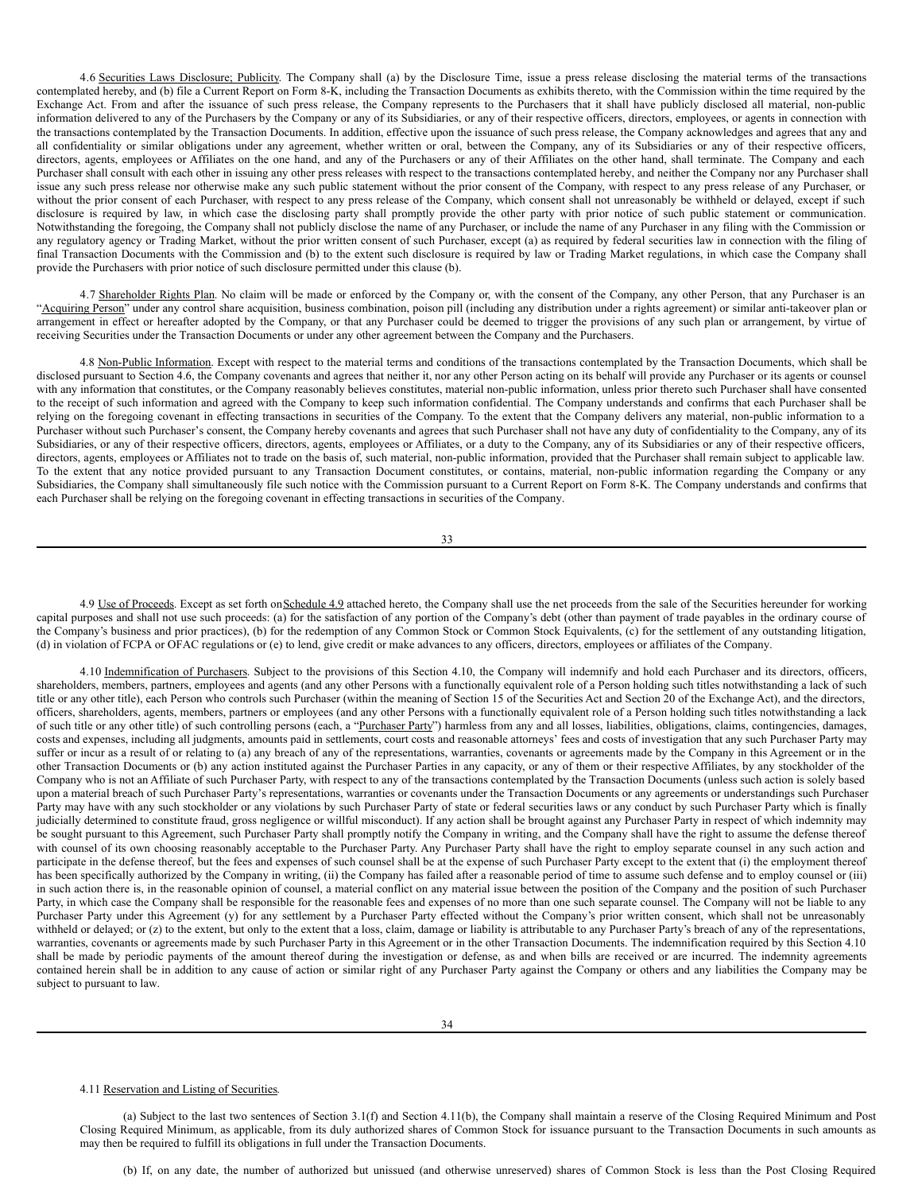4.6 Securities Laws Disclosure; Publicity. The Company shall (a) by the Disclosure Time, issue a press release disclosing the material terms of the transactions contemplated hereby, and (b) file a Current Report on Form 8-K, including the Transaction Documents as exhibits thereto, with the Commission within the time required by the Exchange Act. From and after the issuance of such press release, the Company represents to the Purchasers that it shall have publicly disclosed all material, non-public information delivered to any of the Purchasers by the Company or any of its Subsidiaries, or any of their respective officers, directors, employees, or agents in connection with the transactions contemplated by the Transaction Documents. In addition, effective upon the issuance of such press release, the Company acknowledges and agrees that any and all confidentiality or similar obligations under any agreement, whether written or oral, between the Company, any of its Subsidiaries or any of their respective officers, directors, agents, employees or Affiliates on the one hand, and any of the Purchasers or any of their Affiliates on the other hand, shall terminate. The Company and each Purchaser shall consult with each other in issuing any other press releases with respect to the transactions contemplated hereby, and neither the Company nor any Purchaser shall issue any such press release nor otherwise make any such public statement without the prior consent of the Company, with respect to any press release of any Purchaser, or without the prior consent of each Purchaser, with respect to any press release of the Company, which consent shall not unreasonably be withheld or delayed, except if such disclosure is required by law, in which case the disclosing party shall promptly provide the other party with prior notice of such public statement or communication. Notwithstanding the foregoing, the Company shall not publicly disclose the name of any Purchaser, or include the name of any Purchaser in any filing with the Commission or any regulatory agency or Trading Market, without the prior written consent of such Purchaser, except (a) as required by federal securities law in connection with the filing of final Transaction Documents with the Commission and (b) to the extent such disclosure is required by law or Trading Market regulations, in which case the Company shall provide the Purchasers with prior notice of such disclosure permitted under this clause (b).

4.7 Shareholder Rights Plan. No claim will be made or enforced by the Company or, with the consent of the Company, any other Person, that any Purchaser is an "Acquiring Person" under any control share acquisition, business combination, poison pill (including any distribution under a rights agreement) or similar anti-takeover plan or arrangement in effect or hereafter adopted by the Company, or that any Purchaser could be deemed to trigger the provisions of any such plan or arrangement, by virtue of receiving Securities under the Transaction Documents or under any other agreement between the Company and the Purchasers.

4.8 Non-Public Information. Except with respect to the material terms and conditions of the transactions contemplated by the Transaction Documents, which shall be disclosed pursuant to Section 4.6, the Company covenants and agrees that neither it, nor any other Person acting on its behalf will provide any Purchaser or its agents or counsel with any information that constitutes, or the Company reasonably believes constitutes, material non-public information, unless prior thereto such Purchaser shall have consented to the receipt of such information and agreed with the Company to keep such information confidential. The Company understands and confirms that each Purchaser shall be relying on the foregoing covenant in effecting transactions in securities of the Company. To the extent that the Company delivers any material, non-public information to a Purchaser without such Purchaser's consent, the Company hereby covenants and agrees that such Purchaser shall not have any duty of confidentiality to the Company, any of its Subsidiaries, or any of their respective officers, directors, agents, employees or Affiliates, or a duty to the Company, any of its Subsidiaries or any of their respective officers, directors, agents, employees or Affiliates not to trade on the basis of, such material, non-public information, provided that the Purchaser shall remain subject to applicable law. To the extent that any notice provided pursuant to any Transaction Document constitutes, or contains, material, non-public information regarding the Company or any Subsidiaries, the Company shall simultaneously file such notice with the Commission pursuant to a Current Report on Form 8-K. The Company understands and confirms that each Purchaser shall be relying on the foregoing covenant in effecting transactions in securities of the Company.

4.9 Use of Proceeds. Except as set forth on Schedule 4.9 attached hereto, the Company shall use the net proceeds from the sale of the Securities hereunder for working capital purposes and shall not use such proceeds: (a) for the satisfaction of any portion of the Company's debt (other than payment of trade payables in the ordinary course of the Company's business and prior practices), (b) for the redemption of any Common Stock or Common Stock Equivalents, (c) for the settlement of any outstanding litigation, (d) in violation of FCPA or OFAC regulations or (e) to lend, give credit or make advances to any officers, directors, employees or affiliates of the Company.

4.10 Indemnification of Purchasers. Subject to the provisions of this Section 4.10, the Company will indemnify and hold each Purchaser and its directors, officers, shareholders, members, partners, employees and agents (and any other Persons with a functionally equivalent role of a Person holding such titles notwithstanding a lack of such title or any other title), each Person who controls such Purchaser (within the meaning of Section 15 of the Securities Act and Section 20 of the Exchange Act), and the directors, officers, shareholders, agents, members, partners or employees (and any other Persons with a functionally equivalent role of a Person holding such titles notwithstanding a lack of such title or any other title) of such controlling persons (each, a "Purchaser Party") harmless from any and all losses, liabilities, obligations, claims, contingencies, damages, costs and expenses, including all judgments, amounts paid in settlements, court costs and reasonable attorneys' fees and costs of investigation that any such Purchaser Party may suffer or incur as a result of or relating to (a) any breach of any of the representations, warranties, covenants or agreements made by the Company in this Agreement or in the other Transaction Documents or (b) any action instituted against the Purchaser Parties in any capacity, or any of them or their respective Affiliates, by any stockholder of the Company who is not an Affiliate of such Purchaser Party, with respect to any of the transactions contemplated by the Transaction Documents (unless such action is solely based upon a material breach of such Purchaser Party's representations, warranties or covenants under the Transaction Documents or any agreements or understandings such Purchaser Party may have with any such stockholder or any violations by such Purchaser Party of state or federal securities laws or any conduct by such Purchaser Party which is finally judicially determined to constitute fraud, gross negligence or willful misconduct). If any action shall be brought against any Purchaser Party in respect of which indemnity may be sought pursuant to this Agreement, such Purchaser Party shall promptly notify the Company in writing, and the Company shall have the right to assume the defense thereof with counsel of its own choosing reasonably acceptable to the Purchaser Party. Any Purchaser Party shall have the right to employ separate counsel in any such action and participate in the defense thereof, but the fees and expenses of such counsel shall be at the expense of such Purchaser Party except to the extent that (i) the employment thereof has been specifically authorized by the Company in writing, (ii) the Company has failed after a reasonable period of time to assume such defense and to employ counsel or (iii) in such action there is, in the reasonable opinion of counsel, a material conflict on any material issue between the position of the Company and the position of such Purchaser Party, in which case the Company shall be responsible for the reasonable fees and expenses of no more than one such separate counsel. The Company will not be liable to any Purchaser Party under this Agreement (y) for any settlement by a Purchaser Party effected without the Company's prior written consent, which shall not be unreasonably withheld or delayed; or (z) to the extent, but only to the extent that a loss, claim, damage or liability is attributable to any Purchaser Party's breach of any of the representations, warranties, covenants or agreements made by such Purchaser Party in this Agreement or in the other Transaction Documents. The indemnification required by this Section 4.10 shall be made by periodic payments of the amount thereof during the investigation or defense, as and when bills are received or are incurred. The indemnity agreements contained herein shall be in addition to any cause of action or similar right of any Purchaser Party against the Company or others and any liabilities the Company may be subject to pursuant to law.

4.11 Reservation and Listing of Securities.

(a) Subject to the last two sentences of Section 3.1(f) and Section 4.11(b), the Company shall maintain a reserve of the Closing Required Minimum and Post Closing Required Minimum, as applicable, from its duly authorized shares of Common Stock for issuance pursuant to the Transaction Documents in such amounts as may then be required to fulfill its obligations in full under the Transaction Documents.

(b) If, on any date, the number of authorized but unissued (and otherwise unreserved) shares of Common Stock is less than the Post Closing Required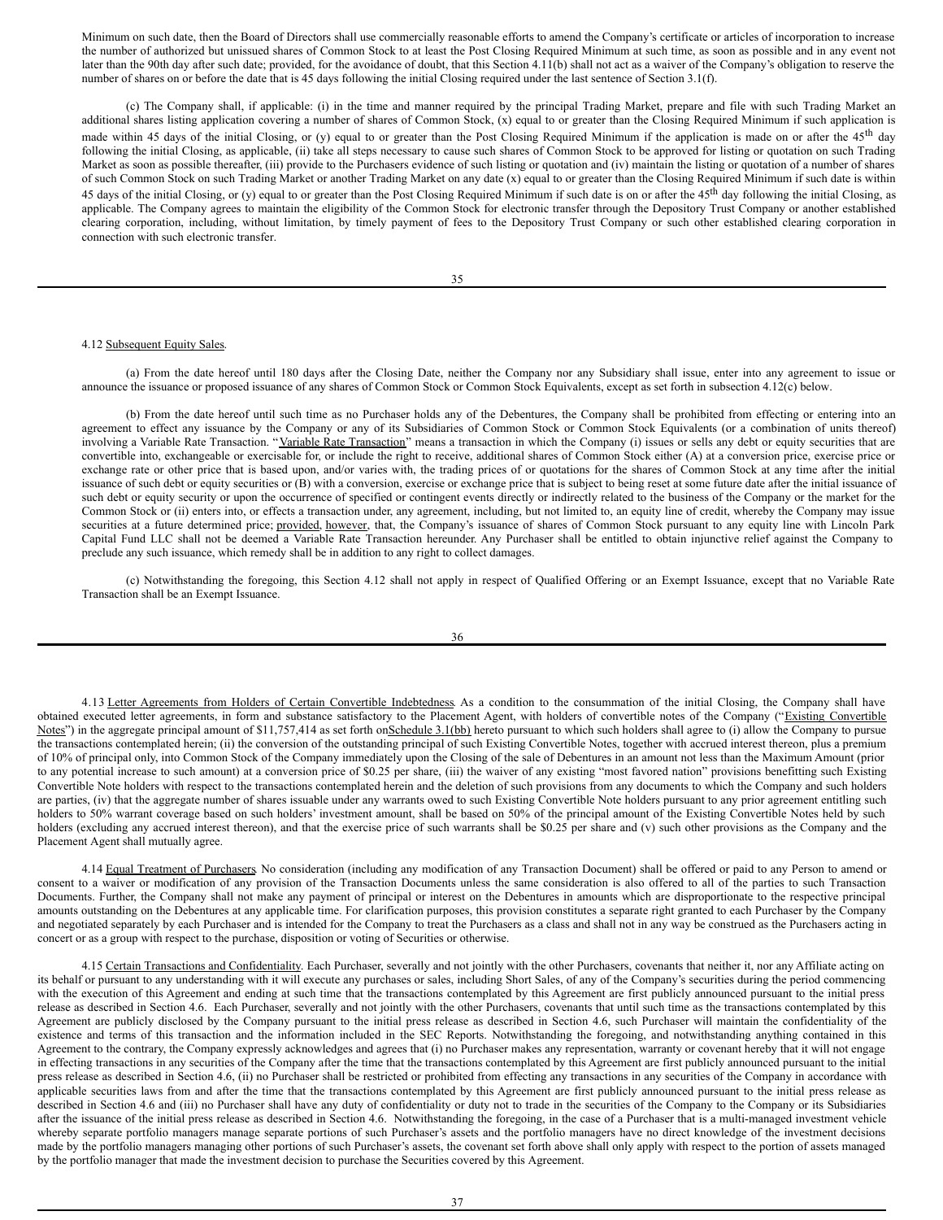Minimum on such date, then the Board of Directors shall use commercially reasonable efforts to amend the Company's certificate or articles of incorporation to increase the number of authorized but unissued shares of Common Stock to at least the Post Closing Required Minimum at such time, as soon as possible and in any event not later than the 90th day after such date; provided, for the avoidance of doubt, that this Section 4.11(b) shall not act as a waiver of the Company's obligation to reserve the number of shares on or before the date that is 45 days following the initial Closing required under the last sentence of Section 3.1(f).

(c) The Company shall, if applicable: (i) in the time and manner required by the principal Trading Market, prepare and file with such Trading Market an additional shares listing application covering a number of shares of Common Stock, (x) equal to or greater than the Closing Required Minimum if such application is made within 45 days of the initial Closing, or (y) equal to or greater than the Post Closing Required Minimum if the application is made on or after the 45th day following the initial Closing, as applicable, (ii) take all steps necessary to cause such shares of Common Stock to be approved for listing or quotation on such Trading Market as soon as possible thereafter, (iii) provide to the Purchasers evidence of such listing or quotation and (iv) maintain the listing or quotation of a number of shares of such Common Stock on such Trading Market or another Trading Market on any date (x) equal to or greater than the Closing Required Minimum if such date is within 45 days of the initial Closing, or (y) equal to or greater than the Post Closing Required Minimum if such date is on or after the 45th day following the initial Closing, as applicable. The Company agrees to maintain the eligibility of the Common Stock for electronic transfer through the Depository Trust Company or another established clearing corporation, including, without limitation, by timely payment of fees to the Depository Trust Company or such other established clearing corporation in connection with such electronic transfer.

4.12 Subsequent Equity Sales.

(a) From the date hereof until 180 days after the Closing Date, neither the Company nor any Subsidiary shall issue, enter into any agreement to issue or announce the issuance or proposed issuance of any shares of Common Stock or Common Stock Equivalents, except as set forth in subsection 4.12(c) below.

(b) From the date hereof until such time as no Purchaser holds any of the Debentures, the Company shall be prohibited from effecting or entering into an agreement to effect any issuance by the Company or any of its Subsidiaries of Common Stock or Common Stock Equivalents (or a combination of units thereof) involving a Variable Rate Transaction. "Variable Rate Transaction" means a transaction in which the Company (i) issues or sells any debt or equity securities that are convertible into, exchangeable or exercisable for, or include the right to receive, additional shares of Common Stock either (A) at a conversion price, exercise price or exchange rate or other price that is based upon, and/or varies with, the trading prices of or quotations for the shares of Common Stock at any time after the initial issuance of such debt or equity securities or (B) with a conversion, exercise or exchange price that is subject to being reset at some future date after the initial issuance of such debt or equity security or upon the occurrence of specified or contingent events directly or indirectly related to the business of the Company or the market for the Common Stock or (ii) enters into, or effects a transaction under, any agreement, including, but not limited to, an equity line of credit, whereby the Company may issue securities at a future determined price; provided, however, that, the Company's issuance of shares of Common Stock pursuant to any equity line with Lincoln Park Capital Fund LLC shall not be deemed a Variable Rate Transaction hereunder. Any Purchaser shall be entitled to obtain injunctive relief against the Company to preclude any such issuance, which remedy shall be in addition to any right to collect damages.

(c) Notwithstanding the foregoing, this Section 4.12 shall not apply in respect of Qualified Offering or an Exempt Issuance, except that no Variable Rate Transaction shall be an Exempt Issuance.

4.13 Letter Agreements from Holders of Certain Convertible Indebtedness. As a condition to the consummation of the initial Closing, the Company shall have obtained executed letter agreements, in form and substance satisfactory to the Placement Agent, with holders of convertible notes of the Company ("Existing Convertible Notes") in the aggregate principal amount of $11,757,414 as set forth on Schedule 3.1(bb) hereto pursuant to which such holders shall agree to (i) allow the Company to pursue the transactions contemplated herein; (ii) the conversion of the outstanding principal of such Existing Convertible Notes, together with accrued interest thereon, plus a premium of 10% of principal only, into Common Stock of the Company immediately upon the Closing of the sale of Debentures in an amount not less than the Maximum Amount (prior to any potential increase to such amount) at a conversion price of $0.25 per share, (iii) the waiver of any existing "most favored nation" provisions benefitting such Existing Convertible Note holders with respect to the transactions contemplated herein and the deletion of such provisions from any documents to which the Company and such holders are parties, (iv) that the aggregate number of shares issuable under any warrants owed to such Existing Convertible Note holders pursuant to any prior agreement entitling such holders to 50% warrant coverage based on such holders' investment amount, shall be based on 50% of the principal amount of the Existing Convertible Notes held by such holders (excluding any accrued interest thereon), and that the exercise price of such warrants shall be $0.25 per share and (v) such other provisions as the Company and the Placement Agent shall mutually agree.

4.14 Equal Treatment of Purchasers. No consideration (including any modification of any Transaction Document) shall be offered or paid to any Person to amend or consent to a waiver or modification of any provision of the Transaction Documents unless the same consideration is also offered to all of the parties to such Transaction Documents. Further, the Company shall not make any payment of principal or interest on the Debentures in amounts which are disproportionate to the respective principal amounts outstanding on the Debentures at any applicable time. For clarification purposes, this provision constitutes a separate right granted to each Purchaser by the Company and negotiated separately by each Purchaser and is intended for the Company to treat the Purchasers as a class and shall not in any way be construed as the Purchasers acting in concert or as a group with respect to the purchase, disposition or voting of Securities or otherwise.

4.15 Certain Transactions and Confidentiality. Each Purchaser, severally and not jointly with the other Purchasers, covenants that neither it, nor any Affiliate acting on its behalf or pursuant to any understanding with it will execute any purchases or sales, including Short Sales, of any of the Company's securities during the period commencing with the execution of this Agreement and ending at such time that the transactions contemplated by this Agreement are first publicly announced pursuant to the initial press release as described in Section 4.6. Each Purchaser, severally and not jointly with the other Purchasers, covenants that until such time as the transactions contemplated by this Agreement are publicly disclosed by the Company pursuant to the initial press release as described in Section 4.6, such Purchaser will maintain the confidentiality of the existence and terms of this transaction and the information included in the SEC Reports. Notwithstanding the foregoing, and notwithstanding anything contained in this Agreement to the contrary, the Company expressly acknowledges and agrees that (i) no Purchaser makes any representation, warranty or covenant hereby that it will not engage in effecting transactions in any securities of the Company after the time that the transactions contemplated by this Agreement are first publicly announced pursuant to the initial press release as described in Section 4.6, (ii) no Purchaser shall be restricted or prohibited from effecting any transactions in any securities of the Company in accordance with applicable securities laws from and after the time that the transactions contemplated by this Agreement are first publicly announced pursuant to the initial press release as described in Section 4.6 and (iii) no Purchaser shall have any duty of confidentiality or duty not to trade in the securities of the Company to the Company or its Subsidiaries after the issuance of the initial press release as described in Section 4.6. Notwithstanding the foregoing, in the case of a Purchaser that is a multi-managed investment vehicle whereby separate portfolio managers manage separate portions of such Purchaser's assets and the portfolio managers have no direct knowledge of the investment decisions made by the portfolio managers managing other portions of such Purchaser's assets, the covenant set forth above shall only apply with respect to the portion of assets managed by the portfolio manager that made the investment decision to purchase the Securities covered by this Agreement.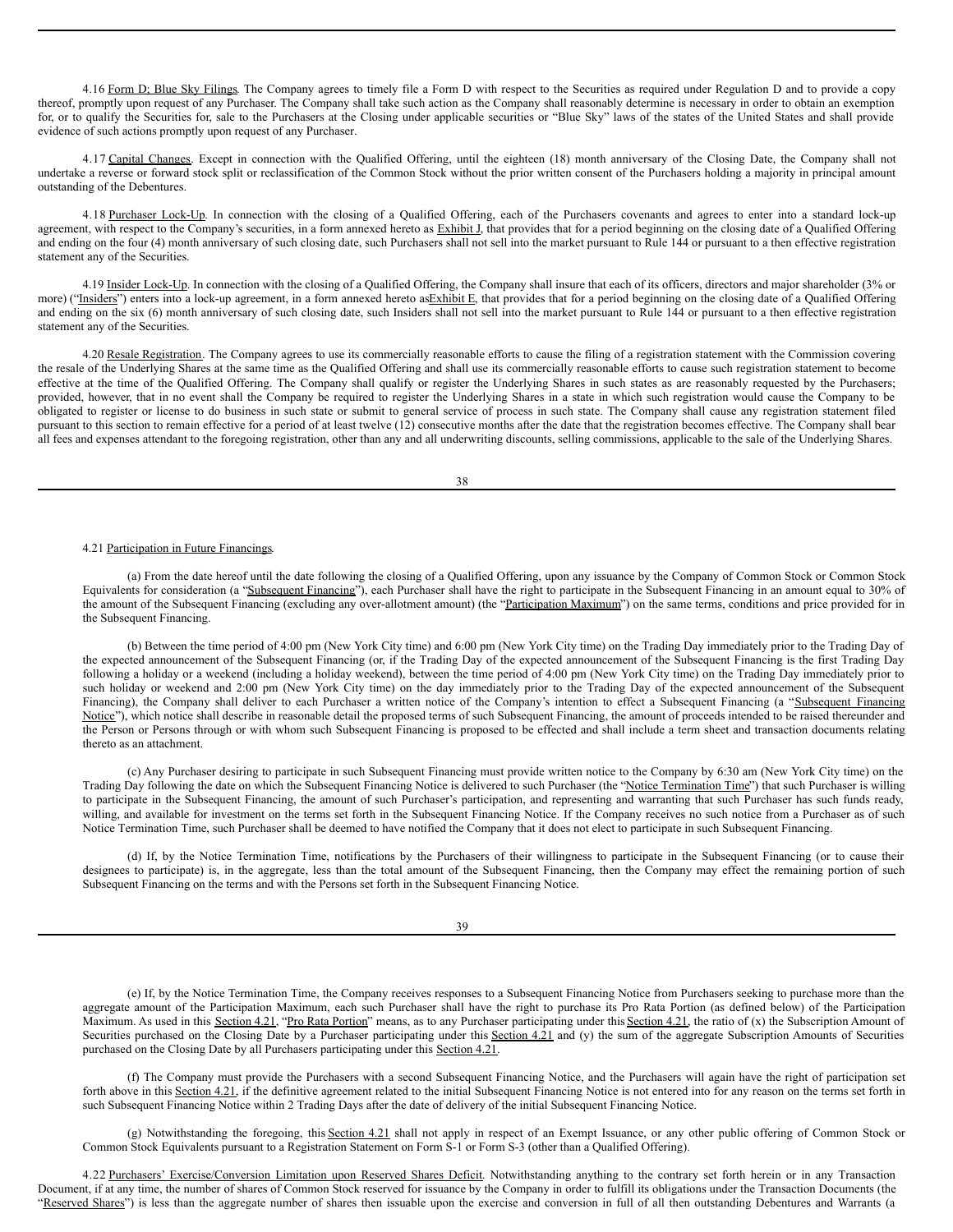4.16 Form D; Blue Sky Filings. The Company agrees to timely file a Form D with respect to the Securities as required under Regulation D and to provide a copy thereof, promptly upon request of any Purchaser. The Company shall take such action as the Company shall reasonably determine is necessary in order to obtain an exemption for, or to qualify the Securities for, sale to the Purchasers at the Closing under applicable securities or "Blue Sky" laws of the states of the United States and shall provide evidence of such actions promptly upon request of any Purchaser.

4.17 Capital Changes. Except in connection with the Qualified Offering, until the eighteen (18) month anniversary of the Closing Date, the Company shall not undertake a reverse or forward stock split or reclassification of the Common Stock without the prior written consent of the Purchasers holding a majority in principal amount outstanding of the Debentures.

4.18 Purchaser Lock-Up. In connection with the closing of a Qualified Offering, each of the Purchasers covenants and agrees to enter into a standard lock-up agreement, with respect to the Company's securities, in a form annexed hereto as Exhibit J, that provides that for a period beginning on the closing date of a Qualified Offering and ending on the four (4) month anniversary of such closing date, such Purchasers shall not sell into the market pursuant to Rule 144 or pursuant to a then effective registration statement any of the Securities.

4.19 Insider Lock-Up. In connection with the closing of a Qualified Offering, the Company shall insure that each of its officers, directors and major shareholder (3% or more) ("Insiders") enters into a lock-up agreement, in a form annexed hereto asExhibit E, that provides that for a period beginning on the closing date of a Qualified Offering and ending on the six (6) month anniversary of such closing date, such Insiders shall not sell into the market pursuant to Rule 144 or pursuant to a then effective registration statement any of the Securities.

4.20 Resale Registration. The Company agrees to use its commercially reasonable efforts to cause the filing of a registration statement with the Commission covering the resale of the Underlying Shares at the same time as the Qualified Offering and shall use its commercially reasonable efforts to cause such registration statement to become effective at the time of the Qualified Offering. The Company shall qualify or register the Underlying Shares in such states as are reasonably requested by the Purchasers; provided, however, that in no event shall the Company be required to register the Underlying Shares in a state in which such registration would cause the Company to be obligated to register or license to do business in such state or submit to general service of process in such state. The Company shall cause any registration statement filed pursuant to this section to remain effective for a period of at least twelve (12) consecutive months after the date that the registration becomes effective. The Company shall bear all fees and expenses attendant to the foregoing registration, other than any and all underwriting discounts, selling commissions, applicable to the sale of the Underlying Shares.

4.21 Participation in Future Financings.

(a) From the date hereof until the date following the closing of a Qualified Offering, upon any issuance by the Company of Common Stock or Common Stock Equivalents for consideration (a "Subsequent Financing"), each Purchaser shall have the right to participate in the Subsequent Financing in an amount equal to 30% of the amount of the Subsequent Financing (excluding any over-allotment amount) (the "Participation Maximum") on the same terms, conditions and price provided for in the Subsequent Financing.

(b) Between the time period of 4:00 pm (New York City time) and 6:00 pm (New York City time) on the Trading Day immediately prior to the Trading Day of the expected announcement of the Subsequent Financing (or, if the Trading Day of the expected announcement of the Subsequent Financing is the first Trading Day following a holiday or a weekend (including a holiday weekend), between the time period of 4:00 pm (New York City time) on the Trading Day immediately prior to such holiday or weekend and 2:00 pm (New York City time) on the day immediately prior to the Trading Day of the expected announcement of the Subsequent Financing), the Company shall deliver to each Purchaser a written notice of the Company's intention to effect a Subsequent Financing (a "Subsequent Financing Notice"), which notice shall describe in reasonable detail the proposed terms of such Subsequent Financing, the amount of proceeds intended to be raised thereunder and the Person or Persons through or with whom such Subsequent Financing is proposed to be effected and shall include a term sheet and transaction documents relating thereto as an attachment.

(c) Any Purchaser desiring to participate in such Subsequent Financing must provide written notice to the Company by 6:30 am (New York City time) on the Trading Day following the date on which the Subsequent Financing Notice is delivered to such Purchaser (the "Notice Termination Time") that such Purchaser is willing to participate in the Subsequent Financing, the amount of such Purchaser's participation, and representing and warranting that such Purchaser has such funds ready, willing, and available for investment on the terms set forth in the Subsequent Financing Notice. If the Company receives no such notice from a Purchaser as of such Notice Termination Time, such Purchaser shall be deemed to have notified the Company that it does not elect to participate in such Subsequent Financing.

(d) If, by the Notice Termination Time, notifications by the Purchasers of their willingness to participate in the Subsequent Financing (or to cause their designees to participate) is, in the aggregate, less than the total amount of the Subsequent Financing, then the Company may effect the remaining portion of such Subsequent Financing on the terms and with the Persons set forth in the Subsequent Financing Notice.

(e) If, by the Notice Termination Time, the Company receives responses to a Subsequent Financing Notice from Purchasers seeking to purchase more than the aggregate amount of the Participation Maximum, each such Purchaser shall have the right to purchase its Pro Rata Portion (as defined below) of the Participation Maximum. As used in this Section 4.21, "Pro Rata Portion" means, as to any Purchaser participating under this Section 4.21, the ratio of (x) the Subscription Amount of Securities purchased on the Closing Date by a Purchaser participating under this Section 4.21 and (y) the sum of the aggregate Subscription Amounts of Securities purchased on the Closing Date by all Purchasers participating under this Section 4.21.

(f) The Company must provide the Purchasers with a second Subsequent Financing Notice, and the Purchasers will again have the right of participation set forth above in this Section 4.21, if the definitive agreement related to the initial Subsequent Financing Notice is not entered into for any reason on the terms set forth in such Subsequent Financing Notice within 2 Trading Days after the date of delivery of the initial Subsequent Financing Notice.

(g) Notwithstanding the foregoing, this Section 4.21 shall not apply in respect of an Exempt Issuance, or any other public offering of Common Stock or Common Stock Equivalents pursuant to a Registration Statement on Form S-1 or Form S-3 (other than a Qualified Offering).

4.22 Purchasers' Exercise/Conversion Limitation upon Reserved Shares Deficit. Notwithstanding anything to the contrary set forth herein or in any Transaction Document, if at any time, the number of shares of Common Stock reserved for issuance by the Company in order to fulfill its obligations under the Transaction Documents (the "Reserved Shares") is less than the aggregate number of shares then issuable upon the exercise and conversion in full of all then outstanding Debentures and Warrants (a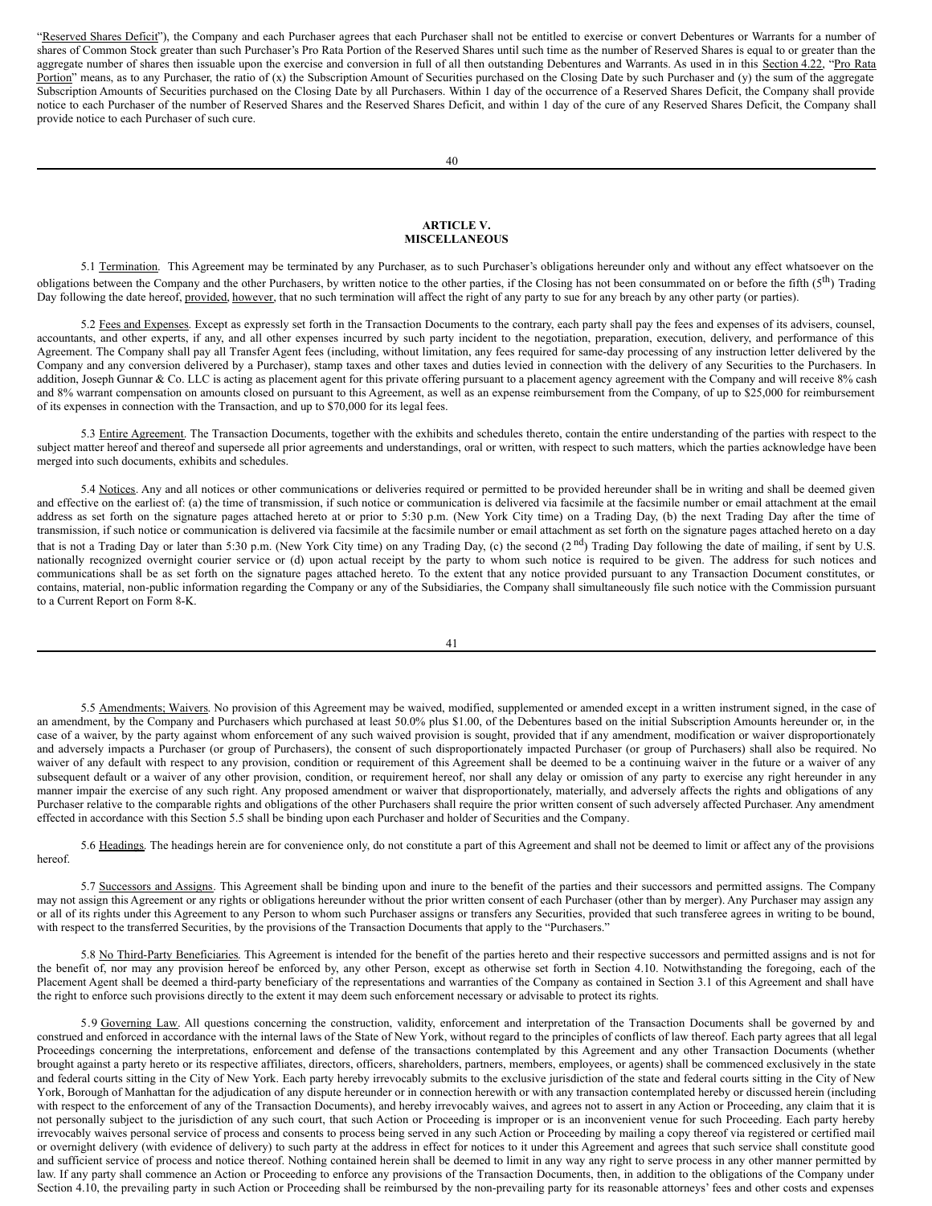"Reserved Shares Deficit"), the Company and each Purchaser agrees that each Purchaser shall not be entitled to exercise or convert Debentures or Warrants for a number of shares of Common Stock greater than such Purchaser's Pro Rata Portion of the Reserved Shares until such time as the number of Reserved Shares is equal to or greater than the aggregate number of shares then issuable upon the exercise and conversion in full of all then outstanding Debentures and Warrants. As used in in this Section 4.22, "Pro Rata Portion" means, as to any Purchaser, the ratio of (x) the Subscription Amount of Securities purchased on the Closing Date by such Purchaser and (y) the sum of the aggregate Subscription Amounts of Securities purchased on the Closing Date by all Purchasers. Within 1 day of the occurrence of a Reserved Shares Deficit, the Company shall provide notice to each Purchaser of the number of Reserved Shares and the Reserved Shares Deficit, and within 1 day of the cure of any Reserved Shares Deficit, the Company shall provide notice to each Purchaser of such cure.

## ARTICLE V.
## MISCELLANEOUS

5.1 Termination. This Agreement may be terminated by any Purchaser, as to such Purchaser's obligations hereunder only and without any effect whatsoever on the obligations between the Company and the other Purchasers, by written notice to the other parties, if the Closing has not been consummated on or before the fifth (5th) Trading Day following the date hereof, provided, however, that no such termination will affect the right of any party to sue for any breach by any other party (or parties).

5.2 Fees and Expenses. Except as expressly set forth in the Transaction Documents to the contrary, each party shall pay the fees and expenses of its advisers, counsel, accountants, and other experts, if any, and all other expenses incurred by such party incident to the negotiation, preparation, execution, delivery, and performance of this Agreement. The Company shall pay all Transfer Agent fees (including, without limitation, any fees required for same-day processing of any instruction letter delivered by the Company and any conversion delivered by a Purchaser), stamp taxes and other taxes and duties levied in connection with the delivery of any Securities to the Purchasers. In addition, Joseph Gunnar & Co. LLC is acting as placement agent for this private offering pursuant to a placement agency agreement with the Company and will receive 8% cash and 8% warrant compensation on amounts closed on pursuant to this Agreement, as well as an expense reimbursement from the Company, of up to $25,000 for reimbursement of its expenses in connection with the Transaction, and up to $70,000 for its legal fees.

5.3 Entire Agreement. The Transaction Documents, together with the exhibits and schedules thereto, contain the entire understanding of the parties with respect to the subject matter hereof and thereof and supersede all prior agreements and understandings, oral or written, with respect to such matters, which the parties acknowledge have been merged into such documents, exhibits and schedules.

5.4 Notices. Any and all notices or other communications or deliveries required or permitted to be provided hereunder shall be in writing and shall be deemed given and effective on the earliest of: (a) the time of transmission, if such notice or communication is delivered via facsimile at the facsimile number or email attachment at the email address as set forth on the signature pages attached hereto at or prior to 5:30 p.m. (New York City time) on a Trading Day, (b) the next Trading Day after the time of transmission, if such notice or communication is delivered via facsimile at the facsimile number or email attachment as set forth on the signature pages attached hereto on a day that is not a Trading Day or later than 5:30 p.m. (New York City time) on any Trading Day, (c) the second (2nd) Trading Day following the date of mailing, if sent by U.S. nationally recognized overnight courier service or (d) upon actual receipt by the party to whom such notice is required to be given. The address for such notices and communications shall be as set forth on the signature pages attached hereto. To the extent that any notice provided pursuant to any Transaction Document constitutes, or contains, material, non-public information regarding the Company or any of the Subsidiaries, the Company shall simultaneously file such notice with the Commission pursuant to a Current Report on Form 8-K.

5.5 Amendments; Waivers. No provision of this Agreement may be waived, modified, supplemented or amended except in a written instrument signed, in the case of an amendment, by the Company and Purchasers which purchased at least 50.0% plus $1.00, of the Debentures based on the initial Subscription Amounts hereunder or, in the case of a waiver, by the party against whom enforcement of any such waived provision is sought, provided that if any amendment, modification or waiver disproportionately and adversely impacts a Purchaser (or group of Purchasers), the consent of such disproportionately impacted Purchaser (or group of Purchasers) shall also be required. No waiver of any default with respect to any provision, condition or requirement of this Agreement shall be deemed to be a continuing waiver in the future or a waiver of any subsequent default or a waiver of any other provision, condition, or requirement hereof, nor shall any delay or omission of any party to exercise any right hereunder in any manner impair the exercise of any such right. Any proposed amendment or waiver that disproportionately, materially, and adversely affects the rights and obligations of any Purchaser relative to the comparable rights and obligations of the other Purchasers shall require the prior written consent of such adversely affected Purchaser. Any amendment effected in accordance with this Section 5.5 shall be binding upon each Purchaser and holder of Securities and the Company.

5.6 Headings. The headings herein are for convenience only, do not constitute a part of this Agreement and shall not be deemed to limit or affect any of the provisions hereof.

5.7 Successors and Assigns. This Agreement shall be binding upon and inure to the benefit of the parties and their successors and permitted assigns. The Company may not assign this Agreement or any rights or obligations hereunder without the prior written consent of each Purchaser (other than by merger). Any Purchaser may assign any or all of its rights under this Agreement to any Person to whom such Purchaser assigns or transfers any Securities, provided that such transferee agrees in writing to be bound, with respect to the transferred Securities, by the provisions of the Transaction Documents that apply to the "Purchasers."

5.8 No Third-Party Beneficiaries. This Agreement is intended for the benefit of the parties hereto and their respective successors and permitted assigns and is not for the benefit of, nor may any provision hereof be enforced by, any other Person, except as otherwise set forth in Section 4.10. Notwithstanding the foregoing, each of the Placement Agent shall be deemed a third-party beneficiary of the representations and warranties of the Company as contained in Section 3.1 of this Agreement and shall have the right to enforce such provisions directly to the extent it may deem such enforcement necessary or advisable to protect its rights.

5.9 Governing Law. All questions concerning the construction, validity, enforcement and interpretation of the Transaction Documents shall be governed by and construed and enforced in accordance with the internal laws of the State of New York, without regard to the principles of conflicts of law thereof. Each party agrees that all legal Proceedings concerning the interpretations, enforcement and defense of the transactions contemplated by this Agreement and any other Transaction Documents (whether brought against a party hereto or its respective affiliates, directors, officers, shareholders, partners, members, employees, or agents) shall be commenced exclusively in the state and federal courts sitting in the City of New York. Each party hereby irrevocably submits to the exclusive jurisdiction of the state and federal courts sitting in the City of New York, Borough of Manhattan for the adjudication of any dispute hereunder or in connection herewith or with any transaction contemplated hereby or discussed herein (including with respect to the enforcement of any of the Transaction Documents), and hereby irrevocably waives, and agrees not to assert in any Action or Proceeding, any claim that it is not personally subject to the jurisdiction of any such court, that such Action or Proceeding is improper or is an inconvenient venue for such Proceeding. Each party hereby irrevocably waives personal service of process and consents to process being served in any such Action or Proceeding by mailing a copy thereof via registered or certified mail or overnight delivery (with evidence of delivery) to such party at the address in effect for notices to it under this Agreement and agrees that such service shall constitute good and sufficient service of process and notice thereof. Nothing contained herein shall be deemed to limit in any way any right to serve process in any other manner permitted by law. If any party shall commence an Action or Proceeding to enforce any provisions of the Transaction Documents, then, in addition to the obligations of the Company under Section 4.10, the prevailing party in such Action or Proceeding shall be reimbursed by the non-prevailing party for its reasonable attorneys' fees and other costs and expenses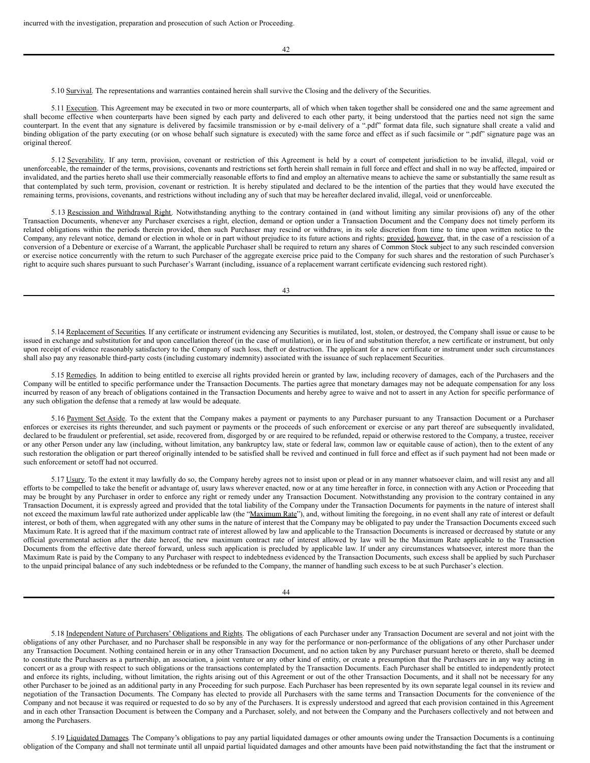incurred with the investigation, preparation and prosecution of such Action or Proceeding.

5.10 Survival. The representations and warranties contained herein shall survive the Closing and the delivery of the Securities.

5.11 Execution. This Agreement may be executed in two or more counterparts, all of which when taken together shall be considered one and the same agreement and shall become effective when counterparts have been signed by each party and delivered to each other party, it being understood that the parties need not sign the same counterpart. In the event that any signature is delivered by facsimile transmission or by e-mail delivery of a ".pdf" format data file, such signature shall create a valid and binding obligation of the party executing (or on whose behalf such signature is executed) with the same force and effect as if such facsimile or ".pdf" signature page was an original thereof.

5.12 Severability. If any term, provision, covenant or restriction of this Agreement is held by a court of competent jurisdiction to be invalid, illegal, void or unenforceable, the remainder of the terms, provisions, covenants and restrictions set forth herein shall remain in full force and effect and shall in no way be affected, impaired or invalidated, and the parties hereto shall use their commercially reasonable efforts to find and employ an alternative means to achieve the same or substantially the same result as that contemplated by such term, provision, covenant or restriction. It is hereby stipulated and declared to be the intention of the parties that they would have executed the remaining terms, provisions, covenants, and restrictions without including any of such that may be hereafter declared invalid, illegal, void or unenforceable.

5.13 Rescission and Withdrawal Right. Notwithstanding anything to the contrary contained in (and without limiting any similar provisions of) any of the other Transaction Documents, whenever any Purchaser exercises a right, election, demand or option under a Transaction Document and the Company does not timely perform its related obligations within the periods therein provided, then such Purchaser may rescind or withdraw, in its sole discretion from time to time upon written notice to the Company, any relevant notice, demand or election in whole or in part without prejudice to its future actions and rights; provided, however, that, in the case of a rescission of a conversion of a Debenture or exercise of a Warrant, the applicable Purchaser shall be required to return any shares of Common Stock subject to any such rescinded conversion or exercise notice concurrently with the return to such Purchaser of the aggregate exercise price paid to the Company for such shares and the restoration of such Purchaser's right to acquire such shares pursuant to such Purchaser's Warrant (including, issuance of a replacement warrant certificate evidencing such restored right).

5.14 Replacement of Securities. If any certificate or instrument evidencing any Securities is mutilated, lost, stolen, or destroyed, the Company shall issue or cause to be issued in exchange and substitution for and upon cancellation thereof (in the case of mutilation), or in lieu of and substitution therefor, a new certificate or instrument, but only upon receipt of evidence reasonably satisfactory to the Company of such loss, theft or destruction. The applicant for a new certificate or instrument under such circumstances shall also pay any reasonable third-party costs (including customary indemnity) associated with the issuance of such replacement Securities.

5.15 Remedies. In addition to being entitled to exercise all rights provided herein or granted by law, including recovery of damages, each of the Purchasers and the Company will be entitled to specific performance under the Transaction Documents. The parties agree that monetary damages may not be adequate compensation for any loss incurred by reason of any breach of obligations contained in the Transaction Documents and hereby agree to waive and not to assert in any Action for specific performance of any such obligation the defense that a remedy at law would be adequate.

5.16 Payment Set Aside. To the extent that the Company makes a payment or payments to any Purchaser pursuant to any Transaction Document or a Purchaser enforces or exercises its rights thereunder, and such payment or payments or the proceeds of such enforcement or exercise or any part thereof are subsequently invalidated, declared to be fraudulent or preferential, set aside, recovered from, disgorged by or are required to be refunded, repaid or otherwise restored to the Company, a trustee, receiver or any other Person under any law (including, without limitation, any bankruptcy law, state or federal law, common law or equitable cause of action), then to the extent of any such restoration the obligation or part thereof originally intended to be satisfied shall be revived and continued in full force and effect as if such payment had not been made or such enforcement or setoff had not occurred.

5.17 Usury. To the extent it may lawfully do so, the Company hereby agrees not to insist upon or plead or in any manner whatsoever claim, and will resist any and all efforts to be compelled to take the benefit or advantage of, usury laws wherever enacted, now or at any time hereafter in force, in connection with any Action or Proceeding that may be brought by any Purchaser in order to enforce any right or remedy under any Transaction Document. Notwithstanding any provision to the contrary contained in any Transaction Document, it is expressly agreed and provided that the total liability of the Company under the Transaction Documents for payments in the nature of interest shall not exceed the maximum lawful rate authorized under applicable law (the "Maximum Rate"), and, without limiting the foregoing, in no event shall any rate of interest or default interest, or both of them, when aggregated with any other sums in the nature of interest that the Company may be obligated to pay under the Transaction Documents exceed such Maximum Rate. It is agreed that if the maximum contract rate of interest allowed by law and applicable to the Transaction Documents is increased or decreased by statute or any official governmental action after the date hereof, the new maximum contract rate of interest allowed by law will be the Maximum Rate applicable to the Transaction Documents from the effective date thereof forward, unless such application is precluded by applicable law. If under any circumstances whatsoever, interest more than the Maximum Rate is paid by the Company to any Purchaser with respect to indebtedness evidenced by the Transaction Documents, such excess shall be applied by such Purchaser to the unpaid principal balance of any such indebtedness or be refunded to the Company, the manner of handling such excess to be at such Purchaser's election.

5.18 Independent Nature of Purchasers' Obligations and Rights. The obligations of each Purchaser under any Transaction Document are several and not joint with the obligations of any other Purchaser, and no Purchaser shall be responsible in any way for the performance or non-performance of the obligations of any other Purchaser under any Transaction Document. Nothing contained herein or in any other Transaction Document, and no action taken by any Purchaser pursuant hereto or thereto, shall be deemed to constitute the Purchasers as a partnership, an association, a joint venture or any other kind of entity, or create a presumption that the Purchasers are in any way acting in concert or as a group with respect to such obligations or the transactions contemplated by the Transaction Documents. Each Purchaser shall be entitled to independently protect and enforce its rights, including, without limitation, the rights arising out of this Agreement or out of the other Transaction Documents, and it shall not be necessary for any other Purchaser to be joined as an additional party in any Proceeding for such purpose. Each Purchaser has been represented by its own separate legal counsel in its review and negotiation of the Transaction Documents. The Company has elected to provide all Purchasers with the same terms and Transaction Documents for the convenience of the Company and not because it was required or requested to do so by any of the Purchasers. It is expressly understood and agreed that each provision contained in this Agreement and in each other Transaction Document is between the Company and a Purchaser, solely, and not between the Company and the Purchasers collectively and not between and among the Purchasers.

5.19 Liquidated Damages. The Company's obligations to pay any partial liquidated damages or other amounts owing under the Transaction Documents is a continuing obligation of the Company and shall not terminate until all unpaid partial liquidated damages and other amounts have been paid notwithstanding the fact that the instrument or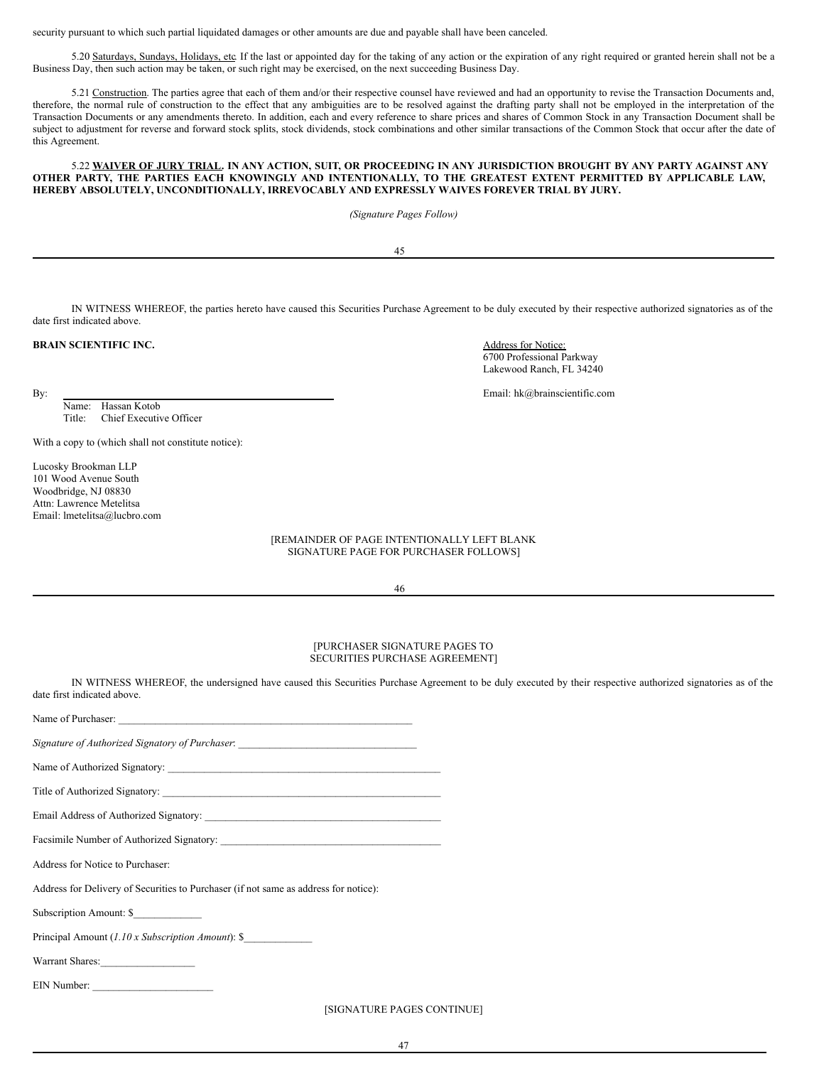security pursuant to which such partial liquidated damages or other amounts are due and payable shall have been canceled.

5.20 Saturdays, Sundays, Holidays, etc. If the last or appointed day for the taking of any action or the expiration of any right required or granted herein shall not be a Business Day, then such action may be taken, or such right may be exercised, on the next succeeding Business Day.

5.21 Construction. The parties agree that each of them and/or their respective counsel have reviewed and had an opportunity to revise the Transaction Documents and, therefore, the normal rule of construction to the effect that any ambiguities are to be resolved against the drafting party shall not be employed in the interpretation of the Transaction Documents or any amendments thereto. In addition, each and every reference to share prices and shares of Common Stock in any Transaction Document shall be subject to adjustment for reverse and forward stock splits, stock dividends, stock combinations and other similar transactions of the Common Stock that occur after the date of this Agreement.

**5.22 WAIVER OF JURY TRIAL. IN ANY ACTION, SUIT, OR PROCEEDING IN ANY JURISDICTION BROUGHT BY ANY PARTY AGAINST ANY OTHER PARTY, THE PARTIES EACH KNOWINGLY AND INTENTIONALLY, TO THE GREATEST EXTENT PERMITTED BY APPLICABLE LAW, HEREBY ABSOLUTELY, UNCONDITIONALLY, IRREVOCABLY AND EXPRESSLY WAIVES FOREVER TRIAL BY JURY.**

*(Signature Pages Follow)*

IN WITNESS WHEREOF, the parties hereto have caused this Securities Purchase Agreement to be duly executed by their respective authorized signatories as of the date first indicated above.

**BRAIN SCIENTIFIC INC.**

By: ____________________________________________
Name: Hassan Kotob
Title: Chief Executive Officer

Address for Notice:
6700 Professional Parkway
Lakewood Ranch, FL 34240

Email: hk@brainscientific.com

With a copy to (which shall not constitute notice):

Lucosky Brookman LLP
101 Wood Avenue South
Woodbridge, NJ 08830
Attn: Lawrence Metelitsa
Email: lmetelitsa@lucbro.com

[REMAINDER OF PAGE INTENTIONALLY LEFT BLANK
SIGNATURE PAGE FOR PURCHASER FOLLOWS]

[PURCHASER SIGNATURE PAGES TO
SECURITIES PURCHASE AGREEMENT]

IN WITNESS WHEREOF, the undersigned have caused this Securities Purchase Agreement to be duly executed by their respective authorized signatories as of the date first indicated above.

Name of Purchaser: ________________________________________________________

*Signature of Authorized Signatory of Purchaser*: _________________________________

Name of Authorized Signatory: ____________________________________________________

Title of Authorized Signatory: _____________________________________________________

Email Address of Authorized Signatory: ____________________________________________

Facsimile Number of Authorized Signatory: __________________________________________

Address for Notice to Purchaser:

Address for Delivery of Securities to Purchaser (if not same as address for notice):

Subscription Amount: $____________

Principal Amount (*1.10 x Subscription Amount*): $____________

Warrant Shares:_________________

EIN Number: ______________________

[SIGNATURE PAGES CONTINUE]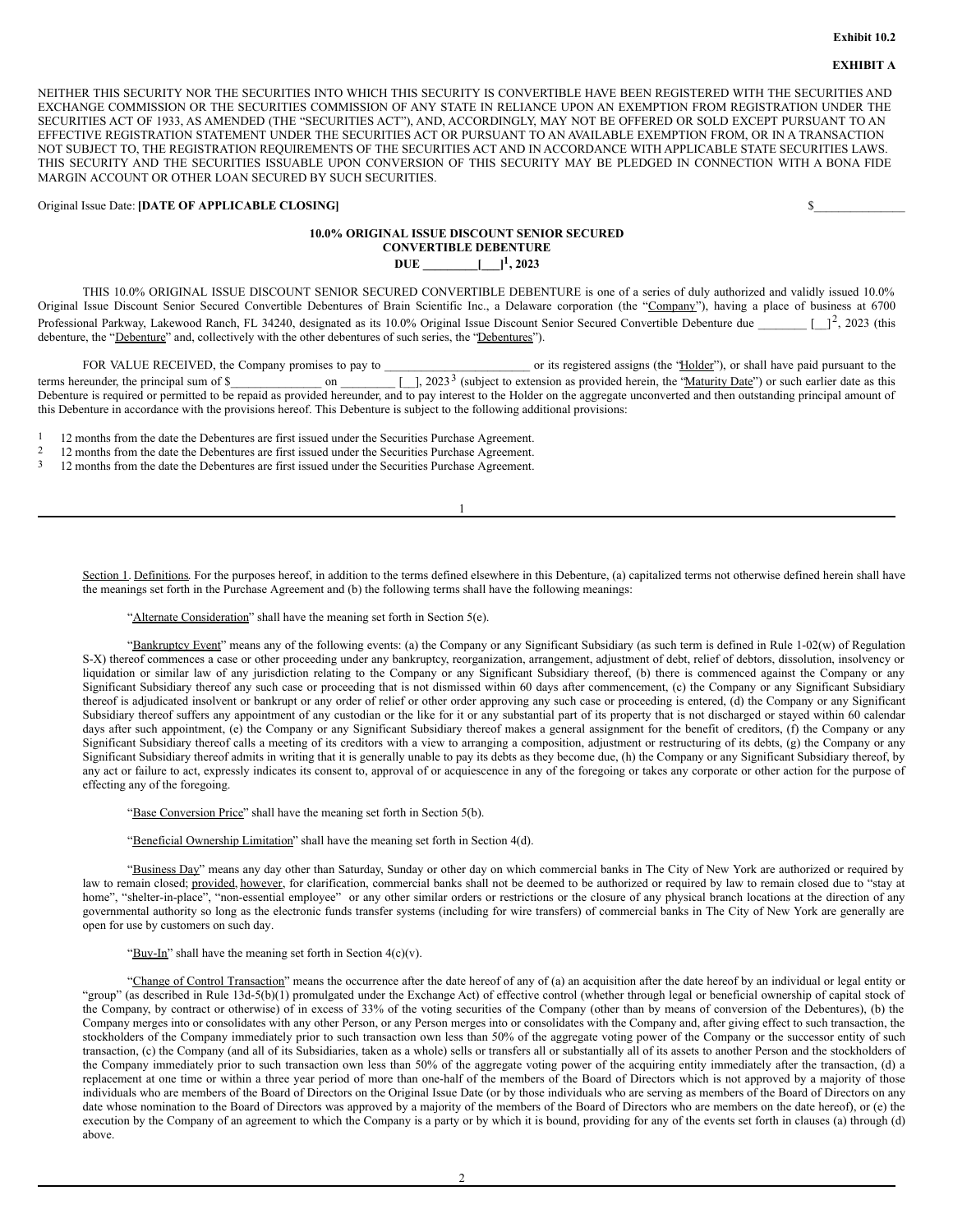**Exhibit 10.2**

**EXHIBIT A**

NEITHER THIS SECURITY NOR THE SECURITIES INTO WHICH THIS SECURITY IS CONVERTIBLE HAVE BEEN REGISTERED WITH THE SECURITIES AND EXCHANGE COMMISSION OR THE SECURITIES COMMISSION OF ANY STATE IN RELIANCE UPON AN EXEMPTION FROM REGISTRATION UNDER THE SECURITIES ACT OF 1933, AS AMENDED (THE "SECURITIES ACT"), AND, ACCORDINGLY, MAY NOT BE OFFERED OR SOLD EXCEPT PURSUANT TO AN EFFECTIVE REGISTRATION STATEMENT UNDER THE SECURITIES ACT OR PURSUANT TO AN AVAILABLE EXEMPTION FROM, OR IN A TRANSACTION NOT SUBJECT TO, THE REGISTRATION REQUIREMENTS OF THE SECURITIES ACT AND IN ACCORDANCE WITH APPLICABLE STATE SECURITIES LAWS. THIS SECURITY AND THE SECURITIES ISSUABLE UPON CONVERSION OF THIS SECURITY MAY BE PLEDGED IN CONNECTION WITH A BONA FIDE MARGIN ACCOUNT OR OTHER LOAN SECURED BY SUCH SECURITIES.

Original Issue Date: **[DATE OF APPLICABLE CLOSING]** $_______________

**10.0% ORIGINAL ISSUE DISCOUNT SENIOR SECURED CONVERTIBLE DEBENTURE DUE _________[___][1], 2023**

THIS 10.0% ORIGINAL ISSUE DISCOUNT SENIOR SECURED CONVERTIBLE DEBENTURE is one of a series of duly authorized and validly issued 10.0% Original Issue Discount Senior Secured Convertible Debentures of Brain Scientific Inc., a Delaware corporation (the "Company"), having a place of business at 6700 Professional Parkway, Lakewood Ranch, FL 34240, designated as its 10.0% Original Issue Discount Senior Secured Convertible Debenture due ________ [__][2], 2023 (this debenture, the "Debenture" and, collectively with the other debentures of such series, the "Debentures").

FOR VALUE RECEIVED, the Company promises to pay to ________________________ or its registered assigns (the "Holder"), or shall have paid pursuant to the terms hereunder, the principal sum of $_______________ on _________ [__], 2023[3] (subject to extension as provided herein, the "Maturity Date") or such earlier date as this Debenture is required or permitted to be repaid as provided hereunder, and to pay interest to the Holder on the aggregate unconverted and then outstanding principal amount of this Debenture in accordance with the provisions hereof. This Debenture is subject to the following additional provisions:

[1] 12 months from the date the Debentures are first issued under the Securities Purchase Agreement.
[2] 12 months from the date the Debentures are first issued under the Securities Purchase Agreement.
[3] 12 months from the date the Debentures are first issued under the Securities Purchase Agreement.

Section 1. Definitions. For the purposes hereof, in addition to the terms defined elsewhere in this Debenture, (a) capitalized terms not otherwise defined herein shall have the meanings set forth in the Purchase Agreement and (b) the following terms shall have the following meanings:

"Alternate Consideration" shall have the meaning set forth in Section 5(e).

"Bankruptcy Event" means any of the following events: (a) the Company or any Significant Subsidiary (as such term is defined in Rule 1-02(w) of Regulation S-X) thereof commences a case or other proceeding under any bankruptcy, reorganization, arrangement, adjustment of debt, relief of debtors, dissolution, insolvency or liquidation or similar law of any jurisdiction relating to the Company or any Significant Subsidiary thereof, (b) there is commenced against the Company or any Significant Subsidiary thereof any such case or proceeding that is not dismissed within 60 days after commencement, (c) the Company or any Significant Subsidiary thereof is adjudicated insolvent or bankrupt or any order of relief or other order approving any such case or proceeding is entered, (d) the Company or any Significant Subsidiary thereof suffers any appointment of any custodian or the like for it or any substantial part of its property that is not discharged or stayed within 60 calendar days after such appointment, (e) the Company or any Significant Subsidiary thereof makes a general assignment for the benefit of creditors, (f) the Company or any Significant Subsidiary thereof calls a meeting of its creditors with a view to arranging a composition, adjustment or restructuring of its debts, (g) the Company or any Significant Subsidiary thereof admits in writing that it is generally unable to pay its debts as they become due, (h) the Company or any Significant Subsidiary thereof, by any act or failure to act, expressly indicates its consent to, approval of or acquiescence in any of the foregoing or takes any corporate or other action for the purpose of effecting any of the foregoing.

"Base Conversion Price" shall have the meaning set forth in Section 5(b).

"Beneficial Ownership Limitation" shall have the meaning set forth in Section 4(d).

"Business Day" means any day other than Saturday, Sunday or other day on which commercial banks in The City of New York are authorized or required by law to remain closed; provided, however, for clarification, commercial banks shall not be deemed to be authorized or required by law to remain closed due to "stay at home", "shelter-in-place", "non-essential employee" or any other similar orders or restrictions or the closure of any physical branch locations at the direction of any governmental authority so long as the electronic funds transfer systems (including for wire transfers) of commercial banks in The City of New York are generally are open for use by customers on such day.

"Buy-In" shall have the meaning set forth in Section 4(c)(v).

"Change of Control Transaction" means the occurrence after the date hereof of any of (a) an acquisition after the date hereof by an individual or legal entity or "group" (as described in Rule 13d-5(b)(1) promulgated under the Exchange Act) of effective control (whether through legal or beneficial ownership of capital stock of the Company, by contract or otherwise) of in excess of 33% of the voting securities of the Company (other than by means of conversion of the Debentures), (b) the Company merges into or consolidates with any other Person, or any Person merges into or consolidates with the Company and, after giving effect to such transaction, the stockholders of the Company immediately prior to such transaction own less than 50% of the aggregate voting power of the Company or the successor entity of such transaction, (c) the Company (and all of its Subsidiaries, taken as a whole) sells or transfers all or substantially all of its assets to another Person and the stockholders of the Company immediately prior to such transaction own less than 50% of the aggregate voting power of the acquiring entity immediately after the transaction, (d) a replacement at one time or within a three year period of more than one-half of the members of the Board of Directors which is not approved by a majority of those individuals who are members of the Board of Directors on the Original Issue Date (or by those individuals who are serving as members of the Board of Directors on any date whose nomination to the Board of Directors was approved by a majority of the members of the Board of Directors who are members on the date hereof), or (e) the execution by the Company of an agreement to which the Company is a party or by which it is bound, providing for any of the events set forth in clauses (a) through (d) above.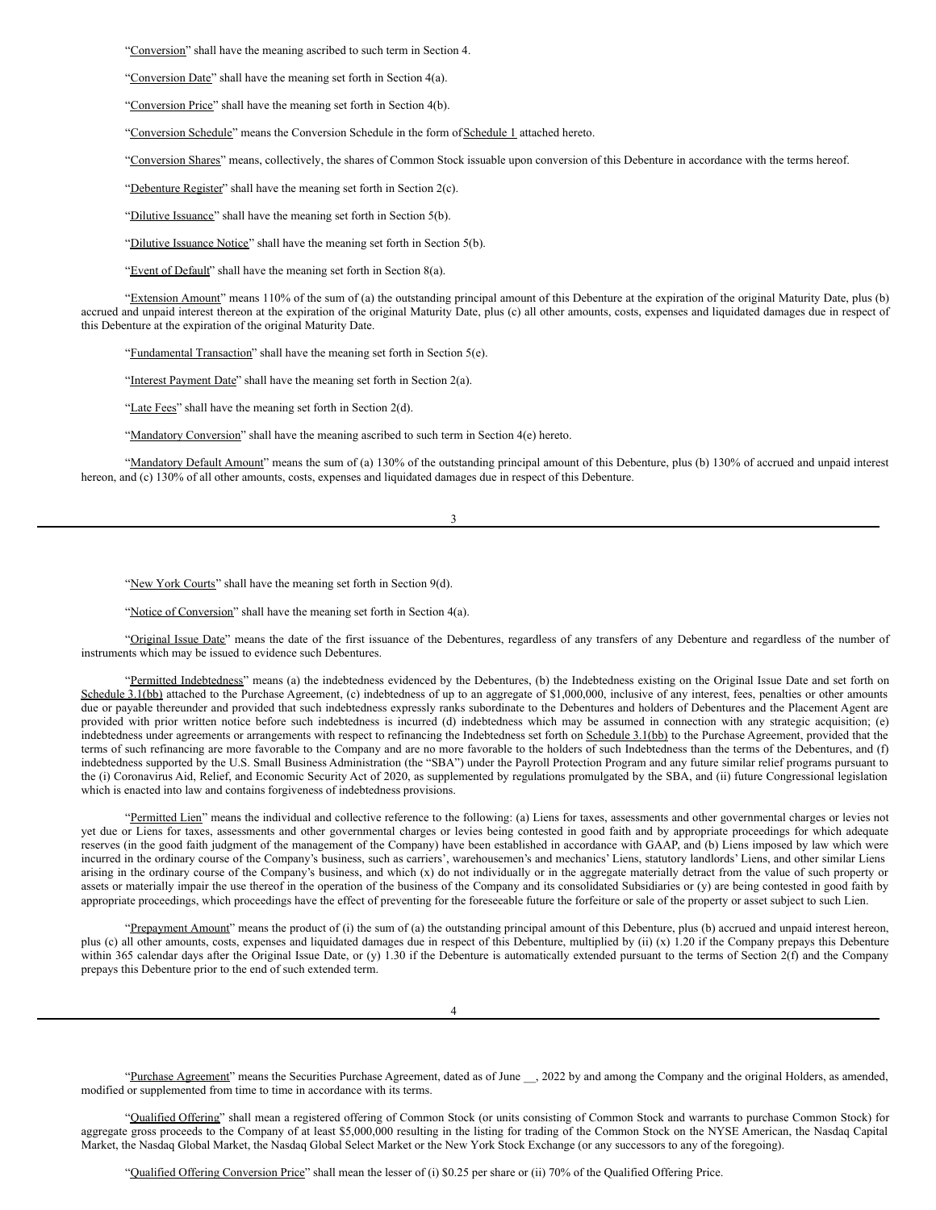"Conversion" shall have the meaning ascribed to such term in Section 4.

"Conversion Date" shall have the meaning set forth in Section 4(a).

"Conversion Price" shall have the meaning set forth in Section 4(b).

"Conversion Schedule" means the Conversion Schedule in the form of Schedule 1 attached hereto.

"Conversion Shares" means, collectively, the shares of Common Stock issuable upon conversion of this Debenture in accordance with the terms hereof.

"Debenture Register" shall have the meaning set forth in Section 2(c).

"Dilutive Issuance" shall have the meaning set forth in Section 5(b).

"Dilutive Issuance Notice" shall have the meaning set forth in Section 5(b).

"Event of Default" shall have the meaning set forth in Section 8(a).

"Extension Amount" means 110% of the sum of (a) the outstanding principal amount of this Debenture at the expiration of the original Maturity Date, plus (b) accrued and unpaid interest thereon at the expiration of the original Maturity Date, plus (c) all other amounts, costs, expenses and liquidated damages due in respect of this Debenture at the expiration of the original Maturity Date.

"Fundamental Transaction" shall have the meaning set forth in Section 5(e).

"Interest Payment Date" shall have the meaning set forth in Section 2(a).

"Late Fees" shall have the meaning set forth in Section 2(d).

"Mandatory Conversion" shall have the meaning ascribed to such term in Section 4(e) hereto.

"Mandatory Default Amount" means the sum of (a) 130% of the outstanding principal amount of this Debenture, plus (b) 130% of accrued and unpaid interest hereon, and (c) 130% of all other amounts, costs, expenses and liquidated damages due in respect of this Debenture.

"New York Courts" shall have the meaning set forth in Section 9(d).

"Notice of Conversion" shall have the meaning set forth in Section 4(a).

"Original Issue Date" means the date of the first issuance of the Debentures, regardless of any transfers of any Debenture and regardless of the number of instruments which may be issued to evidence such Debentures.

"Permitted Indebtedness" means (a) the indebtedness evidenced by the Debentures, (b) the Indebtedness existing on the Original Issue Date and set forth on Schedule 3.1(bb) attached to the Purchase Agreement, (c) indebtedness of up to an aggregate of $1,000,000, inclusive of any interest, fees, penalties or other amounts due or payable thereunder and provided that such indebtedness expressly ranks subordinate to the Debentures and holders of Debentures and the Placement Agent are provided with prior written notice before such indebtedness is incurred (d) indebtedness which may be assumed in connection with any strategic acquisition; (e) indebtedness under agreements or arrangements with respect to refinancing the Indebtedness set forth on Schedule 3.1(bb) to the Purchase Agreement, provided that the terms of such refinancing are more favorable to the Company and are no more favorable to the holders of such Indebtedness than the terms of the Debentures, and (f) indebtedness supported by the U.S. Small Business Administration (the "SBA") under the Payroll Protection Program and any future similar relief programs pursuant to the (i) Coronavirus Aid, Relief, and Economic Security Act of 2020, as supplemented by regulations promulgated by the SBA, and (ii) future Congressional legislation which is enacted into law and contains forgiveness of indebtedness provisions.

"Permitted Lien" means the individual and collective reference to the following: (a) Liens for taxes, assessments and other governmental charges or levies not yet due or Liens for taxes, assessments and other governmental charges or levies being contested in good faith and by appropriate proceedings for which adequate reserves (in the good faith judgment of the management of the Company) have been established in accordance with GAAP, and (b) Liens imposed by law which were incurred in the ordinary course of the Company's business, such as carriers', warehousemen's and mechanics' Liens, statutory landlords' Liens, and other similar Liens arising in the ordinary course of the Company's business, and which (x) do not individually or in the aggregate materially detract from the value of such property or assets or materially impair the use thereof in the operation of the business of the Company and its consolidated Subsidiaries or (y) are being contested in good faith by appropriate proceedings, which proceedings have the effect of preventing for the foreseeable future the forfeiture or sale of the property or asset subject to such Lien.

"Prepayment Amount" means the product of (i) the sum of (a) the outstanding principal amount of this Debenture, plus (b) accrued and unpaid interest hereon, plus (c) all other amounts, costs, expenses and liquidated damages due in respect of this Debenture, multiplied by (ii) (x) 1.20 if the Company prepays this Debenture within 365 calendar days after the Original Issue Date, or (y) 1.30 if the Debenture is automatically extended pursuant to the terms of Section 2(f) and the Company prepays this Debenture prior to the end of such extended term.

"Purchase Agreement" means the Securities Purchase Agreement, dated as of June __, 2022 by and among the Company and the original Holders, as amended, modified or supplemented from time to time in accordance with its terms.

"Qualified Offering" shall mean a registered offering of Common Stock (or units consisting of Common Stock and warrants to purchase Common Stock) for aggregate gross proceeds to the Company of at least $5,000,000 resulting in the listing for trading of the Common Stock on the NYSE American, the Nasdaq Capital Market, the Nasdaq Global Market, the Nasdaq Global Select Market or the New York Stock Exchange (or any successors to any of the foregoing).

"Qualified Offering Conversion Price" shall mean the lesser of (i) $0.25 per share or (ii) 70% of the Qualified Offering Price.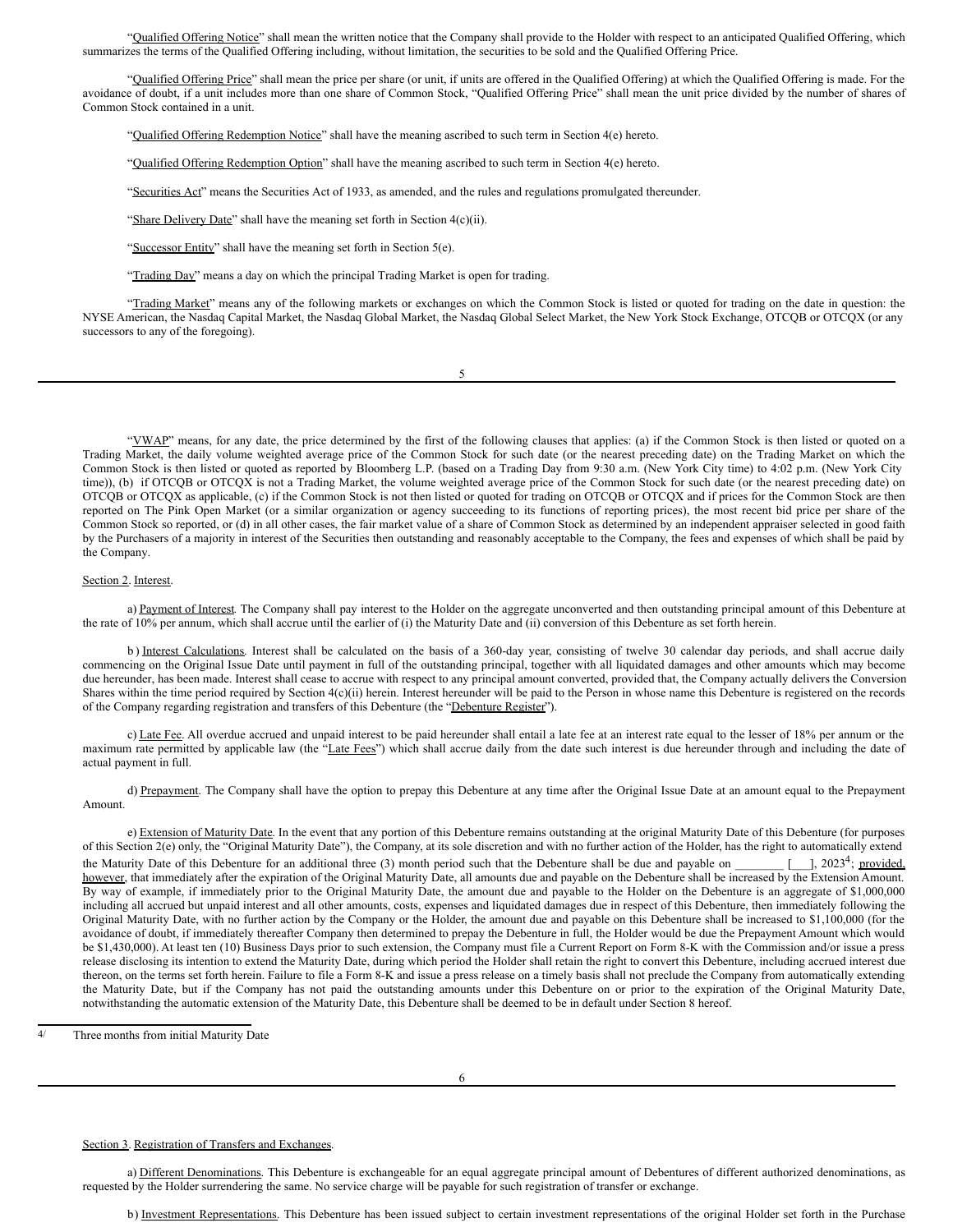"Qualified Offering Notice" shall mean the written notice that the Company shall provide to the Holder with respect to an anticipated Qualified Offering, which summarizes the terms of the Qualified Offering including, without limitation, the securities to be sold and the Qualified Offering Price.

"Qualified Offering Price" shall mean the price per share (or unit, if units are offered in the Qualified Offering) at which the Qualified Offering is made. For the avoidance of doubt, if a unit includes more than one share of Common Stock, "Qualified Offering Price" shall mean the unit price divided by the number of shares of Common Stock contained in a unit.

"Qualified Offering Redemption Notice" shall have the meaning ascribed to such term in Section 4(e) hereto.

"Qualified Offering Redemption Option" shall have the meaning ascribed to such term in Section 4(e) hereto.

"Securities Act" means the Securities Act of 1933, as amended, and the rules and regulations promulgated thereunder.

"Share Delivery Date" shall have the meaning set forth in Section 4(c)(ii).

"Successor Entity" shall have the meaning set forth in Section 5(e).

"Trading Day" means a day on which the principal Trading Market is open for trading.

"Trading Market" means any of the following markets or exchanges on which the Common Stock is listed or quoted for trading on the date in question: the NYSE American, the Nasdaq Capital Market, the Nasdaq Global Market, the Nasdaq Global Select Market, the New York Stock Exchange, OTCQB or OTCQX (or any successors to any of the foregoing).

"VWAP" means, for any date, the price determined by the first of the following clauses that applies: (a) if the Common Stock is then listed or quoted on a Trading Market, the daily volume weighted average price of the Common Stock for such date (or the nearest preceding date) on the Trading Market on which the Common Stock is then listed or quoted as reported by Bloomberg L.P. (based on a Trading Day from 9:30 a.m. (New York City time) to 4:02 p.m. (New York City time)), (b) if OTCQB or OTCQX is not a Trading Market, the volume weighted average price of the Common Stock for such date (or the nearest preceding date) on OTCQB or OTCQX as applicable, (c) if the Common Stock is not then listed or quoted for trading on OTCQB or OTCQX and if prices for the Common Stock are then reported on The Pink Open Market (or a similar organization or agency succeeding to its functions of reporting prices), the most recent bid price per share of the Common Stock so reported, or (d) in all other cases, the fair market value of a share of Common Stock as determined by an independent appraiser selected in good faith by the Purchasers of a majority in interest of the Securities then outstanding and reasonably acceptable to the Company, the fees and expenses of which shall be paid by the Company.

Section 2. Interest.

a) Payment of Interest. The Company shall pay interest to the Holder on the aggregate unconverted and then outstanding principal amount of this Debenture at the rate of 10% per annum, which shall accrue until the earlier of (i) the Maturity Date and (ii) conversion of this Debenture as set forth herein.

b) Interest Calculations. Interest shall be calculated on the basis of a 360-day year, consisting of twelve 30 calendar day periods, and shall accrue daily commencing on the Original Issue Date until payment in full of the outstanding principal, together with all liquidated damages and other amounts which may become due hereunder, has been made. Interest shall cease to accrue with respect to any principal amount converted, provided that, the Company actually delivers the Conversion Shares within the time period required by Section 4(c)(ii) herein. Interest hereunder will be paid to the Person in whose name this Debenture is registered on the records of the Company regarding registration and transfers of this Debenture (the "Debenture Register").

c) Late Fee. All overdue accrued and unpaid interest to be paid hereunder shall entail a late fee at an interest rate equal to the lesser of 18% per annum or the maximum rate permitted by applicable law (the "Late Fees") which shall accrue daily from the date such interest is due hereunder through and including the date of actual payment in full.

d) Prepayment. The Company shall have the option to prepay this Debenture at any time after the Original Issue Date at an amount equal to the Prepayment Amount.

e) Extension of Maturity Date. In the event that any portion of this Debenture remains outstanding at the original Maturity Date of this Debenture (for purposes of this Section 2(e) only, the "Original Maturity Date"), the Company, at its sole discretion and with no further action of the Holder, has the right to automatically extend the Maturity Date of this Debenture for an additional three (3) month period such that the Debenture shall be due and payable on ________ [___], 2023[4]; provided, however, that immediately after the expiration of the Original Maturity Date, all amounts due and payable on the Debenture shall be increased by the Extension Amount. By way of example, if immediately prior to the Original Maturity Date, the amount due and payable to the Holder on the Debenture is an aggregate of $1,000,000 including all accrued but unpaid interest and all other amounts, costs, expenses and liquidated damages due in respect of this Debenture, then immediately following the Original Maturity Date, with no further action by the Company or the Holder, the amount due and payable on this Debenture shall be increased to $1,100,000 (for the avoidance of doubt, if immediately thereafter Company then determined to prepay the Debenture in full, the Holder would be due the Prepayment Amount which would be $1,430,000). At least ten (10) Business Days prior to such extension, the Company must file a Current Report on Form 8-K with the Commission and/or issue a press release disclosing its intention to extend the Maturity Date, during which period the Holder shall retain the right to convert this Debenture, including accrued interest due thereon, on the terms set forth herein. Failure to file a Form 8-K and issue a press release on a timely basis shall not preclude the Company from automatically extending the Maturity Date, but if the Company has not paid the outstanding amounts under this Debenture on or prior to the expiration of the Original Maturity Date, notwithstanding the automatic extension of the Maturity Date, this Debenture shall be deemed to be in default under Section 8 hereof.

4/ Three months from initial Maturity Date

Section 3. Registration of Transfers and Exchanges.

a) Different Denominations. This Debenture is exchangeable for an equal aggregate principal amount of Debentures of different authorized denominations, as requested by the Holder surrendering the same. No service charge will be payable for such registration of transfer or exchange.

b) Investment Representations. This Debenture has been issued subject to certain investment representations of the original Holder set forth in the Purchase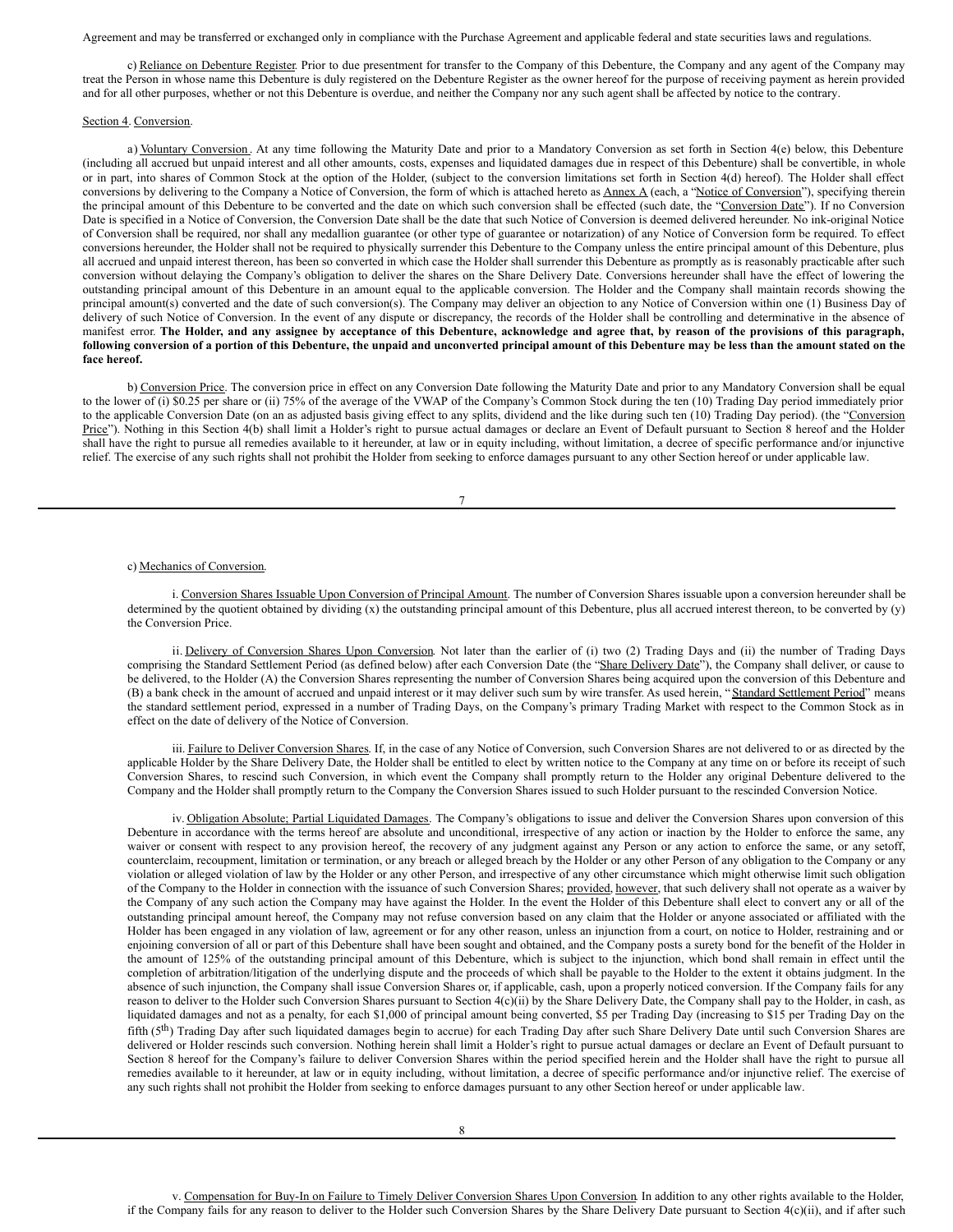Agreement and may be transferred or exchanged only in compliance with the Purchase Agreement and applicable federal and state securities laws and regulations.

c) Reliance on Debenture Register. Prior to due presentment for transfer to the Company of this Debenture, the Company and any agent of the Company may treat the Person in whose name this Debenture is duly registered on the Debenture Register as the owner hereof for the purpose of receiving payment as herein provided and for all other purposes, whether or not this Debenture is overdue, and neither the Company nor any such agent shall be affected by notice to the contrary.

Section 4. Conversion.

a) Voluntary Conversion. At any time following the Maturity Date and prior to a Mandatory Conversion as set forth in Section 4(e) below, this Debenture (including all accrued but unpaid interest and all other amounts, costs, expenses and liquidated damages due in respect of this Debenture) shall be convertible, in whole or in part, into shares of Common Stock at the option of the Holder, (subject to the conversion limitations set forth in Section 4(d) hereof). The Holder shall effect conversions by delivering to the Company a Notice of Conversion, the form of which is attached hereto as Annex A (each, a "Notice of Conversion"), specifying therein the principal amount of this Debenture to be converted and the date on which such conversion shall be effected (such date, the "Conversion Date"). If no Conversion Date is specified in a Notice of Conversion, the Conversion Date shall be the date that such Notice of Conversion is deemed delivered hereunder. No ink-original Notice of Conversion shall be required, nor shall any medallion guarantee (or other type of guarantee or notarization) of any Notice of Conversion form be required. To effect conversions hereunder, the Holder shall not be required to physically surrender this Debenture to the Company unless the entire principal amount of this Debenture, plus all accrued and unpaid interest thereon, has been so converted in which case the Holder shall surrender this Debenture as promptly as is reasonably practicable after such conversion without delaying the Company's obligation to deliver the shares on the Share Delivery Date. Conversions hereunder shall have the effect of lowering the outstanding principal amount of this Debenture in an amount equal to the applicable conversion. The Holder and the Company shall maintain records showing the principal amount(s) converted and the date of such conversion(s). The Company may deliver an objection to any Notice of Conversion within one (1) Business Day of delivery of such Notice of Conversion. In the event of any dispute or discrepancy, the records of the Holder shall be controlling and determinative in the absence of manifest error. **The Holder, and any assignee by acceptance of this Debenture, acknowledge and agree that, by reason of the provisions of this paragraph, following conversion of a portion of this Debenture, the unpaid and unconverted principal amount of this Debenture may be less than the amount stated on the face hereof.**

b) Conversion Price. The conversion price in effect on any Conversion Date following the Maturity Date and prior to any Mandatory Conversion shall be equal to the lower of (i) $0.25 per share or (ii) 75% of the average of the VWAP of the Company's Common Stock during the ten (10) Trading Day period immediately prior to the applicable Conversion Date (on an as adjusted basis giving effect to any splits, dividend and the like during such ten (10) Trading Day period). (the "Conversion Price"). Nothing in this Section 4(b) shall limit a Holder's right to pursue actual damages or declare an Event of Default pursuant to Section 8 hereof and the Holder shall have the right to pursue all remedies available to it hereunder, at law or in equity including, without limitation, a decree of specific performance and/or injunctive relief. The exercise of any such rights shall not prohibit the Holder from seeking to enforce damages pursuant to any other Section hereof or under applicable law.

c) Mechanics of Conversion.

i. Conversion Shares Issuable Upon Conversion of Principal Amount. The number of Conversion Shares issuable upon a conversion hereunder shall be determined by the quotient obtained by dividing (x) the outstanding principal amount of this Debenture, plus all accrued interest thereon, to be converted by (y) the Conversion Price.

ii. Delivery of Conversion Shares Upon Conversion. Not later than the earlier of (i) two (2) Trading Days and (ii) the number of Trading Days comprising the Standard Settlement Period (as defined below) after each Conversion Date (the "Share Delivery Date"), the Company shall deliver, or cause to be delivered, to the Holder (A) the Conversion Shares representing the number of Conversion Shares being acquired upon the conversion of this Debenture and (B) a bank check in the amount of accrued and unpaid interest or it may deliver such sum by wire transfer. As used herein, "Standard Settlement Period" means the standard settlement period, expressed in a number of Trading Days, on the Company's primary Trading Market with respect to the Common Stock as in effect on the date of delivery of the Notice of Conversion.

iii. Failure to Deliver Conversion Shares. If, in the case of any Notice of Conversion, such Conversion Shares are not delivered to or as directed by the applicable Holder by the Share Delivery Date, the Holder shall be entitled to elect by written notice to the Company at any time on or before its receipt of such Conversion Shares, to rescind such Conversion, in which event the Company shall promptly return to the Holder any original Debenture delivered to the Company and the Holder shall promptly return to the Company the Conversion Shares issued to such Holder pursuant to the rescinded Conversion Notice.

iv. Obligation Absolute; Partial Liquidated Damages. The Company's obligations to issue and deliver the Conversion Shares upon conversion of this Debenture in accordance with the terms hereof are absolute and unconditional, irrespective of any action or inaction by the Holder to enforce the same, any waiver or consent with respect to any provision hereof, the recovery of any judgment against any Person or any action to enforce the same, or any setoff, counterclaim, recoupment, limitation or termination, or any breach or alleged breach by the Holder or any other Person of any obligation to the Company or any violation or alleged violation of law by the Holder or any other Person, and irrespective of any other circumstance which might otherwise limit such obligation of the Company to the Holder in connection with the issuance of such Conversion Shares; provided, however, that such delivery shall not operate as a waiver by the Company of any such action the Company may have against the Holder. In the event the Holder of this Debenture shall elect to convert any or all of the outstanding principal amount hereof, the Company may not refuse conversion based on any claim that the Holder or anyone associated or affiliated with the Holder has been engaged in any violation of law, agreement or for any other reason, unless an injunction from a court, on notice to Holder, restraining and or enjoining conversion of all or part of this Debenture shall have been sought and obtained, and the Company posts a surety bond for the benefit of the Holder in the amount of 125% of the outstanding principal amount of this Debenture, which is subject to the injunction, which bond shall remain in effect until the completion of arbitration/litigation of the underlying dispute and the proceeds of which shall be payable to the Holder to the extent it obtains judgment. In the absence of such injunction, the Company shall issue Conversion Shares or, if applicable, cash, upon a properly noticed conversion. If the Company fails for any reason to deliver to the Holder such Conversion Shares pursuant to Section 4(c)(ii) by the Share Delivery Date, the Company shall pay to the Holder, in cash, as liquidated damages and not as a penalty, for each $1,000 of principal amount being converted, $5 per Trading Day (increasing to $15 per Trading Day on the fifth (5th) Trading Day after such liquidated damages begin to accrue) for each Trading Day after such Share Delivery Date until such Conversion Shares are delivered or Holder rescinds such conversion. Nothing herein shall limit a Holder's right to pursue actual damages or declare an Event of Default pursuant to Section 8 hereof for the Company's failure to deliver Conversion Shares within the period specified herein and the Holder shall have the right to pursue all remedies available to it hereunder, at law or in equity including, without limitation, a decree of specific performance and/or injunctive relief. The exercise of any such rights shall not prohibit the Holder from seeking to enforce damages pursuant to any other Section hereof or under applicable law.

v. Compensation for Buy-In on Failure to Timely Deliver Conversion Shares Upon Conversion. In addition to any other rights available to the Holder, if the Company fails for any reason to deliver to the Holder such Conversion Shares by the Share Delivery Date pursuant to Section 4(c)(ii), and if after such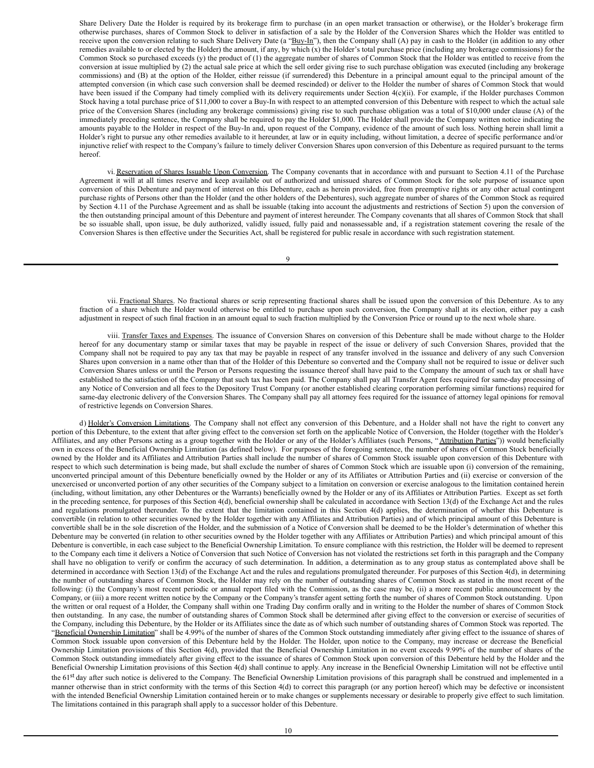Share Delivery Date the Holder is required by its brokerage firm to purchase (in an open market transaction or otherwise), or the Holder's brokerage firm otherwise purchases, shares of Common Stock to deliver in satisfaction of a sale by the Holder of the Conversion Shares which the Holder was entitled to receive upon the conversion relating to such Share Delivery Date (a "Buy-In"), then the Company shall (A) pay in cash to the Holder (in addition to any other remedies available to or elected by the Holder) the amount, if any, by which (x) the Holder's total purchase price (including any brokerage commissions) for the Common Stock so purchased exceeds (y) the product of (1) the aggregate number of shares of Common Stock that the Holder was entitled to receive from the conversion at issue multiplied by (2) the actual sale price at which the sell order giving rise to such purchase obligation was executed (including any brokerage commissions) and (B) at the option of the Holder, either reissue (if surrendered) this Debenture in a principal amount equal to the principal amount of the attempted conversion (in which case such conversion shall be deemed rescinded) or deliver to the Holder the number of shares of Common Stock that would have been issued if the Company had timely complied with its delivery requirements under Section 4(c)(ii). For example, if the Holder purchases Common Stock having a total purchase price of $11,000 to cover a Buy-In with respect to an attempted conversion of this Debenture with respect to which the actual sale price of the Conversion Shares (including any brokerage commissions) giving rise to such purchase obligation was a total of $10,000 under clause (A) of the immediately preceding sentence, the Company shall be required to pay the Holder $1,000. The Holder shall provide the Company written notice indicating the amounts payable to the Holder in respect of the Buy-In and, upon request of the Company, evidence of the amount of such loss. Nothing herein shall limit a Holder's right to pursue any other remedies available to it hereunder, at law or in equity including, without limitation, a decree of specific performance and/or injunctive relief with respect to the Company's failure to timely deliver Conversion Shares upon conversion of this Debenture as required pursuant to the terms hereof.

vi. Reservation of Shares Issuable Upon Conversion. The Company covenants that in accordance with and pursuant to Section 4.11 of the Purchase Agreement it will at all times reserve and keep available out of authorized and unissued shares of Common Stock for the sole purpose of issuance upon conversion of this Debenture and payment of interest on this Debenture, each as herein provided, free from preemptive rights or any other actual contingent purchase rights of Persons other than the Holder (and the other holders of the Debentures), such aggregate number of shares of the Common Stock as required by Section 4.11 of the Purchase Agreement and as shall be issuable (taking into account the adjustments and restrictions of Section 5) upon the conversion of the then outstanding principal amount of this Debenture and payment of interest hereunder. The Company covenants that all shares of Common Stock that shall be so issuable shall, upon issue, be duly authorized, validly issued, fully paid and nonassessable and, if a registration statement covering the resale of the Conversion Shares is then effective under the Securities Act, shall be registered for public resale in accordance with such registration statement.

vii. Fractional Shares. No fractional shares or scrip representing fractional shares shall be issued upon the conversion of this Debenture. As to any fraction of a share which the Holder would otherwise be entitled to purchase upon such conversion, the Company shall at its election, either pay a cash adjustment in respect of such final fraction in an amount equal to such fraction multiplied by the Conversion Price or round up to the next whole share.

viii. Transfer Taxes and Expenses. The issuance of Conversion Shares on conversion of this Debenture shall be made without charge to the Holder hereof for any documentary stamp or similar taxes that may be payable in respect of the issue or delivery of such Conversion Shares, provided that the Company shall not be required to pay any tax that may be payable in respect of any transfer involved in the issuance and delivery of any such Conversion Shares upon conversion in a name other than that of the Holder of this Debenture so converted and the Company shall not be required to issue or deliver such Conversion Shares unless or until the Person or Persons requesting the issuance thereof shall have paid to the Company the amount of such tax or shall have established to the satisfaction of the Company that such tax has been paid. The Company shall pay all Transfer Agent fees required for same-day processing of any Notice of Conversion and all fees to the Depository Trust Company (or another established clearing corporation performing similar functions) required for same-day electronic delivery of the Conversion Shares. The Company shall pay all attorney fees required for the issuance of attorney legal opinions for removal of restrictive legends on Conversion Shares.

d) Holder's Conversion Limitations. The Company shall not effect any conversion of this Debenture, and a Holder shall not have the right to convert any portion of this Debenture, to the extent that after giving effect to the conversion set forth on the applicable Notice of Conversion, the Holder (together with the Holder's Affiliates, and any other Persons acting as a group together with the Holder or any of the Holder's Affiliates (such Persons, "Attribution Parties")) would beneficially own in excess of the Beneficial Ownership Limitation (as defined below). For purposes of the foregoing sentence, the number of shares of Common Stock beneficially owned by the Holder and its Affiliates and Attribution Parties shall include the number of shares of Common Stock issuable upon conversion of this Debenture with respect to which such determination is being made, but shall exclude the number of shares of Common Stock which are issuable upon (i) conversion of the remaining, unconverted principal amount of this Debenture beneficially owned by the Holder or any of its Affiliates or Attribution Parties and (ii) exercise or conversion of the unexercised or unconverted portion of any other securities of the Company subject to a limitation on conversion or exercise analogous to the limitation contained herein (including, without limitation, any other Debentures or the Warrants) beneficially owned by the Holder or any of its Affiliates or Attribution Parties. Except as set forth in the preceding sentence, for purposes of this Section 4(d), beneficial ownership shall be calculated in accordance with Section 13(d) of the Exchange Act and the rules and regulations promulgated thereunder. To the extent that the limitation contained in this Section 4(d) applies, the determination of whether this Debenture is convertible (in relation to other securities owned by the Holder together with any Affiliates and Attribution Parties) and of which principal amount of this Debenture is convertible shall be in the sole discretion of the Holder, and the submission of a Notice of Conversion shall be deemed to be the Holder's determination of whether this Debenture may be converted (in relation to other securities owned by the Holder together with any Affiliates or Attribution Parties) and which principal amount of this Debenture is convertible, in each case subject to the Beneficial Ownership Limitation. To ensure compliance with this restriction, the Holder will be deemed to represent to the Company each time it delivers a Notice of Conversion that such Notice of Conversion has not violated the restrictions set forth in this paragraph and the Company shall have no obligation to verify or confirm the accuracy of such determination. In addition, a determination as to any group status as contemplated above shall be determined in accordance with Section 13(d) of the Exchange Act and the rules and regulations promulgated thereunder. For purposes of this Section 4(d), in determining the number of outstanding shares of Common Stock, the Holder may rely on the number of outstanding shares of Common Stock as stated in the most recent of the following: (i) the Company's most recent periodic or annual report filed with the Commission, as the case may be, (ii) a more recent public announcement by the Company, or (iii) a more recent written notice by the Company or the Company's transfer agent setting forth the number of shares of Common Stock outstanding. Upon the written or oral request of a Holder, the Company shall within one Trading Day confirm orally and in writing to the Holder the number of shares of Common Stock then outstanding. In any case, the number of outstanding shares of Common Stock shall be determined after giving effect to the conversion or exercise of securities of the Company, including this Debenture, by the Holder or its Affiliates since the date as of which such number of outstanding shares of Common Stock was reported. The "Beneficial Ownership Limitation" shall be 4.99% of the number of shares of the Common Stock outstanding immediately after giving effect to the issuance of shares of Common Stock issuable upon conversion of this Debenture held by the Holder. The Holder, upon notice to the Company, may increase or decrease the Beneficial Ownership Limitation provisions of this Section 4(d), provided that the Beneficial Ownership Limitation in no event exceeds 9.99% of the number of shares of the Common Stock outstanding immediately after giving effect to the issuance of shares of Common Stock upon conversion of this Debenture held by the Holder and the Beneficial Ownership Limitation provisions of this Section 4(d) shall continue to apply. Any increase in the Beneficial Ownership Limitation will not be effective until the 61st day after such notice is delivered to the Company. The Beneficial Ownership Limitation provisions of this paragraph shall be construed and implemented in a manner otherwise than in strict conformity with the terms of this Section 4(d) to correct this paragraph (or any portion hereof) which may be defective or inconsistent with the intended Beneficial Ownership Limitation contained herein or to make changes or supplements necessary or desirable to properly give effect to such limitation. The limitations contained in this paragraph shall apply to a successor holder of this Debenture.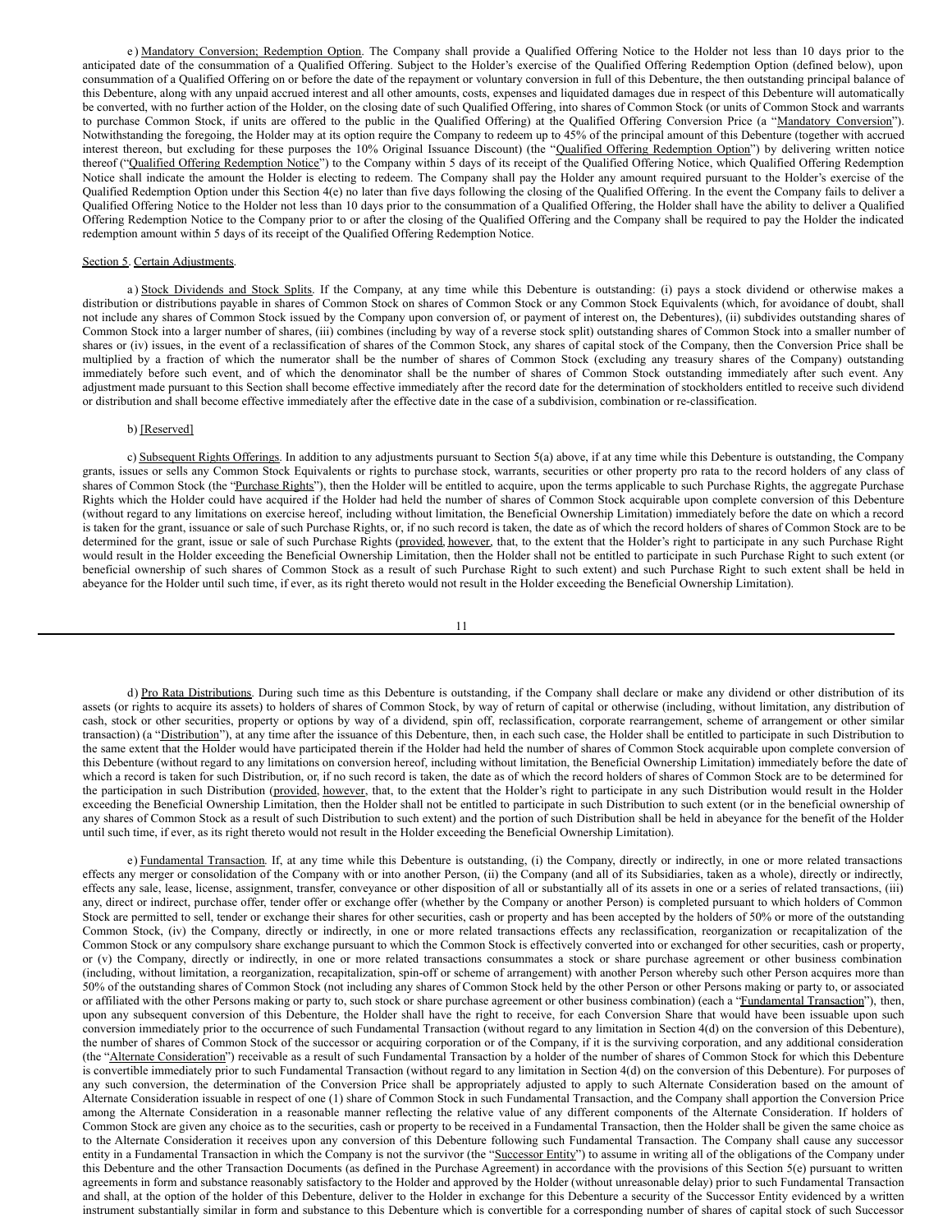e) Mandatory Conversion; Redemption Option. The Company shall provide a Qualified Offering Notice to the Holder not less than 10 days prior to the anticipated date of the consummation of a Qualified Offering. Subject to the Holder's exercise of the Qualified Offering Redemption Option (defined below), upon consummation of a Qualified Offering on or before the date of the repayment or voluntary conversion in full of this Debenture, the then outstanding principal balance of this Debenture, along with any unpaid accrued interest and all other amounts, costs, expenses and liquidated damages due in respect of this Debenture will automatically be converted, with no further action of the Holder, on the closing date of such Qualified Offering, into shares of Common Stock (or units of Common Stock and warrants to purchase Common Stock, if units are offered to the public in the Qualified Offering) at the Qualified Offering Conversion Price (a "Mandatory Conversion"). Notwithstanding the foregoing, the Holder may at its option require the Company to redeem up to 45% of the principal amount of this Debenture (together with accrued interest thereon, but excluding for these purposes the 10% Original Issuance Discount) (the "Qualified Offering Redemption Option") by delivering written notice thereof ("Qualified Offering Redemption Notice") to the Company within 5 days of its receipt of the Qualified Offering Notice, which Qualified Offering Redemption Notice shall indicate the amount the Holder is electing to redeem. The Company shall pay the Holder any amount required pursuant to the Holder's exercise of the Qualified Redemption Option under this Section 4(e) no later than five days following the closing of the Qualified Offering. In the event the Company fails to deliver a Qualified Offering Notice to the Holder not less than 10 days prior to the consummation of a Qualified Offering, the Holder shall have the ability to deliver a Qualified Offering Redemption Notice to the Company prior to or after the closing of the Qualified Offering and the Company shall be required to pay the Holder the indicated redemption amount within 5 days of its receipt of the Qualified Offering Redemption Notice.

Section 5. Certain Adjustments.

a) Stock Dividends and Stock Splits. If the Company, at any time while this Debenture is outstanding: (i) pays a stock dividend or otherwise makes a distribution or distributions payable in shares of Common Stock on shares of Common Stock or any Common Stock Equivalents (which, for avoidance of doubt, shall not include any shares of Common Stock issued by the Company upon conversion of, or payment of interest on, the Debentures), (ii) subdivides outstanding shares of Common Stock into a larger number of shares, (iii) combines (including by way of a reverse stock split) outstanding shares of Common Stock into a smaller number of shares or (iv) issues, in the event of a reclassification of shares of the Common Stock, any shares of capital stock of the Company, then the Conversion Price shall be multiplied by a fraction of which the numerator shall be the number of shares of Common Stock (excluding any treasury shares of the Company) outstanding immediately before such event, and of which the denominator shall be the number of shares of Common Stock outstanding immediately after such event. Any adjustment made pursuant to this Section shall become effective immediately after the record date for the determination of stockholders entitled to receive such dividend or distribution and shall become effective immediately after the effective date in the case of a subdivision, combination or re-classification.

b) [Reserved]

c) Subsequent Rights Offerings. In addition to any adjustments pursuant to Section 5(a) above, if at any time while this Debenture is outstanding, the Company grants, issues or sells any Common Stock Equivalents or rights to purchase stock, warrants, securities or other property pro rata to the record holders of any class of shares of Common Stock (the "Purchase Rights"), then the Holder will be entitled to acquire, upon the terms applicable to such Purchase Rights, the aggregate Purchase Rights which the Holder could have acquired if the Holder had held the number of shares of Common Stock acquirable upon complete conversion of this Debenture (without regard to any limitations on exercise hereof, including without limitation, the Beneficial Ownership Limitation) immediately before the date on which a record is taken for the grant, issuance or sale of such Purchase Rights, or, if no such record is taken, the date as of which the record holders of shares of Common Stock are to be determined for the grant, issue or sale of such Purchase Rights (provided, however, that, to the extent that the Holder's right to participate in any such Purchase Right would result in the Holder exceeding the Beneficial Ownership Limitation, then the Holder shall not be entitled to participate in such Purchase Right to such extent (or beneficial ownership of such shares of Common Stock as a result of such Purchase Right to such extent) and such Purchase Right to such extent shall be held in abeyance for the Holder until such time, if ever, as its right thereto would not result in the Holder exceeding the Beneficial Ownership Limitation).

d) Pro Rata Distributions. During such time as this Debenture is outstanding, if the Company shall declare or make any dividend or other distribution of its assets (or rights to acquire its assets) to holders of shares of Common Stock, by way of return of capital or otherwise (including, without limitation, any distribution of cash, stock or other securities, property or options by way of a dividend, spin off, reclassification, corporate rearrangement, scheme of arrangement or other similar transaction) (a "Distribution"), at any time after the issuance of this Debenture, then, in each such case, the Holder shall be entitled to participate in such Distribution to the same extent that the Holder would have participated therein if the Holder had held the number of shares of Common Stock acquirable upon complete conversion of this Debenture (without regard to any limitations on conversion hereof, including without limitation, the Beneficial Ownership Limitation) immediately before the date of which a record is taken for such Distribution, or, if no such record is taken, the date as of which the record holders of shares of Common Stock are to be determined for the participation in such Distribution (provided, however, that, to the extent that the Holder's right to participate in any such Distribution would result in the Holder exceeding the Beneficial Ownership Limitation, then the Holder shall not be entitled to participate in such Distribution to such extent (or in the beneficial ownership of any shares of Common Stock as a result of such Distribution to such extent) and the portion of such Distribution shall be held in abeyance for the benefit of the Holder until such time, if ever, as its right thereto would not result in the Holder exceeding the Beneficial Ownership Limitation).

e) Fundamental Transaction. If, at any time while this Debenture is outstanding, (i) the Company, directly or indirectly, in one or more related transactions effects any merger or consolidation of the Company with or into another Person, (ii) the Company (and all of its Subsidiaries, taken as a whole), directly or indirectly, effects any sale, lease, license, assignment, transfer, conveyance or other disposition of all or substantially all of its assets in one or a series of related transactions, (iii) any, direct or indirect, purchase offer, tender offer or exchange offer (whether by the Company or another Person) is completed pursuant to which holders of Common Stock are permitted to sell, tender or exchange their shares for other securities, cash or property and has been accepted by the holders of 50% or more of the outstanding Common Stock, (iv) the Company, directly or indirectly, in one or more related transactions effects any reclassification, reorganization or recapitalization of the Common Stock or any compulsory share exchange pursuant to which the Common Stock is effectively converted into or exchanged for other securities, cash or property, or (v) the Company, directly or indirectly, in one or more related transactions consummates a stock or share purchase agreement or other business combination (including, without limitation, a reorganization, recapitalization, spin-off or scheme of arrangement) with another Person whereby such other Person acquires more than 50% of the outstanding shares of Common Stock (not including any shares of Common Stock held by the other Person or other Persons making or party to, or associated or affiliated with the other Persons making or party to, such stock or share purchase agreement or other business combination) (each a "Fundamental Transaction"), then, upon any subsequent conversion of this Debenture, the Holder shall have the right to receive, for each Conversion Share that would have been issuable upon such conversion immediately prior to the occurrence of such Fundamental Transaction (without regard to any limitation in Section 4(d) on the conversion of this Debenture), the number of shares of Common Stock of the successor or acquiring corporation or of the Company, if it is the surviving corporation, and any additional consideration (the "Alternate Consideration") receivable as a result of such Fundamental Transaction by a holder of the number of shares of Common Stock for which this Debenture is convertible immediately prior to such Fundamental Transaction (without regard to any limitation in Section 4(d) on the conversion of this Debenture). For purposes of any such conversion, the determination of the Conversion Price shall be appropriately adjusted to apply to such Alternate Consideration based on the amount of Alternate Consideration issuable in respect of one (1) share of Common Stock in such Fundamental Transaction, and the Company shall apportion the Conversion Price among the Alternate Consideration in a reasonable manner reflecting the relative value of any different components of the Alternate Consideration. If holders of Common Stock are given any choice as to the securities, cash or property to be received in a Fundamental Transaction, then the Holder shall be given the same choice as to the Alternate Consideration it receives upon any conversion of this Debenture following such Fundamental Transaction. The Company shall cause any successor entity in a Fundamental Transaction in which the Company is not the survivor (the "Successor Entity") to assume in writing all of the obligations of the Company under this Debenture and the other Transaction Documents (as defined in the Purchase Agreement) in accordance with the provisions of this Section 5(e) pursuant to written agreements in form and substance reasonably satisfactory to the Holder and approved by the Holder (without unreasonable delay) prior to such Fundamental Transaction and shall, at the option of the holder of this Debenture, deliver to the Holder in exchange for this Debenture a security of the Successor Entity evidenced by a written instrument substantially similar in form and substance to this Debenture which is convertible for a corresponding number of shares of capital stock of such Successor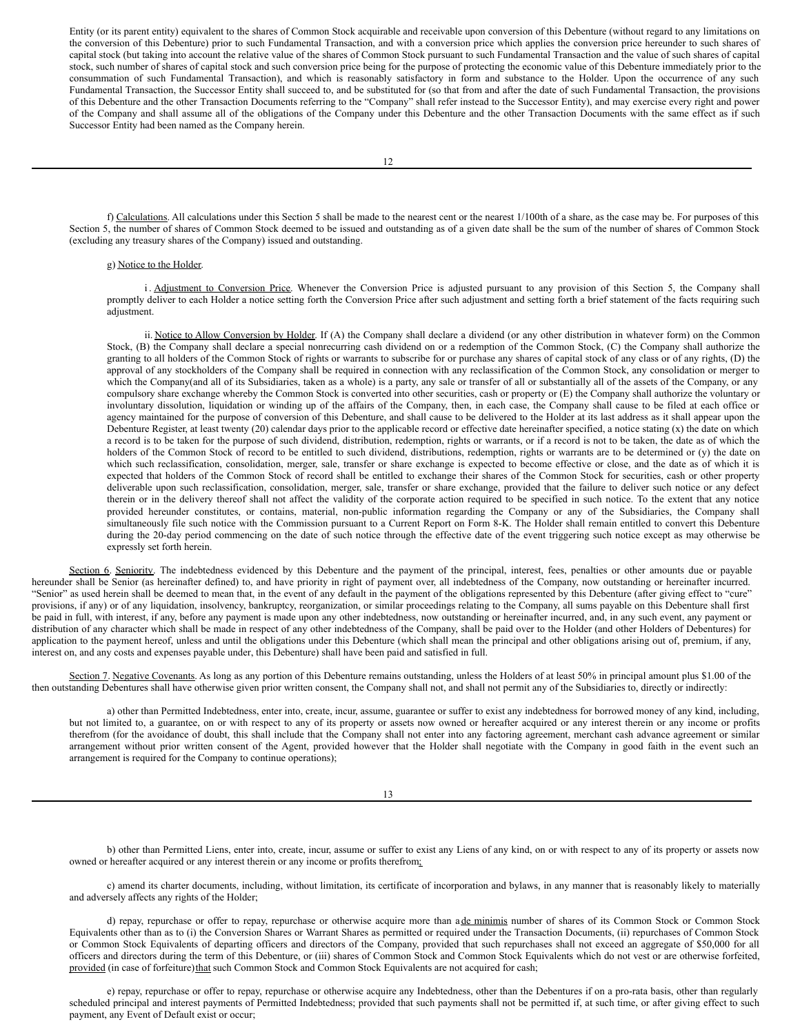Entity (or its parent entity) equivalent to the shares of Common Stock acquirable and receivable upon conversion of this Debenture (without regard to any limitations on the conversion of this Debenture) prior to such Fundamental Transaction, and with a conversion price which applies the conversion price hereunder to such shares of capital stock (but taking into account the relative value of the shares of Common Stock pursuant to such Fundamental Transaction and the value of such shares of capital stock, such number of shares of capital stock and such conversion price being for the purpose of protecting the economic value of this Debenture immediately prior to the consummation of such Fundamental Transaction), and which is reasonably satisfactory in form and substance to the Holder. Upon the occurrence of any such Fundamental Transaction, the Successor Entity shall succeed to, and be substituted for (so that from and after the date of such Fundamental Transaction, the provisions of this Debenture and the other Transaction Documents referring to the "Company" shall refer instead to the Successor Entity), and may exercise every right and power of the Company and shall assume all of the obligations of the Company under this Debenture and the other Transaction Documents with the same effect as if such Successor Entity had been named as the Company herein.

f) Calculations. All calculations under this Section 5 shall be made to the nearest cent or the nearest 1/100th of a share, as the case may be. For purposes of this Section 5, the number of shares of Common Stock deemed to be issued and outstanding as of a given date shall be the sum of the number of shares of Common Stock (excluding any treasury shares of the Company) issued and outstanding.

g) Notice to the Holder.

i. Adjustment to Conversion Price. Whenever the Conversion Price is adjusted pursuant to any provision of this Section 5, the Company shall promptly deliver to each Holder a notice setting forth the Conversion Price after such adjustment and setting forth a brief statement of the facts requiring such adjustment.

ii. Notice to Allow Conversion by Holder. If (A) the Company shall declare a dividend (or any other distribution in whatever form) on the Common Stock, (B) the Company shall declare a special nonrecurring cash dividend on or a redemption of the Common Stock, (C) the Company shall authorize the granting to all holders of the Common Stock of rights or warrants to subscribe for or purchase any shares of capital stock of any class or of any rights, (D) the approval of any stockholders of the Company shall be required in connection with any reclassification of the Common Stock, any consolidation or merger to which the Company(and all of its Subsidiaries, taken as a whole) is a party, any sale or transfer of all or substantially all of the assets of the Company, or any compulsory share exchange whereby the Common Stock is converted into other securities, cash or property or (E) the Company shall authorize the voluntary or involuntary dissolution, liquidation or winding up of the affairs of the Company, then, in each case, the Company shall cause to be filed at each office or agency maintained for the purpose of conversion of this Debenture, and shall cause to be delivered to the Holder at its last address as it shall appear upon the Debenture Register, at least twenty (20) calendar days prior to the applicable record or effective date hereinafter specified, a notice stating (x) the date on which a record is to be taken for the purpose of such dividend, distribution, redemption, rights or warrants, or if a record is not to be taken, the date as of which the holders of the Common Stock of record to be entitled to such dividend, distributions, redemption, rights or warrants are to be determined or (y) the date on which such reclassification, consolidation, merger, sale, transfer or share exchange is expected to become effective or close, and the date as of which it is expected that holders of the Common Stock of record shall be entitled to exchange their shares of the Common Stock for securities, cash or other property deliverable upon such reclassification, consolidation, merger, sale, transfer or share exchange, provided that the failure to deliver such notice or any defect therein or in the delivery thereof shall not affect the validity of the corporate action required to be specified in such notice. To the extent that any notice provided hereunder constitutes, or contains, material, non-public information regarding the Company or any of the Subsidiaries, the Company shall simultaneously file such notice with the Commission pursuant to a Current Report on Form 8-K. The Holder shall remain entitled to convert this Debenture during the 20-day period commencing on the date of such notice through the effective date of the event triggering such notice except as may otherwise be expressly set forth herein.

Section 6. Seniority. The indebtedness evidenced by this Debenture and the payment of the principal, interest, fees, penalties or other amounts due or payable hereunder shall be Senior (as hereinafter defined) to, and have priority in right of payment over, all indebtedness of the Company, now outstanding or hereinafter incurred. "Senior" as used herein shall be deemed to mean that, in the event of any default in the payment of the obligations represented by this Debenture (after giving effect to "cure" provisions, if any) or of any liquidation, insolvency, bankruptcy, reorganization, or similar proceedings relating to the Company, all sums payable on this Debenture shall first be paid in full, with interest, if any, before any payment is made upon any other indebtedness, now outstanding or hereinafter incurred, and, in any such event, any payment or distribution of any character which shall be made in respect of any other indebtedness of the Company, shall be paid over to the Holder (and other Holders of Debentures) for application to the payment hereof, unless and until the obligations under this Debenture (which shall mean the principal and other obligations arising out of, premium, if any, interest on, and any costs and expenses payable under, this Debenture) shall have been paid and satisfied in full.

Section 7. Negative Covenants. As long as any portion of this Debenture remains outstanding, unless the Holders of at least 50% in principal amount plus $1.00 of the then outstanding Debentures shall have otherwise given prior written consent, the Company shall not, and shall not permit any of the Subsidiaries to, directly or indirectly:

a) other than Permitted Indebtedness, enter into, create, incur, assume, guarantee or suffer to exist any indebtedness for borrowed money of any kind, including, but not limited to, a guarantee, on or with respect to any of its property or assets now owned or hereafter acquired or any interest therein or any income or profits therefrom (for the avoidance of doubt, this shall include that the Company shall not enter into any factoring agreement, merchant cash advance agreement or similar arrangement without prior written consent of the Agent, provided however that the Holder shall negotiate with the Company in good faith in the event such an arrangement is required for the Company to continue operations);

b) other than Permitted Liens, enter into, create, incur, assume or suffer to exist any Liens of any kind, on or with respect to any of its property or assets now owned or hereafter acquired or any interest therein or any income or profits therefrom;

c) amend its charter documents, including, without limitation, its certificate of incorporation and bylaws, in any manner that is reasonably likely to materially and adversely affects any rights of the Holder;

d) repay, repurchase or offer to repay, repurchase or otherwise acquire more than a de minimis number of shares of its Common Stock or Common Stock Equivalents other than as to (i) the Conversion Shares or Warrant Shares as permitted or required under the Transaction Documents, (ii) repurchases of Common Stock or Common Stock Equivalents of departing officers and directors of the Company, provided that such repurchases shall not exceed an aggregate of $50,000 for all officers and directors during the term of this Debenture, or (iii) shares of Common Stock and Common Stock Equivalents which do not vest or are otherwise forfeited, provided (in case of forfeiture) that such Common Stock and Common Stock Equivalents are not acquired for cash;

e) repay, repurchase or offer to repay, repurchase or otherwise acquire any Indebtedness, other than the Debentures if on a pro-rata basis, other than regularly scheduled principal and interest payments of Permitted Indebtedness; provided that such payments shall not be permitted if, at such time, or after giving effect to such payment, any Event of Default exist or occur;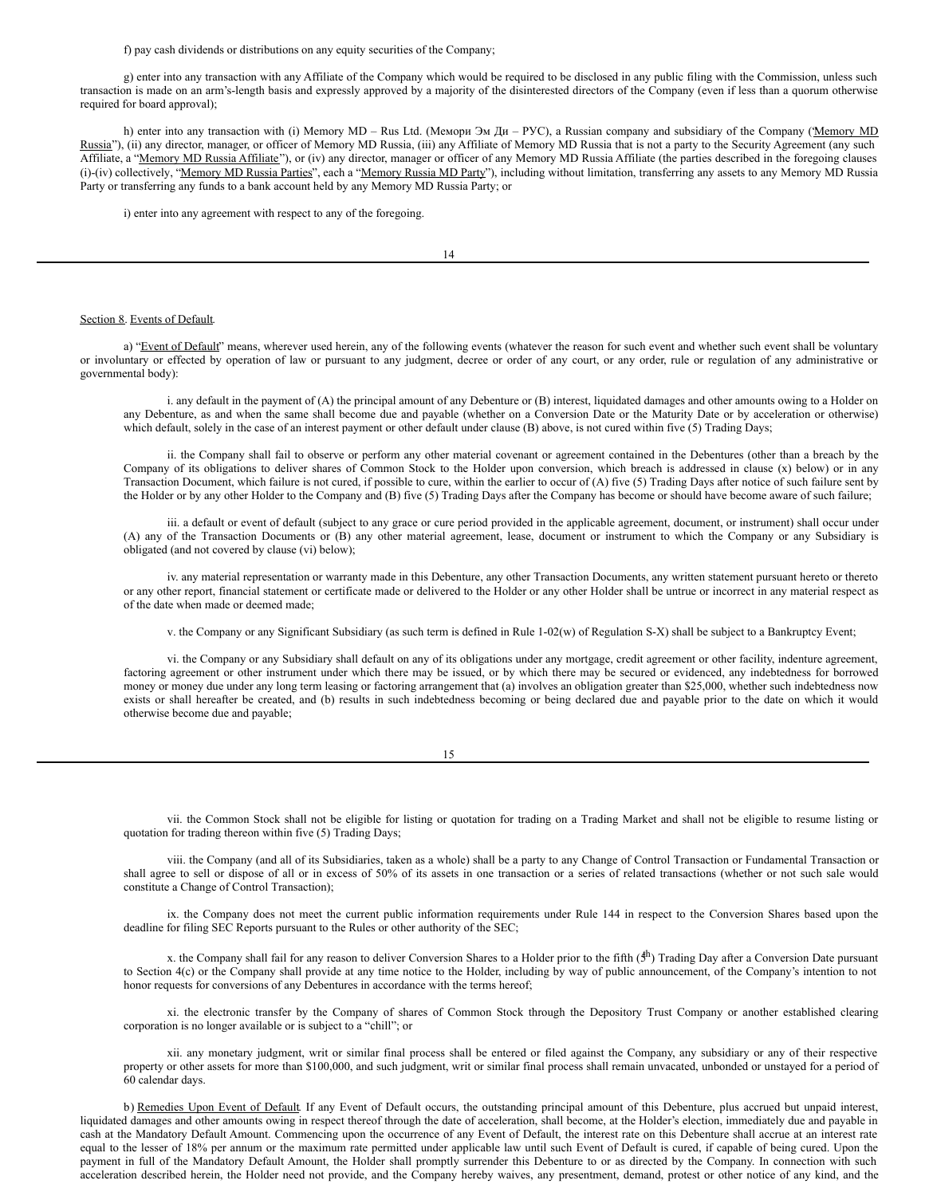f) pay cash dividends or distributions on any equity securities of the Company;

g) enter into any transaction with any Affiliate of the Company which would be required to be disclosed in any public filing with the Commission, unless such transaction is made on an arm's-length basis and expressly approved by a majority of the disinterested directors of the Company (even if less than a quorum otherwise required for board approval);

h) enter into any transaction with (i) Memory MD – Rus Ltd. (Мемори Эм Ди – РУС), a Russian company and subsidiary of the Company ("Memory MD Russia"), (ii) any director, manager, or officer of Memory MD Russia, (iii) any Affiliate of Memory MD Russia that is not a party to the Security Agreement (any such Affiliate, a "Memory MD Russia Affiliate"), or (iv) any director, manager or officer of any Memory MD Russia Affiliate (the parties described in the foregoing clauses (i)-(iv) collectively, "Memory MD Russia Parties", each a "Memory Russia MD Party"), including without limitation, transferring any assets to any Memory MD Russia Party or transferring any funds to a bank account held by any Memory MD Russia Party; or

i) enter into any agreement with respect to any of the foregoing.

Section 8. Events of Default.

a) "Event of Default" means, wherever used herein, any of the following events (whatever the reason for such event and whether such event shall be voluntary or involuntary or effected by operation of law or pursuant to any judgment, decree or order of any court, or any order, rule or regulation of any administrative or governmental body):

i. any default in the payment of (A) the principal amount of any Debenture or (B) interest, liquidated damages and other amounts owing to a Holder on any Debenture, as and when the same shall become due and payable (whether on a Conversion Date or the Maturity Date or by acceleration or otherwise) which default, solely in the case of an interest payment or other default under clause (B) above, is not cured within five (5) Trading Days;

ii. the Company shall fail to observe or perform any other material covenant or agreement contained in the Debentures (other than a breach by the Company of its obligations to deliver shares of Common Stock to the Holder upon conversion, which breach is addressed in clause (x) below) or in any Transaction Document, which failure is not cured, if possible to cure, within the earlier to occur of (A) five (5) Trading Days after notice of such failure sent by the Holder or by any other Holder to the Company and (B) five (5) Trading Days after the Company has become or should have become aware of such failure;

iii. a default or event of default (subject to any grace or cure period provided in the applicable agreement, document, or instrument) shall occur under (A) any of the Transaction Documents or (B) any other material agreement, lease, document or instrument to which the Company or any Subsidiary is obligated (and not covered by clause (vi) below);

iv. any material representation or warranty made in this Debenture, any other Transaction Documents, any written statement pursuant hereto or thereto or any other report, financial statement or certificate made or delivered to the Holder or any other Holder shall be untrue or incorrect in any material respect as of the date when made or deemed made;

v. the Company or any Significant Subsidiary (as such term is defined in Rule 1-02(w) of Regulation S-X) shall be subject to a Bankruptcy Event;

vi. the Company or any Subsidiary shall default on any of its obligations under any mortgage, credit agreement or other facility, indenture agreement, factoring agreement or other instrument under which there may be issued, or by which there may be secured or evidenced, any indebtedness for borrowed money or money due under any long term leasing or factoring arrangement that (a) involves an obligation greater than $25,000, whether such indebtedness now exists or shall hereafter be created, and (b) results in such indebtedness becoming or being declared due and payable prior to the date on which it would otherwise become due and payable;

vii. the Common Stock shall not be eligible for listing or quotation for trading on a Trading Market and shall not be eligible to resume listing or quotation for trading thereon within five (5) Trading Days;

viii. the Company (and all of its Subsidiaries, taken as a whole) shall be a party to any Change of Control Transaction or Fundamental Transaction or shall agree to sell or dispose of all or in excess of 50% of its assets in one transaction or a series of related transactions (whether or not such sale would constitute a Change of Control Transaction);

ix. the Company does not meet the current public information requirements under Rule 144 in respect to the Conversion Shares based upon the deadline for filing SEC Reports pursuant to the Rules or other authority of the SEC;

x. the Company shall fail for any reason to deliver Conversion Shares to a Holder prior to the fifth (5th) Trading Day after a Conversion Date pursuant to Section 4(c) or the Company shall provide at any time notice to the Holder, including by way of public announcement, of the Company's intention to not honor requests for conversions of any Debentures in accordance with the terms hereof;

xi. the electronic transfer by the Company of shares of Common Stock through the Depository Trust Company or another established clearing corporation is no longer available or is subject to a "chill"; or

xii. any monetary judgment, writ or similar final process shall be entered or filed against the Company, any subsidiary or any of their respective property or other assets for more than $100,000, and such judgment, writ or similar final process shall remain unvacated, unbonded or unstayed for a period of 60 calendar days.

b) Remedies Upon Event of Default. If any Event of Default occurs, the outstanding principal amount of this Debenture, plus accrued but unpaid interest, liquidated damages and other amounts owing in respect thereof through the date of acceleration, shall become, at the Holder's election, immediately due and payable in cash at the Mandatory Default Amount. Commencing upon the occurrence of any Event of Default, the interest rate on this Debenture shall accrue at an interest rate equal to the lesser of 18% per annum or the maximum rate permitted under applicable law until such Event of Default is cured, if capable of being cured. Upon the payment in full of the Mandatory Default Amount, the Holder shall promptly surrender this Debenture to or as directed by the Company. In connection with such acceleration described herein, the Holder need not provide, and the Company hereby waives, any presentment, demand, protest or other notice of any kind, and the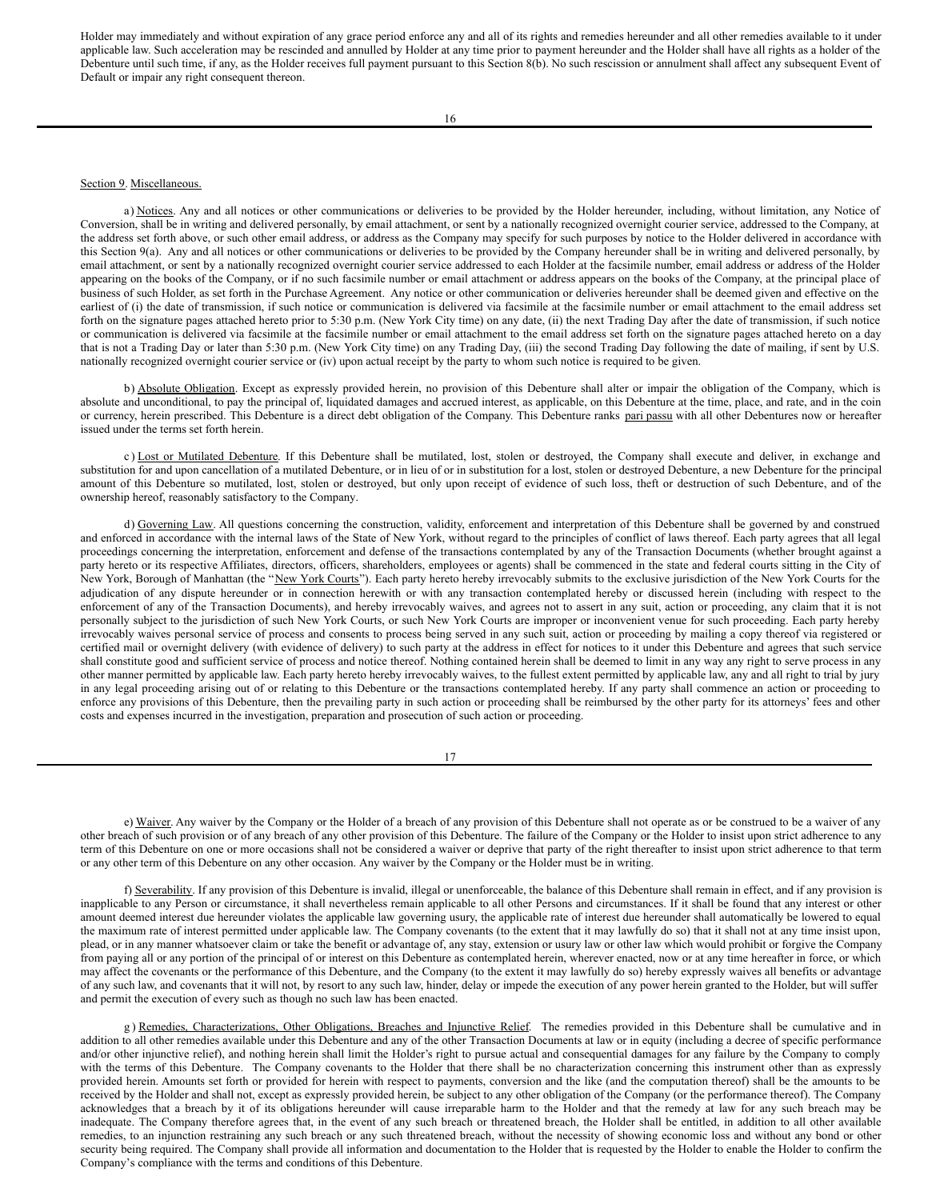Holder may immediately and without expiration of any grace period enforce any and all of its rights and remedies hereunder and all other remedies available to it under applicable law. Such acceleration may be rescinded and annulled by Holder at any time prior to payment hereunder and the Holder shall have all rights as a holder of the Debenture until such time, if any, as the Holder receives full payment pursuant to this Section 8(b). No such rescission or annulment shall affect any subsequent Event of Default or impair any right consequent thereon.

Section 9. Miscellaneous.

a) Notices. Any and all notices or other communications or deliveries to be provided by the Holder hereunder, including, without limitation, any Notice of Conversion, shall be in writing and delivered personally, by email attachment, or sent by a nationally recognized overnight courier service, addressed to the Company, at the address set forth above, or such other email address, or address as the Company may specify for such purposes by notice to the Holder delivered in accordance with this Section 9(a). Any and all notices or other communications or deliveries to be provided by the Company hereunder shall be in writing and delivered personally, by email attachment, or sent by a nationally recognized overnight courier service addressed to each Holder at the facsimile number, email address or address of the Holder appearing on the books of the Company, or if no such facsimile number or email attachment or address appears on the books of the Company, at the principal place of business of such Holder, as set forth in the Purchase Agreement. Any notice or other communication or deliveries hereunder shall be deemed given and effective on the earliest of (i) the date of transmission, if such notice or communication is delivered via facsimile at the facsimile number or email attachment to the email address set forth on the signature pages attached hereto prior to 5:30 p.m. (New York City time) on any date, (ii) the next Trading Day after the date of transmission, if such notice or communication is delivered via facsimile at the facsimile number or email attachment to the email address set forth on the signature pages attached hereto on a day that is not a Trading Day or later than 5:30 p.m. (New York City time) on any Trading Day, (iii) the second Trading Day following the date of mailing, if sent by U.S. nationally recognized overnight courier service or (iv) upon actual receipt by the party to whom such notice is required to be given.

b) Absolute Obligation. Except as expressly provided herein, no provision of this Debenture shall alter or impair the obligation of the Company, which is absolute and unconditional, to pay the principal of, liquidated damages and accrued interest, as applicable, on this Debenture at the time, place, and rate, and in the coin or currency, herein prescribed. This Debenture is a direct debt obligation of the Company. This Debenture ranks pari passu with all other Debentures now or hereafter issued under the terms set forth herein.

c) Lost or Mutilated Debenture. If this Debenture shall be mutilated, lost, stolen or destroyed, the Company shall execute and deliver, in exchange and substitution for and upon cancellation of a mutilated Debenture, or in lieu of or in substitution for a lost, stolen or destroyed Debenture, a new Debenture for the principal amount of this Debenture so mutilated, lost, stolen or destroyed, but only upon receipt of evidence of such loss, theft or destruction of such Debenture, and of the ownership hereof, reasonably satisfactory to the Company.

d) Governing Law. All questions concerning the construction, validity, enforcement and interpretation of this Debenture shall be governed by and construed and enforced in accordance with the internal laws of the State of New York, without regard to the principles of conflict of laws thereof. Each party agrees that all legal proceedings concerning the interpretation, enforcement and defense of the transactions contemplated by any of the Transaction Documents (whether brought against a party hereto or its respective Affiliates, directors, officers, shareholders, employees or agents) shall be commenced in the state and federal courts sitting in the City of New York, Borough of Manhattan (the "New York Courts"). Each party hereto hereby irrevocably submits to the exclusive jurisdiction of the New York Courts for the adjudication of any dispute hereunder or in connection herewith or with any transaction contemplated hereby or discussed herein (including with respect to the enforcement of any of the Transaction Documents), and hereby irrevocably waives, and agrees not to assert in any suit, action or proceeding, any claim that it is not personally subject to the jurisdiction of such New York Courts, or such New York Courts are improper or inconvenient venue for such proceeding. Each party hereby irrevocably waives personal service of process and consents to process being served in any such suit, action or proceeding by mailing a copy thereof via registered or certified mail or overnight delivery (with evidence of delivery) to such party at the address in effect for notices to it under this Debenture and agrees that such service shall constitute good and sufficient service of process and notice thereof. Nothing contained herein shall be deemed to limit in any way any right to serve process in any other manner permitted by applicable law. Each party hereto hereby irrevocably waives, to the fullest extent permitted by applicable law, any and all right to trial by jury in any legal proceeding arising out of or relating to this Debenture or the transactions contemplated hereby. If any party shall commence an action or proceeding to enforce any provisions of this Debenture, then the prevailing party in such action or proceeding shall be reimbursed by the other party for its attorneys' fees and other costs and expenses incurred in the investigation, preparation and prosecution of such action or proceeding.

e) Waiver. Any waiver by the Company or the Holder of a breach of any provision of this Debenture shall not operate as or be construed to be a waiver of any other breach of such provision or of any breach of any other provision of this Debenture. The failure of the Company or the Holder to insist upon strict adherence to any term of this Debenture on one or more occasions shall not be considered a waiver or deprive that party of the right thereafter to insist upon strict adherence to that term or any other term of this Debenture on any other occasion. Any waiver by the Company or the Holder must be in writing.

f) Severability. If any provision of this Debenture is invalid, illegal or unenforceable, the balance of this Debenture shall remain in effect, and if any provision is inapplicable to any Person or circumstance, it shall nevertheless remain applicable to all other Persons and circumstances. If it shall be found that any interest or other amount deemed interest due hereunder violates the applicable law governing usury, the applicable rate of interest due hereunder shall automatically be lowered to equal the maximum rate of interest permitted under applicable law. The Company covenants (to the extent that it may lawfully do so) that it shall not at any time insist upon, plead, or in any manner whatsoever claim or take the benefit or advantage of, any stay, extension or usury law or other law which would prohibit or forgive the Company from paying all or any portion of the principal of or interest on this Debenture as contemplated herein, wherever enacted, now or at any time hereafter in force, or which may affect the covenants or the performance of this Debenture, and the Company (to the extent it may lawfully do so) hereby expressly waives all benefits or advantage of any such law, and covenants that it will not, by resort to any such law, hinder, delay or impede the execution of any power herein granted to the Holder, but will suffer and permit the execution of every such as though no such law has been enacted.

g) Remedies, Characterizations, Other Obligations, Breaches and Injunctive Relief. The remedies provided in this Debenture shall be cumulative and in addition to all other remedies available under this Debenture and any of the other Transaction Documents at law or in equity (including a decree of specific performance and/or other injunctive relief), and nothing herein shall limit the Holder's right to pursue actual and consequential damages for any failure by the Company to comply with the terms of this Debenture. The Company covenants to the Holder that there shall be no characterization concerning this instrument other than as expressly provided herein. Amounts set forth or provided for herein with respect to payments, conversion and the like (and the computation thereof) shall be the amounts to be received by the Holder and shall not, except as expressly provided herein, be subject to any other obligation of the Company (or the performance thereof). The Company acknowledges that a breach by it of its obligations hereunder will cause irreparable harm to the Holder and that the remedy at law for any such breach may be inadequate. The Company therefore agrees that, in the event of any such breach or threatened breach, the Holder shall be entitled, in addition to all other available remedies, to an injunction restraining any such breach or any such threatened breach, without the necessity of showing economic loss and without any bond or other security being required. The Company shall provide all information and documentation to the Holder that is requested by the Holder to enable the Holder to confirm the Company's compliance with the terms and conditions of this Debenture.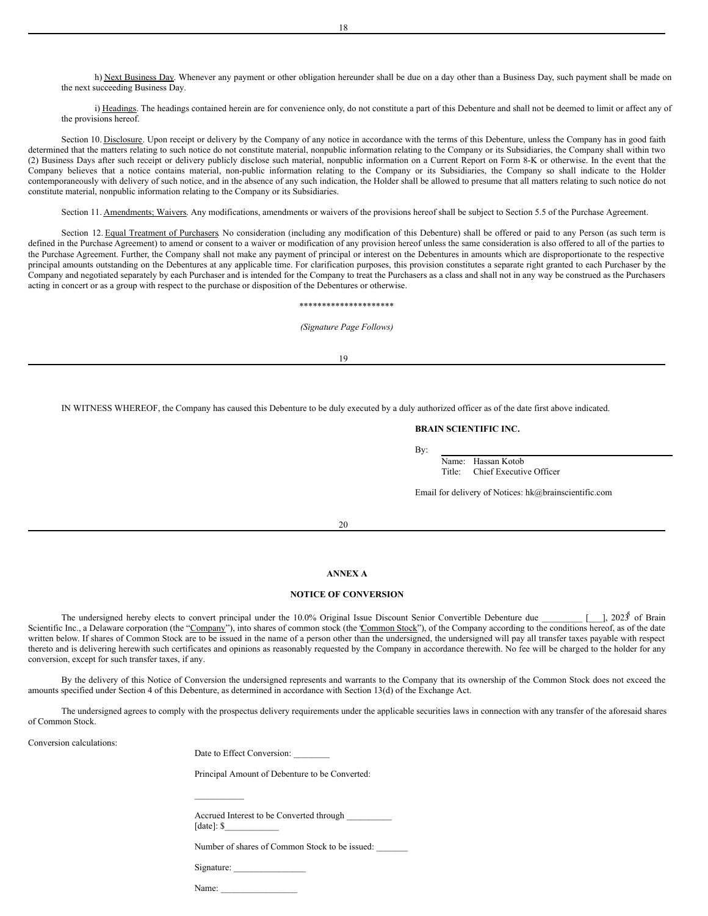h) Next Business Day. Whenever any payment or other obligation hereunder shall be due on a day other than a Business Day, such payment shall be made on the next succeeding Business Day.

i) Headings. The headings contained herein are for convenience only, do not constitute a part of this Debenture and shall not be deemed to limit or affect any of the provisions hereof.

Section 10. Disclosure. Upon receipt or delivery by the Company of any notice in accordance with the terms of this Debenture, unless the Company has in good faith determined that the matters relating to such notice do not constitute material, nonpublic information relating to the Company or its Subsidiaries, the Company shall within two (2) Business Days after such receipt or delivery publicly disclose such material, nonpublic information on a Current Report on Form 8-K or otherwise. In the event that the Company believes that a notice contains material, non-public information relating to the Company or its Subsidiaries, the Company so shall indicate to the Holder contemporaneously with delivery of such notice, and in the absence of any such indication, the Holder shall be allowed to presume that all matters relating to such notice do not constitute material, nonpublic information relating to the Company or its Subsidiaries.

Section 11. Amendments; Waivers. Any modifications, amendments or waivers of the provisions hereof shall be subject to Section 5.5 of the Purchase Agreement.

Section 12. Equal Treatment of Purchasers. No consideration (including any modification of this Debenture) shall be offered or paid to any Person (as such term is defined in the Purchase Agreement) to amend or consent to a waiver or modification of any provision hereof unless the same consideration is also offered to all of the parties to the Purchase Agreement. Further, the Company shall not make any payment of principal or interest on the Debentures in amounts which are disproportionate to the respective principal amounts outstanding on the Debentures at any applicable time. For clarification purposes, this provision constitutes a separate right granted to each Purchaser by the Company and negotiated separately by each Purchaser and is intended for the Company to treat the Purchasers as a class and shall not in any way be construed as the Purchasers acting in concert or as a group with respect to the purchase or disposition of the Debentures or otherwise.

*********************

*(Signature Page Follows)*

IN WITNESS WHEREOF, the Company has caused this Debenture to be duly executed by a duly authorized officer as of the date first above indicated.

**BRAIN SCIENTIFIC INC.**

By: ______________________________

Name: Hassan Kotob
Title: Chief Executive Officer

Email for delivery of Notices: hk@brainscientific.com

**ANNEX A**

**NOTICE OF CONVERSION**

The undersigned hereby elects to convert principal under the 10.0% Original Issue Discount Senior Convertible Debenture due _________ [___], 2023[5] of Brain Scientific Inc., a Delaware corporation (the "Company"), into shares of common stock (the "Common Stock"), of the Company according to the conditions hereof, as of the date written below. If shares of Common Stock are to be issued in the name of a person other than the undersigned, the undersigned will pay all transfer taxes payable with respect thereto and is delivering herewith such certificates and opinions as reasonably requested by the Company in accordance therewith. No fee will be charged to the holder for any conversion, except for such transfer taxes, if any.

By the delivery of this Notice of Conversion the undersigned represents and warrants to the Company that its ownership of the Common Stock does not exceed the amounts specified under Section 4 of this Debenture, as determined in accordance with Section 13(d) of the Exchange Act.

The undersigned agrees to comply with the prospectus delivery requirements under the applicable securities laws in connection with any transfer of the aforesaid shares of Common Stock.

Conversion calculations:

Date to Effect Conversion: ________

Principal Amount of Debenture to be Converted:

___________

Accrued Interest to be Converted through __________ [date]: $____________

Number of shares of Common Stock to be issued: _______

Signature: ________________

Name: _________________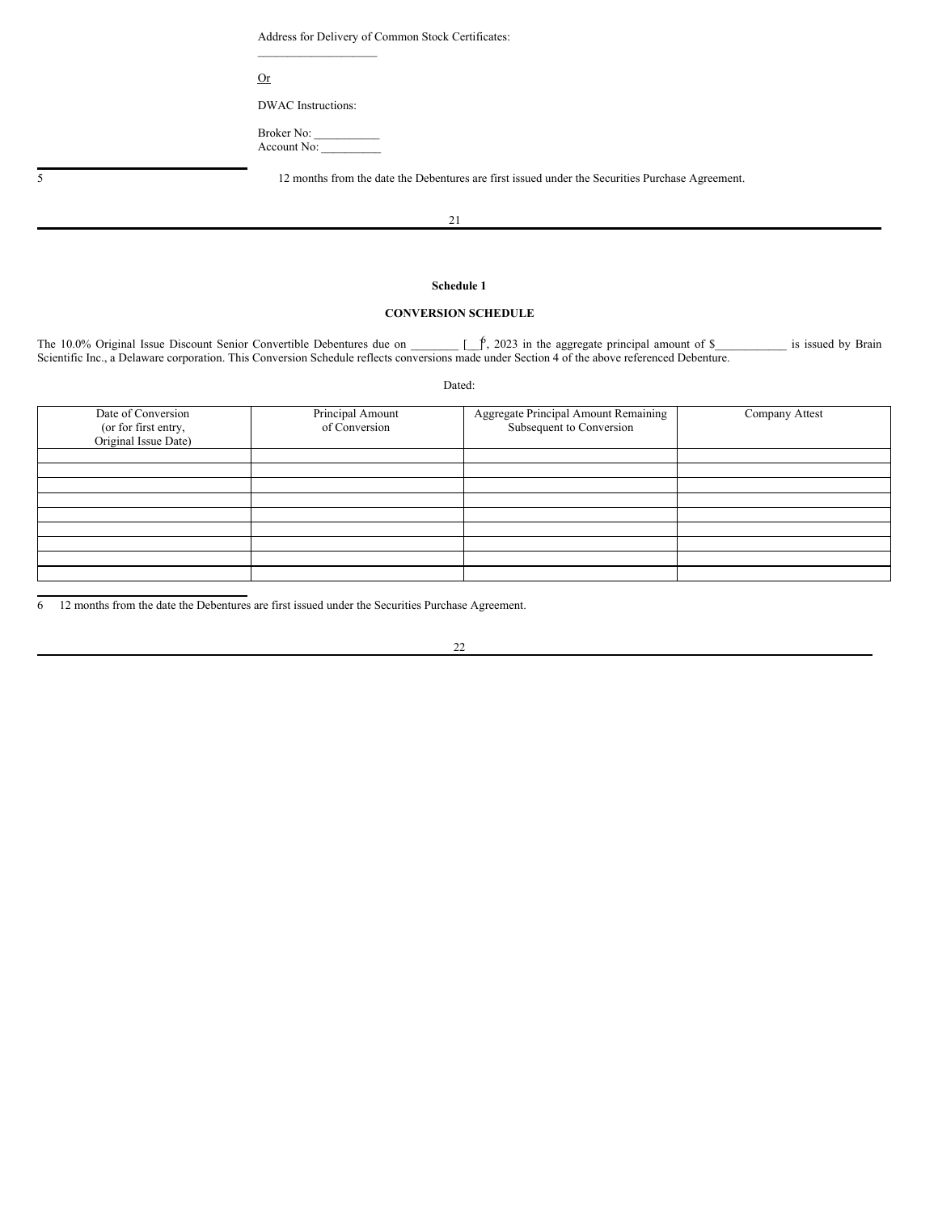Address for Delivery of Common Stock Certificates:

____________________

Or

DWAC Instructions:

Broker No: ___________
Account No: __________

5 12 months from the date the Debentures are first issued under the Securities Purchase Agreement.

**Schedule 1**

**CONVERSION SCHEDULE**

The 10.0% Original Issue Discount Senior Convertible Debentures due on ________ [__][6], 2023 in the aggregate principal amount of $____________ is issued by Brain Scientific Inc., a Delaware corporation. This Conversion Schedule reflects conversions made under Section 4 of the above referenced Debenture.

Dated:

| Date of Conversion (or for first entry, Original Issue Date) | Principal Amount of Conversion | Aggregate Principal Amount Remaining Subsequent to Conversion | Company Attest |
|---|---|---|---|
| | | | |
| | | | |
| | | | |
| | | | |
| | | | |
| | | | |
| | | | |
| | | | |
| | | | |

6 12 months from the date the Debentures are first issued under the Securities Purchase Agreement.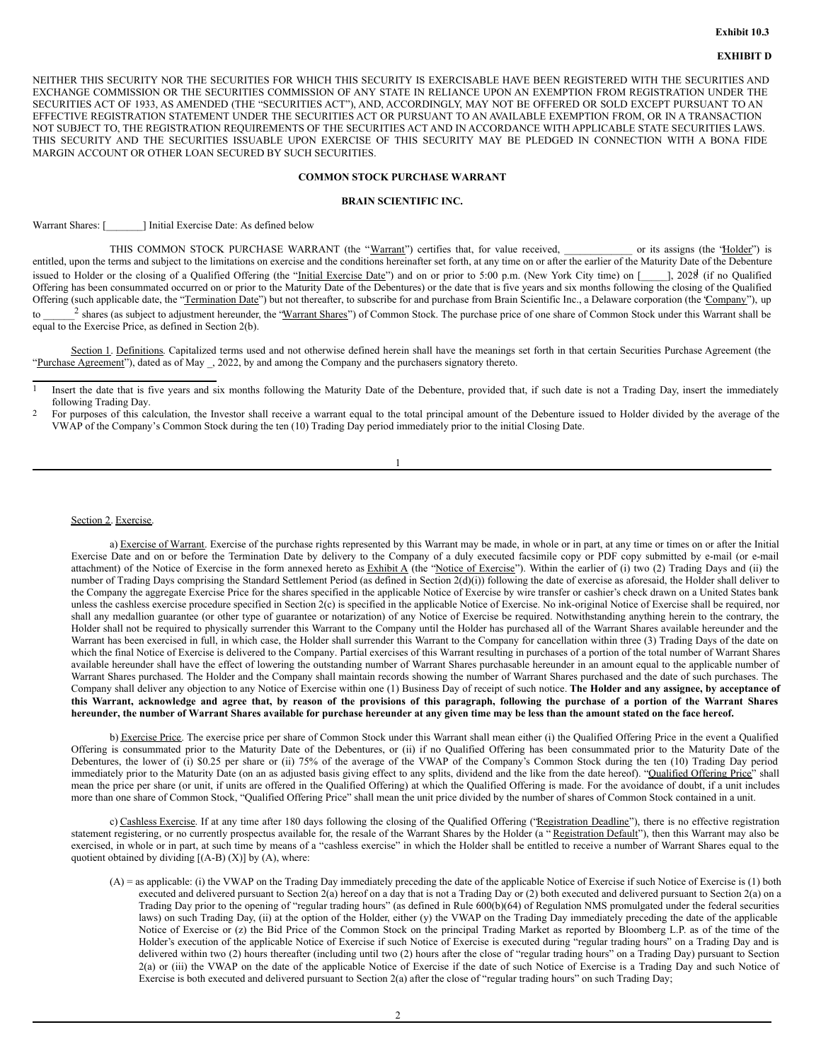**Exhibit 10.3**

**EXHIBIT D**

NEITHER THIS SECURITY NOR THE SECURITIES FOR WHICH THIS SECURITY IS EXERCISABLE HAVE BEEN REGISTERED WITH THE SECURITIES AND EXCHANGE COMMISSION OR THE SECURITIES COMMISSION OF ANY STATE IN RELIANCE UPON AN EXEMPTION FROM REGISTRATION UNDER THE SECURITIES ACT OF 1933, AS AMENDED (THE "SECURITIES ACT"), AND, ACCORDINGLY, MAY NOT BE OFFERED OR SOLD EXCEPT PURSUANT TO AN EFFECTIVE REGISTRATION STATEMENT UNDER THE SECURITIES ACT OR PURSUANT TO AN AVAILABLE EXEMPTION FROM, OR IN A TRANSACTION NOT SUBJECT TO, THE REGISTRATION REQUIREMENTS OF THE SECURITIES ACT AND IN ACCORDANCE WITH APPLICABLE STATE SECURITIES LAWS. THIS SECURITY AND THE SECURITIES ISSUABLE UPON EXERCISE OF THIS SECURITY MAY BE PLEDGED IN CONNECTION WITH A BONA FIDE MARGIN ACCOUNT OR OTHER LOAN SECURED BY SUCH SECURITIES.

**COMMON STOCK PURCHASE WARRANT**

**BRAIN SCIENTIFIC INC.**

Warrant Shares: [_______] Initial Exercise Date: As defined below

THIS COMMON STOCK PURCHASE WARRANT (the "Warrant") certifies that, for value received, _____________ or its assigns (the "Holder") is entitled, upon the terms and subject to the limitations on exercise and the conditions hereinafter set forth, at any time on or after the earlier of the Maturity Date of the Debenture issued to Holder or the closing of a Qualified Offering (the "Initial Exercise Date") and on or prior to 5:00 p.m. (New York City time) on [_____], 2028[1] (if no Qualified Offering has been consummated occurred on or prior to the Maturity Date of the Debentures) or the date that is five years and six months following the closing of the Qualified Offering (such applicable date, the "Termination Date") but not thereafter, to subscribe for and purchase from Brain Scientific Inc., a Delaware corporation (the "Company"), up to ______[2] shares (as subject to adjustment hereunder, the "Warrant Shares") of Common Stock. The purchase price of one share of Common Stock under this Warrant shall be equal to the Exercise Price, as defined in Section 2(b).

Section 1. Definitions. Capitalized terms used and not otherwise defined herein shall have the meanings set forth in that certain Securities Purchase Agreement (the "Purchase Agreement"), dated as of May _, 2022, by and among the Company and the purchasers signatory thereto.

[1] Insert the date that is five years and six months following the Maturity Date of the Debenture, provided that, if such date is not a Trading Day, insert the immediately following Trading Day.

[2] For purposes of this calculation, the Investor shall receive a warrant equal to the total principal amount of the Debenture issued to Holder divided by the average of the VWAP of the Company's Common Stock during the ten (10) Trading Day period immediately prior to the initial Closing Date.

Section 2. Exercise.

a) Exercise of Warrant. Exercise of the purchase rights represented by this Warrant may be made, in whole or in part, at any time or times on or after the Initial Exercise Date and on or before the Termination Date by delivery to the Company of a duly executed facsimile copy or PDF copy submitted by e-mail (or e-mail attachment) of the Notice of Exercise in the form annexed hereto as Exhibit A (the "Notice of Exercise"). Within the earlier of (i) two (2) Trading Days and (ii) the number of Trading Days comprising the Standard Settlement Period (as defined in Section 2(d)(i)) following the date of exercise as aforesaid, the Holder shall deliver to the Company the aggregate Exercise Price for the shares specified in the applicable Notice of Exercise by wire transfer or cashier's check drawn on a United States bank unless the cashless exercise procedure specified in Section 2(c) is specified in the applicable Notice of Exercise. No ink-original Notice of Exercise shall be required, nor shall any medallion guarantee (or other type of guarantee or notarization) of any Notice of Exercise be required. Notwithstanding anything herein to the contrary, the Holder shall not be required to physically surrender this Warrant to the Company until the Holder has purchased all of the Warrant Shares available hereunder and the Warrant has been exercised in full, in which case, the Holder shall surrender this Warrant to the Company for cancellation within three (3) Trading Days of the date on which the final Notice of Exercise is delivered to the Company. Partial exercises of this Warrant resulting in purchases of a portion of the total number of Warrant Shares available hereunder shall have the effect of lowering the outstanding number of Warrant Shares purchasable hereunder in an amount equal to the applicable number of Warrant Shares purchased. The Holder and the Company shall maintain records showing the number of Warrant Shares purchased and the date of such purchases. The Company shall deliver any objection to any Notice of Exercise within one (1) Business Day of receipt of such notice. **The Holder and any assignee, by acceptance of this Warrant, acknowledge and agree that, by reason of the provisions of this paragraph, following the purchase of a portion of the Warrant Shares hereunder, the number of Warrant Shares available for purchase hereunder at any given time may be less than the amount stated on the face hereof.**

b) Exercise Price. The exercise price per share of Common Stock under this Warrant shall mean either (i) the Qualified Offering Price in the event a Qualified Offering is consummated prior to the Maturity Date of the Debentures, or (ii) if no Qualified Offering has been consummated prior to the Maturity Date of the Debentures, the lower of (i) $0.25 per share or (ii) 75% of the average of the VWAP of the Company's Common Stock during the ten (10) Trading Day period immediately prior to the Maturity Date (on an as adjusted basis giving effect to any splits, dividend and the like from the date hereof). "Qualified Offering Price" shall mean the price per share (or unit, if units are offered in the Qualified Offering) at which the Qualified Offering is made. For the avoidance of doubt, if a unit includes more than one share of Common Stock, "Qualified Offering Price" shall mean the unit price divided by the number of shares of Common Stock contained in a unit.

c) Cashless Exercise. If at any time after 180 days following the closing of the Qualified Offering ("Registration Deadline"), there is no effective registration statement registering, or no currently prospectus available for, the resale of the Warrant Shares by the Holder (a "Registration Default"), then this Warrant may also be exercised, in whole or in part, at such time by means of a "cashless exercise" in which the Holder shall be entitled to receive a number of Warrant Shares equal to the quotient obtained by dividing [(A-B) (X)] by (A), where:

(A) = as applicable: (i) the VWAP on the Trading Day immediately preceding the date of the applicable Notice of Exercise if such Notice of Exercise is (1) both executed and delivered pursuant to Section 2(a) hereof on a day that is not a Trading Day or (2) both executed and delivered pursuant to Section 2(a) on a Trading Day prior to the opening of "regular trading hours" (as defined in Rule 600(b)(64) of Regulation NMS promulgated under the federal securities laws) on such Trading Day, (ii) at the option of the Holder, either (y) the VWAP on the Trading Day immediately preceding the date of the applicable Notice of Exercise or (z) the Bid Price of the Common Stock on the principal Trading Market as reported by Bloomberg L.P. as of the time of the Holder's execution of the applicable Notice of Exercise if such Notice of Exercise is executed during "regular trading hours" on a Trading Day and is delivered within two (2) hours thereafter (including until two (2) hours after the close of "regular trading hours" on a Trading Day) pursuant to Section 2(a) or (iii) the VWAP on the date of the applicable Notice of Exercise if the date of such Notice of Exercise is a Trading Day and such Notice of Exercise is both executed and delivered pursuant to Section 2(a) after the close of "regular trading hours" on such Trading Day;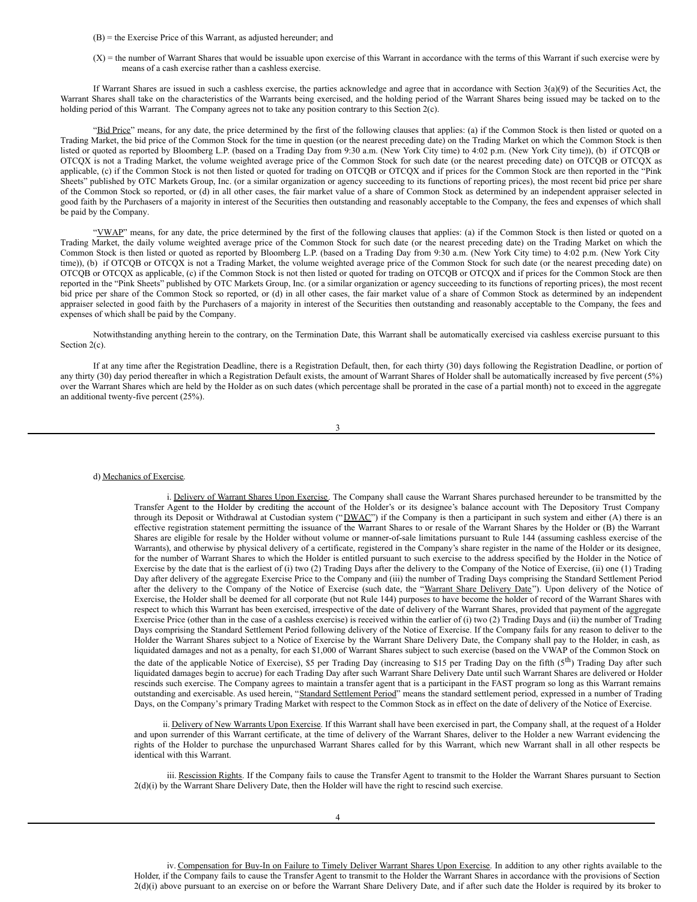(B) = the Exercise Price of this Warrant, as adjusted hereunder; and

(X) = the number of Warrant Shares that would be issuable upon exercise of this Warrant in accordance with the terms of this Warrant if such exercise were by means of a cash exercise rather than a cashless exercise.

If Warrant Shares are issued in such a cashless exercise, the parties acknowledge and agree that in accordance with Section 3(a)(9) of the Securities Act, the Warrant Shares shall take on the characteristics of the Warrants being exercised, and the holding period of the Warrant Shares being issued may be tacked on to the holding period of this Warrant. The Company agrees not to take any position contrary to this Section 2(c).

"Bid Price" means, for any date, the price determined by the first of the following clauses that applies: (a) if the Common Stock is then listed or quoted on a Trading Market, the bid price of the Common Stock for the time in question (or the nearest preceding date) on the Trading Market on which the Common Stock is then listed or quoted as reported by Bloomberg L.P. (based on a Trading Day from 9:30 a.m. (New York City time) to 4:02 p.m. (New York City time)), (b) if OTCQB or OTCQX is not a Trading Market, the volume weighted average price of the Common Stock for such date (or the nearest preceding date) on OTCQB or OTCQX as applicable, (c) if the Common Stock is not then listed or quoted for trading on OTCQB or OTCQX and if prices for the Common Stock are then reported in the "Pink Sheets" published by OTC Markets Group, Inc. (or a similar organization or agency succeeding to its functions of reporting prices), the most recent bid price per share of the Common Stock so reported, or (d) in all other cases, the fair market value of a share of Common Stock as determined by an independent appraiser selected in good faith by the Purchasers of a majority in interest of the Securities then outstanding and reasonably acceptable to the Company, the fees and expenses of which shall be paid by the Company.

"VWAP" means, for any date, the price determined by the first of the following clauses that applies: (a) if the Common Stock is then listed or quoted on a Trading Market, the daily volume weighted average price of the Common Stock for such date (or the nearest preceding date) on the Trading Market on which the Common Stock is then listed or quoted as reported by Bloomberg L.P. (based on a Trading Day from 9:30 a.m. (New York City time) to 4:02 p.m. (New York City time)), (b) if OTCQB or OTCQX is not a Trading Market, the volume weighted average price of the Common Stock for such date (or the nearest preceding date) on OTCQB or OTCQX as applicable, (c) if the Common Stock is not then listed or quoted for trading on OTCQB or OTCQX and if prices for the Common Stock are then reported in the "Pink Sheets" published by OTC Markets Group, Inc. (or a similar organization or agency succeeding to its functions of reporting prices), the most recent bid price per share of the Common Stock so reported, or (d) in all other cases, the fair market value of a share of Common Stock as determined by an independent appraiser selected in good faith by the Purchasers of a majority in interest of the Securities then outstanding and reasonably acceptable to the Company, the fees and expenses of which shall be paid by the Company.

Notwithstanding anything herein to the contrary, on the Termination Date, this Warrant shall be automatically exercised via cashless exercise pursuant to this Section 2(c).

If at any time after the Registration Deadline, there is a Registration Default, then, for each thirty (30) days following the Registration Deadline, or portion of any thirty (30) day period thereafter in which a Registration Default exists, the amount of Warrant Shares of Holder shall be automatically increased by five percent (5%) over the Warrant Shares which are held by the Holder as on such dates (which percentage shall be prorated in the case of a partial month) not to exceed in the aggregate an additional twenty-five percent (25%).

d) Mechanics of Exercise.

i. Delivery of Warrant Shares Upon Exercise. The Company shall cause the Warrant Shares purchased hereunder to be transmitted by the Transfer Agent to the Holder by crediting the account of the Holder's or its designee's balance account with The Depository Trust Company through its Deposit or Withdrawal at Custodian system ("DWAC") if the Company is then a participant in such system and either (A) there is an effective registration statement permitting the issuance of the Warrant Shares to or resale of the Warrant Shares by the Holder or (B) the Warrant Shares are eligible for resale by the Holder without volume or manner-of-sale limitations pursuant to Rule 144 (assuming cashless exercise of the Warrants), and otherwise by physical delivery of a certificate, registered in the Company's share register in the name of the Holder or its designee, for the number of Warrant Shares to which the Holder is entitled pursuant to such exercise to the address specified by the Holder in the Notice of Exercise by the date that is the earliest of (i) two (2) Trading Days after the delivery to the Company of the Notice of Exercise, (ii) one (1) Trading Day after delivery of the aggregate Exercise Price to the Company and (iii) the number of Trading Days comprising the Standard Settlement Period after the delivery to the Company of the Notice of Exercise (such date, the "Warrant Share Delivery Date"). Upon delivery of the Notice of Exercise, the Holder shall be deemed for all corporate (but not Rule 144) purposes to have become the holder of record of the Warrant Shares with respect to which this Warrant has been exercised, irrespective of the date of delivery of the Warrant Shares, provided that payment of the aggregate Exercise Price (other than in the case of a cashless exercise) is received within the earlier of (i) two (2) Trading Days and (ii) the number of Trading Days comprising the Standard Settlement Period following delivery of the Notice of Exercise. If the Company fails for any reason to deliver to the Holder the Warrant Shares subject to a Notice of Exercise by the Warrant Share Delivery Date, the Company shall pay to the Holder, in cash, as liquidated damages and not as a penalty, for each $1,000 of Warrant Shares subject to such exercise (based on the VWAP of the Common Stock on the date of the applicable Notice of Exercise), $5 per Trading Day (increasing to $15 per Trading Day on the fifth (5th) Trading Day after such liquidated damages begin to accrue) for each Trading Day after such Warrant Share Delivery Date until such Warrant Shares are delivered or Holder rescinds such exercise. The Company agrees to maintain a transfer agent that is a participant in the FAST program so long as this Warrant remains outstanding and exercisable. As used herein, "Standard Settlement Period" means the standard settlement period, expressed in a number of Trading Days, on the Company's primary Trading Market with respect to the Common Stock as in effect on the date of delivery of the Notice of Exercise.

ii. Delivery of New Warrants Upon Exercise. If this Warrant shall have been exercised in part, the Company shall, at the request of a Holder and upon surrender of this Warrant certificate, at the time of delivery of the Warrant Shares, deliver to the Holder a new Warrant evidencing the rights of the Holder to purchase the unpurchased Warrant Shares called for by this Warrant, which new Warrant shall in all other respects be identical with this Warrant.

iii. Rescission Rights. If the Company fails to cause the Transfer Agent to transmit to the Holder the Warrant Shares pursuant to Section 2(d)(i) by the Warrant Share Delivery Date, then the Holder will have the right to rescind such exercise.

iv. Compensation for Buy-In on Failure to Timely Deliver Warrant Shares Upon Exercise. In addition to any other rights available to the Holder, if the Company fails to cause the Transfer Agent to transmit to the Holder the Warrant Shares in accordance with the provisions of Section 2(d)(i) above pursuant to an exercise on or before the Warrant Share Delivery Date, and if after such date the Holder is required by its broker to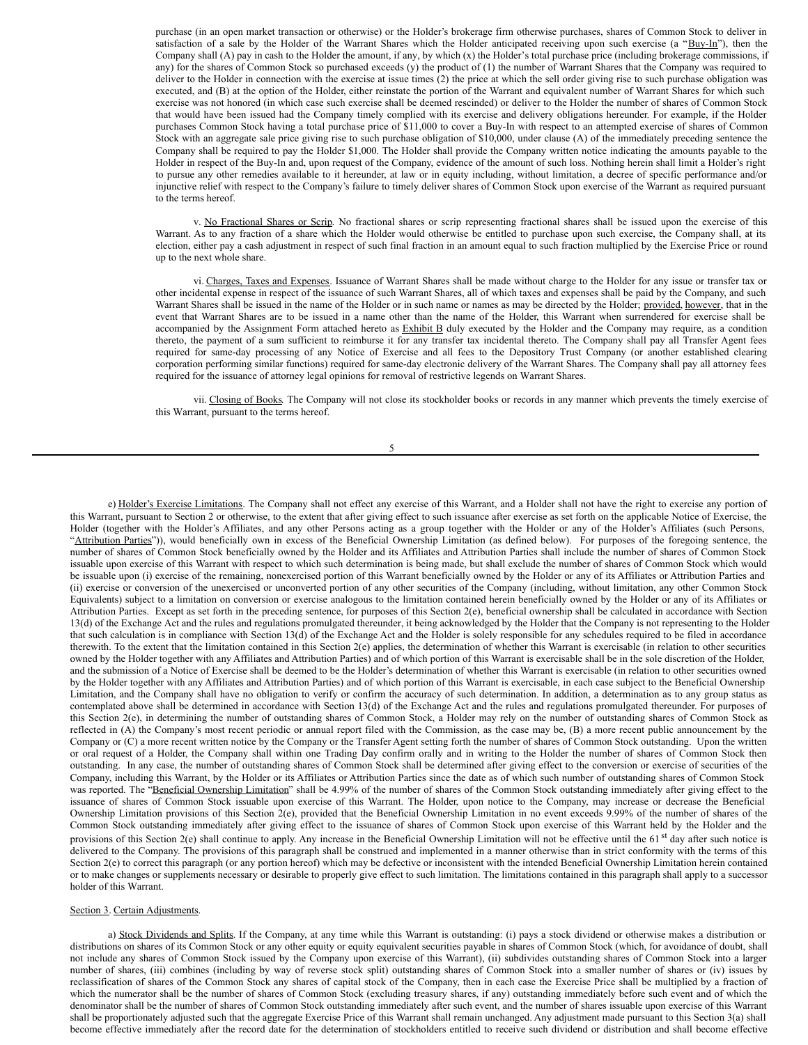purchase (in an open market transaction or otherwise) or the Holder's brokerage firm otherwise purchases, shares of Common Stock to deliver in satisfaction of a sale by the Holder of the Warrant Shares which the Holder anticipated receiving upon such exercise (a "Buy-In"), then the Company shall (A) pay in cash to the Holder the amount, if any, by which (x) the Holder's total purchase price (including brokerage commissions, if any) for the shares of Common Stock so purchased exceeds (y) the product of (1) the number of Warrant Shares that the Company was required to deliver to the Holder in connection with the exercise at issue times (2) the price at which the sell order giving rise to such purchase obligation was executed, and (B) at the option of the Holder, either reinstate the portion of the Warrant and equivalent number of Warrant Shares for which such exercise was not honored (in which case such exercise shall be deemed rescinded) or deliver to the Holder the number of shares of Common Stock that would have been issued had the Company timely complied with its exercise and delivery obligations hereunder. For example, if the Holder purchases Common Stock having a total purchase price of $11,000 to cover a Buy-In with respect to an attempted exercise of shares of Common Stock with an aggregate sale price giving rise to such purchase obligation of $10,000, under clause (A) of the immediately preceding sentence the Company shall be required to pay the Holder $1,000. The Holder shall provide the Company written notice indicating the amounts payable to the Holder in respect of the Buy-In and, upon request of the Company, evidence of the amount of such loss. Nothing herein shall limit a Holder's right to pursue any other remedies available to it hereunder, at law or in equity including, without limitation, a decree of specific performance and/or injunctive relief with respect to the Company's failure to timely deliver shares of Common Stock upon exercise of the Warrant as required pursuant to the terms hereof.

v. No Fractional Shares or Scrip. No fractional shares or scrip representing fractional shares shall be issued upon the exercise of this Warrant. As to any fraction of a share which the Holder would otherwise be entitled to purchase upon such exercise, the Company shall, at its election, either pay a cash adjustment in respect of such final fraction in an amount equal to such fraction multiplied by the Exercise Price or round up to the next whole share.

vi. Charges, Taxes and Expenses. Issuance of Warrant Shares shall be made without charge to the Holder for any issue or transfer tax or other incidental expense in respect of the issuance of such Warrant Shares, all of which taxes and expenses shall be paid by the Company, and such Warrant Shares shall be issued in the name of the Holder or in such name or names as may be directed by the Holder; provided, however, that in the event that Warrant Shares are to be issued in a name other than the name of the Holder, this Warrant when surrendered for exercise shall be accompanied by the Assignment Form attached hereto as Exhibit B duly executed by the Holder and the Company may require, as a condition thereto, the payment of a sum sufficient to reimburse it for any transfer tax incidental thereto. The Company shall pay all Transfer Agent fees required for same-day processing of any Notice of Exercise and all fees to the Depository Trust Company (or another established clearing corporation performing similar functions) required for same-day electronic delivery of the Warrant Shares. The Company shall pay all attorney fees required for the issuance of attorney legal opinions for removal of restrictive legends on Warrant Shares.

vii. Closing of Books. The Company will not close its stockholder books or records in any manner which prevents the timely exercise of this Warrant, pursuant to the terms hereof.

e) Holder's Exercise Limitations. The Company shall not effect any exercise of this Warrant, and a Holder shall not have the right to exercise any portion of this Warrant, pursuant to Section 2 or otherwise, to the extent that after giving effect to such issuance after exercise as set forth on the applicable Notice of Exercise, the Holder (together with the Holder's Affiliates, and any other Persons acting as a group together with the Holder or any of the Holder's Affiliates (such Persons, "Attribution Parties")), would beneficially own in excess of the Beneficial Ownership Limitation (as defined below). For purposes of the foregoing sentence, the number of shares of Common Stock beneficially owned by the Holder and its Affiliates and Attribution Parties shall include the number of shares of Common Stock issuable upon exercise of this Warrant with respect to which such determination is being made, but shall exclude the number of shares of Common Stock which would be issuable upon (i) exercise of the remaining, nonexercised portion of this Warrant beneficially owned by the Holder or any of its Affiliates or Attribution Parties and (ii) exercise or conversion of the unexercised or unconverted portion of any other securities of the Company (including, without limitation, any other Common Stock Equivalents) subject to a limitation on conversion or exercise analogous to the limitation contained herein beneficially owned by the Holder or any of its Affiliates or Attribution Parties. Except as set forth in the preceding sentence, for purposes of this Section 2(e), beneficial ownership shall be calculated in accordance with Section 13(d) of the Exchange Act and the rules and regulations promulgated thereunder, it being acknowledged by the Holder that the Company is not representing to the Holder that such calculation is in compliance with Section 13(d) of the Exchange Act and the Holder is solely responsible for any schedules required to be filed in accordance therewith. To the extent that the limitation contained in this Section 2(e) applies, the determination of whether this Warrant is exercisable (in relation to other securities owned by the Holder together with any Affiliates and Attribution Parties) and of which portion of this Warrant is exercisable shall be in the sole discretion of the Holder, and the submission of a Notice of Exercise shall be deemed to be the Holder's determination of whether this Warrant is exercisable (in relation to other securities owned by the Holder together with any Affiliates and Attribution Parties) and of which portion of this Warrant is exercisable, in each case subject to the Beneficial Ownership Limitation, and the Company shall have no obligation to verify or confirm the accuracy of such determination. In addition, a determination as to any group status as contemplated above shall be determined in accordance with Section 13(d) of the Exchange Act and the rules and regulations promulgated thereunder. For purposes of this Section 2(e), in determining the number of outstanding shares of Common Stock, a Holder may rely on the number of outstanding shares of Common Stock as reflected in (A) the Company's most recent periodic or annual report filed with the Commission, as the case may be, (B) a more recent public announcement by the Company or (C) a more recent written notice by the Company or the Transfer Agent setting forth the number of shares of Common Stock outstanding. Upon the written or oral request of a Holder, the Company shall within one Trading Day confirm orally and in writing to the Holder the number of shares of Common Stock then outstanding. In any case, the number of outstanding shares of Common Stock shall be determined after giving effect to the conversion or exercise of securities of the Company, including this Warrant, by the Holder or its Affiliates or Attribution Parties since the date as of which such number of outstanding shares of Common Stock was reported. The "Beneficial Ownership Limitation" shall be 4.99% of the number of shares of the Common Stock outstanding immediately after giving effect to the issuance of shares of Common Stock issuable upon exercise of this Warrant. The Holder, upon notice to the Company, may increase or decrease the Beneficial Ownership Limitation provisions of this Section 2(e), provided that the Beneficial Ownership Limitation in no event exceeds 9.99% of the number of shares of the Common Stock outstanding immediately after giving effect to the issuance of shares of Common Stock upon exercise of this Warrant held by the Holder and the provisions of this Section 2(e) shall continue to apply. Any increase in the Beneficial Ownership Limitation will not be effective until the 61st day after such notice is delivered to the Company. The provisions of this paragraph shall be construed and implemented in a manner otherwise than in strict conformity with the terms of this Section 2(e) to correct this paragraph (or any portion hereof) which may be defective or inconsistent with the intended Beneficial Ownership Limitation herein contained or to make changes or supplements necessary or desirable to properly give effect to such limitation. The limitations contained in this paragraph shall apply to a successor holder of this Warrant.

Section 3. Certain Adjustments.

a) Stock Dividends and Splits. If the Company, at any time while this Warrant is outstanding: (i) pays a stock dividend or otherwise makes a distribution or distributions on shares of its Common Stock or any other equity or equity equivalent securities payable in shares of Common Stock (which, for avoidance of doubt, shall not include any shares of Common Stock issued by the Company upon exercise of this Warrant), (ii) subdivides outstanding shares of Common Stock into a larger number of shares, (iii) combines (including by way of reverse stock split) outstanding shares of Common Stock into a smaller number of shares or (iv) issues by reclassification of shares of the Common Stock any shares of capital stock of the Company, then in each case the Exercise Price shall be multiplied by a fraction of which the numerator shall be the number of shares of Common Stock (excluding treasury shares, if any) outstanding immediately before such event and of which the denominator shall be the number of shares of Common Stock outstanding immediately after such event, and the number of shares issuable upon exercise of this Warrant shall be proportionately adjusted such that the aggregate Exercise Price of this Warrant shall remain unchanged. Any adjustment made pursuant to this Section 3(a) shall become effective immediately after the record date for the determination of stockholders entitled to receive such dividend or distribution and shall become effective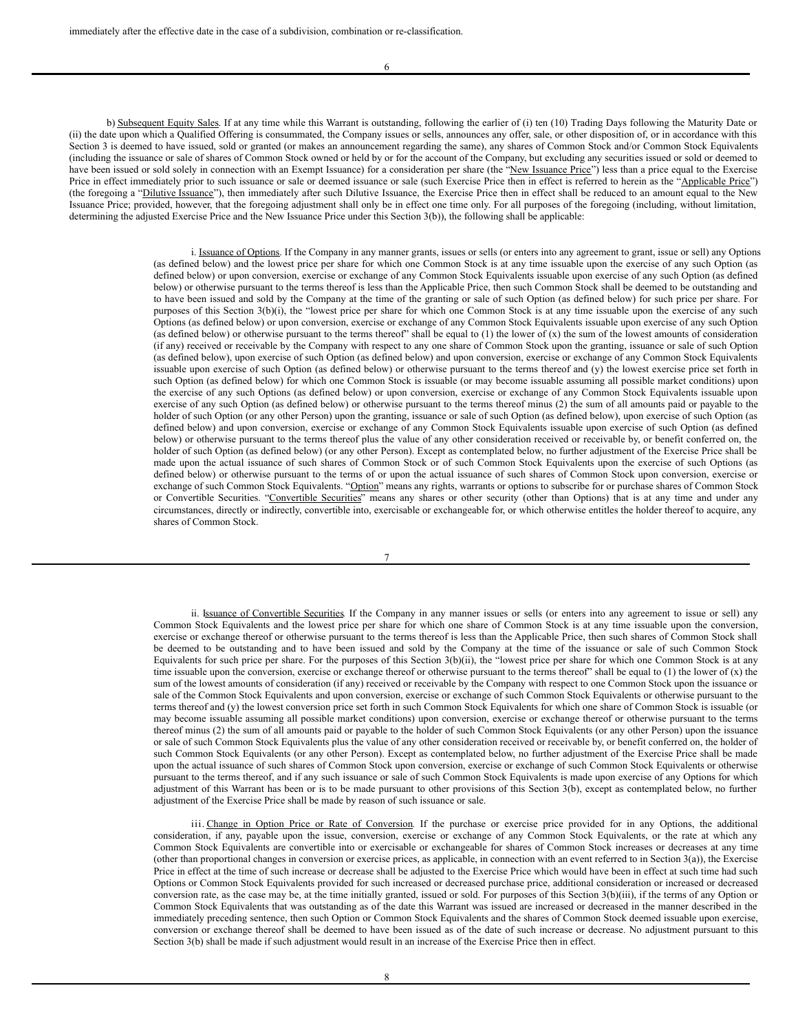immediately after the effective date in the case of a subdivision, combination or re-classification.

b) Subsequent Equity Sales. If at any time while this Warrant is outstanding, following the earlier of (i) ten (10) Trading Days following the Maturity Date or (ii) the date upon which a Qualified Offering is consummated, the Company issues or sells, announces any offer, sale, or other disposition of, or in accordance with this Section 3 is deemed to have issued, sold or granted (or makes an announcement regarding the same), any shares of Common Stock and/or Common Stock Equivalents (including the issuance or sale of shares of Common Stock owned or held by or for the account of the Company, but excluding any securities issued or sold or deemed to have been issued or sold solely in connection with an Exempt Issuance) for a consideration per share (the "New Issuance Price") less than a price equal to the Exercise Price in effect immediately prior to such issuance or sale or deemed issuance or sale (such Exercise Price then in effect is referred to herein as the "Applicable Price") (the foregoing a "Dilutive Issuance"), then immediately after such Dilutive Issuance, the Exercise Price then in effect shall be reduced to an amount equal to the New Issuance Price; provided, however, that the foregoing adjustment shall only be in effect one time only. For all purposes of the foregoing (including, without limitation, determining the adjusted Exercise Price and the New Issuance Price under this Section 3(b)), the following shall be applicable:

i. Issuance of Options. If the Company in any manner grants, issues or sells (or enters into any agreement to grant, issue or sell) any Options (as defined below) and the lowest price per share for which one Common Stock is at any time issuable upon the exercise of any such Option (as defined below) or upon conversion, exercise or exchange of any Common Stock Equivalents issuable upon exercise of any such Option (as defined below) or otherwise pursuant to the terms thereof is less than the Applicable Price, then such Common Stock shall be deemed to be outstanding and to have been issued and sold by the Company at the time of the granting or sale of such Option (as defined below) for such price per share. For purposes of this Section 3(b)(i), the "lowest price per share for which one Common Stock is at any time issuable upon the exercise of any such Options (as defined below) or upon conversion, exercise or exchange of any Common Stock Equivalents issuable upon exercise of any such Option (as defined below) or otherwise pursuant to the terms thereof" shall be equal to (1) the lower of (x) the sum of the lowest amounts of consideration (if any) received or receivable by the Company with respect to any one share of Common Stock upon the granting, issuance or sale of such Option (as defined below), upon exercise of such Option (as defined below) and upon conversion, exercise or exchange of any Common Stock Equivalents issuable upon exercise of such Option (as defined below) or otherwise pursuant to the terms thereof and (y) the lowest exercise price set forth in such Option (as defined below) for which one Common Stock is issuable (or may become issuable assuming all possible market conditions) upon the exercise of any such Options (as defined below) or upon conversion, exercise or exchange of any Common Stock Equivalents issuable upon exercise of any such Option (as defined below) or otherwise pursuant to the terms thereof minus (2) the sum of all amounts paid or payable to the holder of such Option (or any other Person) upon the granting, issuance or sale of such Option (as defined below), upon exercise of such Option (as defined below) and upon conversion, exercise or exchange of any Common Stock Equivalents issuable upon exercise of such Option (as defined below) or otherwise pursuant to the terms thereof plus the value of any other consideration received or receivable by, or benefit conferred on, the holder of such Option (as defined below) (or any other Person). Except as contemplated below, no further adjustment of the Exercise Price shall be made upon the actual issuance of such shares of Common Stock or of such Common Stock Equivalents upon the exercise of such Options (as defined below) or otherwise pursuant to the terms of or upon the actual issuance of such shares of Common Stock upon conversion, exercise or exchange of such Common Stock Equivalents. "Option" means any rights, warrants or options to subscribe for or purchase shares of Common Stock or Convertible Securities. "Convertible Securities" means any shares or other security (other than Options) that is at any time and under any circumstances, directly or indirectly, convertible into, exercisable or exchangeable for, or which otherwise entitles the holder thereof to acquire, any shares of Common Stock.

ii. Issuance of Convertible Securities. If the Company in any manner issues or sells (or enters into any agreement to issue or sell) any Common Stock Equivalents and the lowest price per share for which one share of Common Stock is at any time issuable upon the conversion, exercise or exchange thereof or otherwise pursuant to the terms thereof is less than the Applicable Price, then such shares of Common Stock shall be deemed to be outstanding and to have been issued and sold by the Company at the time of the issuance or sale of such Common Stock Equivalents for such price per share. For the purposes of this Section 3(b)(ii), the "lowest price per share for which one Common Stock is at any time issuable upon the conversion, exercise or exchange thereof or otherwise pursuant to the terms thereof" shall be equal to (1) the lower of (x) the sum of the lowest amounts of consideration (if any) received or receivable by the Company with respect to one Common Stock upon the issuance or sale of the Common Stock Equivalents and upon conversion, exercise or exchange of such Common Stock Equivalents or otherwise pursuant to the terms thereof and (y) the lowest conversion price set forth in such Common Stock Equivalents for which one share of Common Stock is issuable (or may become issuable assuming all possible market conditions) upon conversion, exercise or exchange thereof or otherwise pursuant to the terms thereof minus (2) the sum of all amounts paid or payable to the holder of such Common Stock Equivalents (or any other Person) upon the issuance or sale of such Common Stock Equivalents plus the value of any other consideration received or receivable by, or benefit conferred on, the holder of such Common Stock Equivalents (or any other Person). Except as contemplated below, no further adjustment of the Exercise Price shall be made upon the actual issuance of such shares of Common Stock upon conversion, exercise or exchange of such Common Stock Equivalents or otherwise pursuant to the terms thereof, and if any such issuance or sale of such Common Stock Equivalents is made upon exercise of any Options for which adjustment of this Warrant has been or is to be made pursuant to other provisions of this Section 3(b), except as contemplated below, no further adjustment of the Exercise Price shall be made by reason of such issuance or sale.

iii. Change in Option Price or Rate of Conversion. If the purchase or exercise price provided for in any Options, the additional consideration, if any, payable upon the issue, conversion, exercise or exchange of any Common Stock Equivalents, or the rate at which any Common Stock Equivalents are convertible into or exercisable or exchangeable for shares of Common Stock increases or decreases at any time (other than proportional changes in conversion or exercise prices, as applicable, in connection with an event referred to in Section 3(a)), the Exercise Price in effect at the time of such increase or decrease shall be adjusted to the Exercise Price which would have been in effect at such time had such Options or Common Stock Equivalents provided for such increased or decreased purchase price, additional consideration or increased or decreased conversion rate, as the case may be, at the time initially granted, issued or sold. For purposes of this Section 3(b)(iii), if the terms of any Option or Common Stock Equivalents that was outstanding as of the date this Warrant was issued are increased or decreased in the manner described in the immediately preceding sentence, then such Option or Common Stock Equivalents and the shares of Common Stock deemed issuable upon exercise, conversion or exchange thereof shall be deemed to have been issued as of the date of such increase or decrease. No adjustment pursuant to this Section 3(b) shall be made if such adjustment would result in an increase of the Exercise Price then in effect.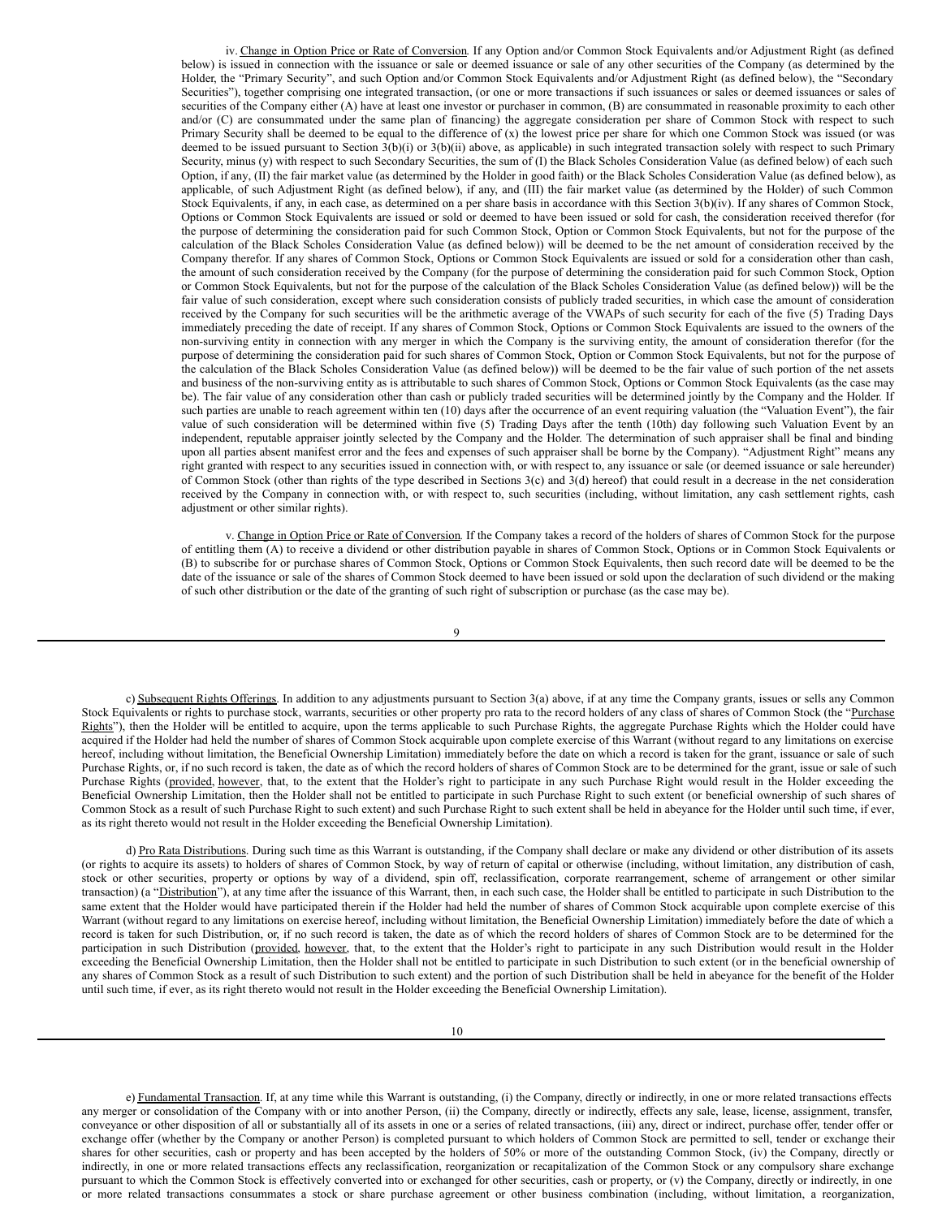iv. Change in Option Price or Rate of Conversion. If any Option and/or Common Stock Equivalents and/or Adjustment Right (as defined below) is issued in connection with the issuance or sale or deemed issuance or sale of any other securities of the Company (as determined by the Holder, the "Primary Security", and such Option and/or Common Stock Equivalents and/or Adjustment Right (as defined below), the "Secondary Securities"), together comprising one integrated transaction, (or one or more transactions if such issuances or sales or deemed issuances or sales of securities of the Company either (A) have at least one investor or purchaser in common, (B) are consummated in reasonable proximity to each other and/or (C) are consummated under the same plan of financing) the aggregate consideration per share of Common Stock with respect to such Primary Security shall be deemed to be equal to the difference of (x) the lowest price per share for which one Common Stock was issued (or was deemed to be issued pursuant to Section 3(b)(i) or 3(b)(ii) above, as applicable) in such integrated transaction solely with respect to such Primary Security, minus (y) with respect to such Secondary Securities, the sum of (I) the Black Scholes Consideration Value (as defined below) of each such Option, if any, (II) the fair market value (as determined by the Holder in good faith) or the Black Scholes Consideration Value (as defined below), as applicable, of such Adjustment Right (as defined below), if any, and (III) the fair market value (as determined by the Holder) of such Common Stock Equivalents, if any, in each case, as determined on a per share basis in accordance with this Section 3(b)(iv). If any shares of Common Stock, Options or Common Stock Equivalents are issued or sold or deemed to have been issued or sold for cash, the consideration received therefor (for the purpose of determining the consideration paid for such Common Stock, Option or Common Stock Equivalents, but not for the purpose of the calculation of the Black Scholes Consideration Value (as defined below)) will be deemed to be the net amount of consideration received by the Company therefor. If any shares of Common Stock, Options or Common Stock Equivalents are issued or sold for a consideration other than cash, the amount of such consideration received by the Company (for the purpose of determining the consideration paid for such Common Stock, Option or Common Stock Equivalents, but not for the purpose of the calculation of the Black Scholes Consideration Value (as defined below)) will be the fair value of such consideration, except where such consideration consists of publicly traded securities, in which case the amount of consideration received by the Company for such securities will be the arithmetic average of the VWAPs of such security for each of the five (5) Trading Days immediately preceding the date of receipt. If any shares of Common Stock, Options or Common Stock Equivalents are issued to the owners of the non-surviving entity in connection with any merger in which the Company is the surviving entity, the amount of consideration therefor (for the purpose of determining the consideration paid for such shares of Common Stock, Option or Common Stock Equivalents, but not for the purpose of the calculation of the Black Scholes Consideration Value (as defined below)) will be deemed to be the fair value of such portion of the net assets and business of the non-surviving entity as is attributable to such shares of Common Stock, Options or Common Stock Equivalents (as the case may be). The fair value of any consideration other than cash or publicly traded securities will be determined jointly by the Company and the Holder. If such parties are unable to reach agreement within ten (10) days after the occurrence of an event requiring valuation (the "Valuation Event"), the fair value of such consideration will be determined within five (5) Trading Days after the tenth (10th) day following such Valuation Event by an independent, reputable appraiser jointly selected by the Company and the Holder. The determination of such appraiser shall be final and binding upon all parties absent manifest error and the fees and expenses of such appraiser shall be borne by the Company). "Adjustment Right" means any right granted with respect to any securities issued in connection with, or with respect to, any issuance or sale (or deemed issuance or sale hereunder) of Common Stock (other than rights of the type described in Sections 3(c) and 3(d) hereof) that could result in a decrease in the net consideration received by the Company in connection with, or with respect to, such securities (including, without limitation, any cash settlement rights, cash adjustment or other similar rights).

v. Change in Option Price or Rate of Conversion. If the Company takes a record of the holders of shares of Common Stock for the purpose of entitling them (A) to receive a dividend or other distribution payable in shares of Common Stock, Options or in Common Stock Equivalents or (B) to subscribe for or purchase shares of Common Stock, Options or Common Stock Equivalents, then such record date will be deemed to be the date of the issuance or sale of the shares of Common Stock deemed to have been issued or sold upon the declaration of such dividend or the making of such other distribution or the date of the granting of such right of subscription or purchase (as the case may be).

c) Subsequent Rights Offerings. In addition to any adjustments pursuant to Section 3(a) above, if at any time the Company grants, issues or sells any Common Stock Equivalents or rights to purchase stock, warrants, securities or other property pro rata to the record holders of any class of shares of Common Stock (the "Purchase Rights"), then the Holder will be entitled to acquire, upon the terms applicable to such Purchase Rights, the aggregate Purchase Rights which the Holder could have acquired if the Holder had held the number of shares of Common Stock acquirable upon complete exercise of this Warrant (without regard to any limitations on exercise hereof, including without limitation, the Beneficial Ownership Limitation) immediately before the date on which a record is taken for the grant, issuance or sale of such Purchase Rights, or, if no such record is taken, the date as of which the record holders of shares of Common Stock are to be determined for the grant, issue or sale of such Purchase Rights (provided, however, that, to the extent that the Holder's right to participate in any such Purchase Right would result in the Holder exceeding the Beneficial Ownership Limitation, then the Holder shall not be entitled to participate in such Purchase Right to such extent (or beneficial ownership of such shares of Common Stock as a result of such Purchase Right to such extent) and such Purchase Right to such extent shall be held in abeyance for the Holder until such time, if ever, as its right thereto would not result in the Holder exceeding the Beneficial Ownership Limitation).

d) Pro Rata Distributions. During such time as this Warrant is outstanding, if the Company shall declare or make any dividend or other distribution of its assets (or rights to acquire its assets) to holders of shares of Common Stock, by way of return of capital or otherwise (including, without limitation, any distribution of cash, stock or other securities, property or options by way of a dividend, spin off, reclassification, corporate rearrangement, scheme of arrangement or other similar transaction) (a "Distribution"), at any time after the issuance of this Warrant, then, in each such case, the Holder shall be entitled to participate in such Distribution to the same extent that the Holder would have participated therein if the Holder had held the number of shares of Common Stock acquirable upon complete exercise of this Warrant (without regard to any limitations on exercise hereof, including without limitation, the Beneficial Ownership Limitation) immediately before the date of which a record is taken for such Distribution, or, if no such record is taken, the date as of which the record holders of shares of Common Stock are to be determined for the participation in such Distribution (provided, however, that, to the extent that the Holder's right to participate in any such Distribution would result in the Holder exceeding the Beneficial Ownership Limitation, then the Holder shall not be entitled to participate in such Distribution to such extent (or in the beneficial ownership of any shares of Common Stock as a result of such Distribution to such extent) and the portion of such Distribution shall be held in abeyance for the benefit of the Holder until such time, if ever, as its right thereto would not result in the Holder exceeding the Beneficial Ownership Limitation).

e) Fundamental Transaction. If, at any time while this Warrant is outstanding, (i) the Company, directly or indirectly, in one or more related transactions effects any merger or consolidation of the Company with or into another Person, (ii) the Company, directly or indirectly, effects any sale, lease, license, assignment, transfer, conveyance or other disposition of all or substantially all of its assets in one or a series of related transactions, (iii) any, direct or indirect, purchase offer, tender offer or exchange offer (whether by the Company or another Person) is completed pursuant to which holders of Common Stock are permitted to sell, tender or exchange their shares for other securities, cash or property and has been accepted by the holders of 50% or more of the outstanding Common Stock, (iv) the Company, directly or indirectly, in one or more related transactions effects any reclassification, reorganization or recapitalization of the Common Stock or any compulsory share exchange pursuant to which the Common Stock is effectively converted into or exchanged for other securities, cash or property, or (v) the Company, directly or indirectly, in one or more related transactions consummates a stock or share purchase agreement or other business combination (including, without limitation, a reorganization,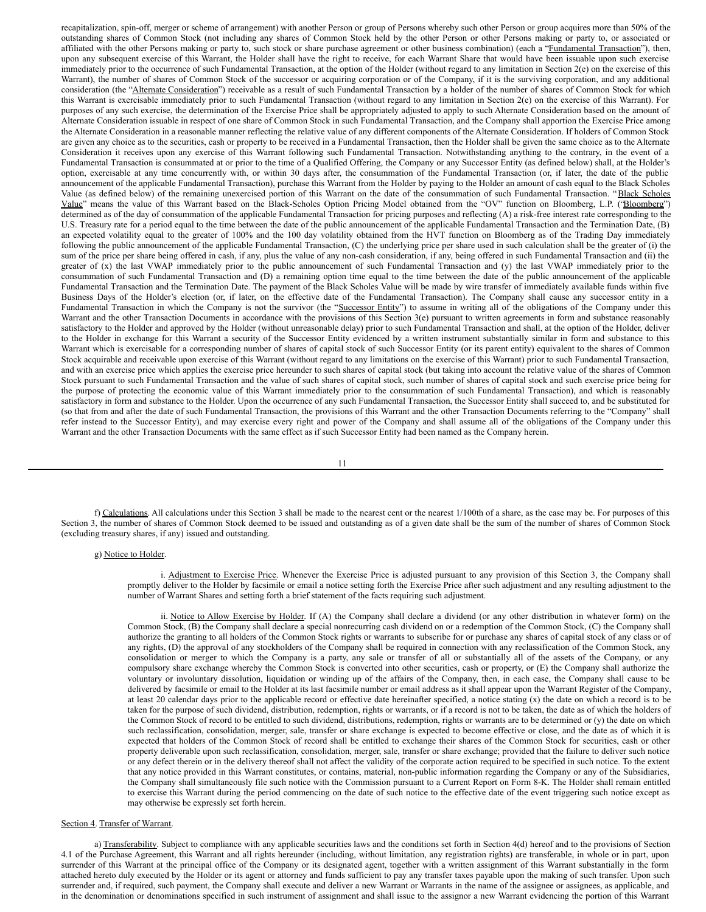recapitalization, spin-off, merger or scheme of arrangement) with another Person or group of Persons whereby such other Person or group acquires more than 50% of the outstanding shares of Common Stock (not including any shares of Common Stock held by the other Person or other Persons making or party to, or associated or affiliated with the other Persons making or party to, such stock or share purchase agreement or other business combination) (each a "Fundamental Transaction"), then, upon any subsequent exercise of this Warrant, the Holder shall have the right to receive, for each Warrant Share that would have been issuable upon such exercise immediately prior to the occurrence of such Fundamental Transaction, at the option of the Holder (without regard to any limitation in Section 2(e) on the exercise of this Warrant), the number of shares of Common Stock of the successor or acquiring corporation or of the Company, if it is the surviving corporation, and any additional consideration (the "Alternate Consideration") receivable as a result of such Fundamental Transaction by a holder of the number of shares of Common Stock for which this Warrant is exercisable immediately prior to such Fundamental Transaction (without regard to any limitation in Section 2(e) on the exercise of this Warrant). For purposes of any such exercise, the determination of the Exercise Price shall be appropriately adjusted to apply to such Alternate Consideration based on the amount of Alternate Consideration issuable in respect of one share of Common Stock in such Fundamental Transaction, and the Company shall apportion the Exercise Price among the Alternate Consideration in a reasonable manner reflecting the relative value of any different components of the Alternate Consideration. If holders of Common Stock are given any choice as to the securities, cash or property to be received in a Fundamental Transaction, then the Holder shall be given the same choice as to the Alternate Consideration it receives upon any exercise of this Warrant following such Fundamental Transaction. Notwithstanding anything to the contrary, in the event of a Fundamental Transaction is consummated at or prior to the time of a Qualified Offering, the Company or any Successor Entity (as defined below) shall, at the Holder's option, exercisable at any time concurrently with, or within 30 days after, the consummation of the Fundamental Transaction (or, if later, the date of the public announcement of the applicable Fundamental Transaction), purchase this Warrant from the Holder by paying to the Holder an amount of cash equal to the Black Scholes Value (as defined below) of the remaining unexercised portion of this Warrant on the date of the consummation of such Fundamental Transaction. "Black Scholes Value" means the value of this Warrant based on the Black-Scholes Option Pricing Model obtained from the "OV" function on Bloomberg, L.P. ("Bloomberg") determined as of the day of consummation of the applicable Fundamental Transaction for pricing purposes and reflecting (A) a risk-free interest rate corresponding to the U.S. Treasury rate for a period equal to the time between the date of the public announcement of the applicable Fundamental Transaction and the Termination Date, (B) an expected volatility equal to the greater of 100% and the 100 day volatility obtained from the HVT function on Bloomberg as of the Trading Day immediately following the public announcement of the applicable Fundamental Transaction, (C) the underlying price per share used in such calculation shall be the greater of (i) the sum of the price per share being offered in cash, if any, plus the value of any non-cash consideration, if any, being offered in such Fundamental Transaction and (ii) the greater of (x) the last VWAP immediately prior to the public announcement of such Fundamental Transaction and (y) the last VWAP immediately prior to the consummation of such Fundamental Transaction and (D) a remaining option time equal to the time between the date of the public announcement of the applicable Fundamental Transaction and the Termination Date. The payment of the Black Scholes Value will be made by wire transfer of immediately available funds within five Business Days of the Holder's election (or, if later, on the effective date of the Fundamental Transaction). The Company shall cause any successor entity in a Fundamental Transaction in which the Company is not the survivor (the "Successor Entity") to assume in writing all of the obligations of the Company under this Warrant and the other Transaction Documents in accordance with the provisions of this Section 3(e) pursuant to written agreements in form and substance reasonably satisfactory to the Holder and approved by the Holder (without unreasonable delay) prior to such Fundamental Transaction and shall, at the option of the Holder, deliver to the Holder in exchange for this Warrant a security of the Successor Entity evidenced by a written instrument substantially similar in form and substance to this Warrant which is exercisable for a corresponding number of shares of capital stock of such Successor Entity (or its parent entity) equivalent to the shares of Common Stock acquirable and receivable upon exercise of this Warrant (without regard to any limitations on the exercise of this Warrant) prior to such Fundamental Transaction, and with an exercise price which applies the exercise price hereunder to such shares of capital stock (but taking into account the relative value of the shares of Common Stock pursuant to such Fundamental Transaction and the value of such shares of capital stock, such number of shares of capital stock and such exercise price being for the purpose of protecting the economic value of this Warrant immediately prior to the consummation of such Fundamental Transaction), and which is reasonably satisfactory in form and substance to the Holder. Upon the occurrence of any such Fundamental Transaction, the Successor Entity shall succeed to, and be substituted for (so that from and after the date of such Fundamental Transaction, the provisions of this Warrant and the other Transaction Documents referring to the "Company" shall refer instead to the Successor Entity), and may exercise every right and power of the Company and shall assume all of the obligations of the Company under this Warrant and the other Transaction Documents with the same effect as if such Successor Entity had been named as the Company herein.

f) Calculations. All calculations under this Section 3 shall be made to the nearest cent or the nearest 1/100th of a share, as the case may be. For purposes of this Section 3, the number of shares of Common Stock deemed to be issued and outstanding as of a given date shall be the sum of the number of shares of Common Stock (excluding treasury shares, if any) issued and outstanding.

g) Notice to Holder.

i. Adjustment to Exercise Price. Whenever the Exercise Price is adjusted pursuant to any provision of this Section 3, the Company shall promptly deliver to the Holder by facsimile or email a notice setting forth the Exercise Price after such adjustment and any resulting adjustment to the number of Warrant Shares and setting forth a brief statement of the facts requiring such adjustment.

ii. Notice to Allow Exercise by Holder. If (A) the Company shall declare a dividend (or any other distribution in whatever form) on the Common Stock, (B) the Company shall declare a special nonrecurring cash dividend on or a redemption of the Common Stock, (C) the Company shall authorize the granting to all holders of the Common Stock rights or warrants to subscribe for or purchase any shares of capital stock of any class or of any rights, (D) the approval of any stockholders of the Company shall be required in connection with any reclassification of the Common Stock, any consolidation or merger to which the Company is a party, any sale or transfer of all or substantially all of the assets of the Company, or any compulsory share exchange whereby the Common Stock is converted into other securities, cash or property, or (E) the Company shall authorize the voluntary or involuntary dissolution, liquidation or winding up of the affairs of the Company, then, in each case, the Company shall cause to be delivered by facsimile or email to the Holder at its last facsimile number or email address as it shall appear upon the Warrant Register of the Company, at least 20 calendar days prior to the applicable record or effective date hereinafter specified, a notice stating (x) the date on which a record is to be taken for the purpose of such dividend, distribution, redemption, rights or warrants, or if a record is not to be taken, the date as of which the holders of the Common Stock of record to be entitled to such dividend, distributions, redemption, rights or warrants are to be determined or (y) the date on which such reclassification, consolidation, merger, sale, transfer or share exchange is expected to become effective or close, and the date as of which it is expected that holders of the Common Stock of record shall be entitled to exchange their shares of the Common Stock for securities, cash or other property deliverable upon such reclassification, consolidation, merger, sale, transfer or share exchange; provided that the failure to deliver such notice or any defect therein or in the delivery thereof shall not affect the validity of the corporate action required to be specified in such notice. To the extent that any notice provided in this Warrant constitutes, or contains, material, non-public information regarding the Company or any of the Subsidiaries, the Company shall simultaneously file such notice with the Commission pursuant to a Current Report on Form 8-K. The Holder shall remain entitled to exercise this Warrant during the period commencing on the date of such notice to the effective date of the event triggering such notice except as may otherwise be expressly set forth herein.

Section 4. Transfer of Warrant.

a) Transferability. Subject to compliance with any applicable securities laws and the conditions set forth in Section 4(d) hereof and to the provisions of Section 4.1 of the Purchase Agreement, this Warrant and all rights hereunder (including, without limitation, any registration rights) are transferable, in whole or in part, upon surrender of this Warrant at the principal office of the Company or its designated agent, together with a written assignment of this Warrant substantially in the form attached hereto duly executed by the Holder or its agent or attorney and funds sufficient to pay any transfer taxes payable upon the making of such transfer. Upon such surrender and, if required, such payment, the Company shall execute and deliver a new Warrant or Warrants in the name of the assignee or assignees, as applicable, and in the denomination or denominations specified in such instrument of assignment and shall issue to the assignor a new Warrant evidencing the portion of this Warrant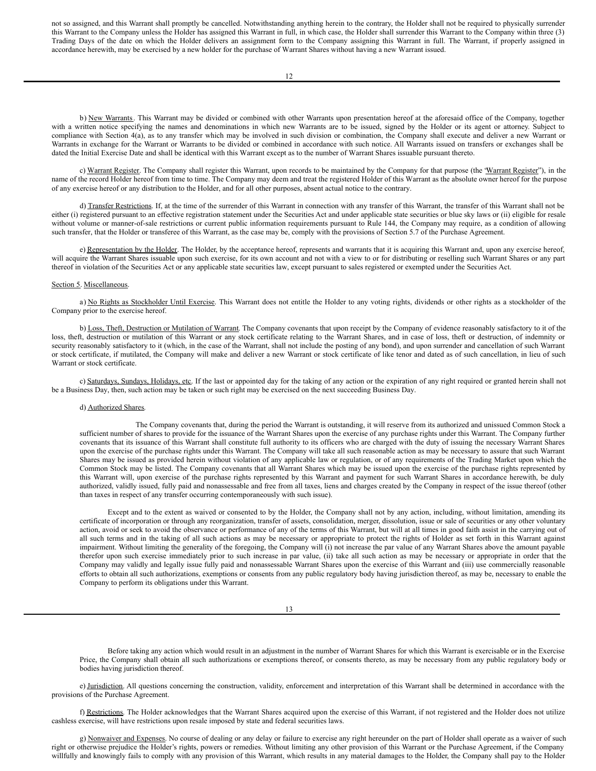not so assigned, and this Warrant shall promptly be cancelled. Notwithstanding anything herein to the contrary, the Holder shall not be required to physically surrender this Warrant to the Company unless the Holder has assigned this Warrant in full, in which case, the Holder shall surrender this Warrant to the Company within three (3) Trading Days of the date on which the Holder delivers an assignment form to the Company assigning this Warrant in full. The Warrant, if properly assigned in accordance herewith, may be exercised by a new holder for the purchase of Warrant Shares without having a new Warrant issued.

b) New Warrants. This Warrant may be divided or combined with other Warrants upon presentation hereof at the aforesaid office of the Company, together with a written notice specifying the names and denominations in which new Warrants are to be issued, signed by the Holder or its agent or attorney. Subject to compliance with Section 4(a), as to any transfer which may be involved in such division or combination, the Company shall execute and deliver a new Warrant or Warrants in exchange for the Warrant or Warrants to be divided or combined in accordance with such notice. All Warrants issued on transfers or exchanges shall be dated the Initial Exercise Date and shall be identical with this Warrant except as to the number of Warrant Shares issuable pursuant thereto.

c) Warrant Register. The Company shall register this Warrant, upon records to be maintained by the Company for that purpose (the "Warrant Register"), in the name of the record Holder hereof from time to time. The Company may deem and treat the registered Holder of this Warrant as the absolute owner hereof for the purpose of any exercise hereof or any distribution to the Holder, and for all other purposes, absent actual notice to the contrary.

d) Transfer Restrictions. If, at the time of the surrender of this Warrant in connection with any transfer of this Warrant, the transfer of this Warrant shall not be either (i) registered pursuant to an effective registration statement under the Securities Act and under applicable state securities or blue sky laws or (ii) eligible for resale without volume or manner-of-sale restrictions or current public information requirements pursuant to Rule 144, the Company may require, as a condition of allowing such transfer, that the Holder or transferee of this Warrant, as the case may be, comply with the provisions of Section 5.7 of the Purchase Agreement.

e) Representation by the Holder. The Holder, by the acceptance hereof, represents and warrants that it is acquiring this Warrant and, upon any exercise hereof, will acquire the Warrant Shares issuable upon such exercise, for its own account and not with a view to or for distributing or reselling such Warrant Shares or any part thereof in violation of the Securities Act or any applicable state securities law, except pursuant to sales registered or exempted under the Securities Act.

Section 5. Miscellaneous.

a) No Rights as Stockholder Until Exercise. This Warrant does not entitle the Holder to any voting rights, dividends or other rights as a stockholder of the Company prior to the exercise hereof.

b) Loss, Theft, Destruction or Mutilation of Warrant. The Company covenants that upon receipt by the Company of evidence reasonably satisfactory to it of the loss, theft, destruction or mutilation of this Warrant or any stock certificate relating to the Warrant Shares, and in case of loss, theft or destruction, of indemnity or security reasonably satisfactory to it (which, in the case of the Warrant, shall not include the posting of any bond), and upon surrender and cancellation of such Warrant or stock certificate, if mutilated, the Company will make and deliver a new Warrant or stock certificate of like tenor and dated as of such cancellation, in lieu of such Warrant or stock certificate.

c) Saturdays, Sundays, Holidays, etc. If the last or appointed day for the taking of any action or the expiration of any right required or granted herein shall not be a Business Day, then, such action may be taken or such right may be exercised on the next succeeding Business Day.

d) Authorized Shares.

The Company covenants that, during the period the Warrant is outstanding, it will reserve from its authorized and unissued Common Stock a sufficient number of shares to provide for the issuance of the Warrant Shares upon the exercise of any purchase rights under this Warrant. The Company further covenants that its issuance of this Warrant shall constitute full authority to its officers who are charged with the duty of issuing the necessary Warrant Shares upon the exercise of the purchase rights under this Warrant. The Company will take all such reasonable action as may be necessary to assure that such Warrant Shares may be issued as provided herein without violation of any applicable law or regulation, or of any requirements of the Trading Market upon which the Common Stock may be listed. The Company covenants that all Warrant Shares which may be issued upon the exercise of the purchase rights represented by this Warrant will, upon exercise of the purchase rights represented by this Warrant and payment for such Warrant Shares in accordance herewith, be duly authorized, validly issued, fully paid and nonassessable and free from all taxes, liens and charges created by the Company in respect of the issue thereof (other than taxes in respect of any transfer occurring contemporaneously with such issue).

Except and to the extent as waived or consented to by the Holder, the Company shall not by any action, including, without limitation, amending its certificate of incorporation or through any reorganization, transfer of assets, consolidation, merger, dissolution, issue or sale of securities or any other voluntary action, avoid or seek to avoid the observance or performance of any of the terms of this Warrant, but will at all times in good faith assist in the carrying out of all such terms and in the taking of all such actions as may be necessary or appropriate to protect the rights of Holder as set forth in this Warrant against impairment. Without limiting the generality of the foregoing, the Company will (i) not increase the par value of any Warrant Shares above the amount payable therefor upon such exercise immediately prior to such increase in par value, (ii) take all such action as may be necessary or appropriate in order that the Company may validly and legally issue fully paid and nonassessable Warrant Shares upon the exercise of this Warrant and (iii) use commercially reasonable efforts to obtain all such authorizations, exemptions or consents from any public regulatory body having jurisdiction thereof, as may be, necessary to enable the Company to perform its obligations under this Warrant.

Before taking any action which would result in an adjustment in the number of Warrant Shares for which this Warrant is exercisable or in the Exercise Price, the Company shall obtain all such authorizations or exemptions thereof, or consents thereto, as may be necessary from any public regulatory body or bodies having jurisdiction thereof.

e) Jurisdiction. All questions concerning the construction, validity, enforcement and interpretation of this Warrant shall be determined in accordance with the provisions of the Purchase Agreement.

f) Restrictions. The Holder acknowledges that the Warrant Shares acquired upon the exercise of this Warrant, if not registered and the Holder does not utilize cashless exercise, will have restrictions upon resale imposed by state and federal securities laws.

g) Nonwaiver and Expenses. No course of dealing or any delay or failure to exercise any right hereunder on the part of Holder shall operate as a waiver of such right or otherwise prejudice the Holder's rights, powers or remedies. Without limiting any other provision of this Warrant or the Purchase Agreement, if the Company willfully and knowingly fails to comply with any provision of this Warrant, which results in any material damages to the Holder, the Company shall pay to the Holder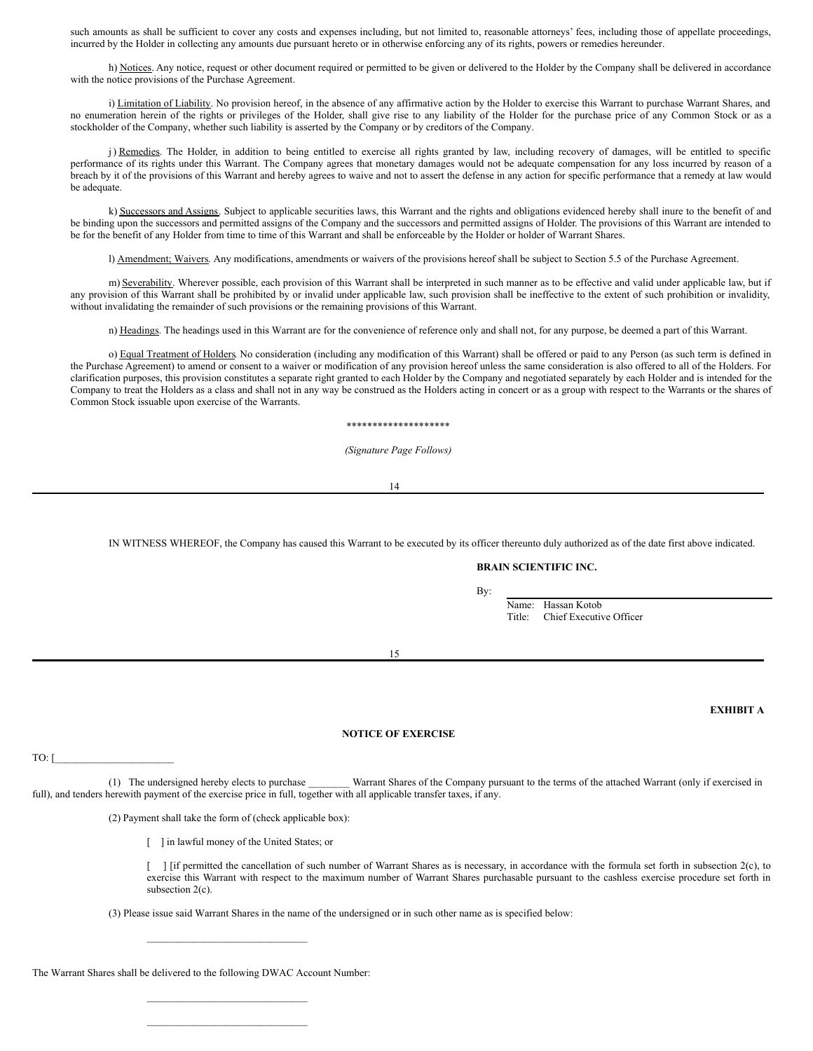such amounts as shall be sufficient to cover any costs and expenses including, but not limited to, reasonable attorneys' fees, including those of appellate proceedings, incurred by the Holder in collecting any amounts due pursuant hereto or in otherwise enforcing any of its rights, powers or remedies hereunder.

h) Notices. Any notice, request or other document required or permitted to be given or delivered to the Holder by the Company shall be delivered in accordance with the notice provisions of the Purchase Agreement.

i) Limitation of Liability. No provision hereof, in the absence of any affirmative action by the Holder to exercise this Warrant to purchase Warrant Shares, and no enumeration herein of the rights or privileges of the Holder, shall give rise to any liability of the Holder for the purchase price of any Common Stock or as a stockholder of the Company, whether such liability is asserted by the Company or by creditors of the Company.

j) Remedies. The Holder, in addition to being entitled to exercise all rights granted by law, including recovery of damages, will be entitled to specific performance of its rights under this Warrant. The Company agrees that monetary damages would not be adequate compensation for any loss incurred by reason of a breach by it of the provisions of this Warrant and hereby agrees to waive and not to assert the defense in any action for specific performance that a remedy at law would be adequate.

k) Successors and Assigns. Subject to applicable securities laws, this Warrant and the rights and obligations evidenced hereby shall inure to the benefit of and be binding upon the successors and permitted assigns of the Company and the successors and permitted assigns of Holder. The provisions of this Warrant are intended to be for the benefit of any Holder from time to time of this Warrant and shall be enforceable by the Holder or holder of Warrant Shares.

l) Amendment; Waivers. Any modifications, amendments or waivers of the provisions hereof shall be subject to Section 5.5 of the Purchase Agreement.

m) Severability. Wherever possible, each provision of this Warrant shall be interpreted in such manner as to be effective and valid under applicable law, but if any provision of this Warrant shall be prohibited by or invalid under applicable law, such provision shall be ineffective to the extent of such prohibition or invalidity, without invalidating the remainder of such provisions or the remaining provisions of this Warrant.

n) Headings. The headings used in this Warrant are for the convenience of reference only and shall not, for any purpose, be deemed a part of this Warrant.

o) Equal Treatment of Holders. No consideration (including any modification of this Warrant) shall be offered or paid to any Person (as such term is defined in the Purchase Agreement) to amend or consent to a waiver or modification of any provision hereof unless the same consideration is also offered to all of the Holders. For clarification purposes, this provision constitutes a separate right granted to each Holder by the Company and negotiated separately by each Holder and is intended for the Company to treat the Holders as a class and shall not in any way be construed as the Holders acting in concert or as a group with respect to the Warrants or the shares of Common Stock issuable upon exercise of the Warrants.

********************

*(Signature Page Follows)*

IN WITNESS WHEREOF, the Company has caused this Warrant to be executed by its officer thereunto duly authorized as of the date first above indicated.

**BRAIN SCIENTIFIC INC.**

By: ______________________________

Name: Hassan Kotob
Title: Chief Executive Officer

**EXHIBIT A**

**NOTICE OF EXERCISE**

TO: [______________________

(1) The undersigned hereby elects to purchase ________ Warrant Shares of the Company pursuant to the terms of the attached Warrant (only if exercised in full), and tenders herewith payment of the exercise price in full, together with all applicable transfer taxes, if any.

(2) Payment shall take the form of (check applicable box):

[ ] in lawful money of the United States; or

[ ] [if permitted the cancellation of such number of Warrant Shares as is necessary, in accordance with the formula set forth in subsection 2(c), to exercise this Warrant with respect to the maximum number of Warrant Shares purchasable pursuant to the cashless exercise procedure set forth in subsection 2(c).

(3) Please issue said Warrant Shares in the name of the undersigned or in such other name as is specified below:

______________________________

The Warrant Shares shall be delivered to the following DWAC Account Number:

______________________________

______________________________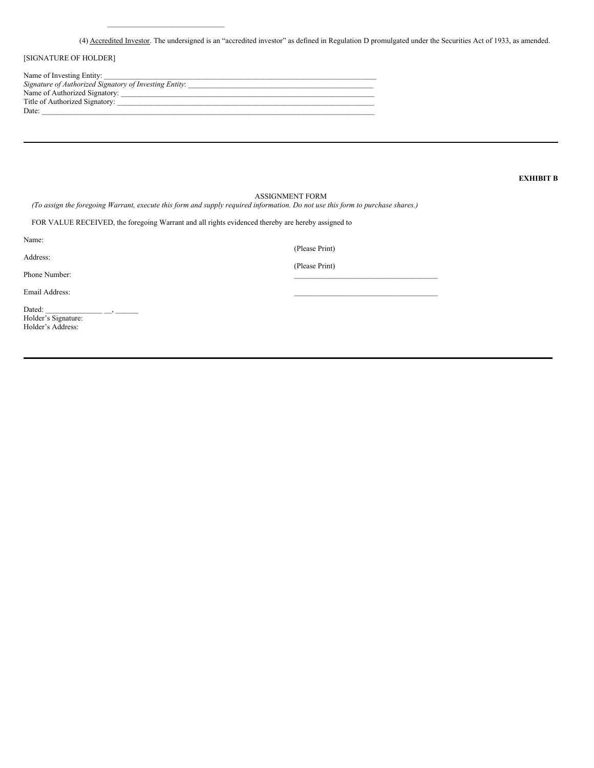\_\_\_\_\_\_\_\_\_\_\_\_\_\_\_\_\_\_\_\_\_\_\_\_\_\_\_\_\_\_

(4) Accredited Investor. The undersigned is an “accredited investor” as defined in Regulation D promulgated under the Securities Act of 1933, as amended.

[SIGNATURE OF HOLDER]

Name of Investing Entity: \_\_\_\_\_\_\_\_\_\_\_\_\_\_\_\_\_\_\_\_\_\_\_\_\_\_\_\_\_\_\_\_\_\_\_\_\_\_\_\_\_\_\_\_\_\_\_\_\_\_\_\_\_\_\_\_\_\_\_\_\_\_\_\_\_\_\_\_\_\_\_\_\_\_\_\_\_  
*Signature of Authorized Signatory of Investing Entity*: \_\_\_\_\_\_\_\_\_\_\_\_\_\_\_\_\_\_\_\_\_\_\_\_\_\_\_\_\_\_\_\_\_\_\_\_\_\_\_\_\_\_\_\_\_\_\_\_\_\_\_\_\_\_  
Name of Authorized Signatory: \_\_\_\_\_\_\_\_\_\_\_\_\_\_\_\_\_\_\_\_\_\_\_\_\_\_\_\_\_\_\_\_\_\_\_\_\_\_\_\_\_\_\_\_\_\_\_\_\_\_\_\_\_\_\_\_\_\_\_\_\_\_\_\_\_\_\_\_\_\_\_  
Title of Authorized Signatory: \_\_\_\_\_\_\_\_\_\_\_\_\_\_\_\_\_\_\_\_\_\_\_\_\_\_\_\_\_\_\_\_\_\_\_\_\_\_\_\_\_\_\_\_\_\_\_\_\_\_\_\_\_\_\_\_\_\_\_\_\_\_\_\_\_\_\_\_\_\_\_\_  
Date: \_\_\_\_\_\_\_\_\_\_\_\_\_\_\_\_\_\_\_\_\_\_\_\_\_\_\_\_\_\_\_\_\_\_\_\_\_\_\_\_\_\_\_\_\_\_\_\_\_\_\_\_\_\_\_\_\_\_\_\_\_\_\_\_\_\_\_\_\_\_\_\_\_\_\_\_\_\_\_\_\_\_\_\_\_\_\_\_\_

---

**EXHIBIT B**

ASSIGNMENT FORM

*(To assign the foregoing Warrant, execute this form and supply required information. Do not use this form to purchase shares.)*

FOR VALUE RECEIVED, the foregoing Warrant and all rights evidenced thereby are hereby assigned to

Name: (Please Print)

Address: (Please Print)

Phone Number: \_\_\_\_\_\_\_\_\_\_\_\_\_\_\_\_\_\_\_\_\_\_\_\_\_\_\_\_\_\_\_\_\_\_\_\_\_\_

Email Address: \_\_\_\_\_\_\_\_\_\_\_\_\_\_\_\_\_\_\_\_\_\_\_\_\_\_\_\_\_\_\_\_\_\_\_\_\_\_

Dated: \_\_\_\_\_\_\_\_\_\_\_\_\_\_\_ \_\_, \_\_\_\_\_\_  
Holder’s Signature:  
Holder’s Address:

---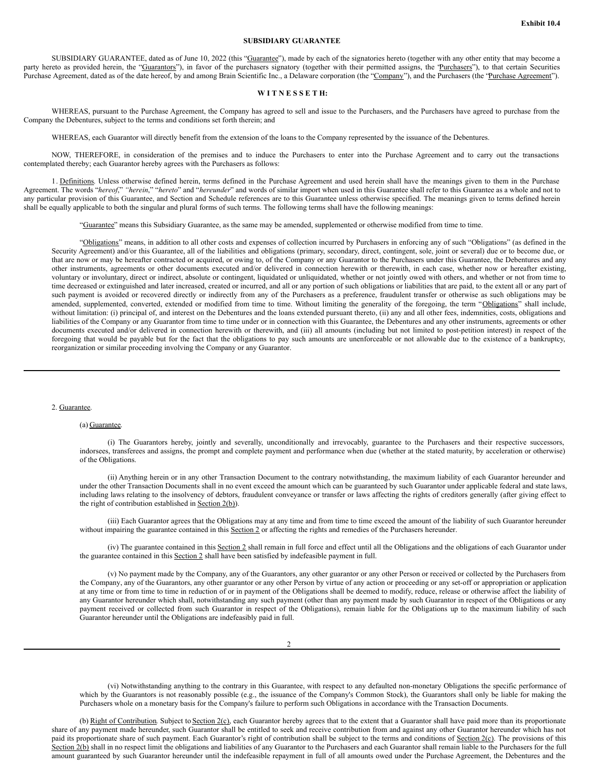**Exhibit 10.4**

**SUBSIDIARY GUARANTEE**

SUBSIDIARY GUARANTEE, dated as of June 10, 2022 (this "Guarantee"), made by each of the signatories hereto (together with any other entity that may become a party hereto as provided herein, the "Guarantors"), in favor of the purchasers signatory (together with their permitted assigns, the "Purchasers"), to that certain Securities Purchase Agreement, dated as of the date hereof, by and among Brain Scientific Inc., a Delaware corporation (the "Company"), and the Purchasers (the "Purchase Agreement").

**W I T N E S S E T H:**

WHEREAS, pursuant to the Purchase Agreement, the Company has agreed to sell and issue to the Purchasers, and the Purchasers have agreed to purchase from the Company the Debentures, subject to the terms and conditions set forth therein; and

WHEREAS, each Guarantor will directly benefit from the extension of the loans to the Company represented by the issuance of the Debentures.

NOW, THEREFORE, in consideration of the premises and to induce the Purchasers to enter into the Purchase Agreement and to carry out the transactions contemplated thereby; each Guarantor hereby agrees with the Purchasers as follows:

1. Definitions. Unless otherwise defined herein, terms defined in the Purchase Agreement and used herein shall have the meanings given to them in the Purchase Agreement. The words "*hereof*," "*herein*," "*hereto*" and "*hereunder*" and words of similar import when used in this Guarantee shall refer to this Guarantee as a whole and not to any particular provision of this Guarantee, and Section and Schedule references are to this Guarantee unless otherwise specified. The meanings given to terms defined herein shall be equally applicable to both the singular and plural forms of such terms. The following terms shall have the following meanings:

"Guarantee" means this Subsidiary Guarantee, as the same may be amended, supplemented or otherwise modified from time to time.

"Obligations" means, in addition to all other costs and expenses of collection incurred by Purchasers in enforcing any of such "Obligations" (as defined in the Security Agreement) and/or this Guarantee, all of the liabilities and obligations (primary, secondary, direct, contingent, sole, joint or several) due or to become due, or that are now or may be hereafter contracted or acquired, or owing to, of the Company or any Guarantor to the Purchasers under this Guarantee, the Debentures and any other instruments, agreements or other documents executed and/or delivered in connection herewith or therewith, in each case, whether now or hereafter existing, voluntary or involuntary, direct or indirect, absolute or contingent, liquidated or unliquidated, whether or not jointly owed with others, and whether or not from time to time decreased or extinguished and later increased, created or incurred, and all or any portion of such obligations or liabilities that are paid, to the extent all or any part of such payment is avoided or recovered directly or indirectly from any of the Purchasers as a preference, fraudulent transfer or otherwise as such obligations may be amended, supplemented, converted, extended or modified from time to time. Without limiting the generality of the foregoing, the term "Obligations" shall include, without limitation: (i) principal of, and interest on the Debentures and the loans extended pursuant thereto, (ii) any and all other fees, indemnities, costs, obligations and liabilities of the Company or any Guarantor from time to time under or in connection with this Guarantee, the Debentures and any other instruments, agreements or other documents executed and/or delivered in connection herewith or therewith, and (iii) all amounts (including but not limited to post-petition interest) in respect of the foregoing that would be payable but for the fact that the obligations to pay such amounts are unenforceable or not allowable due to the existence of a bankruptcy, reorganization or similar proceeding involving the Company or any Guarantor.

2. Guarantee.

(a) Guarantee.

(i) The Guarantors hereby, jointly and severally, unconditionally and irrevocably, guarantee to the Purchasers and their respective successors, indorsees, transferees and assigns, the prompt and complete payment and performance when due (whether at the stated maturity, by acceleration or otherwise) of the Obligations.

(ii) Anything herein or in any other Transaction Document to the contrary notwithstanding, the maximum liability of each Guarantor hereunder and under the other Transaction Documents shall in no event exceed the amount which can be guaranteed by such Guarantor under applicable federal and state laws, including laws relating to the insolvency of debtors, fraudulent conveyance or transfer or laws affecting the rights of creditors generally (after giving effect to the right of contribution established in Section 2(b)).

(iii) Each Guarantor agrees that the Obligations may at any time and from time to time exceed the amount of the liability of such Guarantor hereunder without impairing the guarantee contained in this Section 2 or affecting the rights and remedies of the Purchasers hereunder.

(iv) The guarantee contained in this Section 2 shall remain in full force and effect until all the Obligations and the obligations of each Guarantor under the guarantee contained in this Section 2 shall have been satisfied by indefeasible payment in full.

(v) No payment made by the Company, any of the Guarantors, any other guarantor or any other Person or received or collected by the Purchasers from the Company, any of the Guarantors, any other guarantor or any other Person by virtue of any action or proceeding or any set-off or appropriation or application at any time or from time to time in reduction of or in payment of the Obligations shall be deemed to modify, reduce, release or otherwise affect the liability of any Guarantor hereunder which shall, notwithstanding any such payment (other than any payment made by such Guarantor in respect of the Obligations or any payment received or collected from such Guarantor in respect of the Obligations), remain liable for the Obligations up to the maximum liability of such Guarantor hereunder until the Obligations are indefeasibly paid in full.

(vi) Notwithstanding anything to the contrary in this Guarantee, with respect to any defaulted non-monetary Obligations the specific performance of which by the Guarantors is not reasonably possible (e.g., the issuance of the Company's Common Stock), the Guarantors shall only be liable for making the Purchasers whole on a monetary basis for the Company's failure to perform such Obligations in accordance with the Transaction Documents.

(b) Right of Contribution. Subject to Section 2(c), each Guarantor hereby agrees that to the extent that a Guarantor shall have paid more than its proportionate share of any payment made hereunder, such Guarantor shall be entitled to seek and receive contribution from and against any other Guarantor hereunder which has not paid its proportionate share of such payment. Each Guarantor's right of contribution shall be subject to the terms and conditions of Section 2(c). The provisions of this Section 2(b) shall in no respect limit the obligations and liabilities of any Guarantor to the Purchasers and each Guarantor shall remain liable to the Purchasers for the full amount guaranteed by such Guarantor hereunder until the indefeasible repayment in full of all amounts owed under the Purchase Agreement, the Debentures and the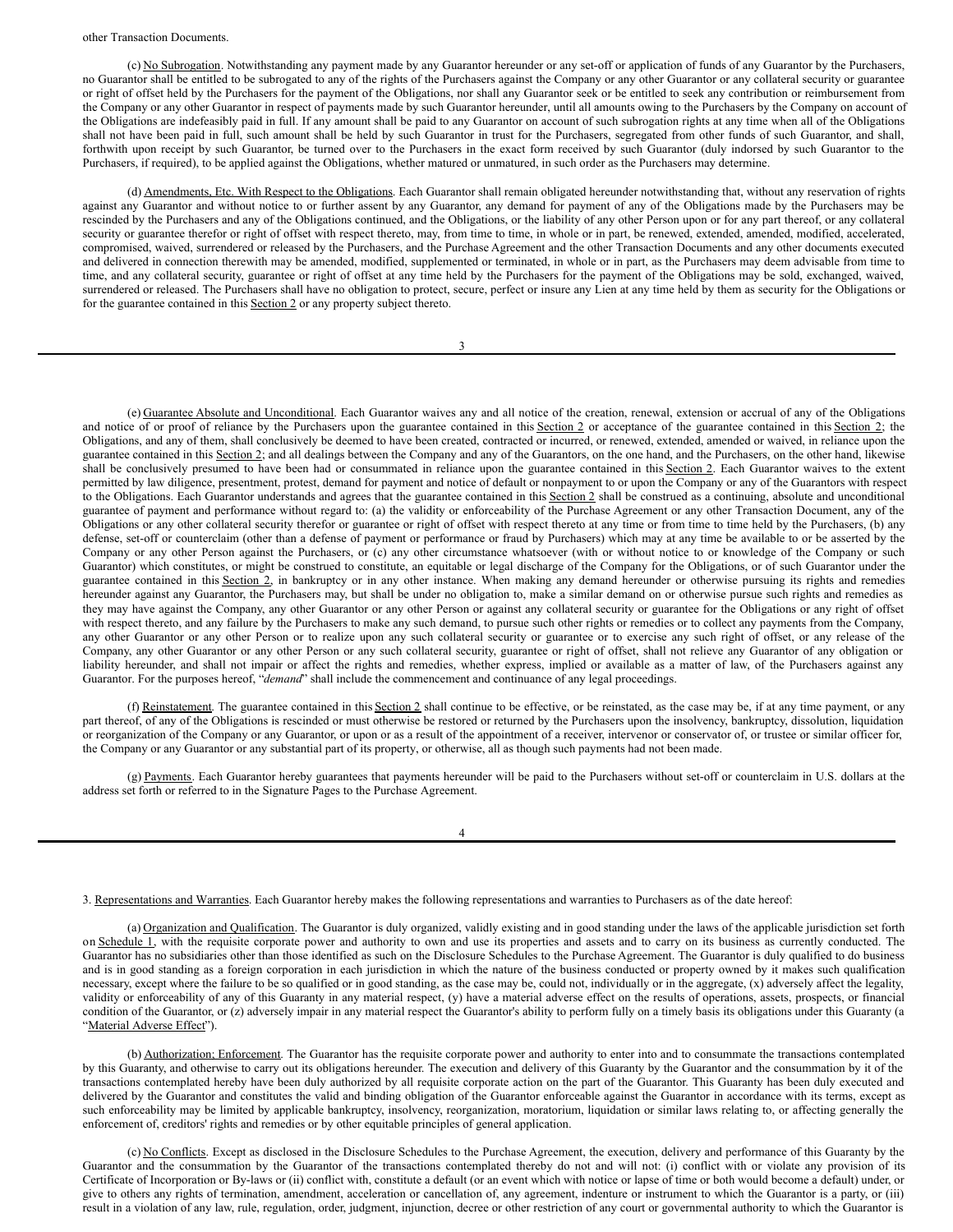other Transaction Documents.

(c) No Subrogation. Notwithstanding any payment made by any Guarantor hereunder or any set-off or application of funds of any Guarantor by the Purchasers, no Guarantor shall be entitled to be subrogated to any of the rights of the Purchasers against the Company or any other Guarantor or any collateral security or guarantee or right of offset held by the Purchasers for the payment of the Obligations, nor shall any Guarantor seek or be entitled to seek any contribution or reimbursement from the Company or any other Guarantor in respect of payments made by such Guarantor hereunder, until all amounts owing to the Purchasers by the Company on account of the Obligations are indefeasibly paid in full. If any amount shall be paid to any Guarantor on account of such subrogation rights at any time when all of the Obligations shall not have been paid in full, such amount shall be held by such Guarantor in trust for the Purchasers, segregated from other funds of such Guarantor, and shall, forthwith upon receipt by such Guarantor, be turned over to the Purchasers in the exact form received by such Guarantor (duly indorsed by such Guarantor to the Purchasers, if required), to be applied against the Obligations, whether matured or unmatured, in such order as the Purchasers may determine.

(d) Amendments, Etc. With Respect to the Obligations. Each Guarantor shall remain obligated hereunder notwithstanding that, without any reservation of rights against any Guarantor and without notice to or further assent by any Guarantor, any demand for payment of any of the Obligations made by the Purchasers may be rescinded by the Purchasers and any of the Obligations continued, and the Obligations, or the liability of any other Person upon or for any part thereof, or any collateral security or guarantee therefor or right of offset with respect thereto, may, from time to time, in whole or in part, be renewed, extended, amended, modified, accelerated, compromised, waived, surrendered or released by the Purchasers, and the Purchase Agreement and the other Transaction Documents and any other documents executed and delivered in connection therewith may be amended, modified, supplemented or terminated, in whole or in part, as the Purchasers may deem advisable from time to time, and any collateral security, guarantee or right of offset at any time held by the Purchasers for the payment of the Obligations may be sold, exchanged, waived, surrendered or released. The Purchasers shall have no obligation to protect, secure, perfect or insure any Lien at any time held by them as security for the Obligations or for the guarantee contained in this Section 2 or any property subject thereto.

(e) Guarantee Absolute and Unconditional. Each Guarantor waives any and all notice of the creation, renewal, extension or accrual of any of the Obligations and notice of or proof of reliance by the Purchasers upon the guarantee contained in this Section 2 or acceptance of the guarantee contained in this Section 2; the Obligations, and any of them, shall conclusively be deemed to have been created, contracted or incurred, or renewed, extended, amended or waived, in reliance upon the guarantee contained in this Section 2; and all dealings between the Company and any of the Guarantors, on the one hand, and the Purchasers, on the other hand, likewise shall be conclusively presumed to have been had or consummated in reliance upon the guarantee contained in this Section 2. Each Guarantor waives to the extent permitted by law diligence, presentment, protest, demand for payment and notice of default or nonpayment to or upon the Company or any of the Guarantors with respect to the Obligations. Each Guarantor understands and agrees that the guarantee contained in this Section 2 shall be construed as a continuing, absolute and unconditional guarantee of payment and performance without regard to: (a) the validity or enforceability of the Purchase Agreement or any other Transaction Document, any of the Obligations or any other collateral security therefor or guarantee or right of offset with respect thereto at any time or from time to time held by the Purchasers, (b) any defense, set-off or counterclaim (other than a defense of payment or performance or fraud by Purchasers) which may at any time be available to or be asserted by the Company or any other Person against the Purchasers, or (c) any other circumstance whatsoever (with or without notice to or knowledge of the Company or such Guarantor) which constitutes, or might be construed to constitute, an equitable or legal discharge of the Company for the Obligations, or of such Guarantor under the guarantee contained in this Section 2, in bankruptcy or in any other instance. When making any demand hereunder or otherwise pursuing its rights and remedies hereunder against any Guarantor, the Purchasers may, but shall be under no obligation to, make a similar demand on or otherwise pursue such rights and remedies as they may have against the Company, any other Guarantor or any other Person or against any collateral security or guarantee for the Obligations or any right of offset with respect thereto, and any failure by the Purchasers to make any such demand, to pursue such other rights or remedies or to collect any payments from the Company, any other Guarantor or any other Person or to realize upon any such collateral security or guarantee or to exercise any such right of offset, or any release of the Company, any other Guarantor or any other Person or any such collateral security, guarantee or right of offset, shall not relieve any Guarantor of any obligation or liability hereunder, and shall not impair or affect the rights and remedies, whether express, implied or available as a matter of law, of the Purchasers against any Guarantor. For the purposes hereof, "*demand*" shall include the commencement and continuance of any legal proceedings.

(f) Reinstatement. The guarantee contained in this Section 2 shall continue to be effective, or be reinstated, as the case may be, if at any time payment, or any part thereof, of any of the Obligations is rescinded or must otherwise be restored or returned by the Purchasers upon the insolvency, bankruptcy, dissolution, liquidation or reorganization of the Company or any Guarantor, or upon or as a result of the appointment of a receiver, intervenor or conservator of, or trustee or similar officer for, the Company or any Guarantor or any substantial part of its property, or otherwise, all as though such payments had not been made.

(g) Payments. Each Guarantor hereby guarantees that payments hereunder will be paid to the Purchasers without set-off or counterclaim in U.S. dollars at the address set forth or referred to in the Signature Pages to the Purchase Agreement.

3. Representations and Warranties. Each Guarantor hereby makes the following representations and warranties to Purchasers as of the date hereof:

(a) Organization and Qualification. The Guarantor is duly organized, validly existing and in good standing under the laws of the applicable jurisdiction set forth on Schedule 1, with the requisite corporate power and authority to own and use its properties and assets and to carry on its business as currently conducted. The Guarantor has no subsidiaries other than those identified as such on the Disclosure Schedules to the Purchase Agreement. The Guarantor is duly qualified to do business and is in good standing as a foreign corporation in each jurisdiction in which the nature of the business conducted or property owned by it makes such qualification necessary, except where the failure to be so qualified or in good standing, as the case may be, could not, individually or in the aggregate, (x) adversely affect the legality, validity or enforceability of any of this Guaranty in any material respect, (y) have a material adverse effect on the results of operations, assets, prospects, or financial condition of the Guarantor, or (z) adversely impair in any material respect the Guarantor's ability to perform fully on a timely basis its obligations under this Guaranty (a "Material Adverse Effect").

(b) Authorization; Enforcement. The Guarantor has the requisite corporate power and authority to enter into and to consummate the transactions contemplated by this Guaranty, and otherwise to carry out its obligations hereunder. The execution and delivery of this Guaranty by the Guarantor and the consummation by it of the transactions contemplated hereby have been duly authorized by all requisite corporate action on the part of the Guarantor. This Guaranty has been duly executed and delivered by the Guarantor and constitutes the valid and binding obligation of the Guarantor enforceable against the Guarantor in accordance with its terms, except as such enforceability may be limited by applicable bankruptcy, insolvency, reorganization, moratorium, liquidation or similar laws relating to, or affecting generally the enforcement of, creditors' rights and remedies or by other equitable principles of general application.

(c) No Conflicts. Except as disclosed in the Disclosure Schedules to the Purchase Agreement, the execution, delivery and performance of this Guaranty by the Guarantor and the consummation by the Guarantor of the transactions contemplated thereby do not and will not: (i) conflict with or violate any provision of its Certificate of Incorporation or By-laws or (ii) conflict with, constitute a default (or an event which with notice or lapse of time or both would become a default) under, or give to others any rights of termination, amendment, acceleration or cancellation of, any agreement, indenture or instrument to which the Guarantor is a party, or (iii) result in a violation of any law, rule, regulation, order, judgment, injunction, decree or other restriction of any court or governmental authority to which the Guarantor is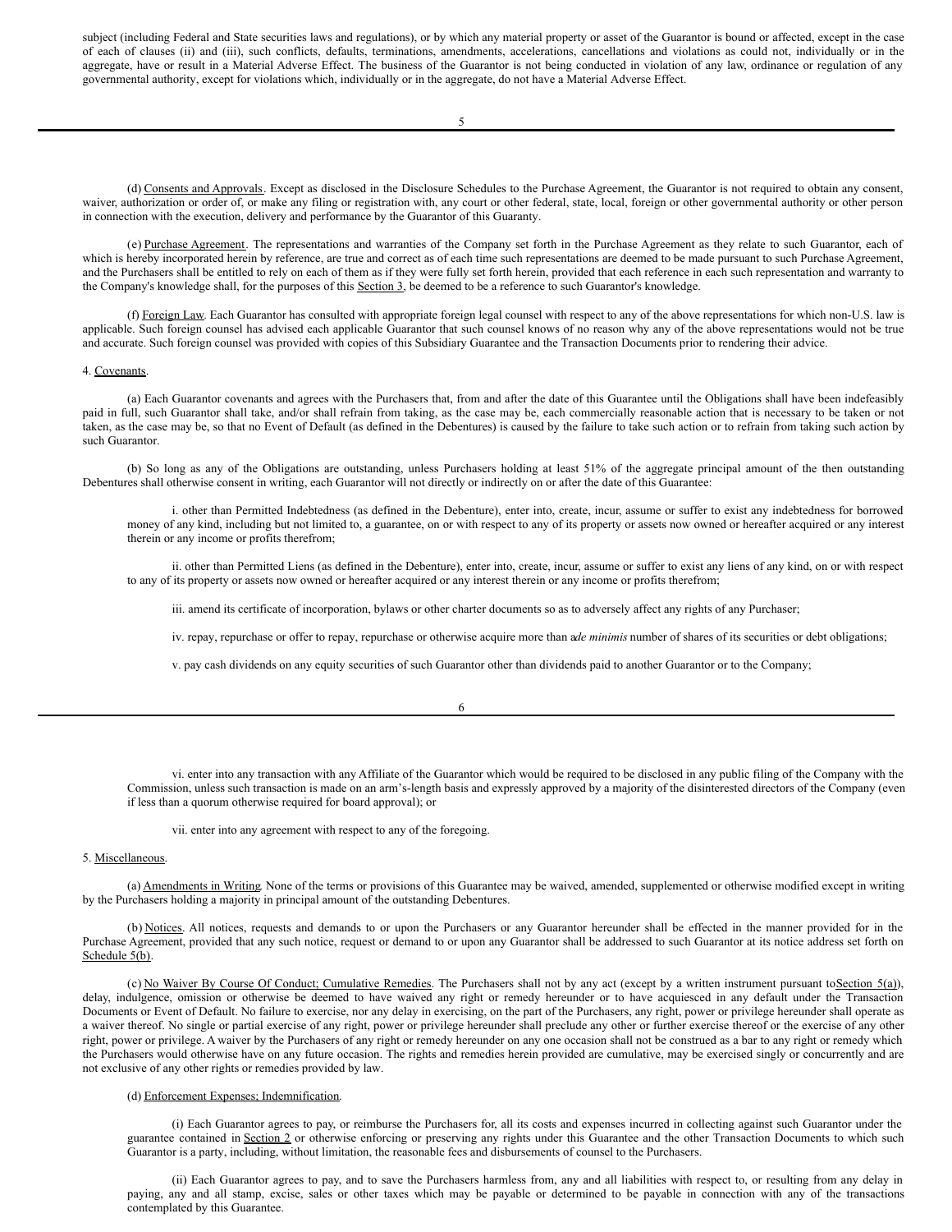subject (including Federal and State securities laws and regulations), or by which any material property or asset of the Guarantor is bound or affected, except in the case of each of clauses (ii) and (iii), such conflicts, defaults, terminations, amendments, accelerations, cancellations and violations as could not, individually or in the aggregate, have or result in a Material Adverse Effect. The business of the Guarantor is not being conducted in violation of any law, ordinance or regulation of any governmental authority, except for violations which, individually or in the aggregate, do not have a Material Adverse Effect.

(d) Consents and Approvals. Except as disclosed in the Disclosure Schedules to the Purchase Agreement, the Guarantor is not required to obtain any consent, waiver, authorization or order of, or make any filing or registration with, any court or other federal, state, local, foreign or other governmental authority or other person in connection with the execution, delivery and performance by the Guarantor of this Guaranty.

(e) Purchase Agreement. The representations and warranties of the Company set forth in the Purchase Agreement as they relate to such Guarantor, each of which is hereby incorporated herein by reference, are true and correct as of each time such representations are deemed to be made pursuant to such Purchase Agreement, and the Purchasers shall be entitled to rely on each of them as if they were fully set forth herein, provided that each reference in each such representation and warranty to the Company's knowledge shall, for the purposes of this Section 3, be deemed to be a reference to such Guarantor's knowledge.

(f) Foreign Law. Each Guarantor has consulted with appropriate foreign legal counsel with respect to any of the above representations for which non-U.S. law is applicable. Such foreign counsel has advised each applicable Guarantor that such counsel knows of no reason why any of the above representations would not be true and accurate. Such foreign counsel was provided with copies of this Subsidiary Guarantee and the Transaction Documents prior to rendering their advice.

4. Covenants.

(a) Each Guarantor covenants and agrees with the Purchasers that, from and after the date of this Guarantee until the Obligations shall have been indefeasibly paid in full, such Guarantor shall take, and/or shall refrain from taking, as the case may be, each commercially reasonable action that is necessary to be taken or not taken, as the case may be, so that no Event of Default (as defined in the Debentures) is caused by the failure to take such action or to refrain from taking such action by such Guarantor.

(b) So long as any of the Obligations are outstanding, unless Purchasers holding at least 51% of the aggregate principal amount of the then outstanding Debentures shall otherwise consent in writing, each Guarantor will not directly or indirectly on or after the date of this Guarantee:

i. other than Permitted Indebtedness (as defined in the Debenture), enter into, create, incur, assume or suffer to exist any indebtedness for borrowed money of any kind, including but not limited to, a guarantee, on or with respect to any of its property or assets now owned or hereafter acquired or any interest therein or any income or profits therefrom;

ii. other than Permitted Liens (as defined in the Debenture), enter into, create, incur, assume or suffer to exist any liens of any kind, on or with respect to any of its property or assets now owned or hereafter acquired or any interest therein or any income or profits therefrom;

iii. amend its certificate of incorporation, bylaws or other charter documents so as to adversely affect any rights of any Purchaser;

iv. repay, repurchase or offer to repay, repurchase or otherwise acquire more than a *de minimis* number of shares of its securities or debt obligations;

v. pay cash dividends on any equity securities of such Guarantor other than dividends paid to another Guarantor or to the Company;

vi. enter into any transaction with any Affiliate of the Guarantor which would be required to be disclosed in any public filing of the Company with the Commission, unless such transaction is made on an arm's-length basis and expressly approved by a majority of the disinterested directors of the Company (even if less than a quorum otherwise required for board approval); or

vii. enter into any agreement with respect to any of the foregoing.

5. Miscellaneous.

(a) Amendments in Writing. None of the terms or provisions of this Guarantee may be waived, amended, supplemented or otherwise modified except in writing by the Purchasers holding a majority in principal amount of the outstanding Debentures.

(b) Notices. All notices, requests and demands to or upon the Purchasers or any Guarantor hereunder shall be effected in the manner provided for in the Purchase Agreement, provided that any such notice, request or demand to or upon any Guarantor shall be addressed to such Guarantor at its notice address set forth on Schedule 5(b).

(c) No Waiver By Course Of Conduct; Cumulative Remedies. The Purchasers shall not by any act (except by a written instrument pursuant to Section 5(a)), delay, indulgence, omission or otherwise be deemed to have waived any right or remedy hereunder or to have acquiesced in any default under the Transaction Documents or Event of Default. No failure to exercise, nor any delay in exercising, on the part of the Purchasers, any right, power or privilege hereunder shall operate as a waiver thereof. No single or partial exercise of any right, power or privilege hereunder shall preclude any other or further exercise thereof or the exercise of any other right, power or privilege. A waiver by the Purchasers of any right or remedy hereunder on any one occasion shall not be construed as a bar to any right or remedy which the Purchasers would otherwise have on any future occasion. The rights and remedies herein provided are cumulative, may be exercised singly or concurrently and are not exclusive of any other rights or remedies provided by law.

(d) Enforcement Expenses; Indemnification.

(i) Each Guarantor agrees to pay, or reimburse the Purchasers for, all its costs and expenses incurred in collecting against such Guarantor under the guarantee contained in Section 2 or otherwise enforcing or preserving any rights under this Guarantee and the other Transaction Documents to which such Guarantor is a party, including, without limitation, the reasonable fees and disbursements of counsel to the Purchasers.

(ii) Each Guarantor agrees to pay, and to save the Purchasers harmless from, any and all liabilities with respect to, or resulting from any delay in paying, any and all stamp, excise, sales or other taxes which may be payable or determined to be payable in connection with any of the transactions contemplated by this Guarantee.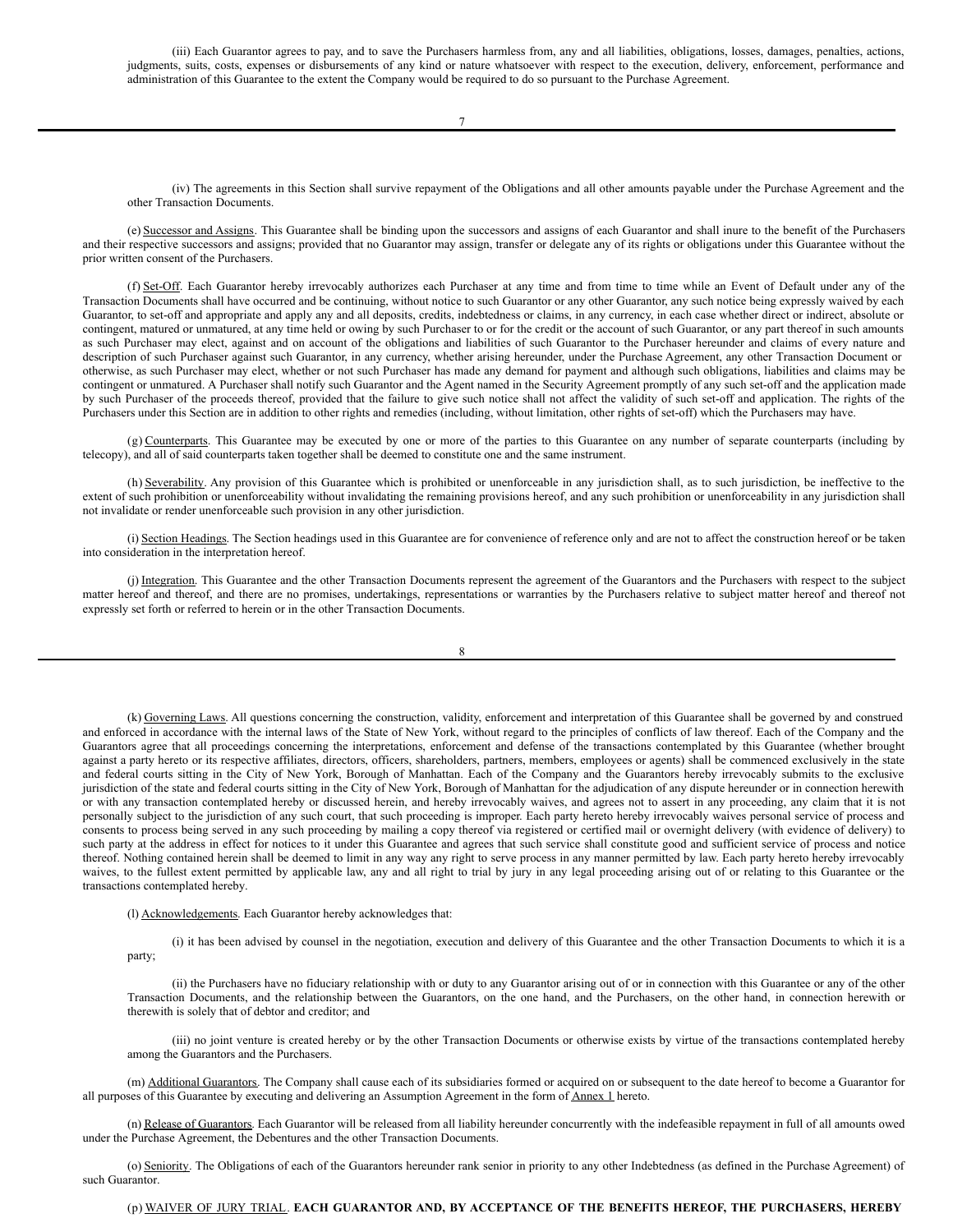(iii) Each Guarantor agrees to pay, and to save the Purchasers harmless from, any and all liabilities, obligations, losses, damages, penalties, actions, judgments, suits, costs, expenses or disbursements of any kind or nature whatsoever with respect to the execution, delivery, enforcement, performance and administration of this Guarantee to the extent the Company would be required to do so pursuant to the Purchase Agreement.

(iv) The agreements in this Section shall survive repayment of the Obligations and all other amounts payable under the Purchase Agreement and the other Transaction Documents.

(e) Successor and Assigns. This Guarantee shall be binding upon the successors and assigns of each Guarantor and shall inure to the benefit of the Purchasers and their respective successors and assigns; provided that no Guarantor may assign, transfer or delegate any of its rights or obligations under this Guarantee without the prior written consent of the Purchasers.

(f) Set-Off. Each Guarantor hereby irrevocably authorizes each Purchaser at any time and from time to time while an Event of Default under any of the Transaction Documents shall have occurred and be continuing, without notice to such Guarantor or any other Guarantor, any such notice being expressly waived by each Guarantor, to set-off and appropriate and apply any and all deposits, credits, indebtedness or claims, in any currency, in each case whether direct or indirect, absolute or contingent, matured or unmatured, at any time held or owing by such Purchaser to or for the credit or the account of such Guarantor, or any part thereof in such amounts as such Purchaser may elect, against and on account of the obligations and liabilities of such Guarantor to the Purchaser hereunder and claims of every nature and description of such Purchaser against such Guarantor, in any currency, whether arising hereunder, under the Purchase Agreement, any other Transaction Document or otherwise, as such Purchaser may elect, whether or not such Purchaser has made any demand for payment and although such obligations, liabilities and claims may be contingent or unmatured. A Purchaser shall notify such Guarantor and the Agent named in the Security Agreement promptly of any such set-off and the application made by such Purchaser of the proceeds thereof, provided that the failure to give such notice shall not affect the validity of such set-off and application. The rights of the Purchasers under this Section are in addition to other rights and remedies (including, without limitation, other rights of set-off) which the Purchasers may have.

(g) Counterparts. This Guarantee may be executed by one or more of the parties to this Guarantee on any number of separate counterparts (including by telecopy), and all of said counterparts taken together shall be deemed to constitute one and the same instrument.

(h) Severability. Any provision of this Guarantee which is prohibited or unenforceable in any jurisdiction shall, as to such jurisdiction, be ineffective to the extent of such prohibition or unenforceability without invalidating the remaining provisions hereof, and any such prohibition or unenforceability in any jurisdiction shall not invalidate or render unenforceable such provision in any other jurisdiction.

(i) Section Headings. The Section headings used in this Guarantee are for convenience of reference only and are not to affect the construction hereof or be taken into consideration in the interpretation hereof.

(j) Integration. This Guarantee and the other Transaction Documents represent the agreement of the Guarantors and the Purchasers with respect to the subject matter hereof and thereof, and there are no promises, undertakings, representations or warranties by the Purchasers relative to subject matter hereof and thereof not expressly set forth or referred to herein or in the other Transaction Documents.

(k) Governing Laws. All questions concerning the construction, validity, enforcement and interpretation of this Guarantee shall be governed by and construed and enforced in accordance with the internal laws of the State of New York, without regard to the principles of conflicts of law thereof. Each of the Company and the Guarantors agree that all proceedings concerning the interpretations, enforcement and defense of the transactions contemplated by this Guarantee (whether brought against a party hereto or its respective affiliates, directors, officers, shareholders, partners, members, employees or agents) shall be commenced exclusively in the state and federal courts sitting in the City of New York, Borough of Manhattan. Each of the Company and the Guarantors hereby irrevocably submits to the exclusive jurisdiction of the state and federal courts sitting in the City of New York, Borough of Manhattan for the adjudication of any dispute hereunder or in connection herewith or with any transaction contemplated hereby or discussed herein, and hereby irrevocably waives, and agrees not to assert in any proceeding, any claim that it is not personally subject to the jurisdiction of any such court, that such proceeding is improper. Each party hereto hereby irrevocably waives personal service of process and consents to process being served in any such proceeding by mailing a copy thereof via registered or certified mail or overnight delivery (with evidence of delivery) to such party at the address in effect for notices to it under this Guarantee and agrees that such service shall constitute good and sufficient service of process and notice thereof. Nothing contained herein shall be deemed to limit in any way any right to serve process in any manner permitted by law. Each party hereto hereby irrevocably waives, to the fullest extent permitted by applicable law, any and all right to trial by jury in any legal proceeding arising out of or relating to this Guarantee or the transactions contemplated hereby.

(l) Acknowledgements. Each Guarantor hereby acknowledges that:

(i) it has been advised by counsel in the negotiation, execution and delivery of this Guarantee and the other Transaction Documents to which it is a party;

(ii) the Purchasers have no fiduciary relationship with or duty to any Guarantor arising out of or in connection with this Guarantee or any of the other Transaction Documents, and the relationship between the Guarantors, on the one hand, and the Purchasers, on the other hand, in connection herewith or therewith is solely that of debtor and creditor; and

(iii) no joint venture is created hereby or by the other Transaction Documents or otherwise exists by virtue of the transactions contemplated hereby among the Guarantors and the Purchasers.

(m) Additional Guarantors. The Company shall cause each of its subsidiaries formed or acquired on or subsequent to the date hereof to become a Guarantor for all purposes of this Guarantee by executing and delivering an Assumption Agreement in the form of Annex 1 hereto.

(n) Release of Guarantors. Each Guarantor will be released from all liability hereunder concurrently with the indefeasible repayment in full of all amounts owed under the Purchase Agreement, the Debentures and the other Transaction Documents.

(o) Seniority. The Obligations of each of the Guarantors hereunder rank senior in priority to any other Indebtedness (as defined in the Purchase Agreement) of such Guarantor.

(p) WAIVER OF JURY TRIAL. **EACH GUARANTOR AND, BY ACCEPTANCE OF THE BENEFITS HEREOF, THE PURCHASERS, HEREBY**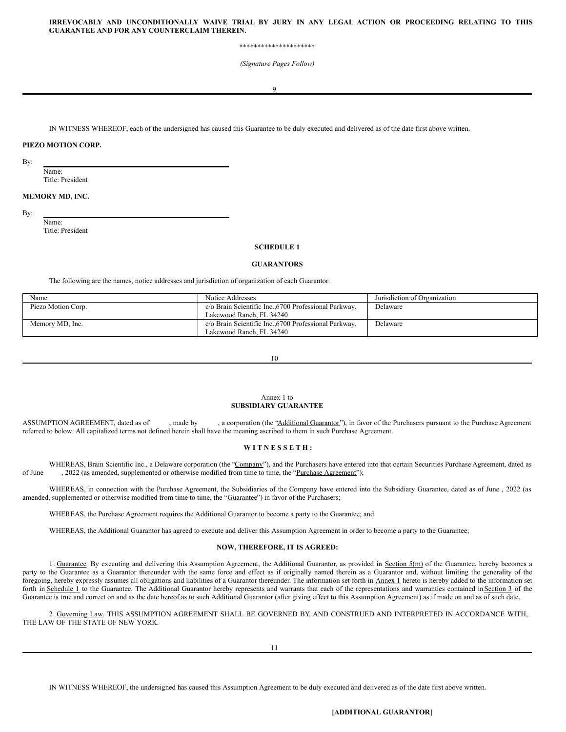**IRREVOCABLY AND UNCONDITIONALLY WAIVE TRIAL BY JURY IN ANY LEGAL ACTION OR PROCEEDING RELATING TO THIS GUARANTEE AND FOR ANY COUNTERCLAIM THEREIN.**

*********************

*(Signature Pages Follow)*

IN WITNESS WHEREOF, each of the undersigned has caused this Guarantee to be duly executed and delivered as of the date first above written.

**PIEZO MOTION CORP.**

By: \_\_\_\_\_\_\_\_\_\_\_\_\_\_\_\_\_\_\_\_\_\_\_\_\_\_\_\_\_\_
Name:
Title: President

**MEMORY MD, INC.**

By: \_\_\_\_\_\_\_\_\_\_\_\_\_\_\_\_\_\_\_\_\_\_\_\_\_\_\_\_\_\_
Name:
Title: President

**SCHEDULE 1**

**GUARANTORS**

The following are the names, notice addresses and jurisdiction of organization of each Guarantor.

| Name | Notice Addresses | Jurisdiction of Organization |
|---|---|---|
| Piezo Motion Corp. | c/o Brain Scientific Inc.,6700 Professional Parkway, Lakewood Ranch, FL 34240 | Delaware |
| Memory MD, Inc. | c/o Brain Scientific Inc.,6700 Professional Parkway, Lakewood Ranch, FL 34240 | Delaware |

Annex 1 to
**SUBSIDIARY GUARANTEE**

ASSUMPTION AGREEMENT, dated as of , made by , a corporation (the "Additional Guarantor"), in favor of the Purchasers pursuant to the Purchase Agreement referred to below. All capitalized terms not defined herein shall have the meaning ascribed to them in such Purchase Agreement.

**W I T N E S S E T H :**

WHEREAS, Brain Scientific Inc., a Delaware corporation (the "Company"), and the Purchasers have entered into that certain Securities Purchase Agreement, dated as of June , 2022 (as amended, supplemented or otherwise modified from time to time, the "Purchase Agreement");

WHEREAS, in connection with the Purchase Agreement, the Subsidiaries of the Company have entered into the Subsidiary Guarantee, dated as of June , 2022 (as amended, supplemented or otherwise modified from time to time, the "Guarantee") in favor of the Purchasers;

WHEREAS, the Purchase Agreement requires the Additional Guarantor to become a party to the Guarantee; and

WHEREAS, the Additional Guarantor has agreed to execute and deliver this Assumption Agreement in order to become a party to the Guarantee;

**NOW, THEREFORE, IT IS AGREED:**

1. Guarantee. By executing and delivering this Assumption Agreement, the Additional Guarantor, as provided in Section 5(m) of the Guarantee, hereby becomes a party to the Guarantee as a Guarantor thereunder with the same force and effect as if originally named therein as a Guarantor and, without limiting the generality of the foregoing, hereby expressly assumes all obligations and liabilities of a Guarantor thereunder. The information set forth in Annex 1 hereto is hereby added to the information set forth in Schedule 1 to the Guarantee. The Additional Guarantor hereby represents and warrants that each of the representations and warranties contained in Section 3 of the Guarantee is true and correct on and as the date hereof as to such Additional Guarantor (after giving effect to this Assumption Agreement) as if made on and as of such date.

2. Governing Law. THIS ASSUMPTION AGREEMENT SHALL BE GOVERNED BY, AND CONSTRUED AND INTERPRETED IN ACCORDANCE WITH, THE LAW OF THE STATE OF NEW YORK.

IN WITNESS WHEREOF, the undersigned has caused this Assumption Agreement to be duly executed and delivered as of the date first above written.

**[ADDITIONAL GUARANTOR]**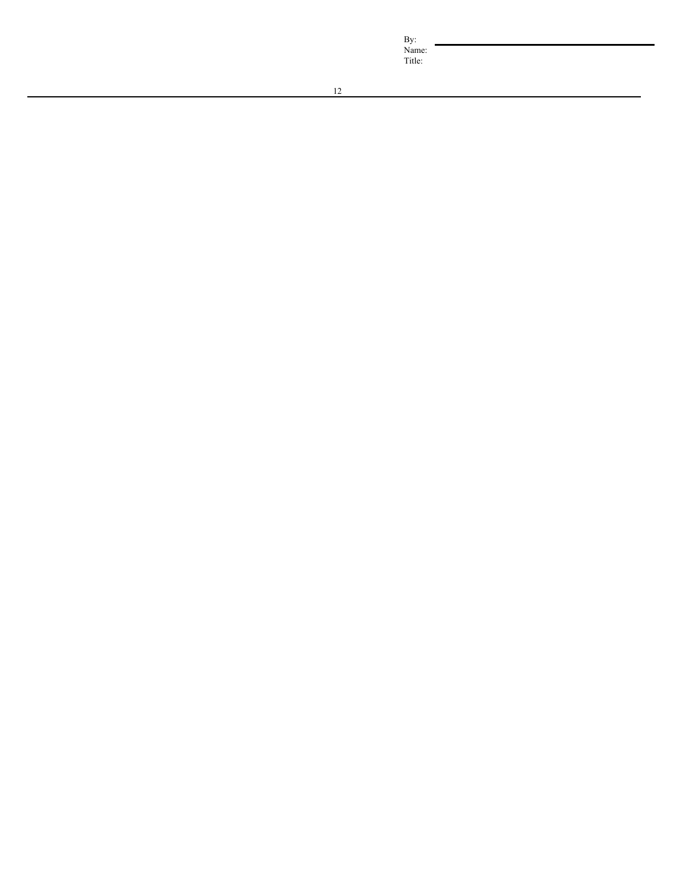By: \_\_\_\_\_\_\_\_\_\_\_\_\_\_\_\_\_\_\_\_\_\_\_\_\_\_\_\_\_\_
Name:
Title: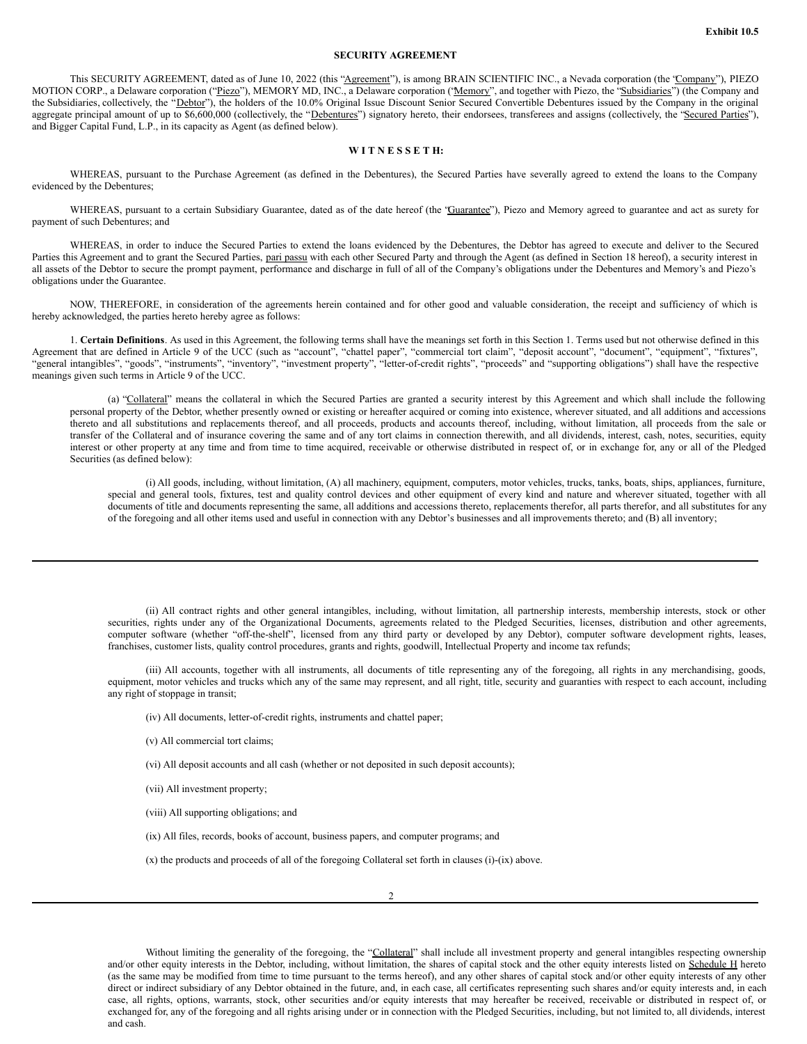Exhibit 10.5

# SECURITY AGREEMENT

This SECURITY AGREEMENT, dated as of June 10, 2022 (this "Agreement"), is among BRAIN SCIENTIFIC INC., a Nevada corporation (the "Company"), PIEZO MOTION CORP., a Delaware corporation ("Piezo"), MEMORY MD, INC., a Delaware corporation ("Memory", and together with Piezo, the "Subsidiaries") (the Company and the Subsidiaries, collectively, the "Debtor"), the holders of the 10.0% Original Issue Discount Senior Secured Convertible Debentures issued by the Company in the original aggregate principal amount of up to $6,600,000 (collectively, the "Debentures") signatory hereto, their endorsees, transferees and assigns (collectively, the "Secured Parties"), and Bigger Capital Fund, L.P., in its capacity as Agent (as defined below).

**W I T N E S S E T H:**

WHEREAS, pursuant to the Purchase Agreement (as defined in the Debentures), the Secured Parties have severally agreed to extend the loans to the Company evidenced by the Debentures;

WHEREAS, pursuant to a certain Subsidiary Guarantee, dated as of the date hereof (the "Guarantee"), Piezo and Memory agreed to guarantee and act as surety for payment of such Debentures; and

WHEREAS, in order to induce the Secured Parties to extend the loans evidenced by the Debentures, the Debtor has agreed to execute and deliver to the Secured Parties this Agreement and to grant the Secured Parties, pari passu with each other Secured Party and through the Agent (as defined in Section 18 hereof), a security interest in all assets of the Debtor to secure the prompt payment, performance and discharge in full of all of the Company's obligations under the Debentures and Memory's and Piezo's obligations under the Guarantee.

NOW, THEREFORE, in consideration of the agreements herein contained and for other good and valuable consideration, the receipt and sufficiency of which is hereby acknowledged, the parties hereto hereby agree as follows:

1. **Certain Definitions**. As used in this Agreement, the following terms shall have the meanings set forth in this Section 1. Terms used but not otherwise defined in this Agreement that are defined in Article 9 of the UCC (such as "account", "chattel paper", "commercial tort claim", "deposit account", "document", "equipment", "fixtures", "general intangibles", "goods", "instruments", "inventory", "investment property", "letter-of-credit rights", "proceeds" and "supporting obligations") shall have the respective meanings given such terms in Article 9 of the UCC.

(a) "Collateral" means the collateral in which the Secured Parties are granted a security interest by this Agreement and which shall include the following personal property of the Debtor, whether presently owned or existing or hereafter acquired or coming into existence, wherever situated, and all additions and accessions thereto and all substitutions and replacements thereof, and all proceeds, products and accounts thereof, including, without limitation, all proceeds from the sale or transfer of the Collateral and of insurance covering the same and of any tort claims in connection therewith, and all dividends, interest, cash, notes, securities, equity interest or other property at any time and from time to time acquired, receivable or otherwise distributed in respect of, or in exchange for, any or all of the Pledged Securities (as defined below):

(i) All goods, including, without limitation, (A) all machinery, equipment, computers, motor vehicles, trucks, tanks, boats, ships, appliances, furniture, special and general tools, fixtures, test and quality control devices and other equipment of every kind and nature and wherever situated, together with all documents of title and documents representing the same, all additions and accessions thereto, replacements therefor, all parts therefor, and all substitutes for any of the foregoing and all other items used and useful in connection with any Debtor's businesses and all improvements thereto; and (B) all inventory;

(ii) All contract rights and other general intangibles, including, without limitation, all partnership interests, membership interests, stock or other securities, rights under any of the Organizational Documents, agreements related to the Pledged Securities, licenses, distribution and other agreements, computer software (whether "off-the-shelf", licensed from any third party or developed by any Debtor), computer software development rights, leases, franchises, customer lists, quality control procedures, grants and rights, goodwill, Intellectual Property and income tax refunds;

(iii) All accounts, together with all instruments, all documents of title representing any of the foregoing, all rights in any merchandising, goods, equipment, motor vehicles and trucks which any of the same may represent, and all right, title, security and guaranties with respect to each account, including any right of stoppage in transit;

(iv) All documents, letter-of-credit rights, instruments and chattel paper;

(v) All commercial tort claims;

(vi) All deposit accounts and all cash (whether or not deposited in such deposit accounts);

(vii) All investment property;

(viii) All supporting obligations; and

(ix) All files, records, books of account, business papers, and computer programs; and

(x) the products and proceeds of all of the foregoing Collateral set forth in clauses (i)-(ix) above.

Without limiting the generality of the foregoing, the "Collateral" shall include all investment property and general intangibles respecting ownership and/or other equity interests in the Debtor, including, without limitation, the shares of capital stock and the other equity interests listed on Schedule H hereto (as the same may be modified from time to time pursuant to the terms hereof), and any other shares of capital stock and/or other equity interests of any other direct or indirect subsidiary of any Debtor obtained in the future, and, in each case, all certificates representing such shares and/or equity interests and, in each case, all rights, options, warrants, stock, other securities and/or equity interests that may hereafter be received, receivable or distributed in respect of, or exchanged for, any of the foregoing and all rights arising under or in connection with the Pledged Securities, including, but not limited to, all dividends, interest and cash.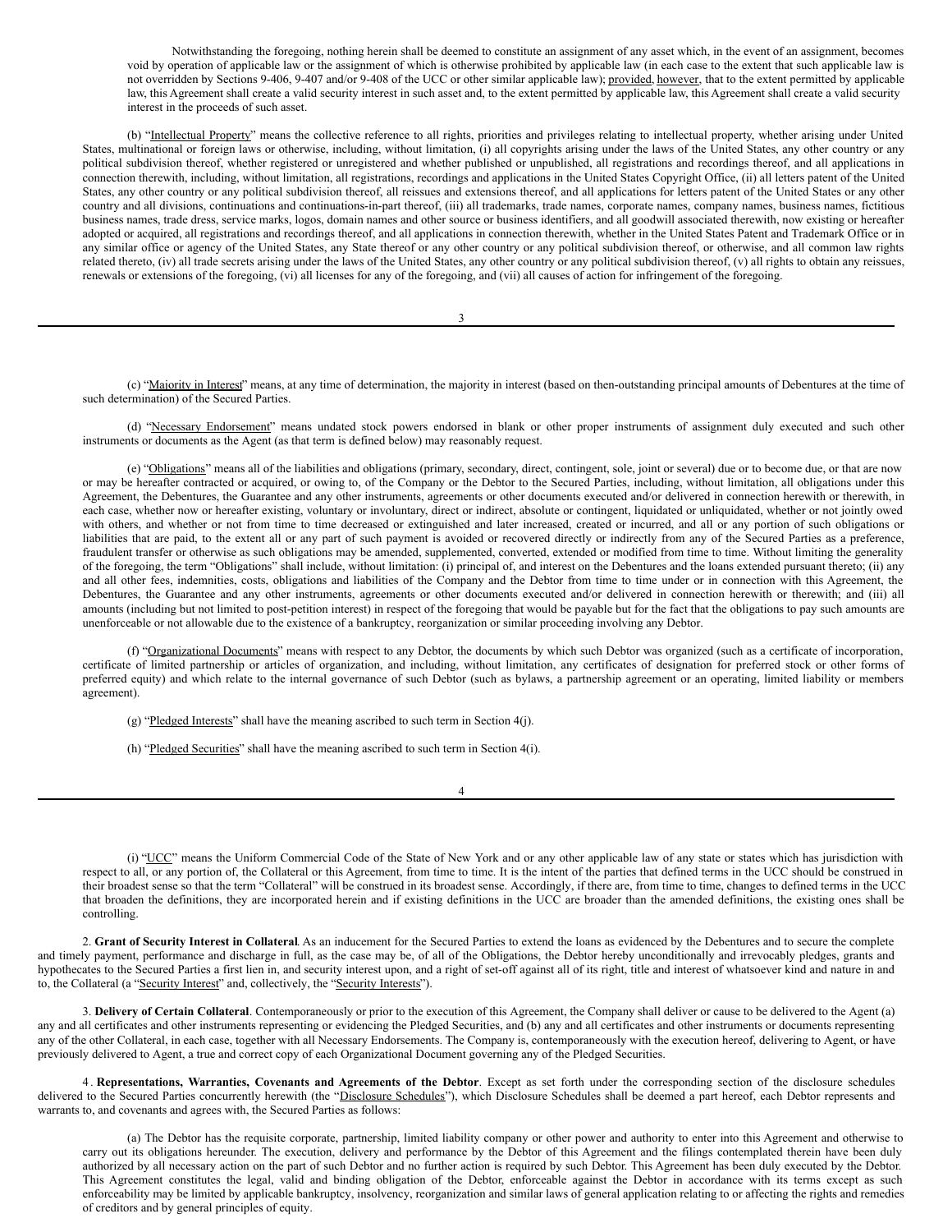Notwithstanding the foregoing, nothing herein shall be deemed to constitute an assignment of any asset which, in the event of an assignment, becomes void by operation of applicable law or the assignment of which is otherwise prohibited by applicable law (in each case to the extent that such applicable law is not overridden by Sections 9-406, 9-407 and/or 9-408 of the UCC or other similar applicable law); provided, however, that to the extent permitted by applicable law, this Agreement shall create a valid security interest in such asset and, to the extent permitted by applicable law, this Agreement shall create a valid security interest in the proceeds of such asset.

(b) "Intellectual Property" means the collective reference to all rights, priorities and privileges relating to intellectual property, whether arising under United States, multinational or foreign laws or otherwise, including, without limitation, (i) all copyrights arising under the laws of the United States, any other country or any political subdivision thereof, whether registered or unregistered and whether published or unpublished, all registrations and recordings thereof, and all applications in connection therewith, including, without limitation, all registrations, recordings and applications in the United States Copyright Office, (ii) all letters patent of the United States, any other country or any political subdivision thereof, all reissues and extensions thereof, and all applications for letters patent of the United States or any other country and all divisions, continuations and continuations-in-part thereof, (iii) all trademarks, trade names, corporate names, company names, business names, fictitious business names, trade dress, service marks, logos, domain names and other source or business identifiers, and all goodwill associated therewith, now existing or hereafter adopted or acquired, all registrations and recordings thereof, and all applications in connection therewith, whether in the United States Patent and Trademark Office or in any similar office or agency of the United States, any State thereof or any other country or any political subdivision thereof, or otherwise, and all common law rights related thereto, (iv) all trade secrets arising under the laws of the United States, any other country or any political subdivision thereof, (v) all rights to obtain any reissues, renewals or extensions of the foregoing, (vi) all licenses for any of the foregoing, and (vii) all causes of action for infringement of the foregoing.

(c) "Majority in Interest" means, at any time of determination, the majority in interest (based on then-outstanding principal amounts of Debentures at the time of such determination) of the Secured Parties.

(d) "Necessary Endorsement" means undated stock powers endorsed in blank or other proper instruments of assignment duly executed and such other instruments or documents as the Agent (as that term is defined below) may reasonably request.

(e) "Obligations" means all of the liabilities and obligations (primary, secondary, direct, contingent, sole, joint or several) due or to become due, or that are now or may be hereafter contracted or acquired, or owing to, of the Company or the Debtor to the Secured Parties, including, without limitation, all obligations under this Agreement, the Debentures, the Guarantee and any other instruments, agreements or other documents executed and/or delivered in connection herewith or therewith, in each case, whether now or hereafter existing, voluntary or involuntary, direct or indirect, absolute or contingent, liquidated or unliquidated, whether or not jointly owed with others, and whether or not from time to time decreased or extinguished and later increased, created or incurred, and all or any portion of such obligations or liabilities that are paid, to the extent all or any part of such payment is avoided or recovered directly or indirectly from any of the Secured Parties as a preference, fraudulent transfer or otherwise as such obligations may be amended, supplemented, converted, extended or modified from time to time. Without limiting the generality of the foregoing, the term "Obligations" shall include, without limitation: (i) principal of, and interest on the Debentures and the loans extended pursuant thereto; (ii) any and all other fees, indemnities, costs, obligations and liabilities of the Company and the Debtor from time to time under or in connection with this Agreement, the Debentures, the Guarantee and any other instruments, agreements or other documents executed and/or delivered in connection herewith or therewith; and (iii) all amounts (including but not limited to post-petition interest) in respect of the foregoing that would be payable but for the fact that the obligations to pay such amounts are unenforceable or not allowable due to the existence of a bankruptcy, reorganization or similar proceeding involving any Debtor.

(f) "Organizational Documents" means with respect to any Debtor, the documents by which such Debtor was organized (such as a certificate of incorporation, certificate of limited partnership or articles of organization, and including, without limitation, any certificates of designation for preferred stock or other forms of preferred equity) and which relate to the internal governance of such Debtor (such as bylaws, a partnership agreement or an operating, limited liability or members agreement).

(g) "Pledged Interests" shall have the meaning ascribed to such term in Section 4(j).

(h) "Pledged Securities" shall have the meaning ascribed to such term in Section 4(i).

(i) "UCC" means the Uniform Commercial Code of the State of New York and or any other applicable law of any state or states which has jurisdiction with respect to all, or any portion of, the Collateral or this Agreement, from time to time. It is the intent of the parties that defined terms in the UCC should be construed in their broadest sense so that the term "Collateral" will be construed in its broadest sense. Accordingly, if there are, from time to time, changes to defined terms in the UCC that broaden the definitions, they are incorporated herein and if existing definitions in the UCC are broader than the amended definitions, the existing ones shall be controlling.

2. **Grant of Security Interest in Collateral**. As an inducement for the Secured Parties to extend the loans as evidenced by the Debentures and to secure the complete and timely payment, performance and discharge in full, as the case may be, of all of the Obligations, the Debtor hereby unconditionally and irrevocably pledges, grants and hypothecates to the Secured Parties a first lien in, and security interest upon, and a right of set-off against all of its right, title and interest of whatsoever kind and nature in and to, the Collateral (a "Security Interest" and, collectively, the "Security Interests").

3. **Delivery of Certain Collateral**. Contemporaneously or prior to the execution of this Agreement, the Company shall deliver or cause to be delivered to the Agent (a) any and all certificates and other instruments representing or evidencing the Pledged Securities, and (b) any and all certificates and other instruments or documents representing any of the other Collateral, in each case, together with all Necessary Endorsements. The Company is, contemporaneously with the execution hereof, delivering to Agent, or have previously delivered to Agent, a true and correct copy of each Organizational Document governing any of the Pledged Securities.

4. **Representations, Warranties, Covenants and Agreements of the Debtor**. Except as set forth under the corresponding section of the disclosure schedules delivered to the Secured Parties concurrently herewith (the "Disclosure Schedules"), which Disclosure Schedules shall be deemed a part hereof, each Debtor represents and warrants to, and covenants and agrees with, the Secured Parties as follows:

(a) The Debtor has the requisite corporate, partnership, limited liability company or other power and authority to enter into this Agreement and otherwise to carry out its obligations hereunder. The execution, delivery and performance by the Debtor of this Agreement and the filings contemplated therein have been duly authorized by all necessary action on the part of such Debtor and no further action is required by such Debtor. This Agreement has been duly executed by the Debtor. This Agreement constitutes the legal, valid and binding obligation of the Debtor, enforceable against the Debtor in accordance with its terms except as such enforceability may be limited by applicable bankruptcy, insolvency, reorganization and similar laws of general application relating to or affecting the rights and remedies of creditors and by general principles of equity.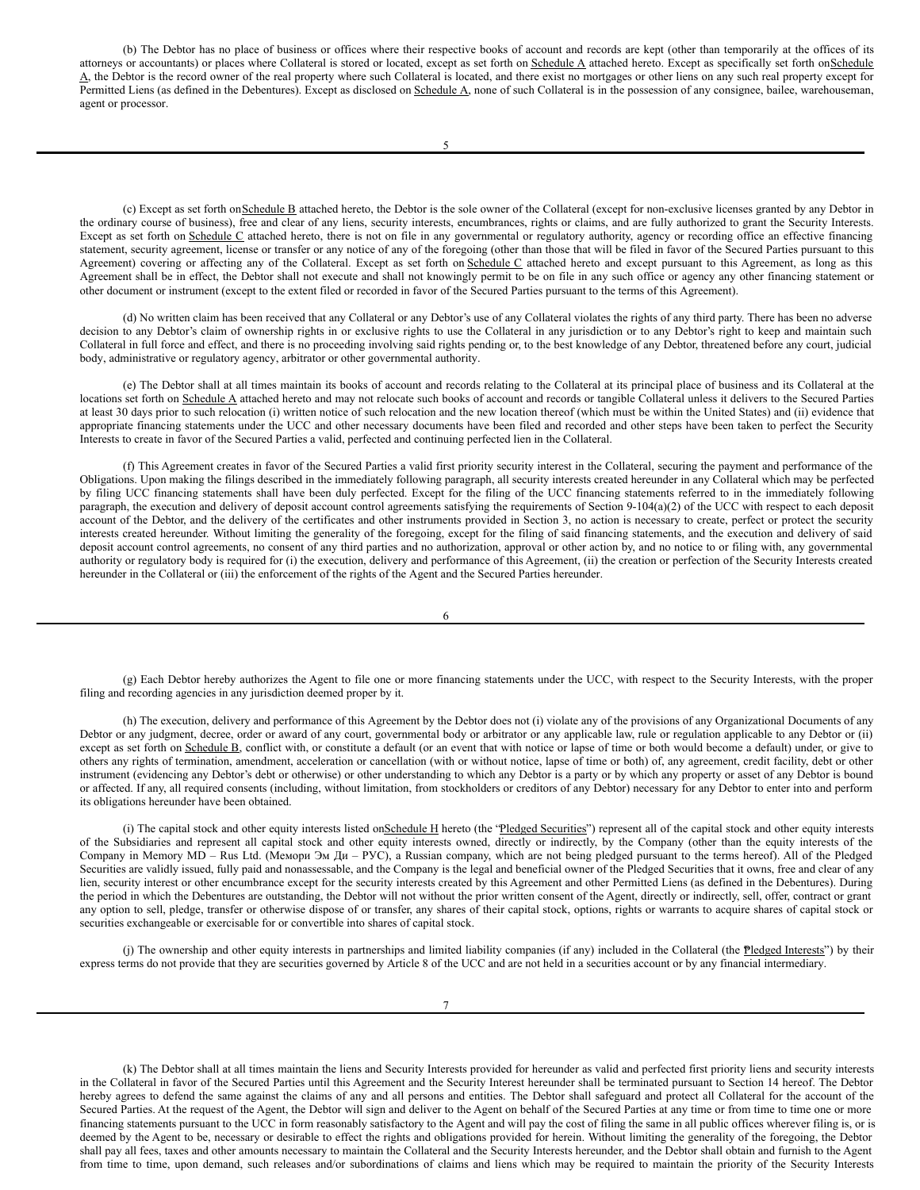(b) The Debtor has no place of business or offices where their respective books of account and records are kept (other than temporarily at the offices of its attorneys or accountants) or places where Collateral is stored or located, except as set forth on Schedule A attached hereto. Except as specifically set forth on Schedule A, the Debtor is the record owner of the real property where such Collateral is located, and there exist no mortgages or other liens on any such real property except for Permitted Liens (as defined in the Debentures). Except as disclosed on Schedule A, none of such Collateral is in the possession of any consignee, bailee, warehouseman, agent or processor.

(c) Except as set forth on Schedule B attached hereto, the Debtor is the sole owner of the Collateral (except for non-exclusive licenses granted by any Debtor in the ordinary course of business), free and clear of any liens, security interests, encumbrances, rights or claims, and are fully authorized to grant the Security Interests. Except as set forth on Schedule C attached hereto, there is not on file in any governmental or regulatory authority, agency or recording office an effective financing statement, security agreement, license or transfer or any notice of any of the foregoing (other than those that will be filed in favor of the Secured Parties pursuant to this Agreement) covering or affecting any of the Collateral. Except as set forth on Schedule C attached hereto and except pursuant to this Agreement, as long as this Agreement shall be in effect, the Debtor shall not execute and shall not knowingly permit to be on file in any such office or agency any other financing statement or other document or instrument (except to the extent filed or recorded in favor of the Secured Parties pursuant to the terms of this Agreement).

(d) No written claim has been received that any Collateral or any Debtor's use of any Collateral violates the rights of any third party. There has been no adverse decision to any Debtor's claim of ownership rights in or exclusive rights to use the Collateral in any jurisdiction or to any Debtor's right to keep and maintain such Collateral in full force and effect, and there is no proceeding involving said rights pending or, to the best knowledge of any Debtor, threatened before any court, judicial body, administrative or regulatory agency, arbitrator or other governmental authority.

(e) The Debtor shall at all times maintain its books of account and records relating to the Collateral at its principal place of business and its Collateral at the locations set forth on Schedule A attached hereto and may not relocate such books of account and records or tangible Collateral unless it delivers to the Secured Parties at least 30 days prior to such relocation (i) written notice of such relocation and the new location thereof (which must be within the United States) and (ii) evidence that appropriate financing statements under the UCC and other necessary documents have been filed and recorded and other steps have been taken to perfect the Security Interests to create in favor of the Secured Parties a valid, perfected and continuing perfected lien in the Collateral.

(f) This Agreement creates in favor of the Secured Parties a valid first priority security interest in the Collateral, securing the payment and performance of the Obligations. Upon making the filings described in the immediately following paragraph, all security interests created hereunder in any Collateral which may be perfected by filing UCC financing statements shall have been duly perfected. Except for the filing of the UCC financing statements referred to in the immediately following paragraph, the execution and delivery of deposit account control agreements satisfying the requirements of Section 9-104(a)(2) of the UCC with respect to each deposit account of the Debtor, and the delivery of the certificates and other instruments provided in Section 3, no action is necessary to create, perfect or protect the security interests created hereunder. Without limiting the generality of the foregoing, except for the filing of said financing statements, and the execution and delivery of said deposit account control agreements, no consent of any third parties and no authorization, approval or other action by, and no notice to or filing with, any governmental authority or regulatory body is required for (i) the execution, delivery and performance of this Agreement, (ii) the creation or perfection of the Security Interests created hereunder in the Collateral or (iii) the enforcement of the rights of the Agent and the Secured Parties hereunder.

(g) Each Debtor hereby authorizes the Agent to file one or more financing statements under the UCC, with respect to the Security Interests, with the proper filing and recording agencies in any jurisdiction deemed proper by it.

(h) The execution, delivery and performance of this Agreement by the Debtor does not (i) violate any of the provisions of any Organizational Documents of any Debtor or any judgment, decree, order or award of any court, governmental body or arbitrator or any applicable law, rule or regulation applicable to any Debtor or (ii) except as set forth on Schedule B, conflict with, or constitute a default (or an event that with notice or lapse of time or both would become a default) under, or give to others any rights of termination, amendment, acceleration or cancellation (with or without notice, lapse of time or both) of, any agreement, credit facility, debt or other instrument (evidencing any Debtor's debt or otherwise) or other understanding to which any Debtor is a party or by which any property or asset of any Debtor is bound or affected. If any, all required consents (including, without limitation, from stockholders or creditors of any Debtor) necessary for any Debtor to enter into and perform its obligations hereunder have been obtained.

(i) The capital stock and other equity interests listed on Schedule H hereto (the "Pledged Securities") represent all of the capital stock and other equity interests of the Subsidiaries and represent all capital stock and other equity interests owned, directly or indirectly, by the Company (other than the equity interests of the Company in Memory MD – Rus Ltd. (Мемори Эм Ди – РУС), a Russian company, which are not being pledged pursuant to the terms hereof). All of the Pledged Securities are validly issued, fully paid and nonassessable, and the Company is the legal and beneficial owner of the Pledged Securities that it owns, free and clear of any lien, security interest or other encumbrance except for the security interests created by this Agreement and other Permitted Liens (as defined in the Debentures). During the period in which the Debentures are outstanding, the Debtor will not without the prior written consent of the Agent, directly or indirectly, sell, offer, contract or grant any option to sell, pledge, transfer or otherwise dispose of or transfer, any shares of their capital stock, options, rights or warrants to acquire shares of capital stock or securities exchangeable or exercisable for or convertible into shares of capital stock.

(j) The ownership and other equity interests in partnerships and limited liability companies (if any) included in the Collateral (the "Pledged Interests") by their express terms do not provide that they are securities governed by Article 8 of the UCC and are not held in a securities account or by any financial intermediary.

(k) The Debtor shall at all times maintain the liens and Security Interests provided for hereunder as valid and perfected first priority liens and security interests in the Collateral in favor of the Secured Parties until this Agreement and the Security Interest hereunder shall be terminated pursuant to Section 14 hereof. The Debtor hereby agrees to defend the same against the claims of any and all persons and entities. The Debtor shall safeguard and protect all Collateral for the account of the Secured Parties. At the request of the Agent, the Debtor will sign and deliver to the Agent on behalf of the Secured Parties at any time or from time to time one or more financing statements pursuant to the UCC in form reasonably satisfactory to the Agent and will pay the cost of filing the same in all public offices wherever filing is, or is deemed by the Agent to be, necessary or desirable to effect the rights and obligations provided for herein. Without limiting the generality of the foregoing, the Debtor shall pay all fees, taxes and other amounts necessary to maintain the Collateral and the Security Interests hereunder, and the Debtor shall obtain and furnish to the Agent from time to time, upon demand, such releases and/or subordinations of claims and liens which may be required to maintain the priority of the Security Interests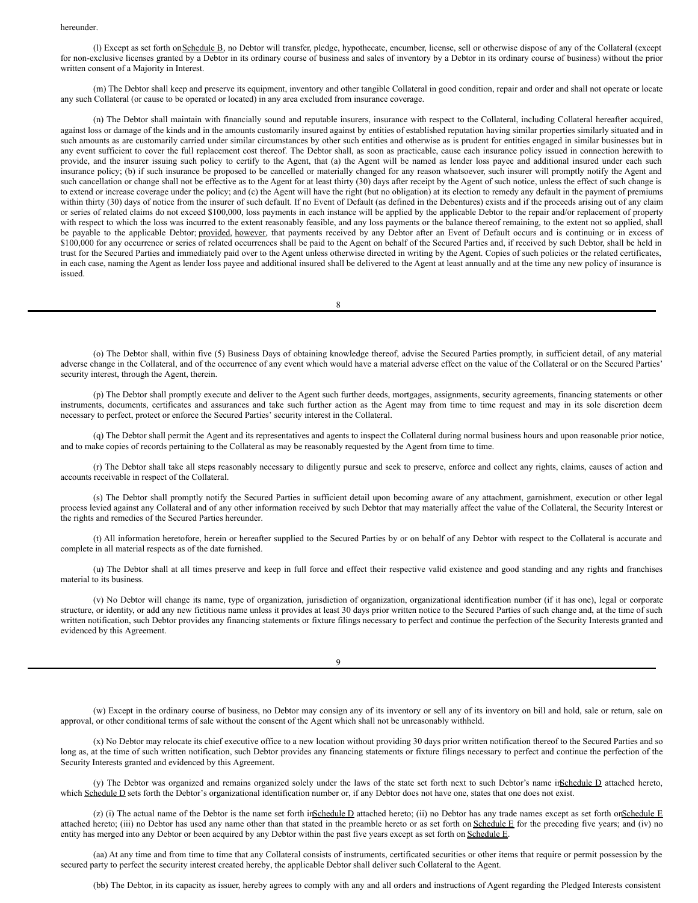hereunder.

(l) Except as set forth on Schedule B, no Debtor will transfer, pledge, hypothecate, encumber, license, sell or otherwise dispose of any of the Collateral (except for non-exclusive licenses granted by a Debtor in its ordinary course of business and sales of inventory by a Debtor in its ordinary course of business) without the prior written consent of a Majority in Interest.

(m) The Debtor shall keep and preserve its equipment, inventory and other tangible Collateral in good condition, repair and order and shall not operate or locate any such Collateral (or cause to be operated or located) in any area excluded from insurance coverage.

(n) The Debtor shall maintain with financially sound and reputable insurers, insurance with respect to the Collateral, including Collateral hereafter acquired, against loss or damage of the kinds and in the amounts customarily insured against by entities of established reputation having similar properties similarly situated and in such amounts as are customarily carried under similar circumstances by other such entities and otherwise as is prudent for entities engaged in similar businesses but in any event sufficient to cover the full replacement cost thereof. The Debtor shall, as soon as practicable, cause each insurance policy issued in connection herewith to provide, and the insurer issuing such policy to certify to the Agent, that (a) the Agent will be named as lender loss payee and additional insured under each such insurance policy; (b) if such insurance be proposed to be cancelled or materially changed for any reason whatsoever, such insurer will promptly notify the Agent and such cancellation or change shall not be effective as to the Agent for at least thirty (30) days after receipt by the Agent of such notice, unless the effect of such change is to extend or increase coverage under the policy; and (c) the Agent will have the right (but no obligation) at its election to remedy any default in the payment of premiums within thirty (30) days of notice from the insurer of such default. If no Event of Default (as defined in the Debentures) exists and if the proceeds arising out of any claim or series of related claims do not exceed $100,000, loss payments in each instance will be applied by the applicable Debtor to the repair and/or replacement of property with respect to which the loss was incurred to the extent reasonably feasible, and any loss payments or the balance thereof remaining, to the extent not so applied, shall be payable to the applicable Debtor; provided, however, that payments received by any Debtor after an Event of Default occurs and is continuing or in excess of $100,000 for any occurrence or series of related occurrences shall be paid to the Agent on behalf of the Secured Parties and, if received by such Debtor, shall be held in trust for the Secured Parties and immediately paid over to the Agent unless otherwise directed in writing by the Agent. Copies of such policies or the related certificates, in each case, naming the Agent as lender loss payee and additional insured shall be delivered to the Agent at least annually and at the time any new policy of insurance is issued.

(o) The Debtor shall, within five (5) Business Days of obtaining knowledge thereof, advise the Secured Parties promptly, in sufficient detail, of any material adverse change in the Collateral, and of the occurrence of any event which would have a material adverse effect on the value of the Collateral or on the Secured Parties' security interest, through the Agent, therein.

(p) The Debtor shall promptly execute and deliver to the Agent such further deeds, mortgages, assignments, security agreements, financing statements or other instruments, documents, certificates and assurances and take such further action as the Agent may from time to time request and may in its sole discretion deem necessary to perfect, protect or enforce the Secured Parties' security interest in the Collateral.

(q) The Debtor shall permit the Agent and its representatives and agents to inspect the Collateral during normal business hours and upon reasonable prior notice, and to make copies of records pertaining to the Collateral as may be reasonably requested by the Agent from time to time.

(r) The Debtor shall take all steps reasonably necessary to diligently pursue and seek to preserve, enforce and collect any rights, claims, causes of action and accounts receivable in respect of the Collateral.

(s) The Debtor shall promptly notify the Secured Parties in sufficient detail upon becoming aware of any attachment, garnishment, execution or other legal process levied against any Collateral and of any other information received by such Debtor that may materially affect the value of the Collateral, the Security Interest or the rights and remedies of the Secured Parties hereunder.

(t) All information heretofore, herein or hereafter supplied to the Secured Parties by or on behalf of any Debtor with respect to the Collateral is accurate and complete in all material respects as of the date furnished.

(u) The Debtor shall at all times preserve and keep in full force and effect their respective valid existence and good standing and any rights and franchises material to its business.

(v) No Debtor will change its name, type of organization, jurisdiction of organization, organizational identification number (if it has one), legal or corporate structure, or identity, or add any new fictitious name unless it provides at least 30 days prior written notice to the Secured Parties of such change and, at the time of such written notification, such Debtor provides any financing statements or fixture filings necessary to perfect and continue the perfection of the Security Interests granted and evidenced by this Agreement.

(w) Except in the ordinary course of business, no Debtor may consign any of its inventory or sell any of its inventory on bill and hold, sale or return, sale on approval, or other conditional terms of sale without the consent of the Agent which shall not be unreasonably withheld.

(x) No Debtor may relocate its chief executive office to a new location without providing 30 days prior written notification thereof to the Secured Parties and so long as, at the time of such written notification, such Debtor provides any financing statements or fixture filings necessary to perfect and continue the perfection of the Security Interests granted and evidenced by this Agreement.

(y) The Debtor was organized and remains organized solely under the laws of the state set forth next to such Debtor's name in Schedule D attached hereto, which Schedule D sets forth the Debtor's organizational identification number or, if any Debtor does not have one, states that one does not exist.

(z) (i) The actual name of the Debtor is the name set forth in Schedule D attached hereto; (ii) no Debtor has any trade names except as set forth on Schedule E attached hereto; (iii) no Debtor has used any name other than that stated in the preamble hereto or as set forth on Schedule E for the preceding five years; and (iv) no entity has merged into any Debtor or been acquired by any Debtor within the past five years except as set forth on Schedule E.

(aa) At any time and from time to time that any Collateral consists of instruments, certificated securities or other items that require or permit possession by the secured party to perfect the security interest created hereby, the applicable Debtor shall deliver such Collateral to the Agent.

(bb) The Debtor, in its capacity as issuer, hereby agrees to comply with any and all orders and instructions of Agent regarding the Pledged Interests consistent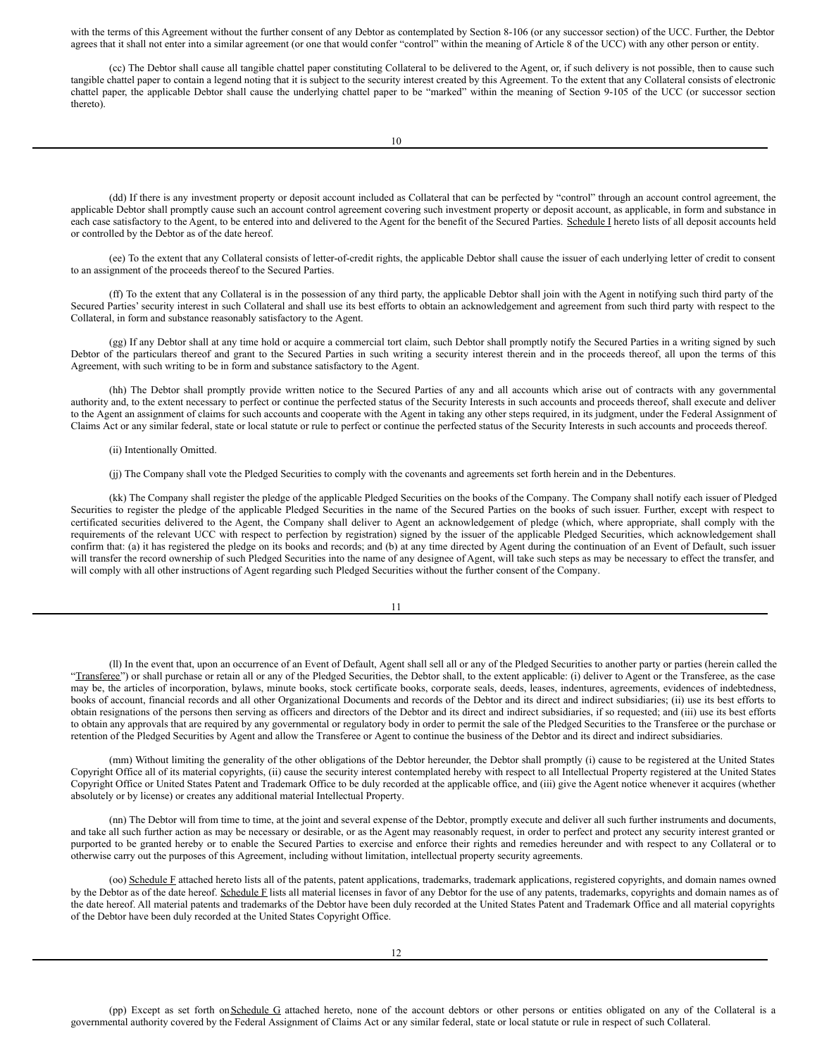with the terms of this Agreement without the further consent of any Debtor as contemplated by Section 8-106 (or any successor section) of the UCC. Further, the Debtor agrees that it shall not enter into a similar agreement (or one that would confer "control" within the meaning of Article 8 of the UCC) with any other person or entity.

(cc) The Debtor shall cause all tangible chattel paper constituting Collateral to be delivered to the Agent, or, if such delivery is not possible, then to cause such tangible chattel paper to contain a legend noting that it is subject to the security interest created by this Agreement. To the extent that any Collateral consists of electronic chattel paper, the applicable Debtor shall cause the underlying chattel paper to be "marked" within the meaning of Section 9-105 of the UCC (or successor section thereto).

(dd) If there is any investment property or deposit account included as Collateral that can be perfected by "control" through an account control agreement, the applicable Debtor shall promptly cause such an account control agreement covering such investment property or deposit account, as applicable, in form and substance in each case satisfactory to the Agent, to be entered into and delivered to the Agent for the benefit of the Secured Parties. Schedule I hereto lists of all deposit accounts held or controlled by the Debtor as of the date hereof.

(ee) To the extent that any Collateral consists of letter-of-credit rights, the applicable Debtor shall cause the issuer of each underlying letter of credit to consent to an assignment of the proceeds thereof to the Secured Parties.

(ff) To the extent that any Collateral is in the possession of any third party, the applicable Debtor shall join with the Agent in notifying such third party of the Secured Parties' security interest in such Collateral and shall use its best efforts to obtain an acknowledgement and agreement from such third party with respect to the Collateral, in form and substance reasonably satisfactory to the Agent.

(gg) If any Debtor shall at any time hold or acquire a commercial tort claim, such Debtor shall promptly notify the Secured Parties in a writing signed by such Debtor of the particulars thereof and grant to the Secured Parties in such writing a security interest therein and in the proceeds thereof, all upon the terms of this Agreement, with such writing to be in form and substance satisfactory to the Agent.

(hh) The Debtor shall promptly provide written notice to the Secured Parties of any and all accounts which arise out of contracts with any governmental authority and, to the extent necessary to perfect or continue the perfected status of the Security Interests in such accounts and proceeds thereof, shall execute and deliver to the Agent an assignment of claims for such accounts and cooperate with the Agent in taking any other steps required, in its judgment, under the Federal Assignment of Claims Act or any similar federal, state or local statute or rule to perfect or continue the perfected status of the Security Interests in such accounts and proceeds thereof.

(ii) Intentionally Omitted.

(jj) The Company shall vote the Pledged Securities to comply with the covenants and agreements set forth herein and in the Debentures.

(kk) The Company shall register the pledge of the applicable Pledged Securities on the books of the Company. The Company shall notify each issuer of Pledged Securities to register the pledge of the applicable Pledged Securities in the name of the Secured Parties on the books of such issuer. Further, except with respect to certificated securities delivered to the Agent, the Company shall deliver to Agent an acknowledgement of pledge (which, where appropriate, shall comply with the requirements of the relevant UCC with respect to perfection by registration) signed by the issuer of the applicable Pledged Securities, which acknowledgement shall confirm that: (a) it has registered the pledge on its books and records; and (b) at any time directed by Agent during the continuation of an Event of Default, such issuer will transfer the record ownership of such Pledged Securities into the name of any designee of Agent, will take such steps as may be necessary to effect the transfer, and will comply with all other instructions of Agent regarding such Pledged Securities without the further consent of the Company.

(ll) In the event that, upon an occurrence of an Event of Default, Agent shall sell all or any of the Pledged Securities to another party or parties (herein called the "Transferee") or shall purchase or retain all or any of the Pledged Securities, the Debtor shall, to the extent applicable: (i) deliver to Agent or the Transferee, as the case may be, the articles of incorporation, bylaws, minute books, stock certificate books, corporate seals, deeds, leases, indentures, agreements, evidences of indebtedness, books of account, financial records and all other Organizational Documents and records of the Debtor and its direct and indirect subsidiaries; (ii) use its best efforts to obtain resignations of the persons then serving as officers and directors of the Debtor and its direct and indirect subsidiaries, if so requested; and (iii) use its best efforts to obtain any approvals that are required by any governmental or regulatory body in order to permit the sale of the Pledged Securities to the Transferee or the purchase or retention of the Pledged Securities by Agent and allow the Transferee or Agent to continue the business of the Debtor and its direct and indirect subsidiaries.

(mm) Without limiting the generality of the other obligations of the Debtor hereunder, the Debtor shall promptly (i) cause to be registered at the United States Copyright Office all of its material copyrights, (ii) cause the security interest contemplated hereby with respect to all Intellectual Property registered at the United States Copyright Office or United States Patent and Trademark Office to be duly recorded at the applicable office, and (iii) give the Agent notice whenever it acquires (whether absolutely or by license) or creates any additional material Intellectual Property.

(nn) The Debtor will from time to time, at the joint and several expense of the Debtor, promptly execute and deliver all such further instruments and documents, and take all such further action as may be necessary or desirable, or as the Agent may reasonably request, in order to perfect and protect any security interest granted or purported to be granted hereby or to enable the Secured Parties to exercise and enforce their rights and remedies hereunder and with respect to any Collateral or to otherwise carry out the purposes of this Agreement, including without limitation, intellectual property security agreements.

(oo) Schedule F attached hereto lists all of the patents, patent applications, trademarks, trademark applications, registered copyrights, and domain names owned by the Debtor as of the date hereof. Schedule F lists all material licenses in favor of any Debtor for the use of any patents, trademarks, copyrights and domain names as of the date hereof. All material patents and trademarks of the Debtor have been duly recorded at the United States Patent and Trademark Office and all material copyrights of the Debtor have been duly recorded at the United States Copyright Office.

(pp) Except as set forth on Schedule G attached hereto, none of the account debtors or other persons or entities obligated on any of the Collateral is a governmental authority covered by the Federal Assignment of Claims Act or any similar federal, state or local statute or rule in respect of such Collateral.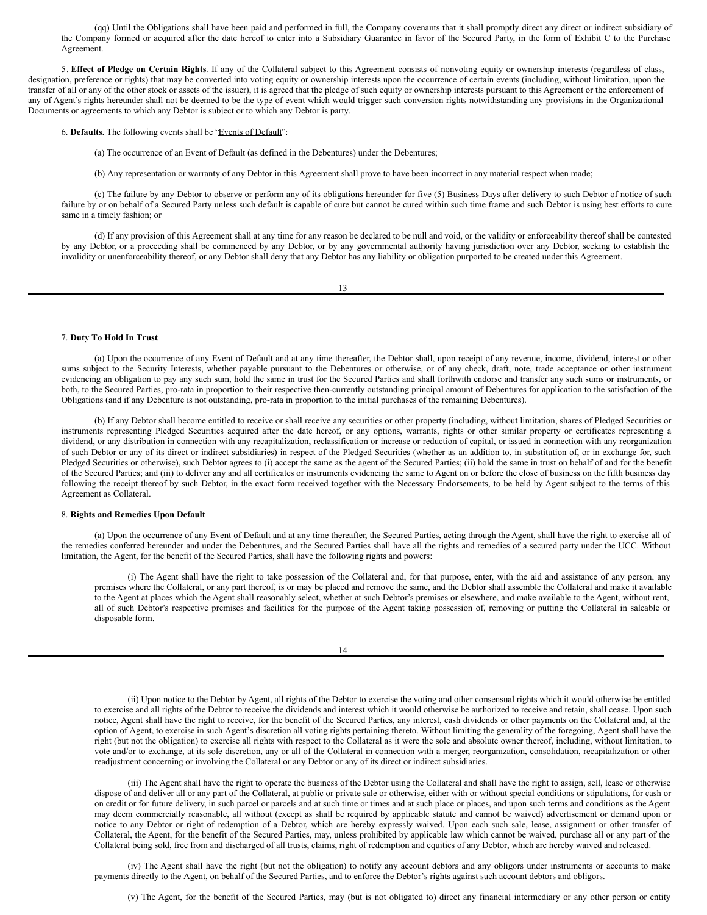(qq) Until the Obligations shall have been paid and performed in full, the Company covenants that it shall promptly direct any direct or indirect subsidiary of the Company formed or acquired after the date hereof to enter into a Subsidiary Guarantee in favor of the Secured Party, in the form of Exhibit C to the Purchase Agreement.

5. **Effect of Pledge on Certain Rights**. If any of the Collateral subject to this Agreement consists of nonvoting equity or ownership interests (regardless of class, designation, preference or rights) that may be converted into voting equity or ownership interests upon the occurrence of certain events (including, without limitation, upon the transfer of all or any of the other stock or assets of the issuer), it is agreed that the pledge of such equity or ownership interests pursuant to this Agreement or the enforcement of any of Agent's rights hereunder shall not be deemed to be the type of event which would trigger such conversion rights notwithstanding any provisions in the Organizational Documents or agreements to which any Debtor is subject or to which any Debtor is party.

6. **Defaults**. The following events shall be "Events of Default":

(a) The occurrence of an Event of Default (as defined in the Debentures) under the Debentures;

(b) Any representation or warranty of any Debtor in this Agreement shall prove to have been incorrect in any material respect when made;

(c) The failure by any Debtor to observe or perform any of its obligations hereunder for five (5) Business Days after delivery to such Debtor of notice of such failure by or on behalf of a Secured Party unless such default is capable of cure but cannot be cured within such time frame and such Debtor is using best efforts to cure same in a timely fashion; or

(d) If any provision of this Agreement shall at any time for any reason be declared to be null and void, or the validity or enforceability thereof shall be contested by any Debtor, or a proceeding shall be commenced by any Debtor, or by any governmental authority having jurisdiction over any Debtor, seeking to establish the invalidity or unenforceability thereof, or any Debtor shall deny that any Debtor has any liability or obligation purported to be created under this Agreement.

7. **Duty To Hold In Trust**

(a) Upon the occurrence of any Event of Default and at any time thereafter, the Debtor shall, upon receipt of any revenue, income, dividend, interest or other sums subject to the Security Interests, whether payable pursuant to the Debentures or otherwise, or of any check, draft, note, trade acceptance or other instrument evidencing an obligation to pay any such sum, hold the same in trust for the Secured Parties and shall forthwith endorse and transfer any such sums or instruments, or both, to the Secured Parties, pro-rata in proportion to their respective then-currently outstanding principal amount of Debentures for application to the satisfaction of the Obligations (and if any Debenture is not outstanding, pro-rata in proportion to the initial purchases of the remaining Debentures).

(b) If any Debtor shall become entitled to receive or shall receive any securities or other property (including, without limitation, shares of Pledged Securities or instruments representing Pledged Securities acquired after the date hereof, or any options, warrants, rights or other similar property or certificates representing a dividend, or any distribution in connection with any recapitalization, reclassification or increase or reduction of capital, or issued in connection with any reorganization of such Debtor or any of its direct or indirect subsidiaries) in respect of the Pledged Securities (whether as an addition to, in substitution of, or in exchange for, such Pledged Securities or otherwise), such Debtor agrees to (i) accept the same as the agent of the Secured Parties; (ii) hold the same in trust on behalf of and for the benefit of the Secured Parties; and (iii) to deliver any and all certificates or instruments evidencing the same to Agent on or before the close of business on the fifth business day following the receipt thereof by such Debtor, in the exact form received together with the Necessary Endorsements, to be held by Agent subject to the terms of this Agreement as Collateral.

8. **Rights and Remedies Upon Default**

(a) Upon the occurrence of any Event of Default and at any time thereafter, the Secured Parties, acting through the Agent, shall have the right to exercise all of the remedies conferred hereunder and under the Debentures, and the Secured Parties shall have all the rights and remedies of a secured party under the UCC. Without limitation, the Agent, for the benefit of the Secured Parties, shall have the following rights and powers:

(i) The Agent shall have the right to take possession of the Collateral and, for that purpose, enter, with the aid and assistance of any person, any premises where the Collateral, or any part thereof, is or may be placed and remove the same, and the Debtor shall assemble the Collateral and make it available to the Agent at places which the Agent shall reasonably select, whether at such Debtor's premises or elsewhere, and make available to the Agent, without rent, all of such Debtor's respective premises and facilities for the purpose of the Agent taking possession of, removing or putting the Collateral in saleable or disposable form.

(ii) Upon notice to the Debtor by Agent, all rights of the Debtor to exercise the voting and other consensual rights which it would otherwise be entitled to exercise and all rights of the Debtor to receive the dividends and interest which it would otherwise be authorized to receive and retain, shall cease. Upon such notice, Agent shall have the right to receive, for the benefit of the Secured Parties, any interest, cash dividends or other payments on the Collateral and, at the option of Agent, to exercise in such Agent's discretion all voting rights pertaining thereto. Without limiting the generality of the foregoing, Agent shall have the right (but not the obligation) to exercise all rights with respect to the Collateral as it were the sole and absolute owner thereof, including, without limitation, to vote and/or to exchange, at its sole discretion, any or all of the Collateral in connection with a merger, reorganization, consolidation, recapitalization or other readjustment concerning or involving the Collateral or any Debtor or any of its direct or indirect subsidiaries.

(iii) The Agent shall have the right to operate the business of the Debtor using the Collateral and shall have the right to assign, sell, lease or otherwise dispose of and deliver all or any part of the Collateral, at public or private sale or otherwise, either with or without special conditions or stipulations, for cash or on credit or for future delivery, in such parcel or parcels and at such time or times and at such place or places, and upon such terms and conditions as the Agent may deem commercially reasonable, all without (except as shall be required by applicable statute and cannot be waived) advertisement or demand upon or notice to any Debtor or right of redemption of a Debtor, which are hereby expressly waived. Upon each such sale, lease, assignment or other transfer of Collateral, the Agent, for the benefit of the Secured Parties, may, unless prohibited by applicable law which cannot be waived, purchase all or any part of the Collateral being sold, free from and discharged of all trusts, claims, right of redemption and equities of any Debtor, which are hereby waived and released.

(iv) The Agent shall have the right (but not the obligation) to notify any account debtors and any obligors under instruments or accounts to make payments directly to the Agent, on behalf of the Secured Parties, and to enforce the Debtor's rights against such account debtors and obligors.

(v) The Agent, for the benefit of the Secured Parties, may (but is not obligated to) direct any financial intermediary or any other person or entity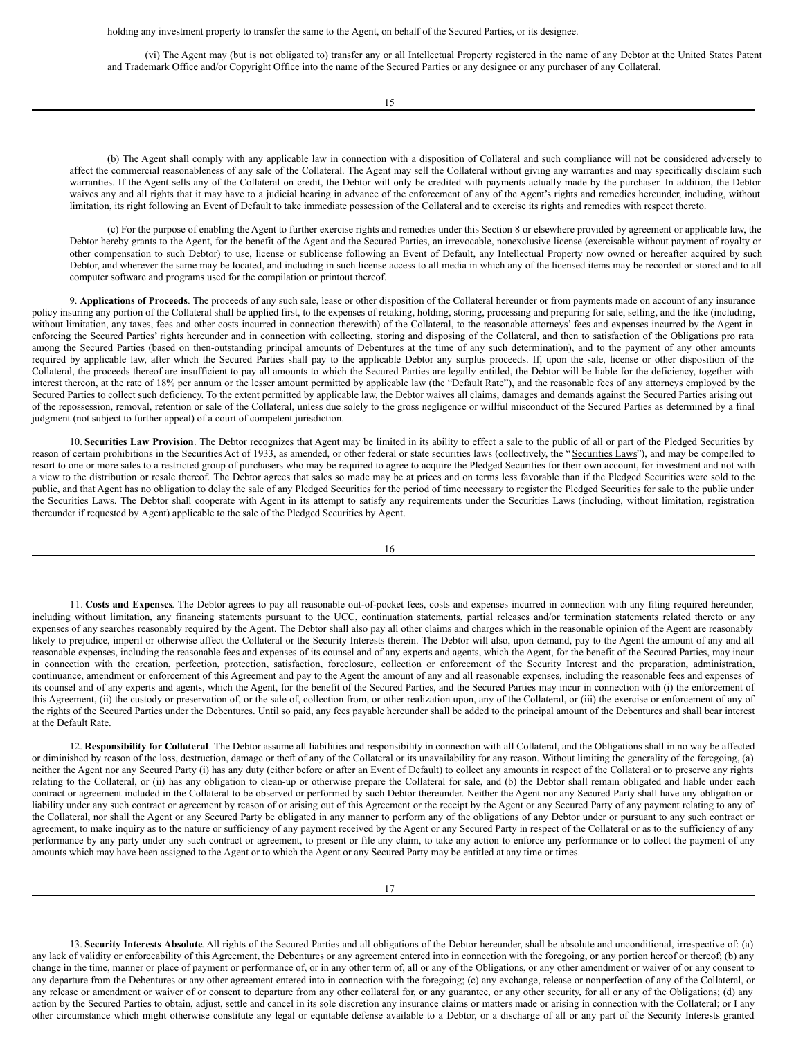holding any investment property to transfer the same to the Agent, on behalf of the Secured Parties, or its designee.

(vi) The Agent may (but is not obligated to) transfer any or all Intellectual Property registered in the name of any Debtor at the United States Patent and Trademark Office and/or Copyright Office into the name of the Secured Parties or any designee or any purchaser of any Collateral.

(b) The Agent shall comply with any applicable law in connection with a disposition of Collateral and such compliance will not be considered adversely to affect the commercial reasonableness of any sale of the Collateral. The Agent may sell the Collateral without giving any warranties and may specifically disclaim such warranties. If the Agent sells any of the Collateral on credit, the Debtor will only be credited with payments actually made by the purchaser. In addition, the Debtor waives any and all rights that it may have to a judicial hearing in advance of the enforcement of any of the Agent's rights and remedies hereunder, including, without limitation, its right following an Event of Default to take immediate possession of the Collateral and to exercise its rights and remedies with respect thereto.

(c) For the purpose of enabling the Agent to further exercise rights and remedies under this Section 8 or elsewhere provided by agreement or applicable law, the Debtor hereby grants to the Agent, for the benefit of the Agent and the Secured Parties, an irrevocable, nonexclusive license (exercisable without payment of royalty or other compensation to such Debtor) to use, license or sublicense following an Event of Default, any Intellectual Property now owned or hereafter acquired by such Debtor, and wherever the same may be located, and including in such license access to all media in which any of the licensed items may be recorded or stored and to all computer software and programs used for the compilation or printout thereof.

9. **Applications of Proceeds**. The proceeds of any such sale, lease or other disposition of the Collateral hereunder or from payments made on account of any insurance policy insuring any portion of the Collateral shall be applied first, to the expenses of retaking, holding, storing, processing and preparing for sale, selling, and the like (including, without limitation, any taxes, fees and other costs incurred in connection therewith) of the Collateral, to the reasonable attorneys' fees and expenses incurred by the Agent in enforcing the Secured Parties' rights hereunder and in connection with collecting, storing and disposing of the Collateral, and then to satisfaction of the Obligations pro rata among the Secured Parties (based on then-outstanding principal amounts of Debentures at the time of any such determination), and to the payment of any other amounts required by applicable law, after which the Secured Parties shall pay to the applicable Debtor any surplus proceeds. If, upon the sale, license or other disposition of the Collateral, the proceeds thereof are insufficient to pay all amounts to which the Secured Parties are legally entitled, the Debtor will be liable for the deficiency, together with interest thereon, at the rate of 18% per annum or the lesser amount permitted by applicable law (the "Default Rate"), and the reasonable fees of any attorneys employed by the Secured Parties to collect such deficiency. To the extent permitted by applicable law, the Debtor waives all claims, damages and demands against the Secured Parties arising out of the repossession, removal, retention or sale of the Collateral, unless due solely to the gross negligence or willful misconduct of the Secured Parties as determined by a final judgment (not subject to further appeal) of a court of competent jurisdiction.

10. **Securities Law Provision**. The Debtor recognizes that Agent may be limited in its ability to effect a sale to the public of all or part of the Pledged Securities by reason of certain prohibitions in the Securities Act of 1933, as amended, or other federal or state securities laws (collectively, the "Securities Laws"), and may be compelled to resort to one or more sales to a restricted group of purchasers who may be required to agree to acquire the Pledged Securities for their own account, for investment and not with a view to the distribution or resale thereof. The Debtor agrees that sales so made may be at prices and on terms less favorable than if the Pledged Securities were sold to the public, and that Agent has no obligation to delay the sale of any Pledged Securities for the period of time necessary to register the Pledged Securities for sale to the public under the Securities Laws. The Debtor shall cooperate with Agent in its attempt to satisfy any requirements under the Securities Laws (including, without limitation, registration thereunder if requested by Agent) applicable to the sale of the Pledged Securities by Agent.

11. **Costs and Expenses**. The Debtor agrees to pay all reasonable out-of-pocket fees, costs and expenses incurred in connection with any filing required hereunder, including without limitation, any financing statements pursuant to the UCC, continuation statements, partial releases and/or termination statements related thereto or any expenses of any searches reasonably required by the Agent. The Debtor shall also pay all other claims and charges which in the reasonable opinion of the Agent are reasonably likely to prejudice, imperil or otherwise affect the Collateral or the Security Interests therein. The Debtor will also, upon demand, pay to the Agent the amount of any and all reasonable expenses, including the reasonable fees and expenses of its counsel and of any experts and agents, which the Agent, for the benefit of the Secured Parties, may incur in connection with the creation, perfection, protection, satisfaction, foreclosure, collection or enforcement of the Security Interest and the preparation, administration, continuance, amendment or enforcement of this Agreement and pay to the Agent the amount of any and all reasonable expenses, including the reasonable fees and expenses of its counsel and of any experts and agents, which the Agent, for the benefit of the Secured Parties, and the Secured Parties may incur in connection with (i) the enforcement of this Agreement, (ii) the custody or preservation of, or the sale of, collection from, or other realization upon, any of the Collateral, or (iii) the exercise or enforcement of any of the rights of the Secured Parties under the Debentures. Until so paid, any fees payable hereunder shall be added to the principal amount of the Debentures and shall bear interest at the Default Rate.

12. **Responsibility for Collateral**. The Debtor assume all liabilities and responsibility in connection with all Collateral, and the Obligations shall in no way be affected or diminished by reason of the loss, destruction, damage or theft of any of the Collateral or its unavailability for any reason. Without limiting the generality of the foregoing, (a) neither the Agent nor any Secured Party (i) has any duty (either before or after an Event of Default) to collect any amounts in respect of the Collateral or to preserve any rights relating to the Collateral, or (ii) has any obligation to clean-up or otherwise prepare the Collateral for sale, and (b) the Debtor shall remain obligated and liable under each contract or agreement included in the Collateral to be observed or performed by such Debtor thereunder. Neither the Agent nor any Secured Party shall have any obligation or liability under any such contract or agreement by reason of or arising out of this Agreement or the receipt by the Agent or any Secured Party of any payment relating to any of the Collateral, nor shall the Agent or any Secured Party be obligated in any manner to perform any of the obligations of any Debtor under or pursuant to any such contract or agreement, to make inquiry as to the nature or sufficiency of any payment received by the Agent or any Secured Party in respect of the Collateral or as to the sufficiency of any performance by any party under any such contract or agreement, to present or file any claim, to take any action to enforce any performance or to collect the payment of any amounts which may have been assigned to the Agent or to which the Agent or any Secured Party may be entitled at any time or times.

13. **Security Interests Absolute**. All rights of the Secured Parties and all obligations of the Debtor hereunder, shall be absolute and unconditional, irrespective of: (a) any lack of validity or enforceability of this Agreement, the Debentures or any agreement entered into in connection with the foregoing, or any portion hereof or thereof; (b) any change in the time, manner or place of payment or performance of, or in any other term of, all or any of the Obligations, or any other amendment or waiver of or any consent to any departure from the Debentures or any other agreement entered into in connection with the foregoing; (c) any exchange, release or nonperfection of any of the Collateral, or any release or amendment or waiver of or consent to departure from any other collateral for, or any guarantee, or any other security, for all or any of the Obligations; (d) any action by the Secured Parties to obtain, adjust, settle and cancel in its sole discretion any insurance claims or matters made or arising in connection with the Collateral; or I any other circumstance which might otherwise constitute any legal or equitable defense available to a Debtor, or a discharge of all or any part of the Security Interests granted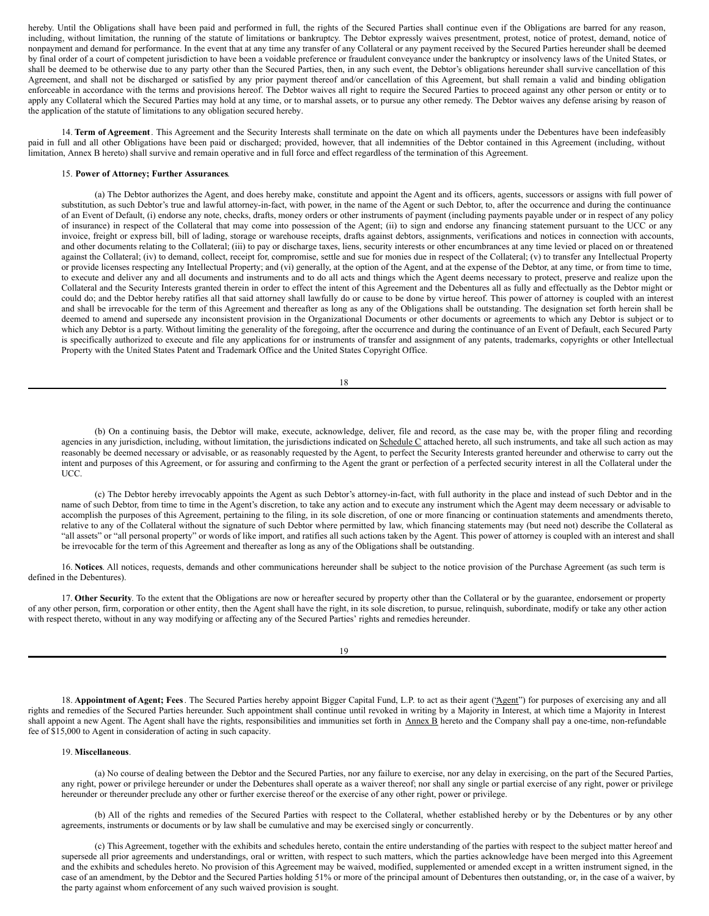hereby. Until the Obligations shall have been paid and performed in full, the rights of the Secured Parties shall continue even if the Obligations are barred for any reason, including, without limitation, the running of the statute of limitations or bankruptcy. The Debtor expressly waives presentment, protest, notice of protest, demand, notice of nonpayment and demand for performance. In the event that at any time any transfer of any Collateral or any payment received by the Secured Parties hereunder shall be deemed by final order of a court of competent jurisdiction to have been a voidable preference or fraudulent conveyance under the bankruptcy or insolvency laws of the United States, or shall be deemed to be otherwise due to any party other than the Secured Parties, then, in any such event, the Debtor's obligations hereunder shall survive cancellation of this Agreement, and shall not be discharged or satisfied by any prior payment thereof and/or cancellation of this Agreement, but shall remain a valid and binding obligation enforceable in accordance with the terms and provisions hereof. The Debtor waives all right to require the Secured Parties to proceed against any other person or entity or to apply any Collateral which the Secured Parties may hold at any time, or to marshal assets, or to pursue any other remedy. The Debtor waives any defense arising by reason of the application of the statute of limitations to any obligation secured hereby.

14. **Term of Agreement**. This Agreement and the Security Interests shall terminate on the date on which all payments under the Debentures have been indefeasibly paid in full and all other Obligations have been paid or discharged; provided, however, that all indemnities of the Debtor contained in this Agreement (including, without limitation, Annex B hereto) shall survive and remain operative and in full force and effect regardless of the termination of this Agreement.

15. **Power of Attorney; Further Assurances**.

(a) The Debtor authorizes the Agent, and does hereby make, constitute and appoint the Agent and its officers, agents, successors or assigns with full power of substitution, as such Debtor's true and lawful attorney-in-fact, with power, in the name of the Agent or such Debtor, to, after the occurrence and during the continuance of an Event of Default, (i) endorse any note, checks, drafts, money orders or other instruments of payment (including payments payable under or in respect of any policy of insurance) in respect of the Collateral that may come into possession of the Agent; (ii) to sign and endorse any financing statement pursuant to the UCC or any invoice, freight or express bill, bill of lading, storage or warehouse receipts, drafts against debtors, assignments, verifications and notices in connection with accounts, and other documents relating to the Collateral; (iii) to pay or discharge taxes, liens, security interests or other encumbrances at any time levied or placed on or threatened against the Collateral; (iv) to demand, collect, receipt for, compromise, settle and sue for monies due in respect of the Collateral; (v) to transfer any Intellectual Property or provide licenses respecting any Intellectual Property; and (vi) generally, at the option of the Agent, and at the expense of the Debtor, at any time, or from time to time, to execute and deliver any and all documents and instruments and to do all acts and things which the Agent deems necessary to protect, preserve and realize upon the Collateral and the Security Interests granted therein in order to effect the intent of this Agreement and the Debentures all as fully and effectually as the Debtor might or could do; and the Debtor hereby ratifies all that said attorney shall lawfully do or cause to be done by virtue hereof. This power of attorney is coupled with an interest and shall be irrevocable for the term of this Agreement and thereafter as long as any of the Obligations shall be outstanding. The designation set forth herein shall be deemed to amend and supersede any inconsistent provision in the Organizational Documents or other documents or agreements to which any Debtor is subject or to which any Debtor is a party. Without limiting the generality of the foregoing, after the occurrence and during the continuance of an Event of Default, each Secured Party is specifically authorized to execute and file any applications for or instruments of transfer and assignment of any patents, trademarks, copyrights or other Intellectual Property with the United States Patent and Trademark Office and the United States Copyright Office.

(b) On a continuing basis, the Debtor will make, execute, acknowledge, deliver, file and record, as the case may be, with the proper filing and recording agencies in any jurisdiction, including, without limitation, the jurisdictions indicated on Schedule C attached hereto, all such instruments, and take all such action as may reasonably be deemed necessary or advisable, or as reasonably requested by the Agent, to perfect the Security Interests granted hereunder and otherwise to carry out the intent and purposes of this Agreement, or for assuring and confirming to the Agent the grant or perfection of a perfected security interest in all the Collateral under the UCC.

(c) The Debtor hereby irrevocably appoints the Agent as such Debtor's attorney-in-fact, with full authority in the place and instead of such Debtor and in the name of such Debtor, from time to time in the Agent's discretion, to take any action and to execute any instrument which the Agent may deem necessary or advisable to accomplish the purposes of this Agreement, pertaining to the filing, in its sole discretion, of one or more financing or continuation statements and amendments thereto, relative to any of the Collateral without the signature of such Debtor where permitted by law, which financing statements may (but need not) describe the Collateral as "all assets" or "all personal property" or words of like import, and ratifies all such actions taken by the Agent. This power of attorney is coupled with an interest and shall be irrevocable for the term of this Agreement and thereafter as long as any of the Obligations shall be outstanding.

16. **Notices**. All notices, requests, demands and other communications hereunder shall be subject to the notice provision of the Purchase Agreement (as such term is defined in the Debentures).

17. **Other Security**. To the extent that the Obligations are now or hereafter secured by property other than the Collateral or by the guarantee, endorsement or property of any other person, firm, corporation or other entity, then the Agent shall have the right, in its sole discretion, to pursue, relinquish, subordinate, modify or take any other action with respect thereto, without in any way modifying or affecting any of the Secured Parties' rights and remedies hereunder.

18. **Appointment of Agent; Fees**. The Secured Parties hereby appoint Bigger Capital Fund, L.P. to act as their agent ("Agent") for purposes of exercising any and all rights and remedies of the Secured Parties hereunder. Such appointment shall continue until revoked in writing by a Majority in Interest, at which time a Majority in Interest shall appoint a new Agent. The Agent shall have the rights, responsibilities and immunities set forth in Annex B hereto and the Company shall pay a one-time, non-refundable fee of $15,000 to Agent in consideration of acting in such capacity.

19. **Miscellaneous**.

(a) No course of dealing between the Debtor and the Secured Parties, nor any failure to exercise, nor any delay in exercising, on the part of the Secured Parties, any right, power or privilege hereunder or under the Debentures shall operate as a waiver thereof; nor shall any single or partial exercise of any right, power or privilege hereunder or thereunder preclude any other or further exercise thereof or the exercise of any other right, power or privilege.

(b) All of the rights and remedies of the Secured Parties with respect to the Collateral, whether established hereby or by the Debentures or by any other agreements, instruments or documents or by law shall be cumulative and may be exercised singly or concurrently.

(c) This Agreement, together with the exhibits and schedules hereto, contain the entire understanding of the parties with respect to the subject matter hereof and supersede all prior agreements and understandings, oral or written, with respect to such matters, which the parties acknowledge have been merged into this Agreement and the exhibits and schedules hereto. No provision of this Agreement may be waived, modified, supplemented or amended except in a written instrument signed, in the case of an amendment, by the Debtor and the Secured Parties holding 51% or more of the principal amount of Debentures then outstanding, or, in the case of a waiver, by the party against whom enforcement of any such waived provision is sought.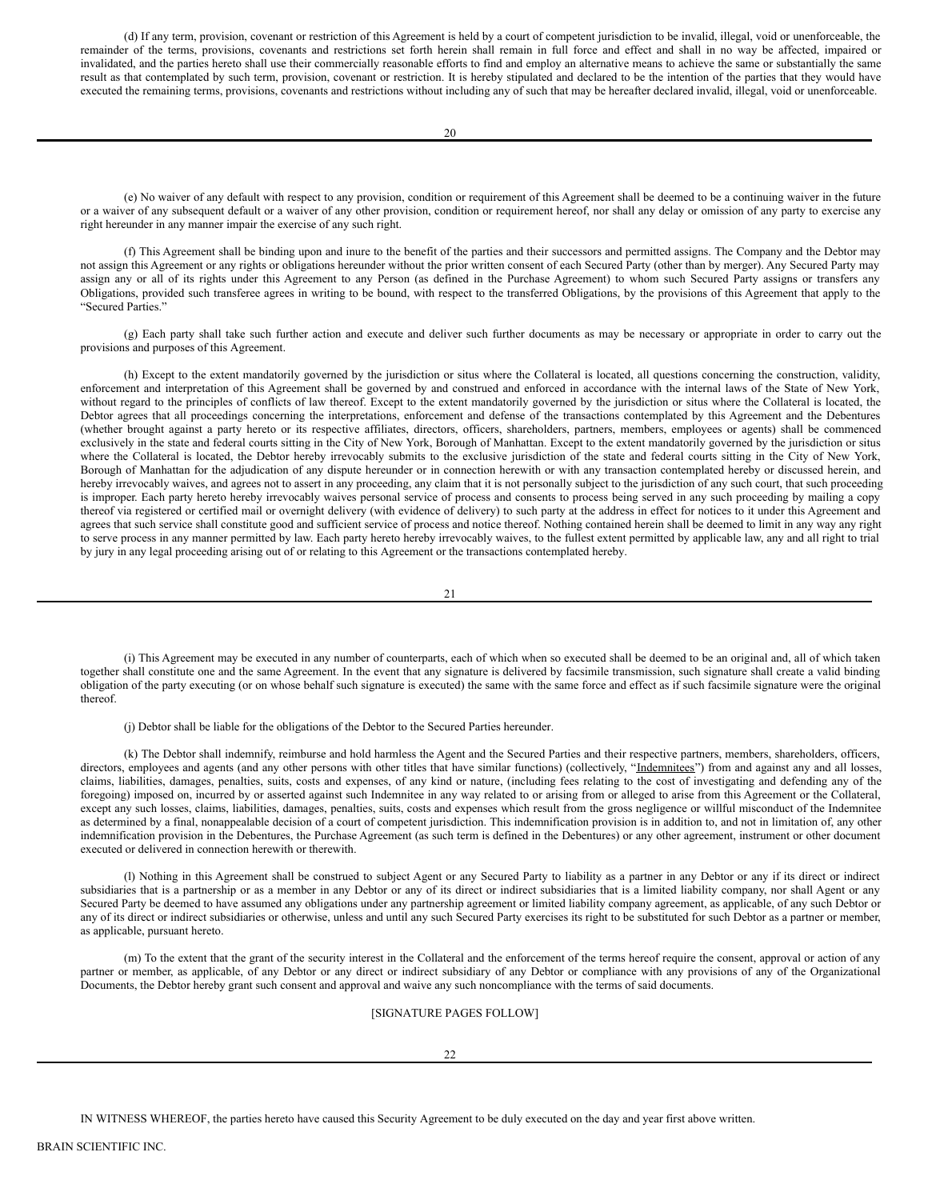(d) If any term, provision, covenant or restriction of this Agreement is held by a court of competent jurisdiction to be invalid, illegal, void or unenforceable, the remainder of the terms, provisions, covenants and restrictions set forth herein shall remain in full force and effect and shall in no way be affected, impaired or invalidated, and the parties hereto shall use their commercially reasonable efforts to find and employ an alternative means to achieve the same or substantially the same result as that contemplated by such term, provision, covenant or restriction. It is hereby stipulated and declared to be the intention of the parties that they would have executed the remaining terms, provisions, covenants and restrictions without including any of such that may be hereafter declared invalid, illegal, void or unenforceable.

(e) No waiver of any default with respect to any provision, condition or requirement of this Agreement shall be deemed to be a continuing waiver in the future or a waiver of any subsequent default or a waiver of any other provision, condition or requirement hereof, nor shall any delay or omission of any party to exercise any right hereunder in any manner impair the exercise of any such right.

(f) This Agreement shall be binding upon and inure to the benefit of the parties and their successors and permitted assigns. The Company and the Debtor may not assign this Agreement or any rights or obligations hereunder without the prior written consent of each Secured Party (other than by merger). Any Secured Party may assign any or all of its rights under this Agreement to any Person (as defined in the Purchase Agreement) to whom such Secured Party assigns or transfers any Obligations, provided such transferee agrees in writing to be bound, with respect to the transferred Obligations, by the provisions of this Agreement that apply to the "Secured Parties."

(g) Each party shall take such further action and execute and deliver such further documents as may be necessary or appropriate in order to carry out the provisions and purposes of this Agreement.

(h) Except to the extent mandatorily governed by the jurisdiction or situs where the Collateral is located, all questions concerning the construction, validity, enforcement and interpretation of this Agreement shall be governed by and construed and enforced in accordance with the internal laws of the State of New York, without regard to the principles of conflicts of law thereof. Except to the extent mandatorily governed by the jurisdiction or situs where the Collateral is located, the Debtor agrees that all proceedings concerning the interpretations, enforcement and defense of the transactions contemplated by this Agreement and the Debentures (whether brought against a party hereto or its respective affiliates, directors, officers, shareholders, partners, members, employees or agents) shall be commenced exclusively in the state and federal courts sitting in the City of New York, Borough of Manhattan. Except to the extent mandatorily governed by the jurisdiction or situs where the Collateral is located, the Debtor hereby irrevocably submits to the exclusive jurisdiction of the state and federal courts sitting in the City of New York, Borough of Manhattan for the adjudication of any dispute hereunder or in connection herewith or with any transaction contemplated hereby or discussed herein, and hereby irrevocably waives, and agrees not to assert in any proceeding, any claim that it is not personally subject to the jurisdiction of any such court, that such proceeding is improper. Each party hereto hereby irrevocably waives personal service of process and consents to process being served in any such proceeding by mailing a copy thereof via registered or certified mail or overnight delivery (with evidence of delivery) to such party at the address in effect for notices to it under this Agreement and agrees that such service shall constitute good and sufficient service of process and notice thereof. Nothing contained herein shall be deemed to limit in any way any right to serve process in any manner permitted by law. Each party hereto hereby irrevocably waives, to the fullest extent permitted by applicable law, any and all right to trial by jury in any legal proceeding arising out of or relating to this Agreement or the transactions contemplated hereby.

(i) This Agreement may be executed in any number of counterparts, each of which when so executed shall be deemed to be an original and, all of which taken together shall constitute one and the same Agreement. In the event that any signature is delivered by facsimile transmission, such signature shall create a valid binding obligation of the party executing (or on whose behalf such signature is executed) the same with the same force and effect as if such facsimile signature were the original thereof.

(j) Debtor shall be liable for the obligations of the Debtor to the Secured Parties hereunder.

(k) The Debtor shall indemnify, reimburse and hold harmless the Agent and the Secured Parties and their respective partners, members, shareholders, officers, directors, employees and agents (and any other persons with other titles that have similar functions) (collectively, "Indemnitees") from and against any and all losses, claims, liabilities, damages, penalties, suits, costs and expenses, of any kind or nature, (including fees relating to the cost of investigating and defending any of the foregoing) imposed on, incurred by or asserted against such Indemnitee in any way related to or arising from or alleged to arise from this Agreement or the Collateral, except any such losses, claims, liabilities, damages, penalties, suits, costs and expenses which result from the gross negligence or willful misconduct of the Indemnitee as determined by a final, nonappealable decision of a court of competent jurisdiction. This indemnification provision is in addition to, and not in limitation of, any other indemnification provision in the Debentures, the Purchase Agreement (as such term is defined in the Debentures) or any other agreement, instrument or other document executed or delivered in connection herewith or therewith.

(l) Nothing in this Agreement shall be construed to subject Agent or any Secured Party to liability as a partner in any Debtor or any if its direct or indirect subsidiaries that is a partnership or as a member in any Debtor or any of its direct or indirect subsidiaries that is a limited liability company, nor shall Agent or any Secured Party be deemed to have assumed any obligations under any partnership agreement or limited liability company agreement, as applicable, of any such Debtor or any of its direct or indirect subsidiaries or otherwise, unless and until any such Secured Party exercises its right to be substituted for such Debtor as a partner or member, as applicable, pursuant hereto.

(m) To the extent that the grant of the security interest in the Collateral and the enforcement of the terms hereof require the consent, approval or action of any partner or member, as applicable, of any Debtor or any direct or indirect subsidiary of any Debtor or compliance with any provisions of any of the Organizational Documents, the Debtor hereby grant such consent and approval and waive any such noncompliance with the terms of said documents.

[SIGNATURE PAGES FOLLOW]

IN WITNESS WHEREOF, the parties hereto have caused this Security Agreement to be duly executed on the day and year first above written.

BRAIN SCIENTIFIC INC.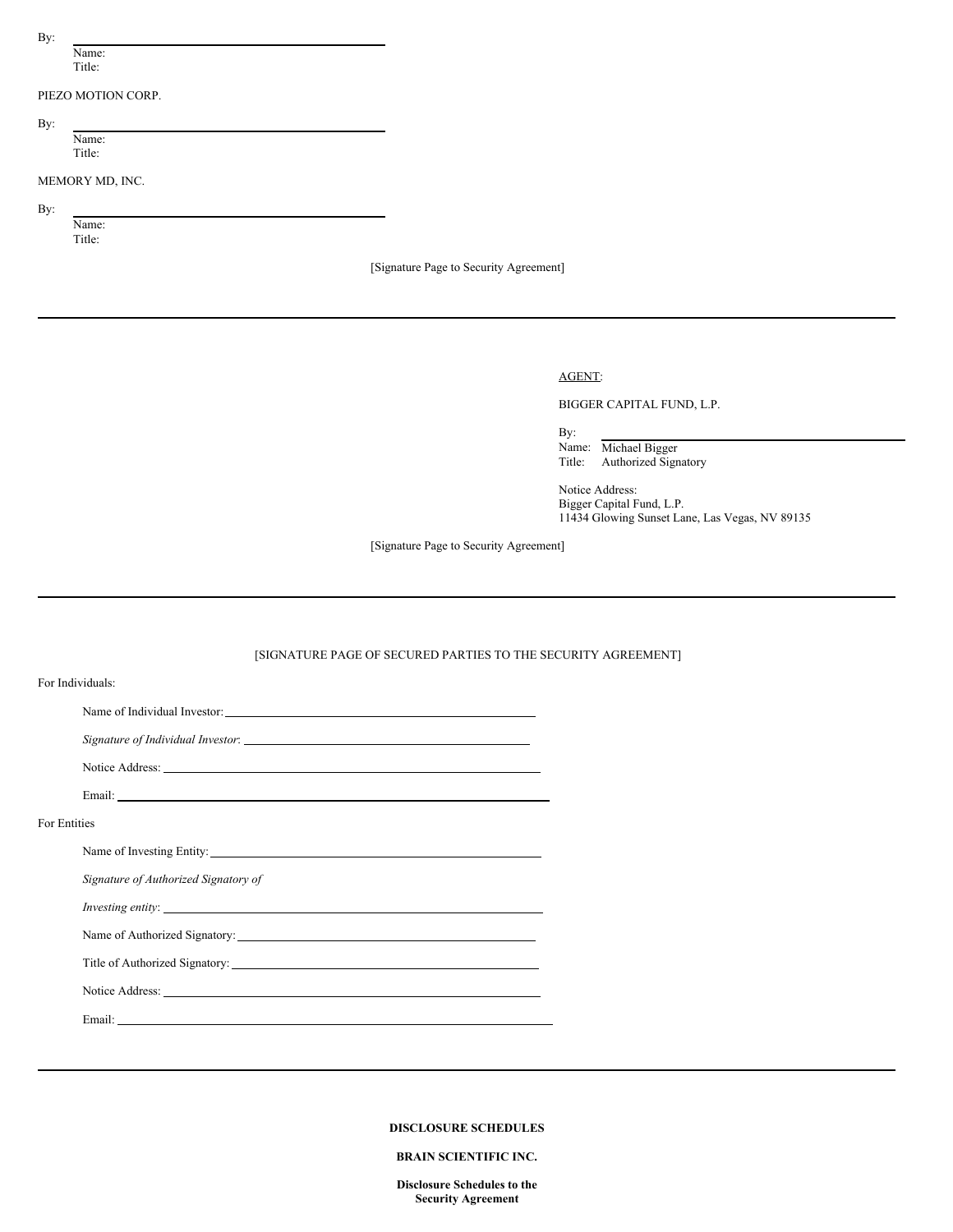By: \_\_\_\_\_\_\_\_\_\_\_\_\_\_\_\_\_\_\_\_\_\_\_\_\_\_\_\_\_\_\_\_\_\_\_\_
Name:
Title:

PIEZO MOTION CORP.

By: \_\_\_\_\_\_\_\_\_\_\_\_\_\_\_\_\_\_\_\_\_\_\_\_\_\_\_\_\_\_\_\_\_\_\_\_
Name:
Title:

MEMORY MD, INC.

By: \_\_\_\_\_\_\_\_\_\_\_\_\_\_\_\_\_\_\_\_\_\_\_\_\_\_\_\_\_\_\_\_\_\_\_\_
Name:
Title:

[Signature Page to Security Agreement]

---

AGENT:

BIGGER CAPITAL FUND, L.P.

By: \_\_\_\_\_\_\_\_\_\_\_\_\_\_\_\_\_\_\_\_\_\_\_\_\_\_\_\_\_\_\_\_\_\_\_\_
Name: Michael Bigger
Title: Authorized Signatory

Notice Address:
Bigger Capital Fund, L.P.
11434 Glowing Sunset Lane, Las Vegas, NV 89135

[Signature Page to Security Agreement]

---

[SIGNATURE PAGE OF SECURED PARTIES TO THE SECURITY AGREEMENT]

For Individuals:

Name of Individual Investor: \_\_\_\_\_\_\_\_\_\_\_\_\_\_\_\_\_\_\_\_\_\_\_\_\_\_\_\_\_\_\_\_\_\_\_\_

*Signature of Individual Investor*: \_\_\_\_\_\_\_\_\_\_\_\_\_\_\_\_\_\_\_\_\_\_\_\_\_\_\_\_\_\_\_\_\_\_\_\_

Notice Address: \_\_\_\_\_\_\_\_\_\_\_\_\_\_\_\_\_\_\_\_\_\_\_\_\_\_\_\_\_\_\_\_\_\_\_\_

Email: \_\_\_\_\_\_\_\_\_\_\_\_\_\_\_\_\_\_\_\_\_\_\_\_\_\_\_\_\_\_\_\_\_\_\_\_

For Entities

Name of Investing Entity: \_\_\_\_\_\_\_\_\_\_\_\_\_\_\_\_\_\_\_\_\_\_\_\_\_\_\_\_\_\_\_\_\_\_\_\_

*Signature of Authorized Signatory of*

*Investing entity*: \_\_\_\_\_\_\_\_\_\_\_\_\_\_\_\_\_\_\_\_\_\_\_\_\_\_\_\_\_\_\_\_\_\_\_\_

Name of Authorized Signatory: \_\_\_\_\_\_\_\_\_\_\_\_\_\_\_\_\_\_\_\_\_\_\_\_\_\_\_\_\_\_\_\_\_\_\_\_

Title of Authorized Signatory: \_\_\_\_\_\_\_\_\_\_\_\_\_\_\_\_\_\_\_\_\_\_\_\_\_\_\_\_\_\_\_\_\_\_\_\_

Notice Address: \_\_\_\_\_\_\_\_\_\_\_\_\_\_\_\_\_\_\_\_\_\_\_\_\_\_\_\_\_\_\_\_\_\_\_\_

Email: \_\_\_\_\_\_\_\_\_\_\_\_\_\_\_\_\_\_\_\_\_\_\_\_\_\_\_\_\_\_\_\_\_\_\_\_

---

**DISCLOSURE SCHEDULES**

**BRAIN SCIENTIFIC INC.**

**Disclosure Schedules to the Security Agreement**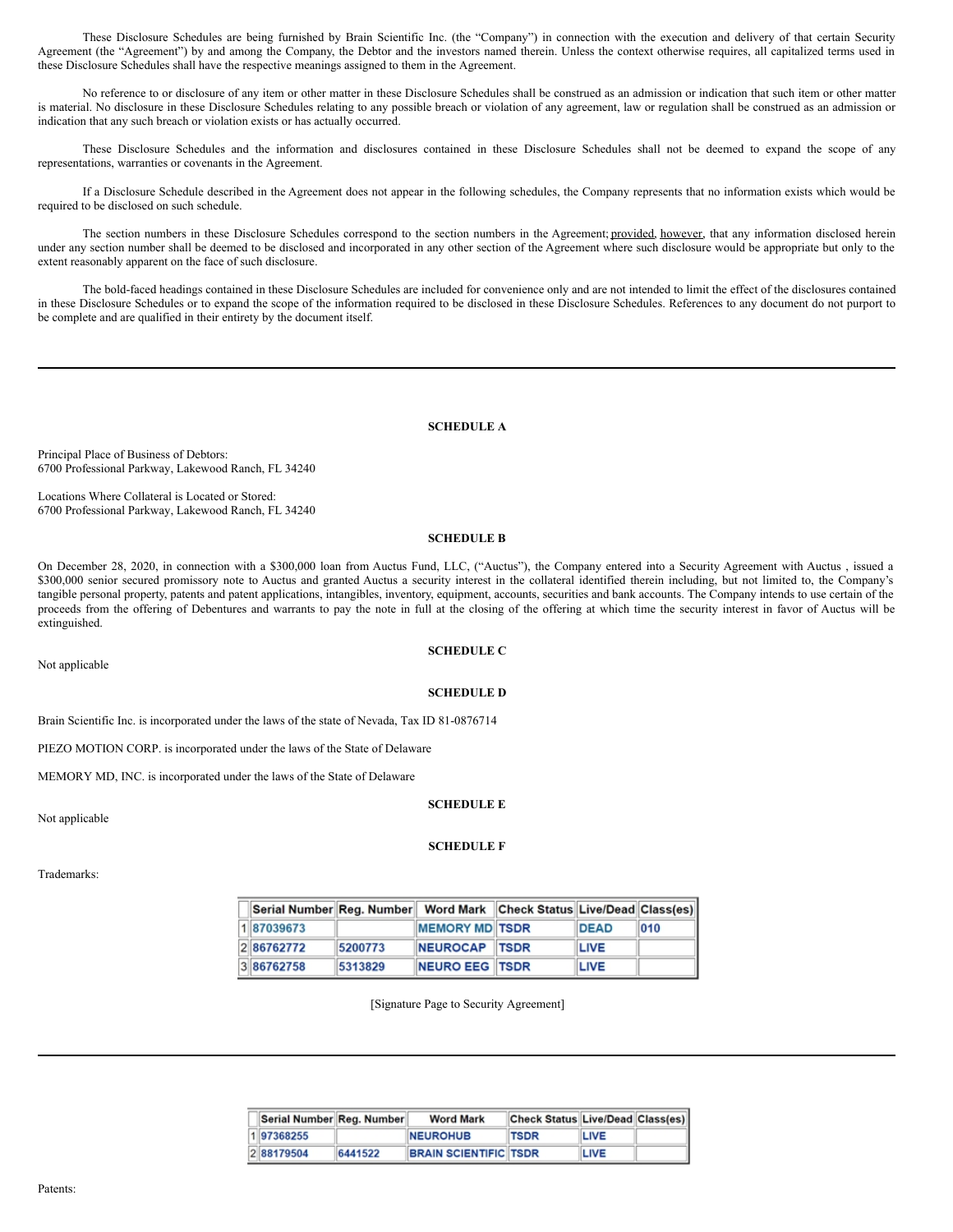These Disclosure Schedules are being furnished by Brain Scientific Inc. (the "Company") in connection with the execution and delivery of that certain Security Agreement (the "Agreement") by and among the Company, the Debtor and the investors named therein. Unless the context otherwise requires, all capitalized terms used in these Disclosure Schedules shall have the respective meanings assigned to them in the Agreement.

No reference to or disclosure of any item or other matter in these Disclosure Schedules shall be construed as an admission or indication that such item or other matter is material. No disclosure in these Disclosure Schedules relating to any possible breach or violation of any agreement, law or regulation shall be construed as an admission or indication that any such breach or violation exists or has actually occurred.

These Disclosure Schedules and the information and disclosures contained in these Disclosure Schedules shall not be deemed to expand the scope of any representations, warranties or covenants in the Agreement.

If a Disclosure Schedule described in the Agreement does not appear in the following schedules, the Company represents that no information exists which would be required to be disclosed on such schedule.

The section numbers in these Disclosure Schedules correspond to the section numbers in the Agreement; provided, however, that any information disclosed herein under any section number shall be deemed to be disclosed and incorporated in any other section of the Agreement where such disclosure would be appropriate but only to the extent reasonably apparent on the face of such disclosure.

The bold-faced headings contained in these Disclosure Schedules are included for convenience only and are not intended to limit the effect of the disclosures contained in these Disclosure Schedules or to expand the scope of the information required to be disclosed in these Disclosure Schedules. References to any document do not purport to be complete and are qualified in their entirety by the document itself.

---

**SCHEDULE A**

Principal Place of Business of Debtors:
6700 Professional Parkway, Lakewood Ranch, FL 34240

Locations Where Collateral is Located or Stored:
6700 Professional Parkway, Lakewood Ranch, FL 34240

**SCHEDULE B**

On December 28, 2020, in connection with a $300,000 loan from Auctus Fund, LLC, ("Auctus"), the Company entered into a Security Agreement with Auctus , issued a $300,000 senior secured promissory note to Auctus and granted Auctus a security interest in the collateral identified therein including, but not limited to, the Company's tangible personal property, patents and patent applications, intangibles, inventory, equipment, accounts, securities and bank accounts. The Company intends to use certain of the proceeds from the offering of Debentures and warrants to pay the note in full at the closing of the offering at which time the security interest in favor of Auctus will be extinguished.

**SCHEDULE C**

Not applicable

**SCHEDULE D**

Brain Scientific Inc. is incorporated under the laws of the state of Nevada, Tax ID 81-0876714

PIEZO MOTION CORP. is incorporated under the laws of the State of Delaware

MEMORY MD, INC. is incorporated under the laws of the State of Delaware

**SCHEDULE E**

Not applicable

**SCHEDULE F**

Trademarks:

| | Serial Number | Reg. Number | Word Mark | Check Status | Live/Dead | Class(es) |
|---|---|---|---|---|---|---|
| 1 | 87039673 | | MEMORY MD | TSDR | DEAD | 010 |
| 2 | 86762772 | 5200773 | NEUROCAP | TSDR | LIVE | |
| 3 | 86762758 | 5313829 | NEURO EEG | TSDR | LIVE | |

[Signature Page to Security Agreement]

---

| | Serial Number | Reg. Number | Word Mark | Check Status | Live/Dead | Class(es) |
|---|---|---|---|---|---|---|
| 1 | 97368255 | | NEUROHUB | TSDR | LIVE | |
| 2 | 88179504 | 6441522 | BRAIN SCIENTIFIC | TSDR | LIVE | |

Patents: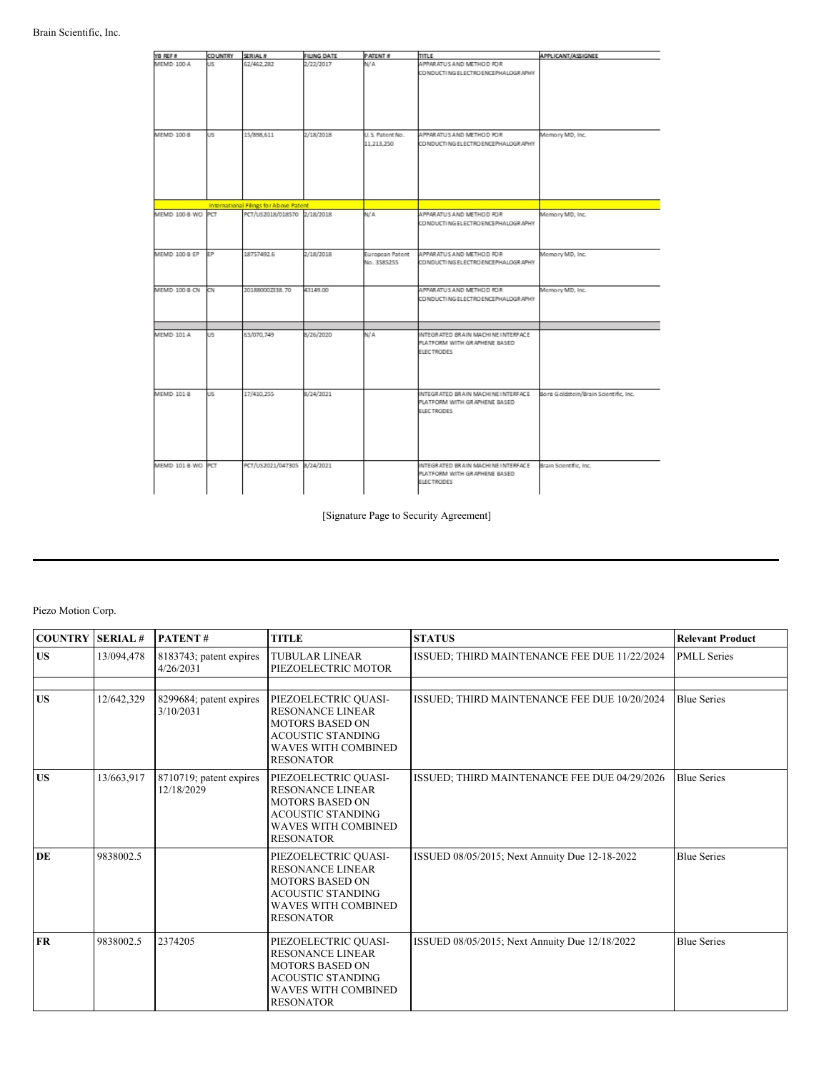Brain Scientific, Inc.

| YB REF # | COUNTRY | SERIAL # | FILING DATE | PATENT # | TITLE | APPLICANT/ASSIGNEE |
|---|---|---|---|---|---|---|
| MEMD-100-A | US | 62/462,282 | 2/22/2017 | N/A | APPARATUS AND METHOD FOR CONDUCTING ELECTROENCEPHALOGRAPHY | |
| MEMD-100-B | US | 15/898,611 | 2/18/2018 | U.S. Patent No. 11,213,250 | APPARATUS AND METHOD FOR CONDUCTING ELECTROENCEPHALOGRAPHY | Memory MD, Inc. |
| | International Filings for Above Patent | | | | | |
| MEMD-100-B-WO | PCT | PCT/US2018/018570 | 2/18/2018 | N/A | APPARATUS AND METHOD FOR CONDUCTING ELECTROENCEPHALOGRAPHY | Memory MD, Inc. |
| MEMD-100-B-EP | EP | 18757492.6 | 2/18/2018 | European Patent No. 3585255 | APPARATUS AND METHOD FOR CONDUCTING ELECTROENCEPHALOGRAPHY | Memory MD, Inc. |
| MEMD-100-B-CN | CN | 201880002338.70 | 43149.00 | | APPARATUS AND METHOD FOR CONDUCTING ELECTROENCEPHALOGRAPHY | Memory MD, Inc. |
| | | | | | | |
| MEMD-101-A | US | 63/070,749 | 8/26/2020 | N/A | INTEGRATED BRAIN MACHINE INTERFACE PLATFORM WITH GRAPHENE BASED ELECTRODES | |
| MEMD-101-B | US | 17/410,255 | 8/24/2021 | | INTEGRATED BRAIN MACHINE INTERFACE PLATFORM WITH GRAPHENE BASED ELECTRODES | Boris Goldstein/Brain Scientific, Inc. |
| MEMD-101-B-WO | PCT | PCT/US2021/047305 | 8/24/2021 | | INTEGRATED BRAIN MACHINE INTERFACE PLATFORM WITH GRAPHENE BASED ELECTRODES | Brain Scientific, Inc. |

[Signature Page to Security Agreement]

---

Piezo Motion Corp.

| COUNTRY | SERIAL # | PATENT # | TITLE | STATUS | Relevant Product |
|---|---|---|---|---|---|
| US | 13/094,478 | 8183743; patent expires 4/26/2031 | TUBULAR LINEAR PIEZOELECTRIC MOTOR | ISSUED; THIRD MAINTENANCE FEE DUE 11/22/2024 | PMLL Series |
| | | | | | |
| US | 12/642,329 | 8299684; patent expires 3/10/2031 | PIEZOELECTRIC QUASI-RESONANCE LINEAR MOTORS BASED ON ACOUSTIC STANDING WAVES WITH COMBINED RESONATOR | ISSUED; THIRD MAINTENANCE FEE DUE 10/20/2024 | Blue Series |
| US | 13/663,917 | 8710719; patent expires 12/18/2029 | PIEZOELECTRIC QUASI-RESONANCE LINEAR MOTORS BASED ON ACOUSTIC STANDING WAVES WITH COMBINED RESONATOR | ISSUED; THIRD MAINTENANCE FEE DUE 04/29/2026 | Blue Series |
| DE | 9838002.5 | | PIEZOELECTRIC QUASI-RESONANCE LINEAR MOTORS BASED ON ACOUSTIC STANDING WAVES WITH COMBINED RESONATOR | ISSUED 08/05/2015; Next Annuity Due 12-18-2022 | Blue Series |
| FR | 9838002.5 | 2374205 | PIEZOELECTRIC QUASI-RESONANCE LINEAR MOTORS BASED ON ACOUSTIC STANDING WAVES WITH COMBINED RESONATOR | ISSUED 08/05/2015; Next Annuity Due 12/18/2022 | Blue Series |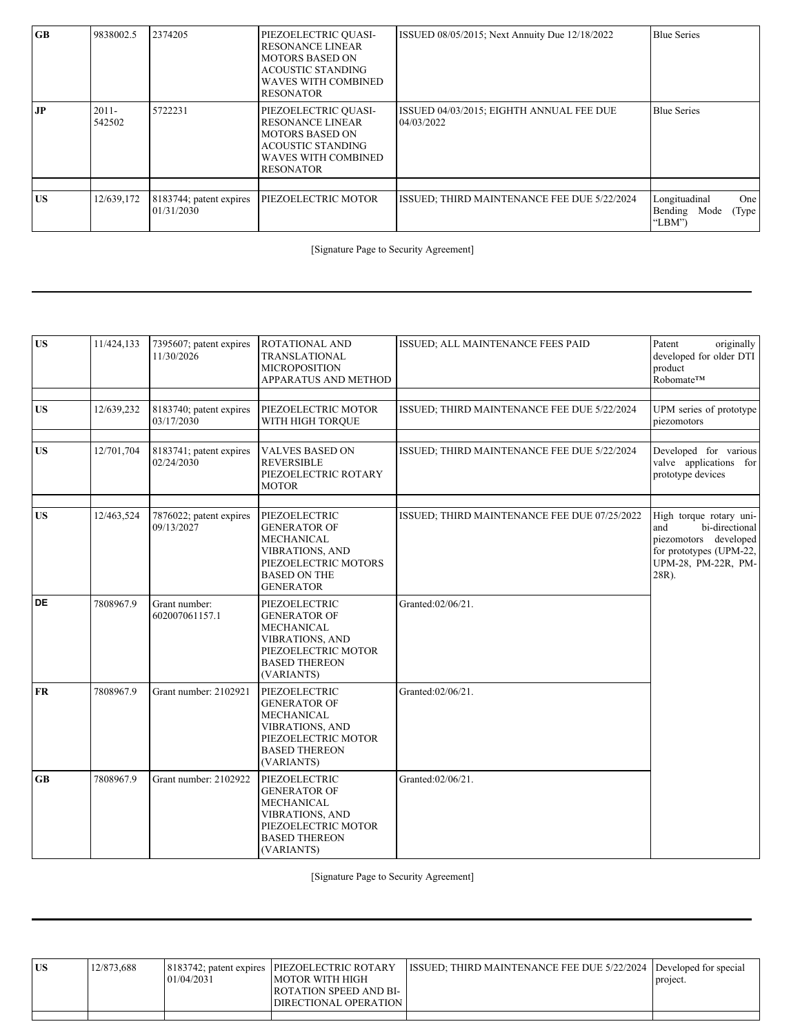| | | | | | |
|---|---|---|---|---|---|
| GB | 9838002.5 | 2374205 | PIEZOELECTRIC QUASI-RESONANCE LINEAR MOTORS BASED ON ACOUSTIC STANDING WAVES WITH COMBINED RESONATOR | ISSUED 08/05/2015; Next Annuity Due 12/18/2022 | Blue Series |
| JP | 2011-542502 | 5722231 | PIEZOELECTRIC QUASI-RESONANCE LINEAR MOTORS BASED ON ACOUSTIC STANDING WAVES WITH COMBINED RESONATOR | ISSUED 04/03/2015; EIGHTH ANNUAL FEE DUE 04/03/2022 | Blue Series |
| | | | | | |
| US | 12/639,172 | 8183744; patent expires 01/31/2030 | PIEZOELECTRIC MOTOR | ISSUED; THIRD MAINTENANCE FEE DUE 5/22/2024 | Longituadinal One Bending Mode (Type "LBM") |

[Signature Page to Security Agreement]

| | | | | | |
|---|---|---|---|---|---|
| US | 11/424,133 | 7395607; patent expires 11/30/2026 | ROTATIONAL AND TRANSLATIONAL MICROPOSITION APPARATUS AND METHOD | ISSUED; ALL MAINTENANCE FEES PAID | Patent originally developed for older DTI product Robomate™ |
| | | | | | |
| US | 12/639,232 | 8183740; patent expires 03/17/2030 | PIEZOELECTRIC MOTOR WITH HIGH TORQUE | ISSUED; THIRD MAINTENANCE FEE DUE 5/22/2024 | UPM series of prototype piezomotors |
| | | | | | |
| US | 12/701,704 | 8183741; patent expires 02/24/2030 | VALVES BASED ON REVERSIBLE PIEZOELECTRIC ROTARY MOTOR | ISSUED; THIRD MAINTENANCE FEE DUE 5/22/2024 | Developed for various valve applications for prototype devices |
| | | | | | |
| US | 12/463,524 | 7876022; patent expires 09/13/2027 | PIEZOELECTRIC GENERATOR OF MECHANICAL VIBRATIONS, AND PIEZOELECTRIC MOTORS BASED ON THE GENERATOR | ISSUED; THIRD MAINTENANCE FEE DUE 07/25/2022 | High torque rotary uni- and bi-directional piezomotors developed for prototypes (UPM-22, UPM-28, PM-22R, PM-28R). |
| DE | 7808967.9 | Grant number: 602007061157.1 | PIEZOELECTRIC GENERATOR OF MECHANICAL VIBRATIONS, AND PIEZOELECTRIC MOTOR BASED THEREON (VARIANTS) | Granted:02/06/21. | |
| FR | 7808967.9 | Grant number: 2102921 | PIEZOELECTRIC GENERATOR OF MECHANICAL VIBRATIONS, AND PIEZOELECTRIC MOTOR BASED THEREON (VARIANTS) | Granted:02/06/21. | |
| GB | 7808967.9 | Grant number: 2102922 | PIEZOELECTRIC GENERATOR OF MECHANICAL VIBRATIONS, AND PIEZOELECTRIC MOTOR BASED THEREON (VARIANTS) | Granted:02/06/21. | |

[Signature Page to Security Agreement]

| | | | | | |
|---|---|---|---|---|---|
| US | 12/873,688 | 8183742; patent expires 01/04/2031 | PIEZOELECTRIC ROTARY MOTOR WITH HIGH ROTATION SPEED AND BI-DIRECTIONAL OPERATION | ISSUED; THIRD MAINTENANCE FEE DUE 5/22/2024 | Developed for special project. |
| | | | | | |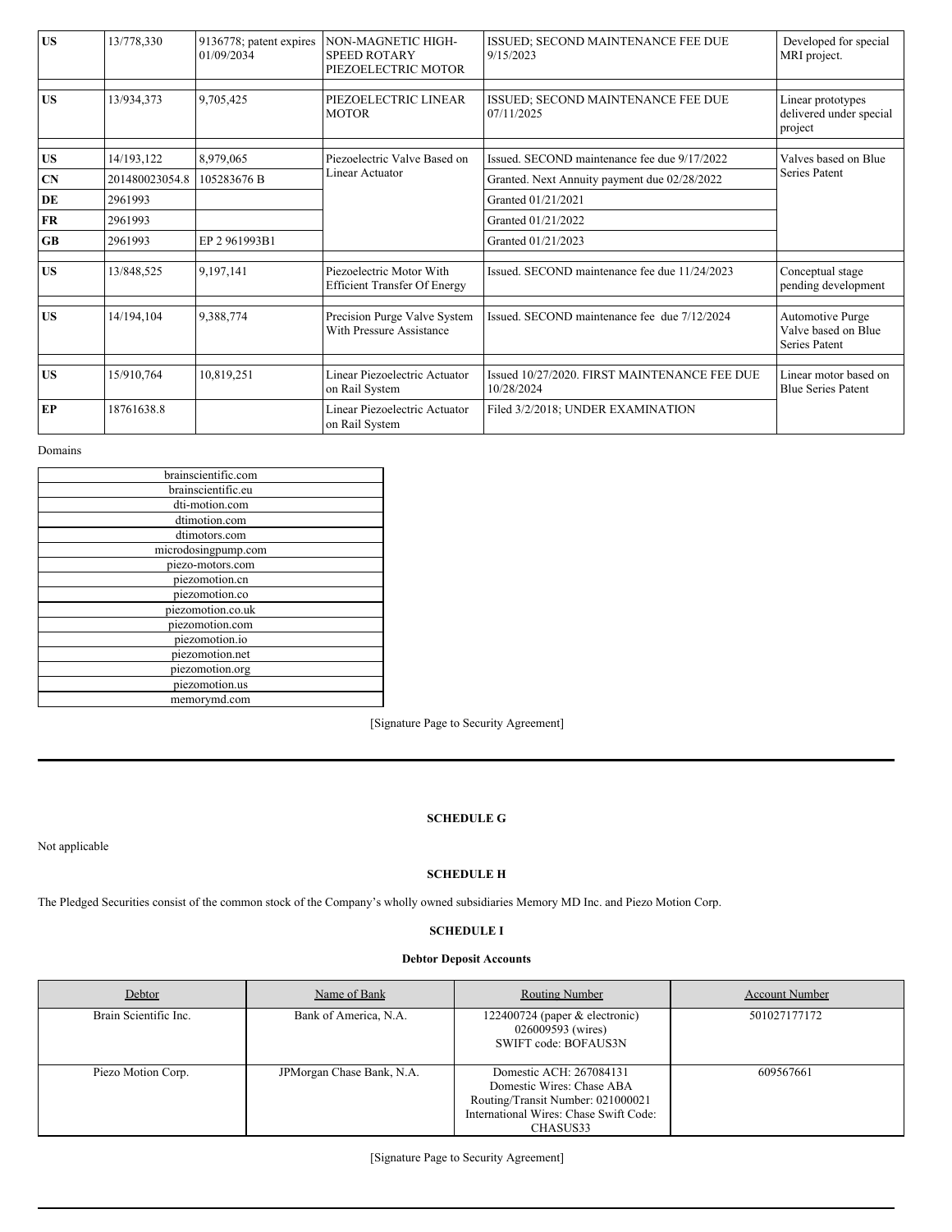| | | | | | |
|---|---|---|---|---|---|
| US | 13/778,330 | 9136778; patent expires 01/09/2034 | NON-MAGNETIC HIGH-SPEED ROTARY PIEZOELECTRIC MOTOR | ISSUED; SECOND MAINTENANCE FEE DUE 9/15/2023 | Developed for special MRI project. |
| US | 13/934,373 | 9,705,425 | PIEZOELECTRIC LINEAR MOTOR | ISSUED; SECOND MAINTENANCE FEE DUE 07/11/2025 | Linear prototypes delivered under special project |
| US | 14/193,122 | 8,979,065 | Piezoelectric Valve Based on Linear Actuator | Issued. SECOND maintenance fee due 9/17/2022 | Valves based on Blue Series Patent |
| CN | 201480023054.8 | 105283676 B | | Granted. Next Annuity payment due 02/28/2022 | |
| DE | 2961993 | | | Granted 01/21/2021 | |
| FR | 2961993 | | | Granted 01/21/2022 | |
| GB | 2961993 | EP 2 961993B1 | | Granted 01/21/2023 | |
| US | 13/848,525 | 9,197,141 | Piezoelectric Motor With Efficient Transfer Of Energy | Issued. SECOND maintenance fee due 11/24/2023 | Conceptual stage pending development |
| US | 14/194,104 | 9,388,774 | Precision Purge Valve System With Pressure Assistance | Issued. SECOND maintenance fee due 7/12/2024 | Automotive Purge Valve based on Blue Series Patent |
| US | 15/910,764 | 10,819,251 | Linear Piezoelectric Actuator on Rail System | Issued 10/27/2020. FIRST MAINTENANCE FEE DUE 10/28/2024 | Linear motor based on Blue Series Patent |
| EP | 18761638.8 | | Linear Piezoelectric Actuator on Rail System | Filed 3/2/2018; UNDER EXAMINATION | |

Domains

| |
|---|
| brainscientific.com |
| brainscientific.eu |
| dti-motion.com |
| dtimotion.com |
| dtimotors.com |
| microdosingpump.com |
| piezo-motors.com |
| piezomotion.cn |
| piezomotion.co |
| piezomotion.co.uk |
| piezomotion.com |
| piezomotion.io |
| piezomotion.net |
| piezomotion.org |
| piezomotion.us |
| memorymd.com |

[Signature Page to Security Agreement]

---

**SCHEDULE G**

Not applicable

**SCHEDULE H**

The Pledged Securities consist of the common stock of the Company's wholly owned subsidiaries Memory MD Inc. and Piezo Motion Corp.

**SCHEDULE I**

**Debtor Deposit Accounts**

| Debtor | Name of Bank | Routing Number | Account Number |
|---|---|---|---|
| Brain Scientific Inc. | Bank of America, N.A. | 122400724 (paper & electronic) 026009593 (wires) SWIFT code: BOFAUS3N | 501027177172 |
| Piezo Motion Corp. | JPMorgan Chase Bank, N.A. | Domestic ACH: 267084131 Domestic Wires: Chase ABA Routing/Transit Number: 021000021 International Wires: Chase Swift Code: CHASUS33 | 609567661 |

[Signature Page to Security Agreement]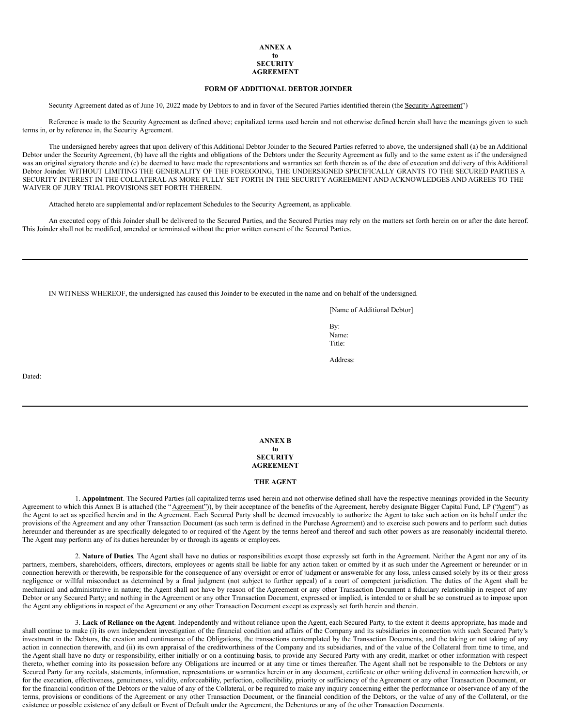**ANNEX A**
**to**
**SECURITY**
**AGREEMENT**

**FORM OF ADDITIONAL DEBTOR JOINDER**

Security Agreement dated as of June 10, 2022 made by Debtors to and in favor of the Secured Parties identified therein (the "Security Agreement")

Reference is made to the Security Agreement as defined above; capitalized terms used herein and not otherwise defined herein shall have the meanings given to such terms in, or by reference in, the Security Agreement.

The undersigned hereby agrees that upon delivery of this Additional Debtor Joinder to the Secured Parties referred to above, the undersigned shall (a) be an Additional Debtor under the Security Agreement, (b) have all the rights and obligations of the Debtors under the Security Agreement as fully and to the same extent as if the undersigned was an original signatory thereto and (c) be deemed to have made the representations and warranties set forth therein as of the date of execution and delivery of this Additional Debtor Joinder. WITHOUT LIMITING THE GENERALITY OF THE FOREGOING, THE UNDERSIGNED SPECIFICALLY GRANTS TO THE SECURED PARTIES A SECURITY INTEREST IN THE COLLATERAL AS MORE FULLY SET FORTH IN THE SECURITY AGREEMENT AND ACKNOWLEDGES AND AGREES TO THE WAIVER OF JURY TRIAL PROVISIONS SET FORTH THEREIN.

Attached hereto are supplemental and/or replacement Schedules to the Security Agreement, as applicable.

An executed copy of this Joinder shall be delivered to the Secured Parties, and the Secured Parties may rely on the matters set forth herein on or after the date hereof. This Joinder shall not be modified, amended or terminated without the prior written consent of the Secured Parties.

---

IN WITNESS WHEREOF, the undersigned has caused this Joinder to be executed in the name and on behalf of the undersigned.

[Name of Additional Debtor]

By:
Name:
Title:

Address:

Dated:

---

**ANNEX B**
**to**
**SECURITY**
**AGREEMENT**

**THE AGENT**

1. **Appointment**. The Secured Parties (all capitalized terms used herein and not otherwise defined shall have the respective meanings provided in the Security Agreement to which this Annex B is attached (the "Agreement")), by their acceptance of the benefits of the Agreement, hereby designate Bigger Capital Fund, LP ("Agent") as the Agent to act as specified herein and in the Agreement. Each Secured Party shall be deemed irrevocably to authorize the Agent to take such action on its behalf under the provisions of the Agreement and any other Transaction Document (as such term is defined in the Purchase Agreement) and to exercise such powers and to perform such duties hereunder and thereunder as are specifically delegated to or required of the Agent by the terms hereof and thereof and such other powers as are reasonably incidental thereto. The Agent may perform any of its duties hereunder by or through its agents or employees.

2. **Nature of Duties**. The Agent shall have no duties or responsibilities except those expressly set forth in the Agreement. Neither the Agent nor any of its partners, members, shareholders, officers, directors, employees or agents shall be liable for any action taken or omitted by it as such under the Agreement or hereunder or in connection herewith or therewith, be responsible for the consequence of any oversight or error of judgment or answerable for any loss, unless caused solely by its or their gross negligence or willful misconduct as determined by a final judgment (not subject to further appeal) of a court of competent jurisdiction. The duties of the Agent shall be mechanical and administrative in nature; the Agent shall not have by reason of the Agreement or any other Transaction Document a fiduciary relationship in respect of any Debtor or any Secured Party; and nothing in the Agreement or any other Transaction Document, expressed or implied, is intended to or shall be so construed as to impose upon the Agent any obligations in respect of the Agreement or any other Transaction Document except as expressly set forth herein and therein.

3. **Lack of Reliance on the Agent**. Independently and without reliance upon the Agent, each Secured Party, to the extent it deems appropriate, has made and shall continue to make (i) its own independent investigation of the financial condition and affairs of the Company and its subsidiaries in connection with such Secured Party's investment in the Debtors, the creation and continuance of the Obligations, the transactions contemplated by the Transaction Documents, and the taking or not taking of any action in connection therewith, and (ii) its own appraisal of the creditworthiness of the Company and its subsidiaries, and of the value of the Collateral from time to time, and the Agent shall have no duty or responsibility, either initially or on a continuing basis, to provide any Secured Party with any credit, market or other information with respect thereto, whether coming into its possession before any Obligations are incurred or at any time or times thereafter. The Agent shall not be responsible to the Debtors or any Secured Party for any recitals, statements, information, representations or warranties herein or in any document, certificate or other writing delivered in connection herewith, or for the execution, effectiveness, genuineness, validity, enforceability, perfection, collectibility, priority or sufficiency of the Agreement or any other Transaction Document, or for the financial condition of the Debtors or the value of any of the Collateral, or be required to make any inquiry concerning either the performance or observance of any of the terms, provisions or conditions of the Agreement or any other Transaction Document, or the financial condition of the Debtors, or the value of any of the Collateral, or the existence or possible existence of any default or Event of Default under the Agreement, the Debentures or any of the other Transaction Documents.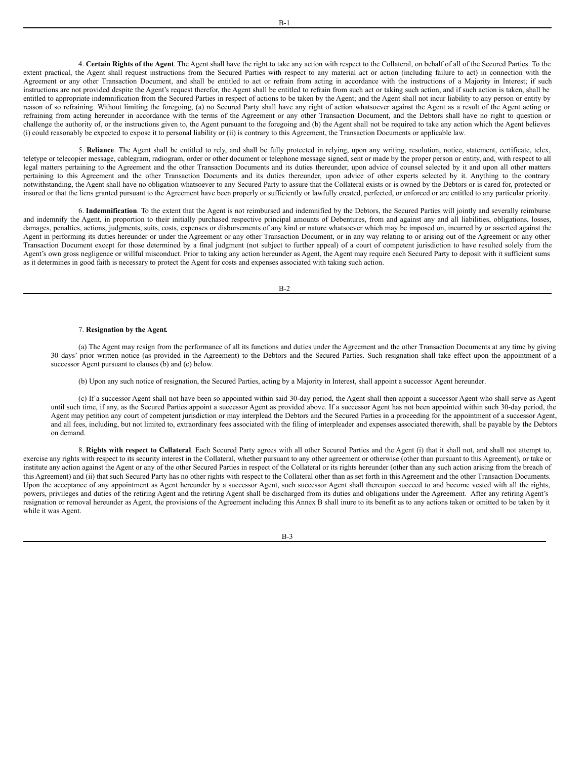4. **Certain Rights of the Agent**. The Agent shall have the right to take any action with respect to the Collateral, on behalf of all of the Secured Parties. To the extent practical, the Agent shall request instructions from the Secured Parties with respect to any material act or action (including failure to act) in connection with the Agreement or any other Transaction Document, and shall be entitled to act or refrain from acting in accordance with the instructions of a Majority in Interest; if such instructions are not provided despite the Agent's request therefor, the Agent shall be entitled to refrain from such act or taking such action, and if such action is taken, shall be entitled to appropriate indemnification from the Secured Parties in respect of actions to be taken by the Agent; and the Agent shall not incur liability to any person or entity by reason of so refraining. Without limiting the foregoing, (a) no Secured Party shall have any right of action whatsoever against the Agent as a result of the Agent acting or refraining from acting hereunder in accordance with the terms of the Agreement or any other Transaction Document, and the Debtors shall have no right to question or challenge the authority of, or the instructions given to, the Agent pursuant to the foregoing and (b) the Agent shall not be required to take any action which the Agent believes (i) could reasonably be expected to expose it to personal liability or (ii) is contrary to this Agreement, the Transaction Documents or applicable law.

5. **Reliance**. The Agent shall be entitled to rely, and shall be fully protected in relying, upon any writing, resolution, notice, statement, certificate, telex, teletype or telecopier message, cablegram, radiogram, order or other document or telephone message signed, sent or made by the proper person or entity, and, with respect to all legal matters pertaining to the Agreement and the other Transaction Documents and its duties thereunder, upon advice of counsel selected by it and upon all other matters pertaining to this Agreement and the other Transaction Documents and its duties thereunder, upon advice of other experts selected by it. Anything to the contrary notwithstanding, the Agent shall have no obligation whatsoever to any Secured Party to assure that the Collateral exists or is owned by the Debtors or is cared for, protected or insured or that the liens granted pursuant to the Agreement have been properly or sufficiently or lawfully created, perfected, or enforced or are entitled to any particular priority.

6. **Indemnification**. To the extent that the Agent is not reimbursed and indemnified by the Debtors, the Secured Parties will jointly and severally reimburse and indemnify the Agent, in proportion to their initially purchased respective principal amounts of Debentures, from and against any and all liabilities, obligations, losses, damages, penalties, actions, judgments, suits, costs, expenses or disbursements of any kind or nature whatsoever which may be imposed on, incurred by or asserted against the Agent in performing its duties hereunder or under the Agreement or any other Transaction Document, or in any way relating to or arising out of the Agreement or any other Transaction Document except for those determined by a final judgment (not subject to further appeal) of a court of competent jurisdiction to have resulted solely from the Agent's own gross negligence or willful misconduct. Prior to taking any action hereunder as Agent, the Agent may require each Secured Party to deposit with it sufficient sums as it determines in good faith is necessary to protect the Agent for costs and expenses associated with taking such action.

7. **Resignation by the Agent.**

(a) The Agent may resign from the performance of all its functions and duties under the Agreement and the other Transaction Documents at any time by giving 30 days' prior written notice (as provided in the Agreement) to the Debtors and the Secured Parties. Such resignation shall take effect upon the appointment of a successor Agent pursuant to clauses (b) and (c) below.

(b) Upon any such notice of resignation, the Secured Parties, acting by a Majority in Interest, shall appoint a successor Agent hereunder.

(c) If a successor Agent shall not have been so appointed within said 30-day period, the Agent shall then appoint a successor Agent who shall serve as Agent until such time, if any, as the Secured Parties appoint a successor Agent as provided above. If a successor Agent has not been appointed within such 30-day period, the Agent may petition any court of competent jurisdiction or may interplead the Debtors and the Secured Parties in a proceeding for the appointment of a successor Agent, and all fees, including, but not limited to, extraordinary fees associated with the filing of interpleader and expenses associated therewith, shall be payable by the Debtors on demand.

8. **Rights with respect to Collateral**. Each Secured Party agrees with all other Secured Parties and the Agent (i) that it shall not, and shall not attempt to, exercise any rights with respect to its security interest in the Collateral, whether pursuant to any other agreement or otherwise (other than pursuant to this Agreement), or take or institute any action against the Agent or any of the other Secured Parties in respect of the Collateral or its rights hereunder (other than any such action arising from the breach of this Agreement) and (ii) that such Secured Party has no other rights with respect to the Collateral other than as set forth in this Agreement and the other Transaction Documents. Upon the acceptance of any appointment as Agent hereunder by a successor Agent, such successor Agent shall thereupon succeed to and become vested with all the rights, powers, privileges and duties of the retiring Agent and the retiring Agent shall be discharged from its duties and obligations under the Agreement. After any retiring Agent's resignation or removal hereunder as Agent, the provisions of the Agreement including this Annex B shall inure to its benefit as to any actions taken or omitted to be taken by it while it was Agent.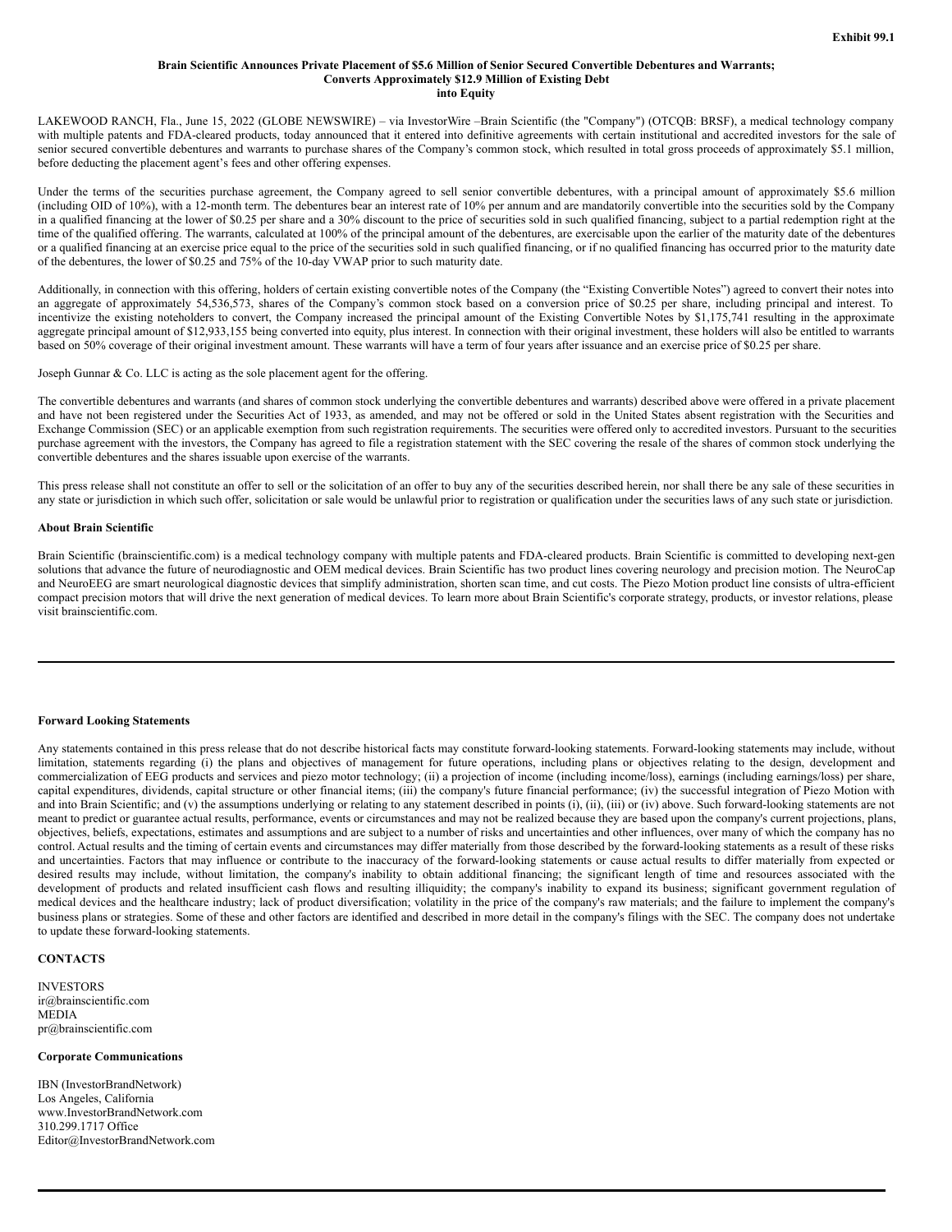**Exhibit 99.1**

**Brain Scientific Announces Private Placement of $5.6 Million of Senior Secured Convertible Debentures and Warrants; Converts Approximately $12.9 Million of Existing Debt into Equity**

LAKEWOOD RANCH, Fla., June 15, 2022 (GLOBE NEWSWIRE) – via InvestorWire –Brain Scientific (the "Company") (OTCQB: BRSF), a medical technology company with multiple patents and FDA-cleared products, today announced that it entered into definitive agreements with certain institutional and accredited investors for the sale of senior secured convertible debentures and warrants to purchase shares of the Company's common stock, which resulted in total gross proceeds of approximately $5.1 million, before deducting the placement agent's fees and other offering expenses.

Under the terms of the securities purchase agreement, the Company agreed to sell senior convertible debentures, with a principal amount of approximately $5.6 million (including OID of 10%), with a 12-month term. The debentures bear an interest rate of 10% per annum and are mandatorily convertible into the securities sold by the Company in a qualified financing at the lower of $0.25 per share and a 30% discount to the price of securities sold in such qualified financing, subject to a partial redemption right at the time of the qualified offering. The warrants, calculated at 100% of the principal amount of the debentures, are exercisable upon the earlier of the maturity date of the debentures or a qualified financing at an exercise price equal to the price of the securities sold in such qualified financing, or if no qualified financing has occurred prior to the maturity date of the debentures, the lower of $0.25 and 75% of the 10-day VWAP prior to such maturity date.

Additionally, in connection with this offering, holders of certain existing convertible notes of the Company (the "Existing Convertible Notes") agreed to convert their notes into an aggregate of approximately 54,536,573, shares of the Company's common stock based on a conversion price of $0.25 per share, including principal and interest. To incentivize the existing noteholders to convert, the Company increased the principal amount of the Existing Convertible Notes by $1,175,741 resulting in the approximate aggregate principal amount of $12,933,155 being converted into equity, plus interest. In connection with their original investment, these holders will also be entitled to warrants based on 50% coverage of their original investment amount. These warrants will have a term of four years after issuance and an exercise price of $0.25 per share.

Joseph Gunnar & Co. LLC is acting as the sole placement agent for the offering.

The convertible debentures and warrants (and shares of common stock underlying the convertible debentures and warrants) described above were offered in a private placement and have not been registered under the Securities Act of 1933, as amended, and may not be offered or sold in the United States absent registration with the Securities and Exchange Commission (SEC) or an applicable exemption from such registration requirements. The securities were offered only to accredited investors. Pursuant to the securities purchase agreement with the investors, the Company has agreed to file a registration statement with the SEC covering the resale of the shares of common stock underlying the convertible debentures and the shares issuable upon exercise of the warrants.

This press release shall not constitute an offer to sell or the solicitation of an offer to buy any of the securities described herein, nor shall there be any sale of these securities in any state or jurisdiction in which such offer, solicitation or sale would be unlawful prior to registration or qualification under the securities laws of any such state or jurisdiction.

**About Brain Scientific**

Brain Scientific (brainscientific.com) is a medical technology company with multiple patents and FDA-cleared products. Brain Scientific is committed to developing next-gen solutions that advance the future of neurodiagnostic and OEM medical devices. Brain Scientific has two product lines covering neurology and precision motion. The NeuroCap and NeuroEEG are smart neurological diagnostic devices that simplify administration, shorten scan time, and cut costs. The Piezo Motion product line consists of ultra-efficient compact precision motors that will drive the next generation of medical devices. To learn more about Brain Scientific's corporate strategy, products, or investor relations, please visit brainscientific.com.

---

**Forward Looking Statements**

Any statements contained in this press release that do not describe historical facts may constitute forward-looking statements. Forward-looking statements may include, without limitation, statements regarding (i) the plans and objectives of management for future operations, including plans or objectives relating to the design, development and commercialization of EEG products and services and piezo motor technology; (ii) a projection of income (including income/loss), earnings (including earnings/loss) per share, capital expenditures, dividends, capital structure or other financial items; (iii) the company's future financial performance; (iv) the successful integration of Piezo Motion with and into Brain Scientific; and (v) the assumptions underlying or relating to any statement described in points (i), (ii), (iii) or (iv) above. Such forward-looking statements are not meant to predict or guarantee actual results, performance, events or circumstances and may not be realized because they are based upon the company's current projections, plans, objectives, beliefs, expectations, estimates and assumptions and are subject to a number of risks and uncertainties and other influences, over many of which the company has no control. Actual results and the timing of certain events and circumstances may differ materially from those described by the forward-looking statements as a result of these risks and uncertainties. Factors that may influence or contribute to the inaccuracy of the forward-looking statements or cause actual results to differ materially from expected or desired results may include, without limitation, the company's inability to obtain additional financing; the significant length of time and resources associated with the development of products and related insufficient cash flows and resulting illiquidity; the company's inability to expand its business; significant government regulation of medical devices and the healthcare industry; lack of product diversification; volatility in the price of the company's raw materials; and the failure to implement the company's business plans or strategies. Some of these and other factors are identified and described in more detail in the company's filings with the SEC. The company does not undertake to update these forward-looking statements.

**CONTACTS**

INVESTORS
ir@brainscientific.com
MEDIA
pr@brainscientific.com

**Corporate Communications**

IBN (InvestorBrandNetwork)
Los Angeles, California
www.InvestorBrandNetwork.com
310.299.1717 Office
Editor@InvestorBrandNetwork.com